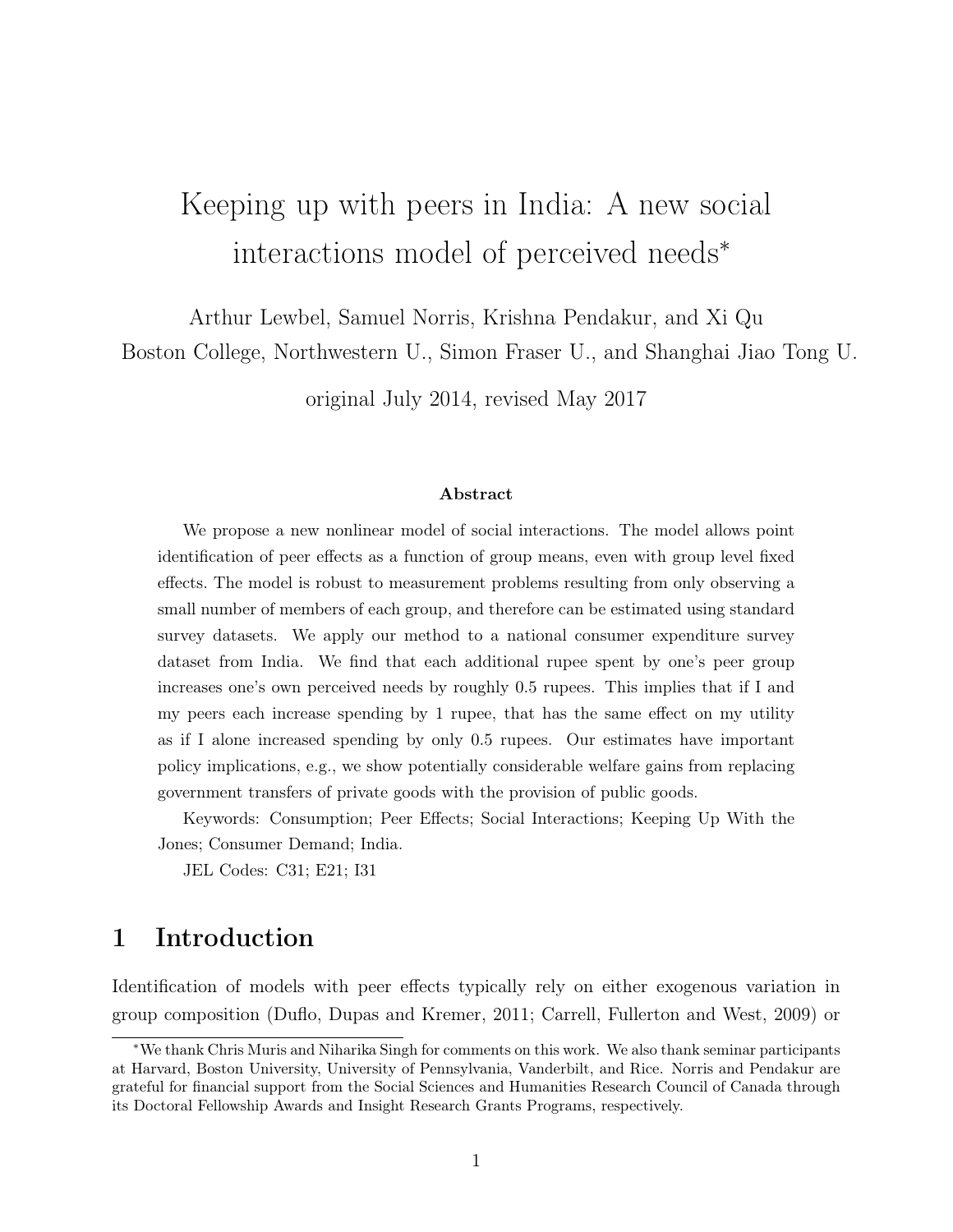# Keeping up with peers in India: A new social interactions model of perceived needs[*]

Arthur Lewbel, Samuel Norris, Krishna Pendakur, and Xi Qu

Boston College, Northwestern U., Simon Fraser U., and Shanghai Jiao Tong U.

original July 2014, revised May 2017

### Abstract

We propose a new nonlinear model of social interactions. The model allows point identification of peer effects as a function of group means, even with group level fixed effects. The model is robust to measurement problems resulting from only observing a small number of members of each group, and therefore can be estimated using standard survey datasets. We apply our method to a national consumer expenditure survey dataset from India. We find that each additional rupee spent by one's peer group increases one's own perceived needs by roughly 0.5 rupees. This implies that if I and my peers each increase spending by 1 rupee, that has the same effect on my utility as if I alone increased spending by only 0.5 rupees. Our estimates have important policy implications, e.g., we show potentially considerable welfare gains from replacing government transfers of private goods with the provision of public goods.

Keywords: Consumption; Peer Effects; Social Interactions; Keeping Up With the Jones; Consumer Demand; India.

JEL Codes: C31; E21; I31

## 1 Introduction

Identification of models with peer effects typically rely on either exogenous variation in group composition (Duflo, Dupas and Kremer, 2011; Carrell, Fullerton and West, 2009) or

[*] We thank Chris Muris and Niharika Singh for comments on this work. We also thank seminar participants at Harvard, Boston University, University of Pennsylvania, Vanderbilt, and Rice. Norris and Pendakur are grateful for financial support from the Social Sciences and Humanities Research Council of Canada through its Doctoral Fellowship Awards and Insight Research Grants Programs, respectively.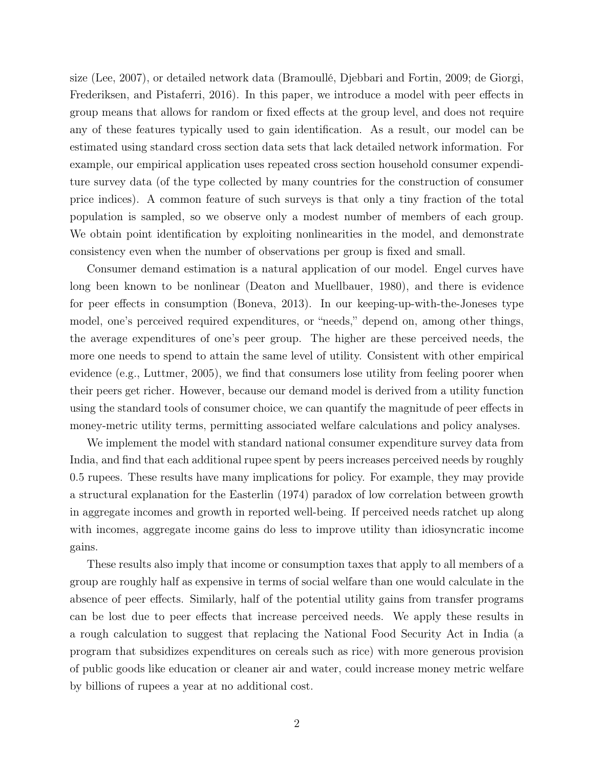size (Lee, 2007), or detailed network data (Bramoullé, Djebbari and Fortin, 2009; de Giorgi, Frederiksen, and Pistaferri, 2016). In this paper, we introduce a model with peer effects in group means that allows for random or fixed effects at the group level, and does not require any of these features typically used to gain identification. As a result, our model can be estimated using standard cross section data sets that lack detailed network information. For example, our empirical application uses repeated cross section household consumer expenditure survey data (of the type collected by many countries for the construction of consumer price indices). A common feature of such surveys is that only a tiny fraction of the total population is sampled, so we observe only a modest number of members of each group. We obtain point identification by exploiting nonlinearities in the model, and demonstrate consistency even when the number of observations per group is fixed and small.

Consumer demand estimation is a natural application of our model. Engel curves have long been known to be nonlinear (Deaton and Muellbauer, 1980), and there is evidence for peer effects in consumption (Boneva, 2013). In our keeping-up-with-the-Joneses type model, one's perceived required expenditures, or "needs," depend on, among other things, the average expenditures of one's peer group. The higher are these perceived needs, the more one needs to spend to attain the same level of utility. Consistent with other empirical evidence (e.g., Luttmer, 2005), we find that consumers lose utility from feeling poorer when their peers get richer. However, because our demand model is derived from a utility function using the standard tools of consumer choice, we can quantify the magnitude of peer effects in money-metric utility terms, permitting associated welfare calculations and policy analyses.

We implement the model with standard national consumer expenditure survey data from India, and find that each additional rupee spent by peers increases perceived needs by roughly 0.5 rupees. These results have many implications for policy. For example, they may provide a structural explanation for the Easterlin (1974) paradox of low correlation between growth in aggregate incomes and growth in reported well-being. If perceived needs ratchet up along with incomes, aggregate income gains do less to improve utility than idiosyncratic income gains.

These results also imply that income or consumption taxes that apply to all members of a group are roughly half as expensive in terms of social welfare than one would calculate in the absence of peer effects. Similarly, half of the potential utility gains from transfer programs can be lost due to peer effects that increase perceived needs. We apply these results in a rough calculation to suggest that replacing the National Food Security Act in India (a program that subsidizes expenditures on cereals such as rice) with more generous provision of public goods like education or cleaner air and water, could increase money metric welfare by billions of rupees a year at no additional cost.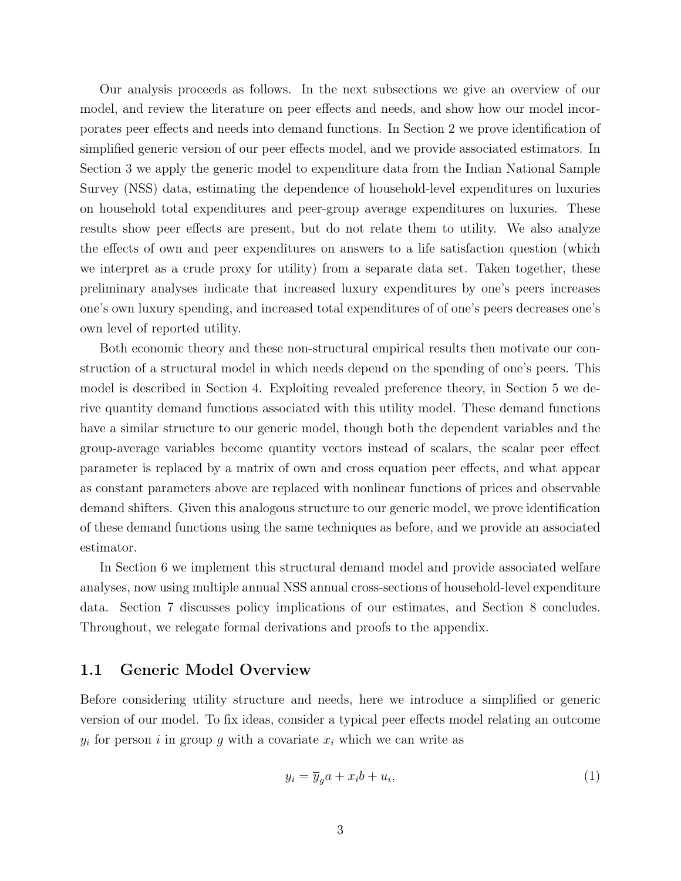Our analysis proceeds as follows. In the next subsections we give an overview of our model, and review the literature on peer effects and needs, and show how our model incorporates peer effects and needs into demand functions. In Section 2 we prove identification of simplified generic version of our peer effects model, and we provide associated estimators. In Section 3 we apply the generic model to expenditure data from the Indian National Sample Survey (NSS) data, estimating the dependence of household-level expenditures on luxuries on household total expenditures and peer-group average expenditures on luxuries. These results show peer effects are present, but do not relate them to utility. We also analyze the effects of own and peer expenditures on answers to a life satisfaction question (which we interpret as a crude proxy for utility) from a separate data set. Taken together, these preliminary analyses indicate that increased luxury expenditures by one's peers increases one's own luxury spending, and increased total expenditures of of one's peers decreases one's own level of reported utility.

Both economic theory and these non-structural empirical results then motivate our construction of a structural model in which needs depend on the spending of one's peers. This model is described in Section 4. Exploiting revealed preference theory, in Section 5 we derive quantity demand functions associated with this utility model. These demand functions have a similar structure to our generic model, though both the dependent variables and the group-average variables become quantity vectors instead of scalars, the scalar peer effect parameter is replaced by a matrix of own and cross equation peer effects, and what appear as constant parameters above are replaced with nonlinear functions of prices and observable demand shifters. Given this analogous structure to our generic model, we prove identification of these demand functions using the same techniques as before, and we provide an associated estimator.

In Section 6 we implement this structural demand model and provide associated welfare analyses, now using multiple annual NSS annual cross-sections of household-level expenditure data. Section 7 discusses policy implications of our estimates, and Section 8 concludes. Throughout, we relegate formal derivations and proofs to the appendix.

## 1.1 Generic Model Overview

Before considering utility structure and needs, here we introduce a simplified or generic version of our model. To fix ideas, consider a typical peer effects model relating an outcome $y_i$ for person $i$ in group $g$ with a covariate $x_i$ which we can write as

$$y_i = \overline{y}_g a + x_i b + u_i, \tag{1}$$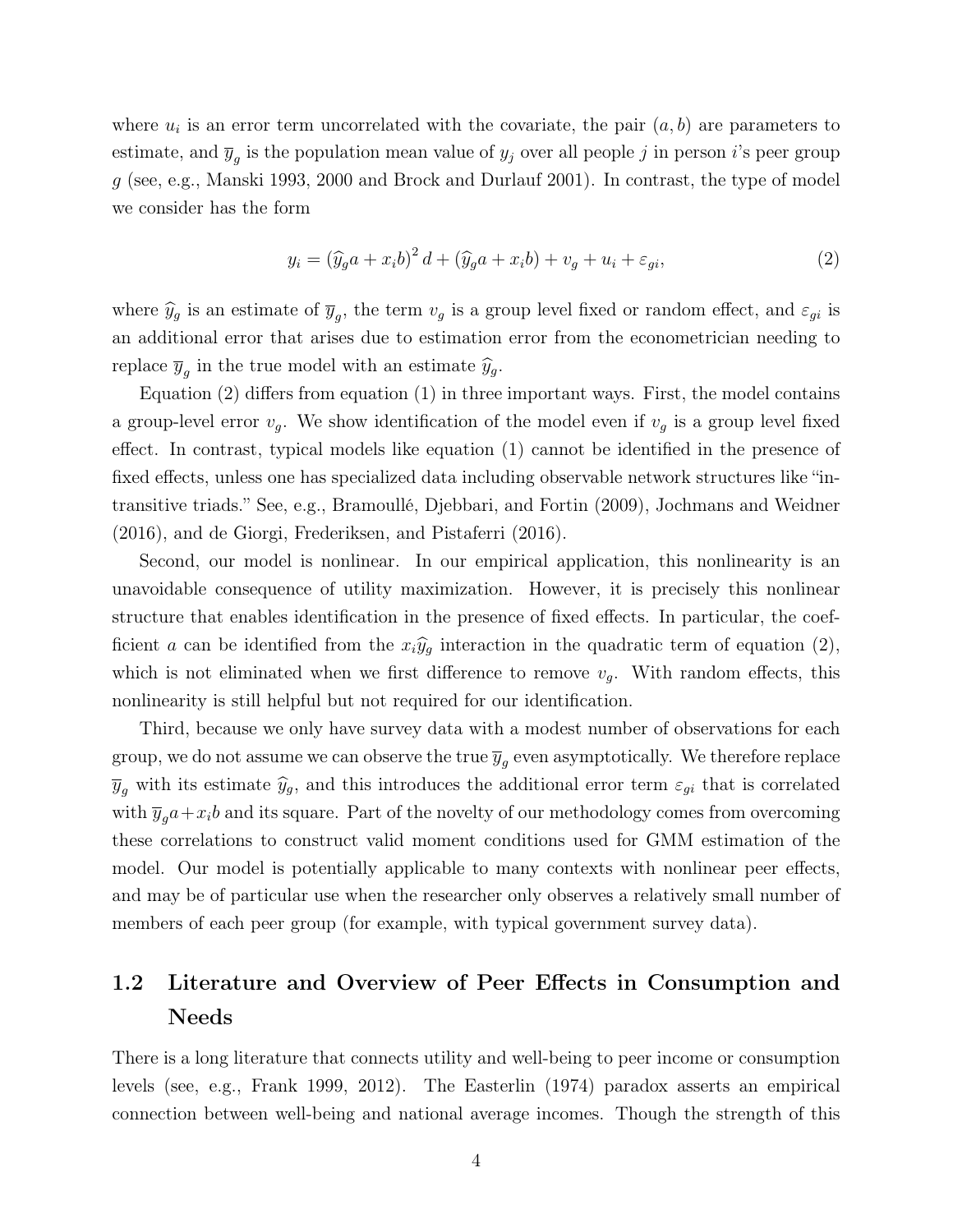where $u_i$ is an error term uncorrelated with the covariate, the pair $(a, b)$ are parameters to estimate, and $\overline{y}_g$ is the population mean value of $y_j$ over all people $j$ in person $i$'s peer group $g$ (see, e.g., Manski 1993, 2000 and Brock and Durlauf 2001). In contrast, the type of model we consider has the form

$$y_i = \left(\widehat{y}_g a + x_i b\right)^2 d + \left(\widehat{y}_g a + x_i b\right) + v_g + u_i + \varepsilon_{gi}, \tag{2}$$

where $\widehat{y}_g$ is an estimate of $\overline{y}_g$, the term $v_g$ is a group level fixed or random effect, and $\varepsilon_{gi}$ is an additional error that arises due to estimation error from the econometrician needing to replace $\overline{y}_g$ in the true model with an estimate $\widehat{y}_g$.

Equation (2) differs from equation (1) in three important ways. First, the model contains a group-level error $v_g$. We show identification of the model even if $v_g$ is a group level fixed effect. In contrast, typical models like equation (1) cannot be identified in the presence of fixed effects, unless one has specialized data including observable network structures like "intransitive triads." See, e.g., Bramoullé, Djebbari, and Fortin (2009), Jochmans and Weidner (2016), and de Giorgi, Frederiksen, and Pistaferri (2016).

Second, our model is nonlinear. In our empirical application, this nonlinearity is an unavoidable consequence of utility maximization. However, it is precisely this nonlinear structure that enables identification in the presence of fixed effects. In particular, the coefficient $a$ can be identified from the $x_i\widehat{y}_g$ interaction in the quadratic term of equation (2), which is not eliminated when we first difference to remove $v_g$. With random effects, this nonlinearity is still helpful but not required for our identification.

Third, because we only have survey data with a modest number of observations for each group, we do not assume we can observe the true $\overline{y}_g$ even asymptotically. We therefore replace $\overline{y}_g$ with its estimate $\widehat{y}_g$, and this introduces the additional error term $\varepsilon_{gi}$ that is correlated with $\overline{y}_g a + x_i b$ and its square. Part of the novelty of our methodology comes from overcoming these correlations to construct valid moment conditions used for GMM estimation of the model. Our model is potentially applicable to many contexts with nonlinear peer effects, and may be of particular use when the researcher only observes a relatively small number of members of each peer group (for example, with typical government survey data).

## 1.2 Literature and Overview of Peer Effects in Consumption and Needs

There is a long literature that connects utility and well-being to peer income or consumption levels (see, e.g., Frank 1999, 2012). The Easterlin (1974) paradox asserts an empirical connection between well-being and national average incomes. Though the strength of this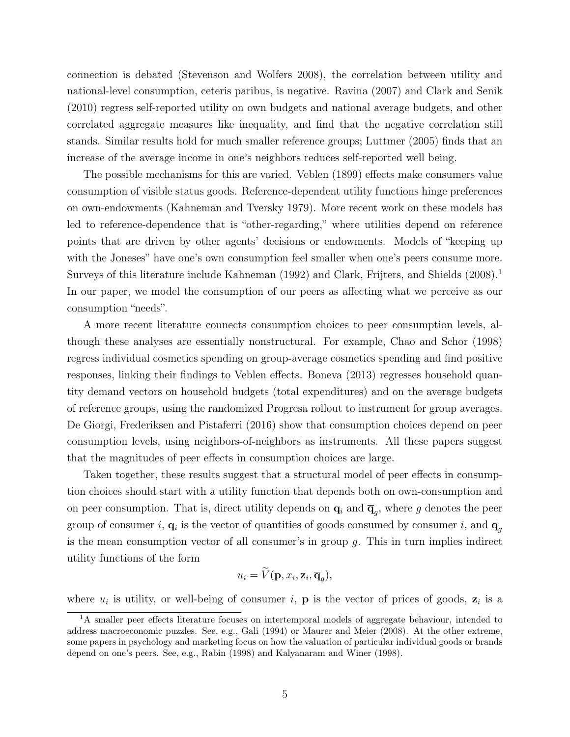connection is debated (Stevenson and Wolfers 2008), the correlation between utility and national-level consumption, ceteris paribus, is negative. Ravina (2007) and Clark and Senik (2010) regress self-reported utility on own budgets and national average budgets, and other correlated aggregate measures like inequality, and find that the negative correlation still stands. Similar results hold for much smaller reference groups; Luttmer (2005) finds that an increase of the average income in one's neighbors reduces self-reported well being.

The possible mechanisms for this are varied. Veblen (1899) effects make consumers value consumption of visible status goods. Reference-dependent utility functions hinge preferences on own-endowments (Kahneman and Tversky 1979). More recent work on these models has led to reference-dependence that is "other-regarding," where utilities depend on reference points that are driven by other agents' decisions or endowments. Models of "keeping up with the Joneses" have one's own consumption feel smaller when one's peers consume more. Surveys of this literature include Kahneman (1992) and Clark, Frijters, and Shields (2008).[1] In our paper, we model the consumption of our peers as affecting what we perceive as our consumption "needs".

A more recent literature connects consumption choices to peer consumption levels, although these analyses are essentially nonstructural. For example, Chao and Schor (1998) regress individual cosmetics spending on group-average cosmetics spending and find positive responses, linking their findings to Veblen effects. Boneva (2013) regresses household quantity demand vectors on household budgets (total expenditures) and on the average budgets of reference groups, using the randomized Progresa rollout to instrument for group averages. De Giorgi, Frederiksen and Pistaferri (2016) show that consumption choices depend on peer consumption levels, using neighbors-of-neighbors as instruments. All these papers suggest that the magnitudes of peer effects in consumption choices are large.

Taken together, these results suggest that a structural model of peer effects in consumption choices should start with a utility function that depends both on own-consumption and on peer consumption. That is, direct utility depends on $\mathbf{q}_i$ and $\overline{\mathbf{q}}_g$, where $g$ denotes the peer group of consumer $i$, $\mathbf{q}_i$ is the vector of quantities of goods consumed by consumer $i$, and $\overline{\mathbf{q}}_g$ is the mean consumption vector of all consumer's in group $g$. This in turn implies indirect utility functions of the form

$$u_i = \widetilde{V}(\mathbf{p}, x_i, \mathbf{z}_i, \overline{\mathbf{q}}_g),$$

where $u_i$ is utility, or well-being of consumer $i$, $\mathbf{p}$ is the vector of prices of goods, $\mathbf{z}_i$ is a

[1] A smaller peer effects literature focuses on intertemporal models of aggregate behaviour, intended to address macroeconomic puzzles. See, e.g., Gali (1994) or Maurer and Meier (2008). At the other extreme, some papers in psychology and marketing focus on how the valuation of particular individual goods or brands depend on one's peers. See, e.g., Rabin (1998) and Kalyanaram and Winer (1998).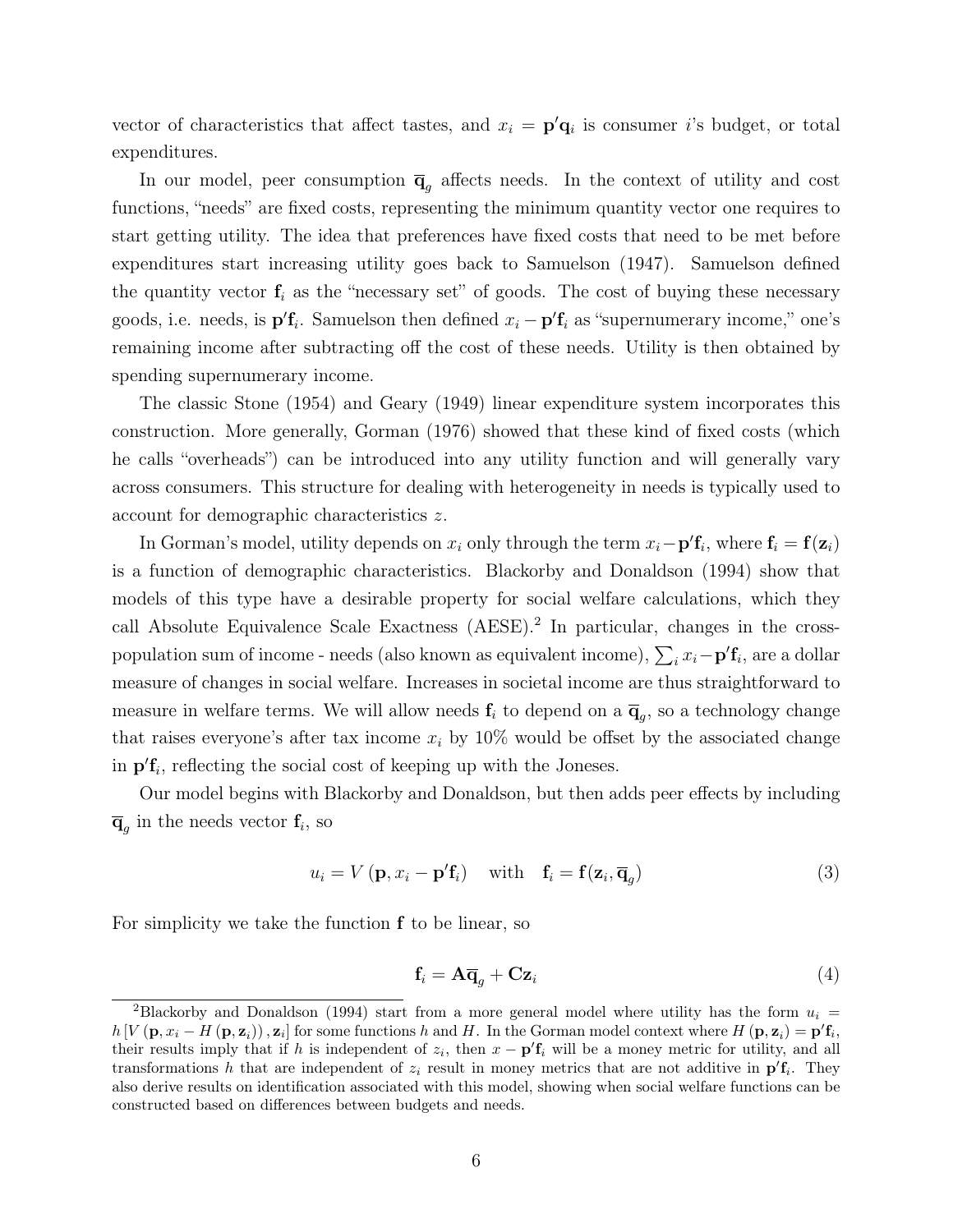vector of characteristics that affect tastes, and $x_i = \mathbf{p}'\mathbf{q}_i$ is consumer $i$'s budget, or total expenditures.

In our model, peer consumption $\overline{\mathbf{q}}_g$ affects needs. In the context of utility and cost functions, "needs" are fixed costs, representing the minimum quantity vector one requires to start getting utility. The idea that preferences have fixed costs that need to be met before expenditures start increasing utility goes back to Samuelson (1947). Samuelson defined the quantity vector $\mathbf{f}_i$ as the "necessary set" of goods. The cost of buying these necessary goods, i.e. needs, is $\mathbf{p}'\mathbf{f}_i$. Samuelson then defined $x_i - \mathbf{p}'\mathbf{f}_i$ as "supernumerary income," one's remaining income after subtracting off the cost of these needs. Utility is then obtained by spending supernumerary income.

The classic Stone (1954) and Geary (1949) linear expenditure system incorporates this construction. More generally, Gorman (1976) showed that these kind of fixed costs (which he calls "overheads") can be introduced into any utility function and will generally vary across consumers. This structure for dealing with heterogeneity in needs is typically used to account for demographic characteristics $z$.

In Gorman's model, utility depends on $x_i$ only through the term $x_i - \mathbf{p}'\mathbf{f}_i$, where $\mathbf{f}_i = \mathbf{f}(\mathbf{z}_i)$ is a function of demographic characteristics. Blackorby and Donaldson (1994) show that models of this type have a desirable property for social welfare calculations, which they call Absolute Equivalence Scale Exactness (AESE).[2] In particular, changes in the cross-population sum of income - needs (also known as equivalent income), $\sum_i x_i - \mathbf{p}'\mathbf{f}_i$, are a dollar measure of changes in social welfare. Increases in societal income are thus straightforward to measure in welfare terms. We will allow needs $\mathbf{f}_i$ to depend on a $\overline{\mathbf{q}}_g$, so a technology change that raises everyone's after tax income $x_i$ by 10% would be offset by the associated change in $\mathbf{p}'\mathbf{f}_i$, reflecting the social cost of keeping up with the Joneses.

Our model begins with Blackorby and Donaldson, but then adds peer effects by including $\overline{\mathbf{q}}_g$ in the needs vector $\mathbf{f}_i$, so

$$u_i = V\left(\mathbf{p}, x_i - \mathbf{p}'\mathbf{f}_i\right) \quad \text{with} \quad \mathbf{f}_i = \mathbf{f}(\mathbf{z}_i, \overline{\mathbf{q}}_g) \tag{3}$$

For simplicity we take the function $\mathbf{f}$ to be linear, so

$$\mathbf{f}_i = \mathbf{A}\overline{\mathbf{q}}_g + \mathbf{C}\mathbf{z}_i \tag{4}$$

[2] Blackorby and Donaldson (1994) start from a more general model where utility has the form $u_i = h\left[V\left(\mathbf{p}, x_i - H\left(\mathbf{p}, \mathbf{z}_i\right)\right), \mathbf{z}_i\right]$ for some functions $h$ and $H$. In the Gorman model context where $H\left(\mathbf{p}, \mathbf{z}_i\right) = \mathbf{p}'\mathbf{f}_i$, their results imply that if $h$ is independent of $z_i$, then $x - \mathbf{p}'\mathbf{f}_i$ will be a money metric for utility, and all transformations $h$ that are independent of $z_i$ result in money metrics that are not additive in $\mathbf{p}'\mathbf{f}_i$. They also derive results on identification associated with this model, showing when social welfare functions can be constructed based on differences between budgets and needs.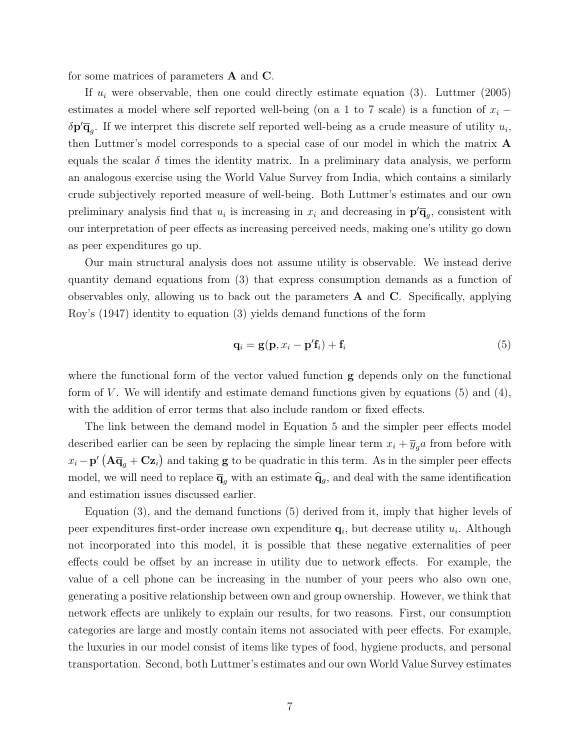for some matrices of parameters $\mathbf{A}$ and $\mathbf{C}$.

If $u_i$ were observable, then one could directly estimate equation (3). Luttmer (2005) estimates a model where self reported well-being (on a 1 to 7 scale) is a function of $x_i - \delta\mathbf{p}'\overline{\mathbf{q}}_g$. If we interpret this discrete self reported well-being as a crude measure of utility $u_i$, then Luttmer's model corresponds to a special case of our model in which the matrix $\mathbf{A}$ equals the scalar $\delta$ times the identity matrix. In a preliminary data analysis, we perform an analogous exercise using the World Value Survey from India, which contains a similarly crude subjectively reported measure of well-being. Both Luttmer's estimates and our own preliminary analysis find that $u_i$ is increasing in $x_i$ and decreasing in $\mathbf{p}'\overline{\mathbf{q}}_g$, consistent with our interpretation of peer effects as increasing perceived needs, making one's utility go down as peer expenditures go up.

Our main structural analysis does not assume utility is observable. We instead derive quantity demand equations from (3) that express consumption demands as a function of observables only, allowing us to back out the parameters $\mathbf{A}$ and $\mathbf{C}$. Specifically, applying Roy's (1947) identity to equation (3) yields demand functions of the form

$$\mathbf{q}_i = \mathbf{g}(\mathbf{p}, x_i - \mathbf{p}'\mathbf{f}_i) + \mathbf{f}_i \tag{5}$$

where the functional form of the vector valued function $\mathbf{g}$ depends only on the functional form of $V$. We will identify and estimate demand functions given by equations (5) and (4), with the addition of error terms that also include random or fixed effects.

The link between the demand model in Equation 5 and the simpler peer effects model described earlier can be seen by replacing the simple linear term $x_i + \overline{y}_g a$ from before with $x_i - \mathbf{p}'\left(\mathbf{A}\overline{\mathbf{q}}_g + \mathbf{C}\mathbf{z}_i\right)$ and taking $\mathbf{g}$ to be quadratic in this term. As in the simpler peer effects model, we will need to replace $\overline{\mathbf{q}}_g$ with an estimate $\widehat{\mathbf{q}}_g$, and deal with the same identification and estimation issues discussed earlier.

Equation (3), and the demand functions (5) derived from it, imply that higher levels of peer expenditures first-order increase own expenditure $\mathbf{q}_i$, but decrease utility $u_i$. Although not incorporated into this model, it is possible that these negative externalities of peer effects could be offset by an increase in utility due to network effects. For example, the value of a cell phone can be increasing in the number of your peers who also own one, generating a positive relationship between own and group ownership. However, we think that network effects are unlikely to explain our results, for two reasons. First, our consumption categories are large and mostly contain items not associated with peer effects. For example, the luxuries in our model consist of items like types of food, hygiene products, and personal transportation. Second, both Luttmer's estimates and our own World Value Survey estimates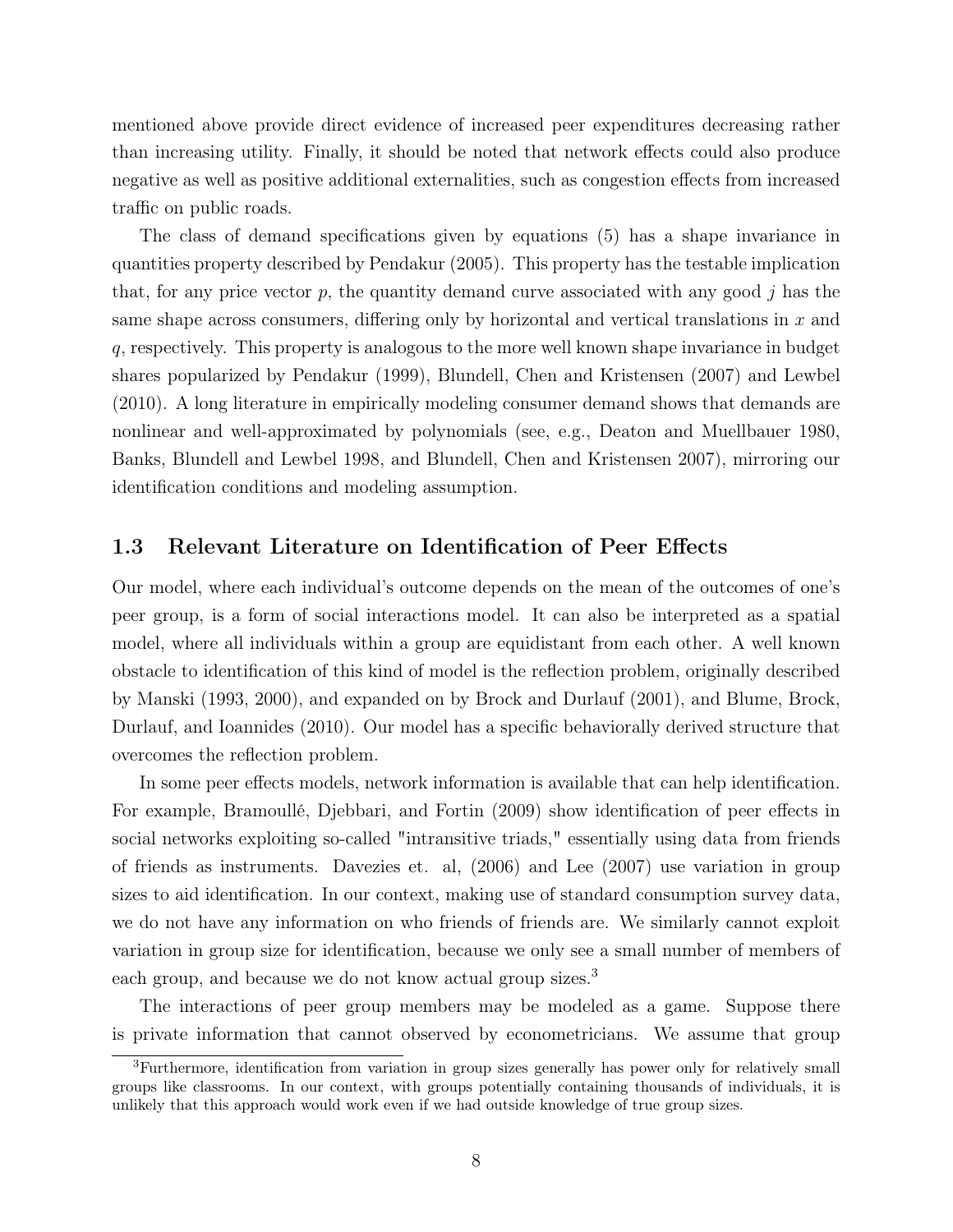mentioned above provide direct evidence of increased peer expenditures decreasing rather than increasing utility. Finally, it should be noted that network effects could also produce negative as well as positive additional externalities, such as congestion effects from increased traffic on public roads.

The class of demand specifications given by equations (5) has a shape invariance in quantities property described by Pendakur (2005). This property has the testable implication that, for any price vector $p$, the quantity demand curve associated with any good $j$ has the same shape across consumers, differing only by horizontal and vertical translations in $x$ and $q$, respectively. This property is analogous to the more well known shape invariance in budget shares popularized by Pendakur (1999), Blundell, Chen and Kristensen (2007) and Lewbel (2010). A long literature in empirically modeling consumer demand shows that demands are nonlinear and well-approximated by polynomials (see, e.g., Deaton and Muellbauer 1980, Banks, Blundell and Lewbel 1998, and Blundell, Chen and Kristensen 2007), mirroring our identification conditions and modeling assumption.

## 1.3 Relevant Literature on Identification of Peer Effects

Our model, where each individual's outcome depends on the mean of the outcomes of one's peer group, is a form of social interactions model. It can also be interpreted as a spatial model, where all individuals within a group are equidistant from each other. A well known obstacle to identification of this kind of model is the reflection problem, originally described by Manski (1993, 2000), and expanded on by Brock and Durlauf (2001), and Blume, Brock, Durlauf, and Ioannides (2010). Our model has a specific behaviorally derived structure that overcomes the reflection problem.

In some peer effects models, network information is available that can help identification. For example, Bramoullé, Djebbari, and Fortin (2009) show identification of peer effects in social networks exploiting so-called "intransitive triads," essentially using data from friends of friends as instruments. Davezies et. al, (2006) and Lee (2007) use variation in group sizes to aid identification. In our context, making use of standard consumption survey data, we do not have any information on who friends of friends are. We similarly cannot exploit variation in group size for identification, because we only see a small number of members of each group, and because we do not know actual group sizes.[3]

The interactions of peer group members may be modeled as a game. Suppose there is private information that cannot observed by econometricians. We assume that group

[3]Furthermore, identification from variation in group sizes generally has power only for relatively small groups like classrooms. In our context, with groups potentially containing thousands of individuals, it is unlikely that this approach would work even if we had outside knowledge of true group sizes.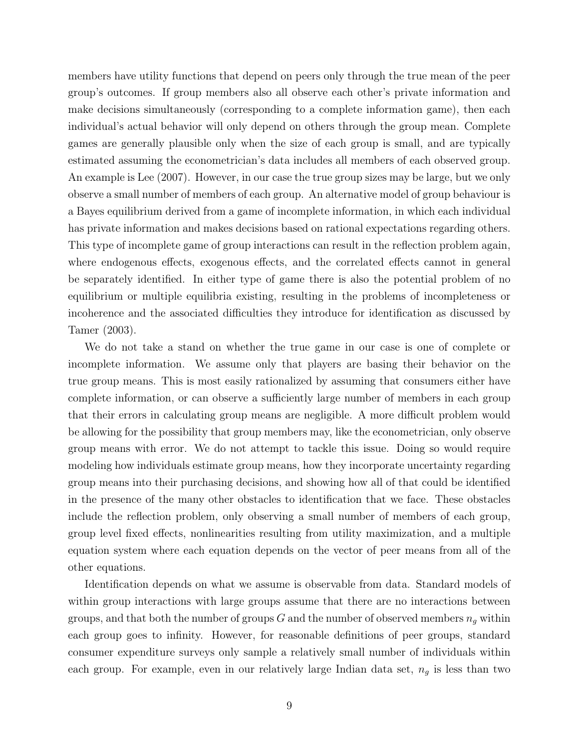members have utility functions that depend on peers only through the true mean of the peer group's outcomes. If group members also all observe each other's private information and make decisions simultaneously (corresponding to a complete information game), then each individual's actual behavior will only depend on others through the group mean. Complete games are generally plausible only when the size of each group is small, and are typically estimated assuming the econometrician's data includes all members of each observed group. An example is Lee (2007). However, in our case the true group sizes may be large, but we only observe a small number of members of each group. An alternative model of group behaviour is a Bayes equilibrium derived from a game of incomplete information, in which each individual has private information and makes decisions based on rational expectations regarding others. This type of incomplete game of group interactions can result in the reflection problem again, where endogenous effects, exogenous effects, and the correlated effects cannot in general be separately identified. In either type of game there is also the potential problem of no equilibrium or multiple equilibria existing, resulting in the problems of incompleteness or incoherence and the associated difficulties they introduce for identification as discussed by Tamer (2003).

We do not take a stand on whether the true game in our case is one of complete or incomplete information. We assume only that players are basing their behavior on the true group means. This is most easily rationalized by assuming that consumers either have complete information, or can observe a sufficiently large number of members in each group that their errors in calculating group means are negligible. A more difficult problem would be allowing for the possibility that group members may, like the econometrician, only observe group means with error. We do not attempt to tackle this issue. Doing so would require modeling how individuals estimate group means, how they incorporate uncertainty regarding group means into their purchasing decisions, and showing how all of that could be identified in the presence of the many other obstacles to identification that we face. These obstacles include the reflection problem, only observing a small number of members of each group, group level fixed effects, nonlinearities resulting from utility maximization, and a multiple equation system where each equation depends on the vector of peer means from all of the other equations.

Identification depends on what we assume is observable from data. Standard models of within group interactions with large groups assume that there are no interactions between groups, and that both the number of groups $G$ and the number of observed members $n_g$ within each group goes to infinity. However, for reasonable definitions of peer groups, standard consumer expenditure surveys only sample a relatively small number of individuals within each group. For example, even in our relatively large Indian data set, $n_g$ is less than two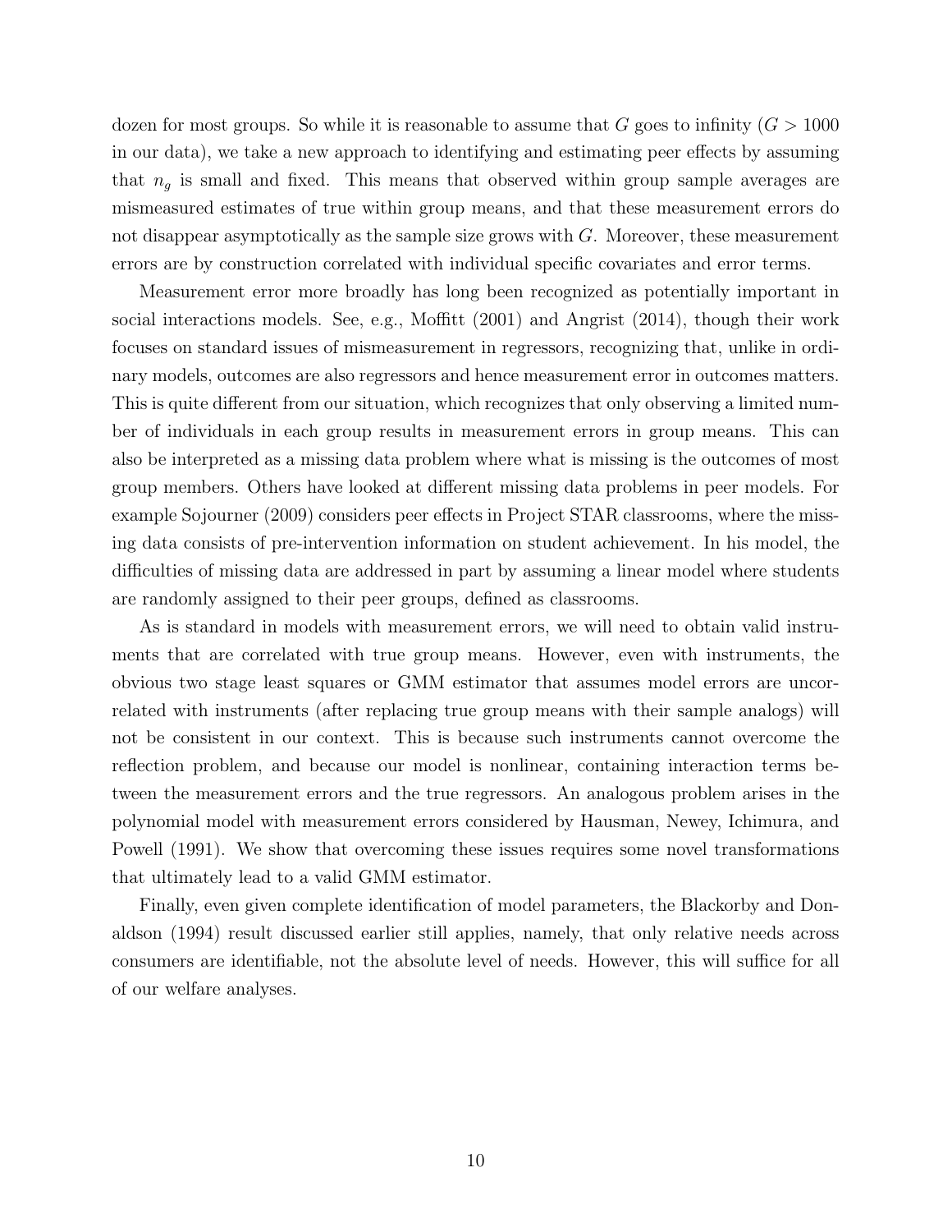dozen for most groups. So while it is reasonable to assume that $G$ goes to infinity ($G > 1000$ in our data), we take a new approach to identifying and estimating peer effects by assuming that $n_g$ is small and fixed. This means that observed within group sample averages are mismeasured estimates of true within group means, and that these measurement errors do not disappear asymptotically as the sample size grows with $G$. Moreover, these measurement errors are by construction correlated with individual specific covariates and error terms.

Measurement error more broadly has long been recognized as potentially important in social interactions models. See, e.g., Moffitt (2001) and Angrist (2014), though their work focuses on standard issues of mismeasurement in regressors, recognizing that, unlike in ordinary models, outcomes are also regressors and hence measurement error in outcomes matters. This is quite different from our situation, which recognizes that only observing a limited number of individuals in each group results in measurement errors in group means. This can also be interpreted as a missing data problem where what is missing is the outcomes of most group members. Others have looked at different missing data problems in peer models. For example Sojourner (2009) considers peer effects in Project STAR classrooms, where the missing data consists of pre-intervention information on student achievement. In his model, the difficulties of missing data are addressed in part by assuming a linear model where students are randomly assigned to their peer groups, defined as classrooms.

As is standard in models with measurement errors, we will need to obtain valid instruments that are correlated with true group means. However, even with instruments, the obvious two stage least squares or GMM estimator that assumes model errors are uncorrelated with instruments (after replacing true group means with their sample analogs) will not be consistent in our context. This is because such instruments cannot overcome the reflection problem, and because our model is nonlinear, containing interaction terms between the measurement errors and the true regressors. An analogous problem arises in the polynomial model with measurement errors considered by Hausman, Newey, Ichimura, and Powell (1991). We show that overcoming these issues requires some novel transformations that ultimately lead to a valid GMM estimator.

Finally, even given complete identification of model parameters, the Blackorby and Donaldson (1994) result discussed earlier still applies, namely, that only relative needs across consumers are identifiable, not the absolute level of needs. However, this will suffice for all of our welfare analyses.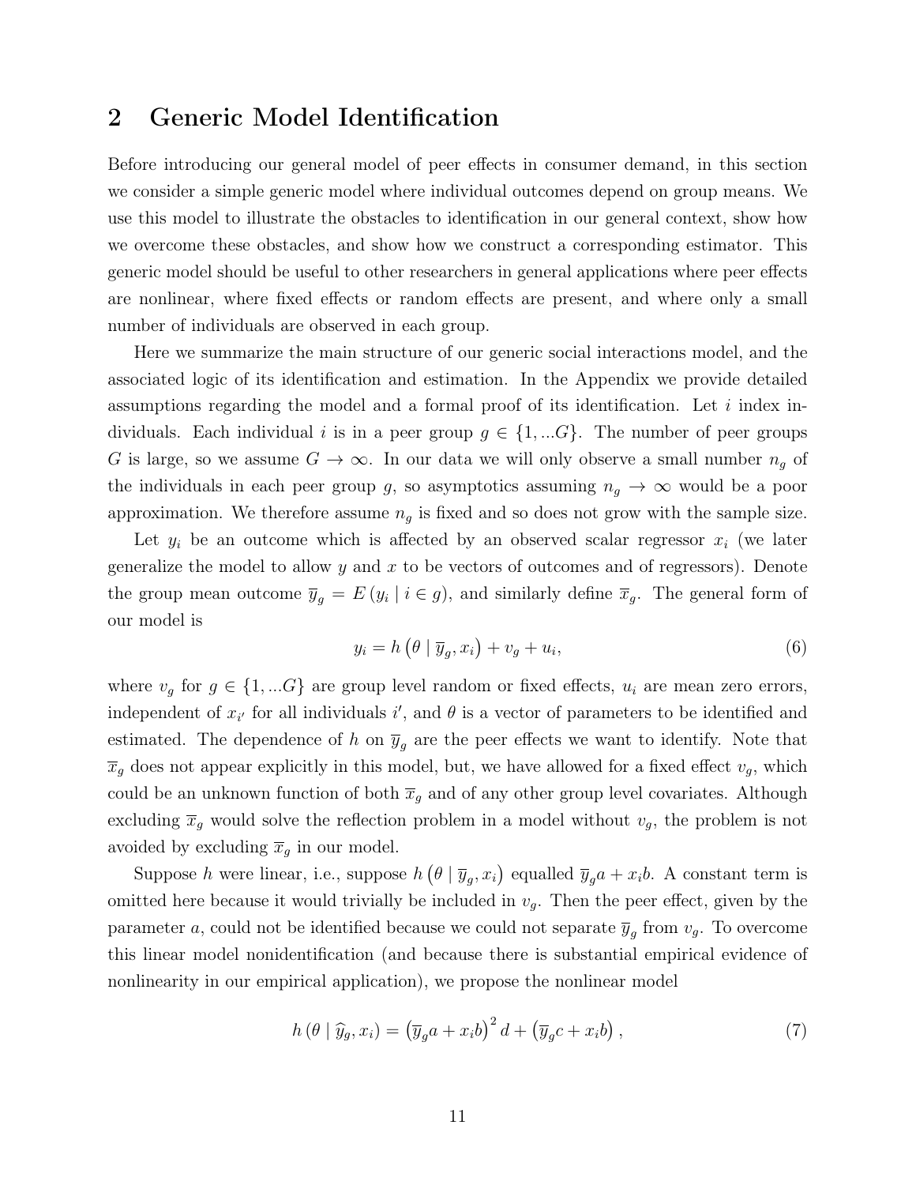## 2 Generic Model Identification

Before introducing our general model of peer effects in consumer demand, in this section we consider a simple generic model where individual outcomes depend on group means. We use this model to illustrate the obstacles to identification in our general context, show how we overcome these obstacles, and show how we construct a corresponding estimator. This generic model should be useful to other researchers in general applications where peer effects are nonlinear, where fixed effects or random effects are present, and where only a small number of individuals are observed in each group.

Here we summarize the main structure of our generic social interactions model, and the associated logic of its identification and estimation. In the Appendix we provide detailed assumptions regarding the model and a formal proof of its identification. Let $i$ index individuals. Each individual $i$ is in a peer group $g \in \{1, ...G\}$. The number of peer groups $G$ is large, so we assume $G \to \infty$. In our data we will only observe a small number $n_g$ of the individuals in each peer group $g$, so asymptotics assuming $n_g \to \infty$ would be a poor approximation. We therefore assume $n_g$ is fixed and so does not grow with the sample size.

Let $y_i$ be an outcome which is affected by an observed scalar regressor $x_i$ (we later generalize the model to allow $y$ and $x$ to be vectors of outcomes and of regressors). Denote the group mean outcome $\overline{y}_g = E(y_i \mid i \in g)$, and similarly define $\overline{x}_g$. The general form of our model is

$$y_i = h\left(\theta \mid \overline{y}_g, x_i\right) + v_g + u_i, \tag{6}$$

where $v_g$ for $g \in \{1, ...G\}$ are group level random or fixed effects, $u_i$ are mean zero errors, independent of $x_{i'}$ for all individuals $i'$, and $\theta$ is a vector of parameters to be identified and estimated. The dependence of $h$ on $\overline{y}_g$ are the peer effects we want to identify. Note that $\overline{x}_g$ does not appear explicitly in this model, but, we have allowed for a fixed effect $v_g$, which could be an unknown function of both $\overline{x}_g$ and of any other group level covariates. Although excluding $\overline{x}_g$ would solve the reflection problem in a model without $v_g$, the problem is not avoided by excluding $\overline{x}_g$ in our model.

Suppose $h$ were linear, i.e., suppose $h\left(\theta \mid \overline{y}_g, x_i\right)$ equalled $\overline{y}_g a + x_i b$. A constant term is omitted here because it would trivially be included in $v_g$. Then the peer effect, given by the parameter $a$, could not be identified because we could not separate $\overline{y}_g$ from $v_g$. To overcome this linear model nonidentification (and because there is substantial empirical evidence of nonlinearity in our empirical application), we propose the nonlinear model

$$h\left(\theta \mid \widehat{y}_g, x_i\right) = \left(\overline{y}_g a + x_i b\right)^2 d + \left(\overline{y}_g c + x_i b\right), \tag{7}$$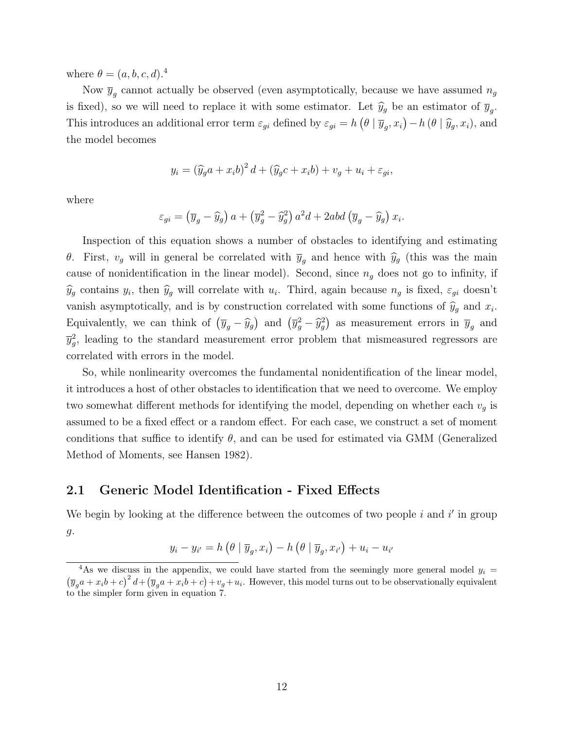where $\theta = (a, b, c, d)$.[4]

Now $\overline{y}_g$ cannot actually be observed (even asymptotically, because we have assumed $n_g$ is fixed), so we will need to replace it with some estimator. Let $\widehat{y}_g$ be an estimator of $\overline{y}_g$. This introduces an additional error term $\varepsilon_{gi}$ defined by $\varepsilon_{gi} = h\left(\theta \mid \overline{y}_g, x_i\right) - h\left(\theta \mid \widehat{y}_g, x_i\right)$, and the model becomes

$$y_i = \left(\widehat{y}_g a + x_i b\right)^2 d + \left(\widehat{y}_g c + x_i b\right) + v_g + u_i + \varepsilon_{gi},$$

where

$$\varepsilon_{gi} = \left(\overline{y}_g - \widehat{y}_g\right) a + \left(\overline{y}_g^2 - \widehat{y}_g^2\right) a^2 d + 2abd\left(\overline{y}_g - \widehat{y}_g\right) x_i.$$

Inspection of this equation shows a number of obstacles to identifying and estimating $\theta$. First, $v_g$ will in general be correlated with $\overline{y}_g$ and hence with $\widehat{y}_g$ (this was the main cause of nonidentification in the linear model). Second, since $n_g$ does not go to infinity, if $\widehat{y}_g$ contains $y_i$, then $\widehat{y}_g$ will correlate with $u_i$. Third, again because $n_g$ is fixed, $\varepsilon_{gi}$ doesn't vanish asymptotically, and is by construction correlated with some functions of $\widehat{y}_g$ and $x_i$. Equivalently, we can think of $\left(\overline{y}_g - \widehat{y}_g\right)$ and $\left(\overline{y}_g^2 - \widehat{y}_g^2\right)$ as measurement errors in $\overline{y}_g$ and $\overline{y}_g^2$, leading to the standard measurement error problem that mismeasured regressors are correlated with errors in the model.

So, while nonlinearity overcomes the fundamental nonidentification of the linear model, it introduces a host of other obstacles to identification that we need to overcome. We employ two somewhat different methods for identifying the model, depending on whether each $v_g$ is assumed to be a fixed effect or a random effect. For each case, we construct a set of moment conditions that suffice to identify $\theta$, and can be used for estimated via GMM (Generalized Method of Moments, see Hansen 1982).

## 2.1 Generic Model Identification - Fixed Effects

We begin by looking at the difference between the outcomes of two people $i$ and $i'$ in group $g$.

$$y_i - y_{i'} = h\left(\theta \mid \overline{y}_g, x_i\right) - h\left(\theta \mid \overline{y}_g, x_{i'}\right) + u_i - u_{i'}$$

[4] As we discuss in the appendix, we could have started from the seemingly more general model $y_i = \left(\overline{y}_g a + x_i b + c\right)^2 d + \left(\overline{y}_g a + x_i b + c\right) + v_g + u_i$. However, this model turns out to be observationally equivalent to the simpler form given in equation 7.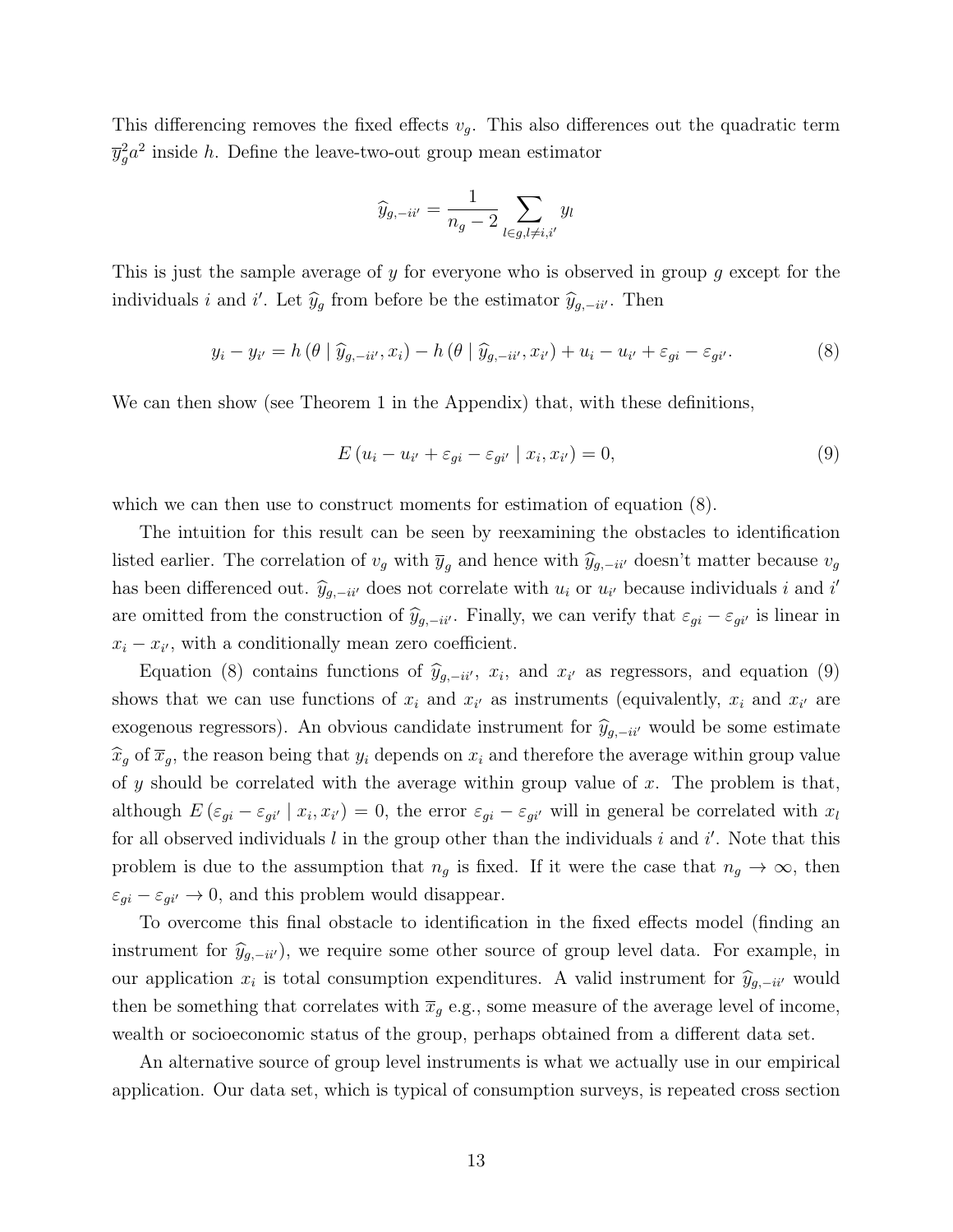This differencing removes the fixed effects $v_g$. This also differences out the quadratic term $\overline{y}_g^2 a^2$ inside $h$. Define the leave-two-out group mean estimator

$$\widehat{y}_{g,-ii'} = \frac{1}{n_g - 2} \sum_{l \in g, l \neq i, i'} y_l$$

This is just the sample average of $y$ for everyone who is observed in group $g$ except for the individuals $i$ and $i'$. Let $\widehat{y}_g$ from before be the estimator $\widehat{y}_{g,-ii'}$. Then

$$y_i - y_{i'} = h\left(\theta \mid \widehat{y}_{g,-ii'}, x_i\right) - h\left(\theta \mid \widehat{y}_{g,-ii'}, x_{i'}\right) + u_i - u_{i'} + \varepsilon_{gi} - \varepsilon_{gi'}. \tag{8}$$

We can then show (see Theorem 1 in the Appendix) that, with these definitions,

$$E\left(u_i - u_{i'} + \varepsilon_{gi} - \varepsilon_{gi'} \mid x_i, x_{i'}\right) = 0, \tag{9}$$

which we can then use to construct moments for estimation of equation (8).

The intuition for this result can be seen by reexamining the obstacles to identification listed earlier. The correlation of $v_g$ with $\overline{y}_g$ and hence with $\widehat{y}_{g,-ii'}$ doesn't matter because $v_g$ has been differenced out. $\widehat{y}_{g,-ii'}$ does not correlate with $u_i$ or $u_{i'}$ because individuals $i$ and $i'$ are omitted from the construction of $\widehat{y}_{g,-ii'}$. Finally, we can verify that $\varepsilon_{gi} - \varepsilon_{gi'}$ is linear in $x_i - x_{i'}$, with a conditionally mean zero coefficient.

Equation (8) contains functions of $\widehat{y}_{g,-ii'}$, $x_i$, and $x_{i'}$ as regressors, and equation (9) shows that we can use functions of $x_i$ and $x_{i'}$ as instruments (equivalently, $x_i$ and $x_{i'}$ are exogenous regressors). An obvious candidate instrument for $\widehat{y}_{g,-ii'}$ would be some estimate $\widehat{x}_g$ of $\overline{x}_g$, the reason being that $y_i$ depends on $x_i$ and therefore the average within group value of $y$ should be correlated with the average within group value of $x$. The problem is that, although $E\left(\varepsilon_{gi} - \varepsilon_{gi'} \mid x_i, x_{i'}\right) = 0$, the error $\varepsilon_{gi} - \varepsilon_{gi'}$ will in general be correlated with $x_l$ for all observed individuals $l$ in the group other than the individuals $i$ and $i'$. Note that this problem is due to the assumption that $n_g$ is fixed. If it were the case that $n_g \to \infty$, then $\varepsilon_{gi} - \varepsilon_{gi'} \to 0$, and this problem would disappear.

To overcome this final obstacle to identification in the fixed effects model (finding an instrument for $\widehat{y}_{g,-ii'}$), we require some other source of group level data. For example, in our application $x_i$ is total consumption expenditures. A valid instrument for $\widehat{y}_{g,-ii'}$ would then be something that correlates with $\overline{x}_g$ e.g., some measure of the average level of income, wealth or socioeconomic status of the group, perhaps obtained from a different data set.

An alternative source of group level instruments is what we actually use in our empirical application. Our data set, which is typical of consumption surveys, is repeated cross section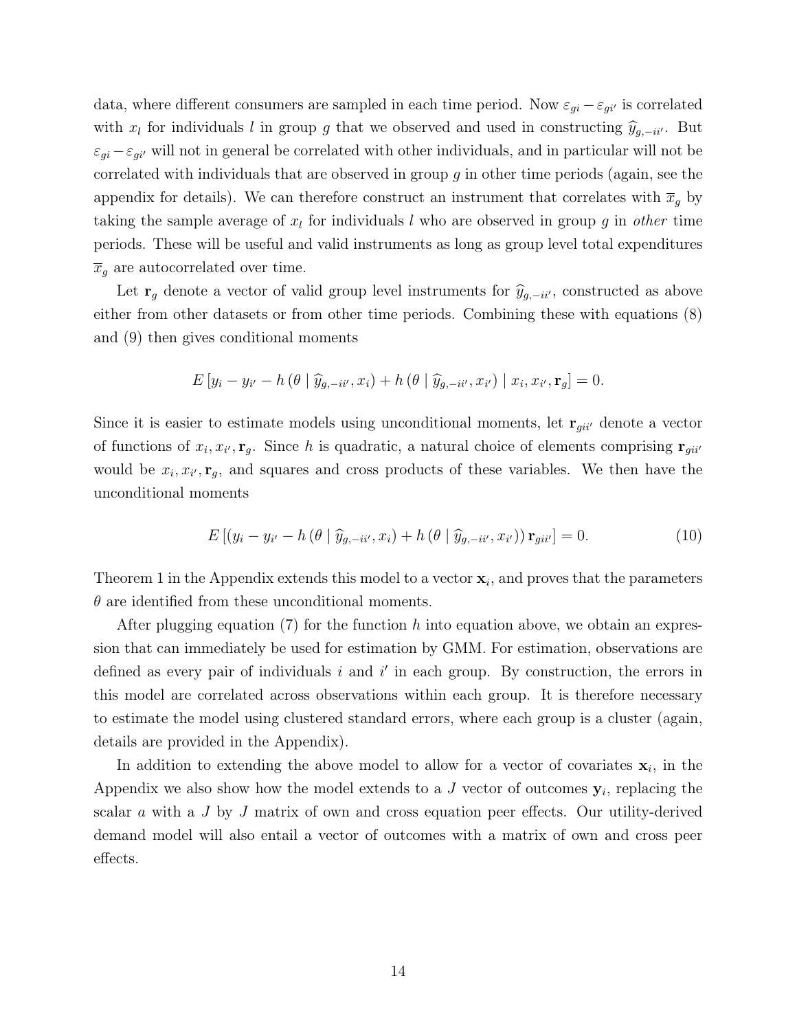data, where different consumers are sampled in each time period. Now $\varepsilon_{gi} - \varepsilon_{gi'}$ is correlated with $x_l$ for individuals $l$ in group $g$ that we observed and used in constructing $\widehat{y}_{g,-ii'}$. But $\varepsilon_{gi} - \varepsilon_{gi'}$ will not in general be correlated with other individuals, and in particular will not be correlated with individuals that are observed in group $g$ in other time periods (again, see the appendix for details). We can therefore construct an instrument that correlates with $\overline{x}_g$ by taking the sample average of $x_l$ for individuals $l$ who are observed in group $g$ in *other* time periods. These will be useful and valid instruments as long as group level total expenditures $\overline{x}_g$ are autocorrelated over time.

Let $\mathbf{r}_g$ denote a vector of valid group level instruments for $\widehat{y}_{g,-ii'}$, constructed as above either from other datasets or from other time periods. Combining these with equations (8) and (9) then gives conditional moments

$$E\left[y_i - y_{i'} - h\left(\theta \mid \widehat{y}_{g,-ii'}, x_i\right) + h\left(\theta \mid \widehat{y}_{g,-ii'}, x_{i'}\right) \mid x_i, x_{i'}, \mathbf{r}_g\right] = 0.$$

Since it is easier to estimate models using unconditional moments, let $\mathbf{r}_{gii'}$ denote a vector of functions of $x_i, x_{i'}, \mathbf{r}_g$. Since $h$ is quadratic, a natural choice of elements comprising $\mathbf{r}_{gii'}$ would be $x_i, x_{i'}, \mathbf{r}_g$, and squares and cross products of these variables. We then have the unconditional moments

$$E\left[\left(y_i - y_{i'} - h\left(\theta \mid \widehat{y}_{g,-ii'}, x_i\right) + h\left(\theta \mid \widehat{y}_{g,-ii'}, x_{i'}\right)\right)\mathbf{r}_{gii'}\right] = 0. \tag{10}$$

Theorem 1 in the Appendix extends this model to a vector $\mathbf{x}_i$, and proves that the parameters $\theta$ are identified from these unconditional moments.

After plugging equation (7) for the function $h$ into equation above, we obtain an expression that can immediately be used for estimation by GMM. For estimation, observations are defined as every pair of individuals $i$ and $i'$ in each group. By construction, the errors in this model are correlated across observations within each group. It is therefore necessary to estimate the model using clustered standard errors, where each group is a cluster (again, details are provided in the Appendix).

In addition to extending the above model to allow for a vector of covariates $\mathbf{x}_i$, in the Appendix we also show how the model extends to a $J$ vector of outcomes $\mathbf{y}_i$, replacing the scalar $a$ with a $J$ by $J$ matrix of own and cross equation peer effects. Our utility-derived demand model will also entail a vector of outcomes with a matrix of own and cross peer effects.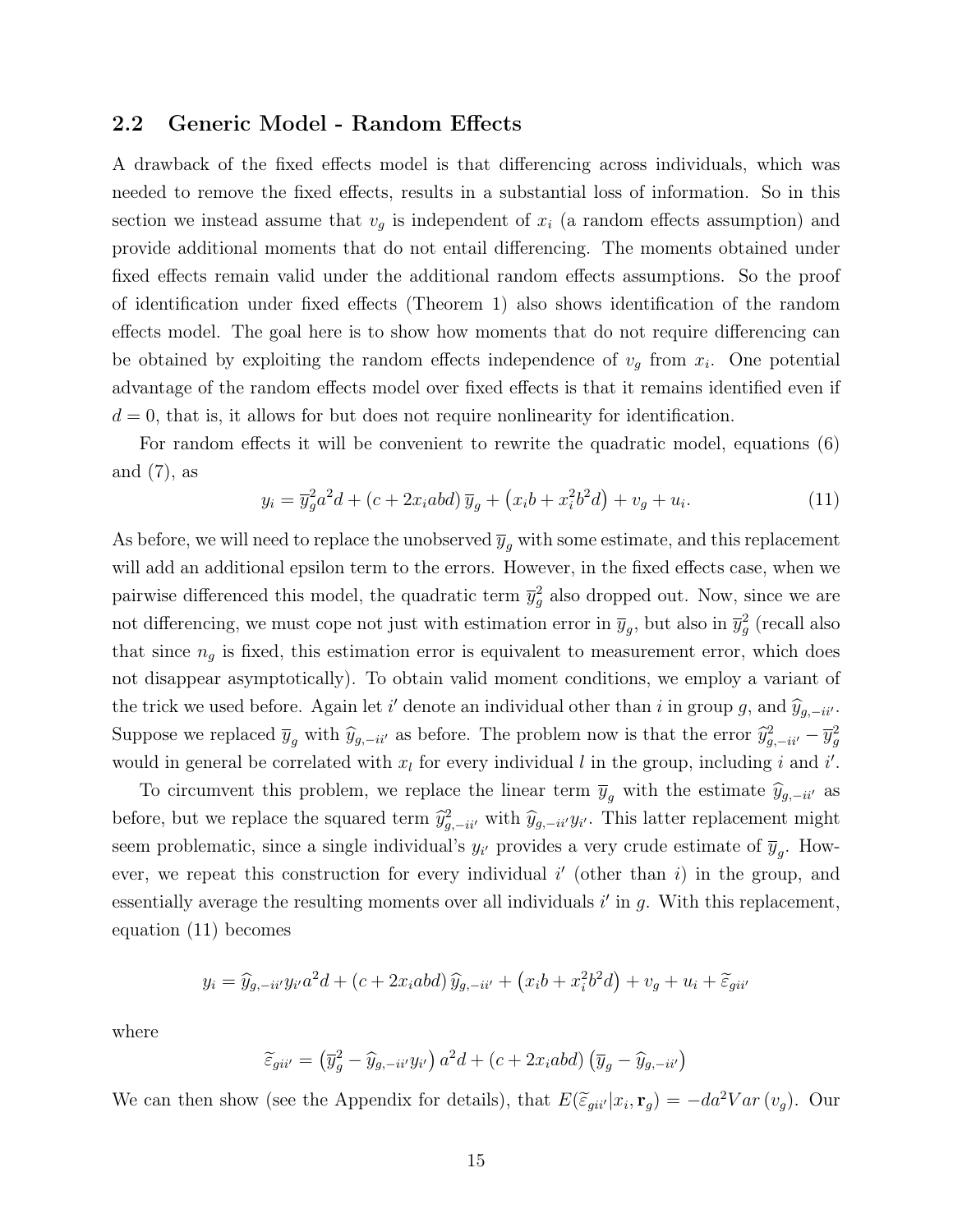## 2.2 Generic Model - Random Effects

A drawback of the fixed effects model is that differencing across individuals, which was needed to remove the fixed effects, results in a substantial loss of information. So in this section we instead assume that $v_g$ is independent of $x_i$ (a random effects assumption) and provide additional moments that do not entail differencing. The moments obtained under fixed effects remain valid under the additional random effects assumptions. So the proof of identification under fixed effects (Theorem 1) also shows identification of the random effects model. The goal here is to show how moments that do not require differencing can be obtained by exploiting the random effects independence of $v_g$ from $x_i$. One potential advantage of the random effects model over fixed effects is that it remains identified even if $d = 0$, that is, it allows for but does not require nonlinearity for identification.

For random effects it will be convenient to rewrite the quadratic model, equations (6) and (7), as

$$y_i = \overline{y}_g^2 a^2 d + (c + 2x_i abd)\,\overline{y}_g + \left(x_i b + x_i^2 b^2 d\right) + v_g + u_i. \tag{11}$$

As before, we will need to replace the unobserved $\overline{y}_g$ with some estimate, and this replacement will add an additional epsilon term to the errors. However, in the fixed effects case, when we pairwise differenced this model, the quadratic term $\overline{y}_g^2$ also dropped out. Now, since we are not differencing, we must cope not just with estimation error in $\overline{y}_g$, but also in $\overline{y}_g^2$ (recall also that since $n_g$ is fixed, this estimation error is equivalent to measurement error, which does not disappear asymptotically). To obtain valid moment conditions, we employ a variant of the trick we used before. Again let $i'$ denote an individual other than $i$ in group $g$, and $\widehat{y}_{g,-ii'}$. Suppose we replaced $\overline{y}_g$ with $\widehat{y}_{g,-ii'}$ as before. The problem now is that the error $\widehat{y}_{g,-ii'}^2 - \overline{y}_g^2$ would in general be correlated with $x_l$ for every individual $l$ in the group, including $i$ and $i'$.

To circumvent this problem, we replace the linear term $\overline{y}_g$ with the estimate $\widehat{y}_{g,-ii'}$ as before, but we replace the squared term $\widehat{y}_{g,-ii'}^2$ with $\widehat{y}_{g,-ii'} y_{i'}$. This latter replacement might seem problematic, since a single individual's $y_{i'}$ provides a very crude estimate of $\overline{y}_g$. However, we repeat this construction for every individual $i'$ (other than $i$) in the group, and essentially average the resulting moments over all individuals $i'$ in $g$. With this replacement, equation (11) becomes

$$y_i = \widehat{y}_{g,-ii'} y_{i'} a^2 d + (c + 2x_i abd)\,\widehat{y}_{g,-ii'} + \left(x_i b + x_i^2 b^2 d\right) + v_g + u_i + \widetilde{\varepsilon}_{gii'}$$

where

$$\widetilde{\varepsilon}_{gii'} = \left(\overline{y}_g^2 - \widehat{y}_{g,-ii'} y_{i'}\right) a^2 d + (c + 2x_i abd)\left(\overline{y}_g - \widehat{y}_{g,-ii'}\right)$$

We can then show (see the Appendix for details), that $E(\widetilde{\varepsilon}_{gii'} | x_i, \mathbf{r}_g) = -da^2 Var\,(v_g)$. Our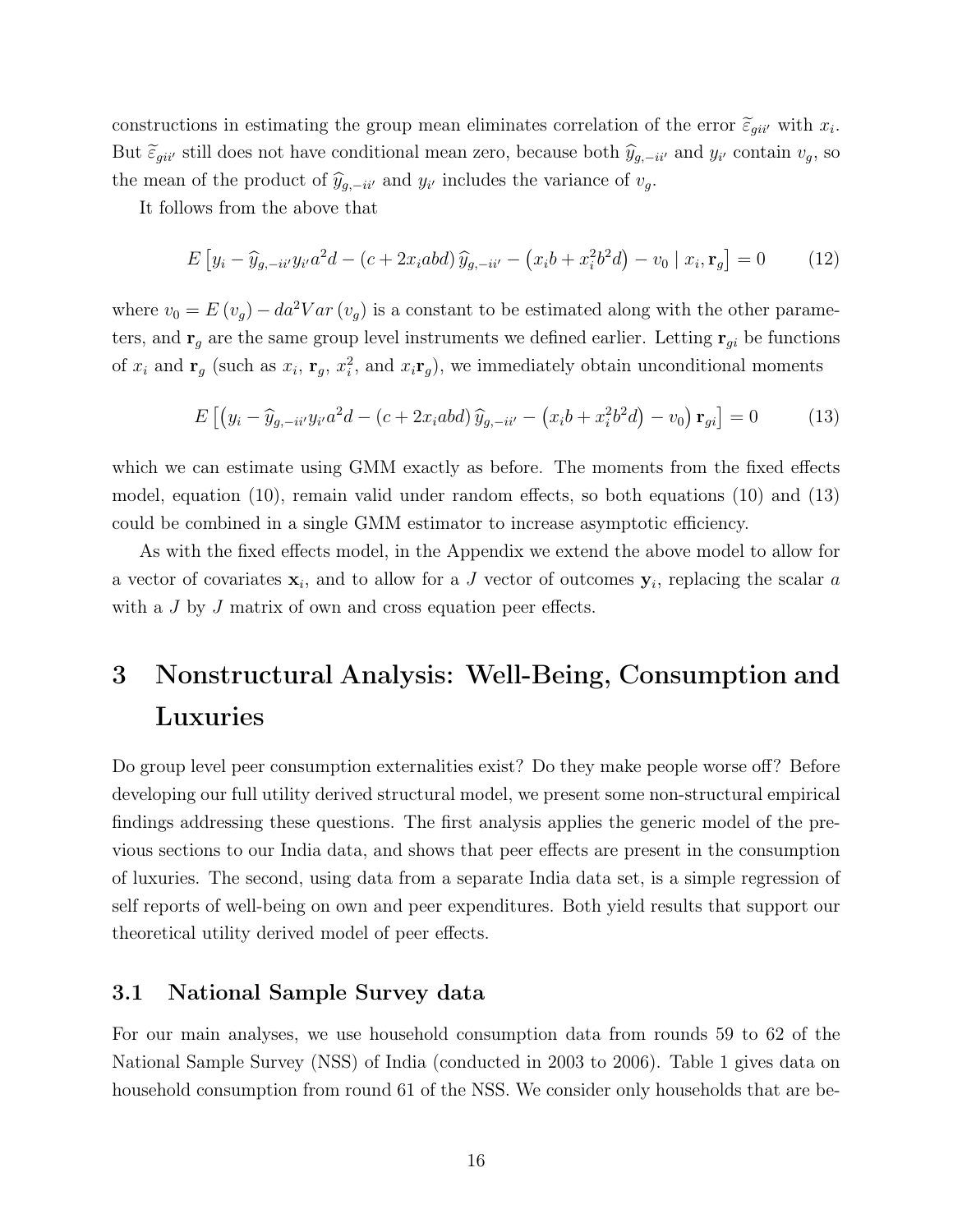constructions in estimating the group mean eliminates correlation of the error $\widetilde{\varepsilon}_{gii'}$ with $x_i$. But $\widetilde{\varepsilon}_{gii'}$ still does not have conditional mean zero, because both $\widehat{y}_{g,-ii'}$ and $y_{i'}$ contain $v_g$, so the mean of the product of $\widehat{y}_{g,-ii'}$ and $y_{i'}$ includes the variance of $v_g$.

It follows from the above that

$$E\left[y_i - \widehat{y}_{g,-ii'} y_{i'} a^2 d - (c + 2x_i abd)\, \widehat{y}_{g,-ii'} - \left(x_i b + x_i^2 b^2 d\right) - v_0 \mid x_i, \mathbf{r}_g\right] = 0 \tag{12}$$

where $v_0 = E(v_g) - da^2 Var(v_g)$ is a constant to be estimated along with the other parameters, and $\mathbf{r}_g$ are the same group level instruments we defined earlier. Letting $\mathbf{r}_{gi}$ be functions of $x_i$ and $\mathbf{r}_g$ (such as $x_i$, $\mathbf{r}_g$, $x_i^2$, and $x_i\mathbf{r}_g$), we immediately obtain unconditional moments

$$E\left[\left(y_i - \widehat{y}_{g,-ii'} y_{i'} a^2 d - (c + 2x_i abd)\, \widehat{y}_{g,-ii'} - \left(x_i b + x_i^2 b^2 d\right) - v_0\right) \mathbf{r}_{gi}\right] = 0 \tag{13}$$

which we can estimate using GMM exactly as before. The moments from the fixed effects model, equation (10), remain valid under random effects, so both equations (10) and (13) could be combined in a single GMM estimator to increase asymptotic efficiency.

As with the fixed effects model, in the Appendix we extend the above model to allow for a vector of covariates $\mathbf{x}_i$, and to allow for a $J$ vector of outcomes $\mathbf{y}_i$, replacing the scalar $a$ with a $J$ by $J$ matrix of own and cross equation peer effects.

# 3 Nonstructural Analysis: Well-Being, Consumption and Luxuries

Do group level peer consumption externalities exist? Do they make people worse off? Before developing our full utility derived structural model, we present some non-structural empirical findings addressing these questions. The first analysis applies the generic model of the previous sections to our India data, and shows that peer effects are present in the consumption of luxuries. The second, using data from a separate India data set, is a simple regression of self reports of well-being on own and peer expenditures. Both yield results that support our theoretical utility derived model of peer effects.

## 3.1 National Sample Survey data

For our main analyses, we use household consumption data from rounds 59 to 62 of the National Sample Survey (NSS) of India (conducted in 2003 to 2006). Table 1 gives data on household consumption from round 61 of the NSS. We consider only households that are be-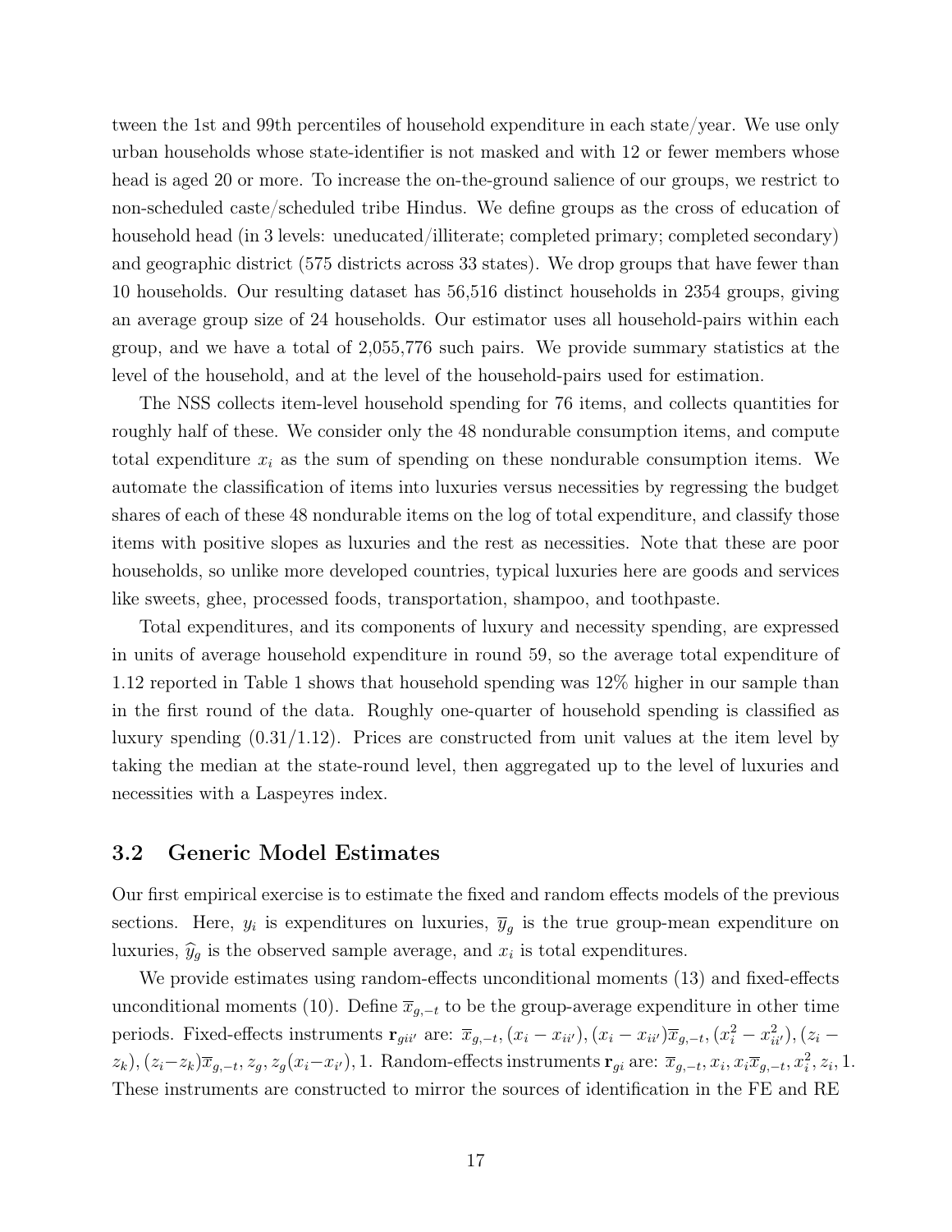tween the 1st and 99th percentiles of household expenditure in each state/year. We use only urban households whose state-identifier is not masked and with 12 or fewer members whose head is aged 20 or more. To increase the on-the-ground salience of our groups, we restrict to non-scheduled caste/scheduled tribe Hindus. We define groups as the cross of education of household head (in 3 levels: uneducated/illiterate; completed primary; completed secondary) and geographic district (575 districts across 33 states). We drop groups that have fewer than 10 households. Our resulting dataset has 56,516 distinct households in 2354 groups, giving an average group size of 24 households. Our estimator uses all household-pairs within each group, and we have a total of 2,055,776 such pairs. We provide summary statistics at the level of the household, and at the level of the household-pairs used for estimation.

The NSS collects item-level household spending for 76 items, and collects quantities for roughly half of these. We consider only the 48 nondurable consumption items, and compute total expenditure $x_i$ as the sum of spending on these nondurable consumption items. We automate the classification of items into luxuries versus necessities by regressing the budget shares of each of these 48 nondurable items on the log of total expenditure, and classify those items with positive slopes as luxuries and the rest as necessities. Note that these are poor households, so unlike more developed countries, typical luxuries here are goods and services like sweets, ghee, processed foods, transportation, shampoo, and toothpaste.

Total expenditures, and its components of luxury and necessity spending, are expressed in units of average household expenditure in round 59, so the average total expenditure of 1.12 reported in Table 1 shows that household spending was 12% higher in our sample than in the first round of the data. Roughly one-quarter of household spending is classified as luxury spending (0.31/1.12). Prices are constructed from unit values at the item level by taking the median at the state-round level, then aggregated up to the level of luxuries and necessities with a Laspeyres index.

## 3.2 Generic Model Estimates

Our first empirical exercise is to estimate the fixed and random effects models of the previous sections. Here, $y_i$ is expenditures on luxuries, $\overline{y}_g$ is the true group-mean expenditure on luxuries, $\widehat{y}_g$ is the observed sample average, and $x_i$ is total expenditures.

We provide estimates using random-effects unconditional moments (13) and fixed-effects unconditional moments (10). Define $\overline{x}_{g,-t}$ to be the group-average expenditure in other time periods. Fixed-effects instruments $\mathbf{r}_{gii'}$ are: $\overline{x}_{g,-t}, (x_i - x_{ii'}), (x_i - x_{ii'})\overline{x}_{g,-t}, (x_i^2 - x_{ii'}^2), (z_i - z_k), (z_i - z_k)\overline{x}_{g,-t}, z_g, z_g(x_i - x_{i'}), 1$. Random-effects instruments $\mathbf{r}_{gi}$ are: $\overline{x}_{g,-t}, x_i, x_i\overline{x}_{g,-t}, x_i^2, z_i, 1$. These instruments are constructed to mirror the sources of identification in the FE and RE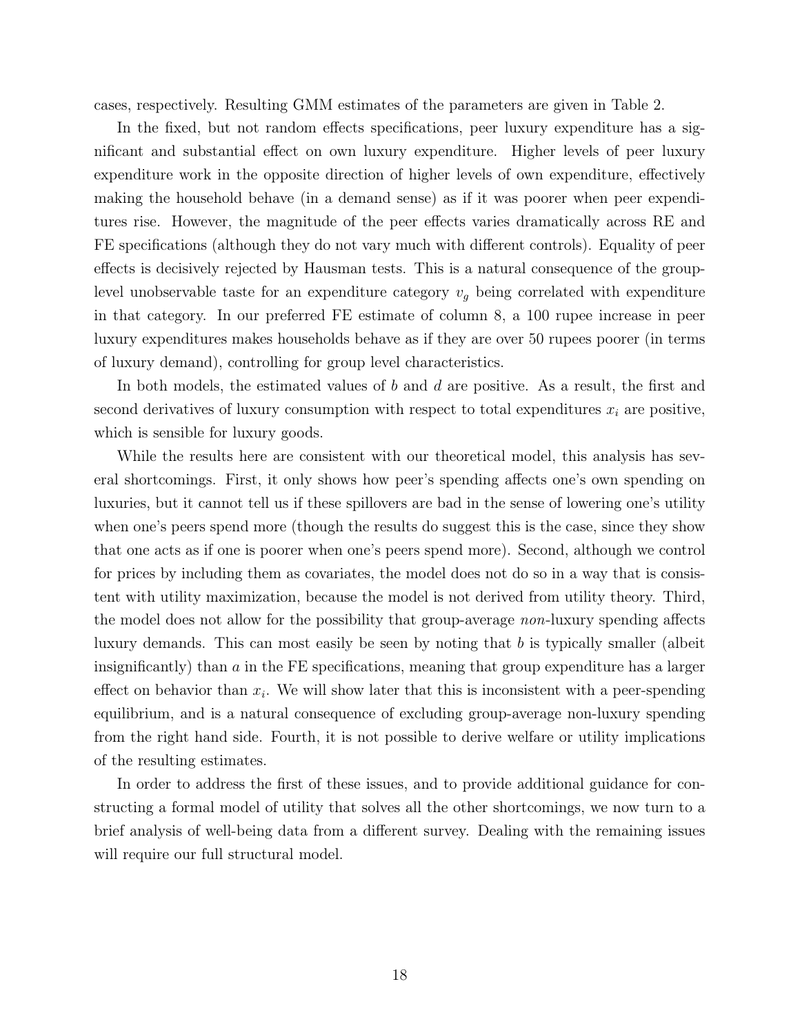cases, respectively. Resulting GMM estimates of the parameters are given in Table 2.

In the fixed, but not random effects specifications, peer luxury expenditure has a significant and substantial effect on own luxury expenditure. Higher levels of peer luxury expenditure work in the opposite direction of higher levels of own expenditure, effectively making the household behave (in a demand sense) as if it was poorer when peer expenditures rise. However, the magnitude of the peer effects varies dramatically across RE and FE specifications (although they do not vary much with different controls). Equality of peer effects is decisively rejected by Hausman tests. This is a natural consequence of the group-level unobservable taste for an expenditure category $v_g$ being correlated with expenditure in that category. In our preferred FE estimate of column 8, a 100 rupee increase in peer luxury expenditures makes households behave as if they are over 50 rupees poorer (in terms of luxury demand), controlling for group level characteristics.

In both models, the estimated values of $b$ and $d$ are positive. As a result, the first and second derivatives of luxury consumption with respect to total expenditures $x_i$ are positive, which is sensible for luxury goods.

While the results here are consistent with our theoretical model, this analysis has several shortcomings. First, it only shows how peer's spending affects one's own spending on luxuries, but it cannot tell us if these spillovers are bad in the sense of lowering one's utility when one's peers spend more (though the results do suggest this is the case, since they show that one acts as if one is poorer when one's peers spend more). Second, although we control for prices by including them as covariates, the model does not do so in a way that is consistent with utility maximization, because the model is not derived from utility theory. Third, the model does not allow for the possibility that group-average *non*-luxury spending affects luxury demands. This can most easily be seen by noting that $b$ is typically smaller (albeit insignificantly) than $a$ in the FE specifications, meaning that group expenditure has a larger effect on behavior than $x_i$. We will show later that this is inconsistent with a peer-spending equilibrium, and is a natural consequence of excluding group-average non-luxury spending from the right hand side. Fourth, it is not possible to derive welfare or utility implications of the resulting estimates.

In order to address the first of these issues, and to provide additional guidance for constructing a formal model of utility that solves all the other shortcomings, we now turn to a brief analysis of well-being data from a different survey. Dealing with the remaining issues will require our full structural model.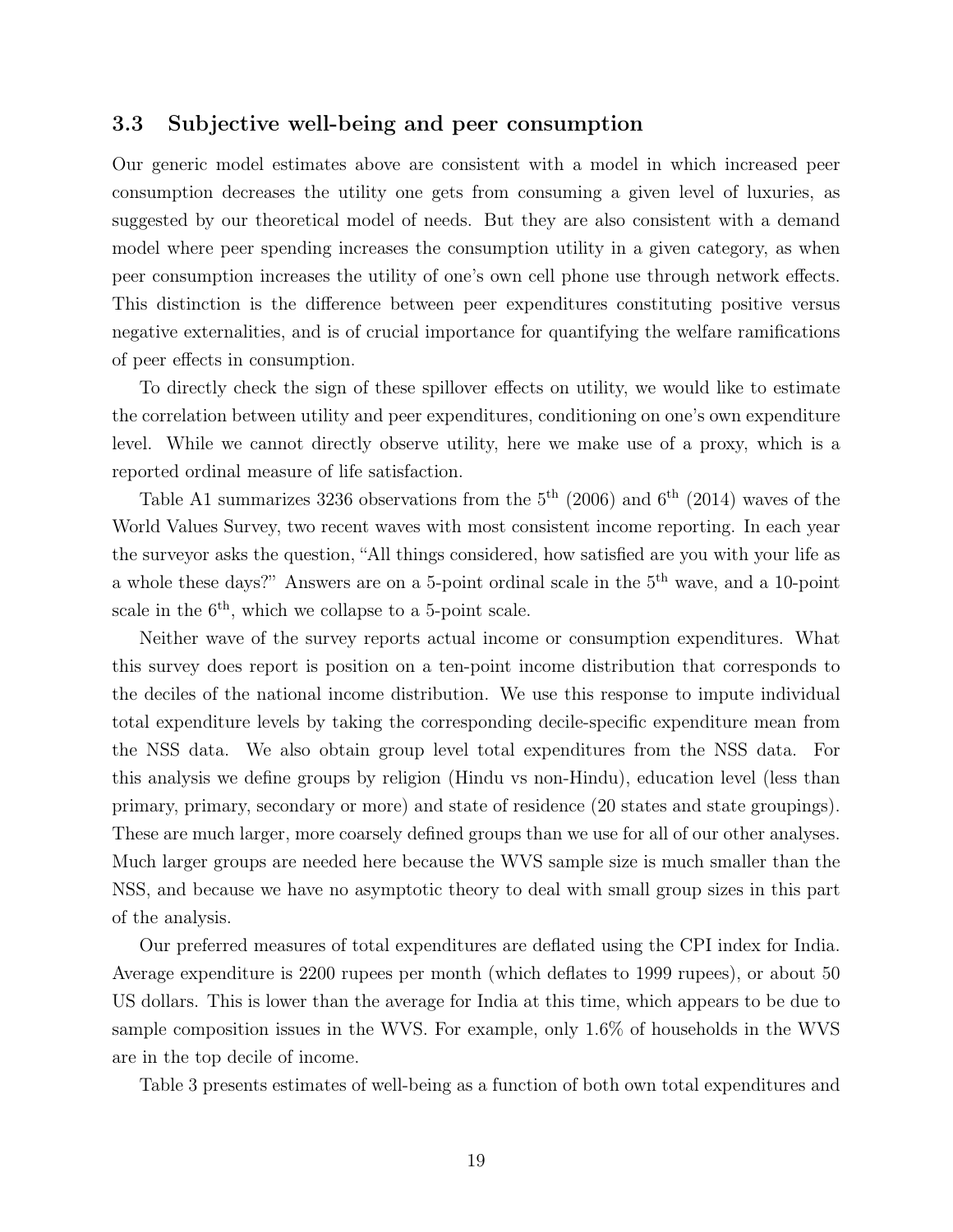### 3.3 Subjective well-being and peer consumption

Our generic model estimates above are consistent with a model in which increased peer consumption decreases the utility one gets from consuming a given level of luxuries, as suggested by our theoretical model of needs. But they are also consistent with a demand model where peer spending increases the consumption utility in a given category, as when peer consumption increases the utility of one's own cell phone use through network effects. This distinction is the difference between peer expenditures constituting positive versus negative externalities, and is of crucial importance for quantifying the welfare ramifications of peer effects in consumption.

To directly check the sign of these spillover effects on utility, we would like to estimate the correlation between utility and peer expenditures, conditioning on one's own expenditure level. While we cannot directly observe utility, here we make use of a proxy, which is a reported ordinal measure of life satisfaction.

Table A1 summarizes 3236 observations from the 5$^{\text{th}}$ (2006) and 6$^{\text{th}}$ (2014) waves of the World Values Survey, two recent waves with most consistent income reporting. In each year the surveyor asks the question, "All things considered, how satisfied are you with your life as a whole these days?" Answers are on a 5-point ordinal scale in the 5$^{\text{th}}$ wave, and a 10-point scale in the 6$^{\text{th}}$, which we collapse to a 5-point scale.

Neither wave of the survey reports actual income or consumption expenditures. What this survey does report is position on a ten-point income distribution that corresponds to the deciles of the national income distribution. We use this response to impute individual total expenditure levels by taking the corresponding decile-specific expenditure mean from the NSS data. We also obtain group level total expenditures from the NSS data. For this analysis we define groups by religion (Hindu vs non-Hindu), education level (less than primary, primary, secondary or more) and state of residence (20 states and state groupings). These are much larger, more coarsely defined groups than we use for all of our other analyses. Much larger groups are needed here because the WVS sample size is much smaller than the NSS, and because we have no asymptotic theory to deal with small group sizes in this part of the analysis.

Our preferred measures of total expenditures are deflated using the CPI index for India. Average expenditure is 2200 rupees per month (which deflates to 1999 rupees), or about 50 US dollars. This is lower than the average for India at this time, which appears to be due to sample composition issues in the WVS. For example, only 1.6% of households in the WVS are in the top decile of income.

Table 3 presents estimates of well-being as a function of both own total expenditures and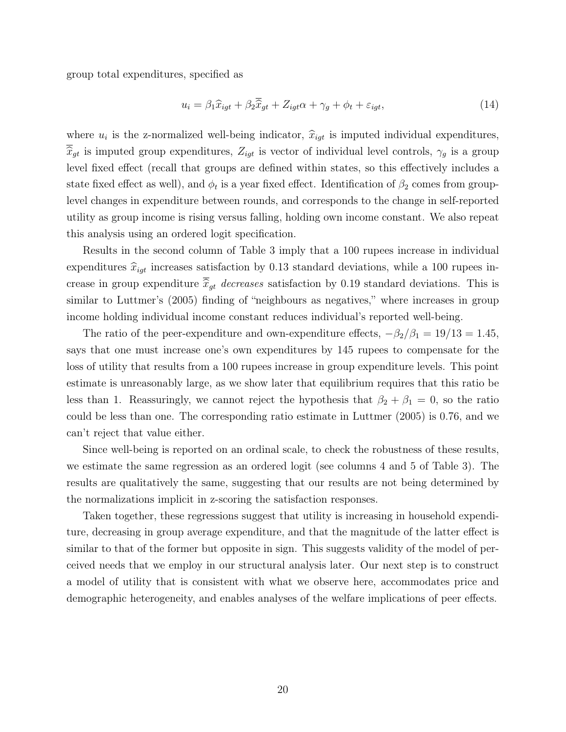group total expenditures, specified as

$$u_i = \beta_1 \widehat{x}_{igt} + \beta_2 \overline{\widehat{x}}_{gt} + Z_{igt}\alpha + \gamma_g + \phi_t + \varepsilon_{igt}, \tag{14}$$

where $u_i$ is the z-normalized well-being indicator, $\widehat{x}_{igt}$ is imputed individual expenditures, $\overline{\widehat{x}}_{gt}$ is imputed group expenditures, $Z_{igt}$ is vector of individual level controls, $\gamma_g$ is a group level fixed effect (recall that groups are defined within states, so this effectively includes a state fixed effect as well), and $\phi_t$ is a year fixed effect. Identification of $\beta_2$ comes from group-level changes in expenditure between rounds, and corresponds to the change in self-reported utility as group income is rising versus falling, holding own income constant. We also repeat this analysis using an ordered logit specification.

Results in the second column of Table 3 imply that a 100 rupees increase in individual expenditures $\widehat{x}_{igt}$ increases satisfaction by 0.13 standard deviations, while a 100 rupees increase in group expenditure $\overline{\widehat{x}}_{gt}$ *decreases* satisfaction by 0.19 standard deviations. This is similar to Luttmer's (2005) finding of "neighbours as negatives," where increases in group income holding individual income constant reduces individual's reported well-being.

The ratio of the peer-expenditure and own-expenditure effects, $-\beta_2/\beta_1 = 19/13 = 1.45$, says that one must increase one's own expenditures by 145 rupees to compensate for the loss of utility that results from a 100 rupees increase in group expenditure levels. This point estimate is unreasonably large, as we show later that equilibrium requires that this ratio be less than 1. Reassuringly, we cannot reject the hypothesis that $\beta_2 + \beta_1 = 0$, so the ratio could be less than one. The corresponding ratio estimate in Luttmer (2005) is 0.76, and we can't reject that value either.

Since well-being is reported on an ordinal scale, to check the robustness of these results, we estimate the same regression as an ordered logit (see columns 4 and 5 of Table 3). The results are qualitatively the same, suggesting that our results are not being determined by the normalizations implicit in z-scoring the satisfaction responses.

Taken together, these regressions suggest that utility is increasing in household expenditure, decreasing in group average expenditure, and that the magnitude of the latter effect is similar to that of the former but opposite in sign. This suggests validity of the model of perceived needs that we employ in our structural analysis later. Our next step is to construct a model of utility that is consistent with what we observe here, accommodates price and demographic heterogeneity, and enables analyses of the welfare implications of peer effects.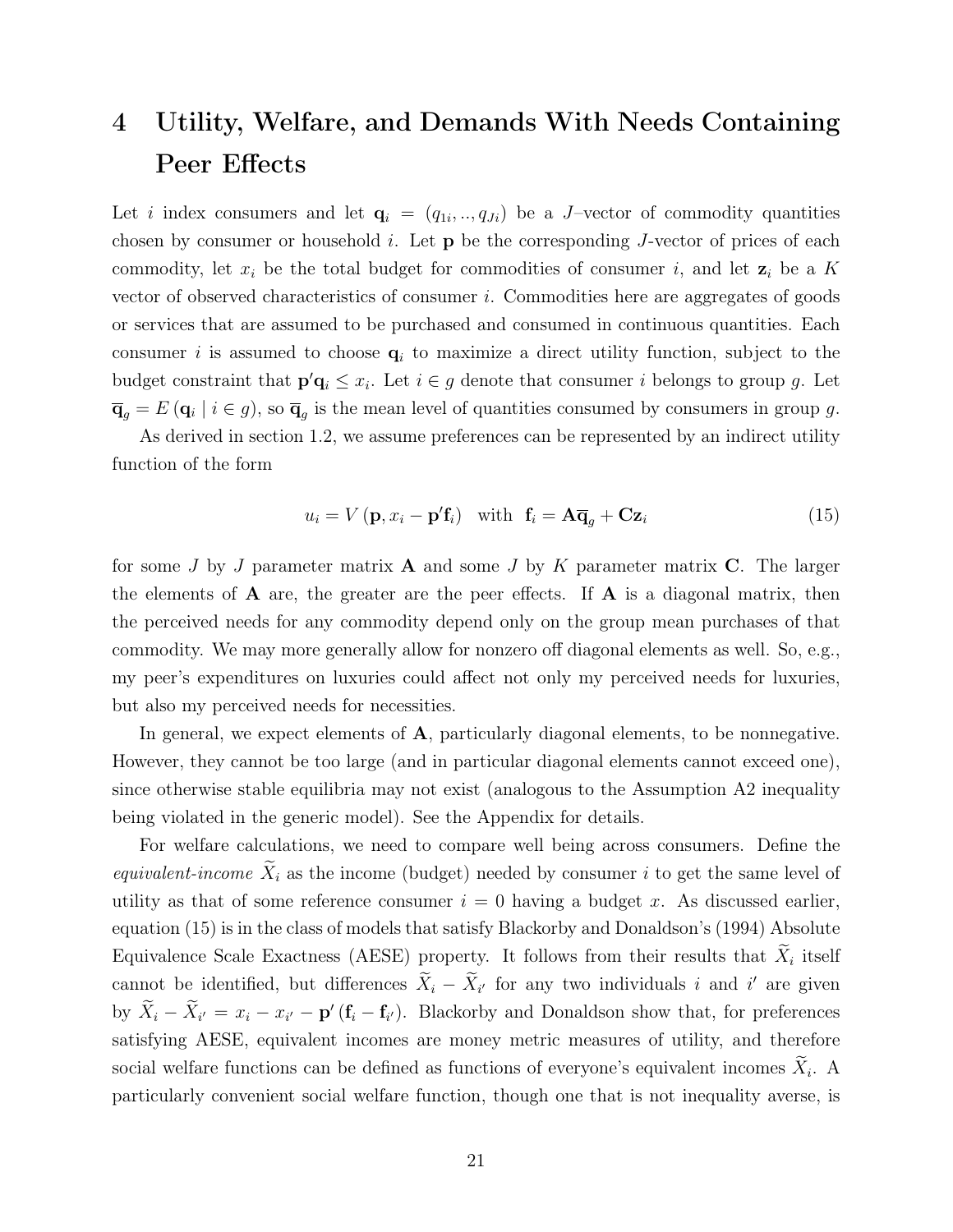# 4 Utility, Welfare, and Demands With Needs Containing Peer Effects

Let $i$ index consumers and let $\mathbf{q}_i = (q_{1i}, .., q_{Ji})$ be a $J$–vector of commodity quantities chosen by consumer or household $i$. Let $\mathbf{p}$ be the corresponding $J$-vector of prices of each commodity, let $x_i$ be the total budget for commodities of consumer $i$, and let $\mathbf{z}_i$ be a $K$ vector of observed characteristics of consumer $i$. Commodities here are aggregates of goods or services that are assumed to be purchased and consumed in continuous quantities. Each consumer $i$ is assumed to choose $\mathbf{q}_i$ to maximize a direct utility function, subject to the budget constraint that $\mathbf{p}'\mathbf{q}_i \leq x_i$. Let $i \in g$ denote that consumer $i$ belongs to group $g$. Let $\overline{\mathbf{q}}_g = E(\mathbf{q}_i \mid i \in g)$, so $\overline{\mathbf{q}}_g$ is the mean level of quantities consumed by consumers in group $g$.

As derived in section 1.2, we assume preferences can be represented by an indirect utility function of the form

$$u_i = V(\mathbf{p}, x_i - \mathbf{p}'\mathbf{f}_i) \quad \text{with} \quad \mathbf{f}_i = \mathbf{A}\overline{\mathbf{q}}_g + \mathbf{C}\mathbf{z}_i \tag{15}$$

for some $J$ by $J$ parameter matrix $\mathbf{A}$ and some $J$ by $K$ parameter matrix $\mathbf{C}$. The larger the elements of $\mathbf{A}$ are, the greater are the peer effects. If $\mathbf{A}$ is a diagonal matrix, then the perceived needs for any commodity depend only on the group mean purchases of that commodity. We may more generally allow for nonzero off diagonal elements as well. So, e.g., my peer's expenditures on luxuries could affect not only my perceived needs for luxuries, but also my perceived needs for necessities.

In general, we expect elements of $\mathbf{A}$, particularly diagonal elements, to be nonnegative. However, they cannot be too large (and in particular diagonal elements cannot exceed one), since otherwise stable equilibria may not exist (analogous to the Assumption A2 inequality being violated in the generic model). See the Appendix for details.

For welfare calculations, we need to compare well being across consumers. Define the *equivalent-income* $\widetilde{X}_i$ as the income (budget) needed by consumer $i$ to get the same level of utility as that of some reference consumer $i = 0$ having a budget $x$. As discussed earlier, equation (15) is in the class of models that satisfy Blackorby and Donaldson's (1994) Absolute Equivalence Scale Exactness (AESE) property. It follows from their results that $\widetilde{X}_i$ itself cannot be identified, but differences $\widetilde{X}_i - \widetilde{X}_{i'}$ for any two individuals $i$ and $i'$ are given by $\widetilde{X}_i - \widetilde{X}_{i'} = x_i - x_{i'} - \mathbf{p}'(\mathbf{f}_i - \mathbf{f}_{i'})$. Blackorby and Donaldson show that, for preferences satisfying AESE, equivalent incomes are money metric measures of utility, and therefore social welfare functions can be defined as functions of everyone's equivalent incomes $\widetilde{X}_i$. A particularly convenient social welfare function, though one that is not inequality averse, is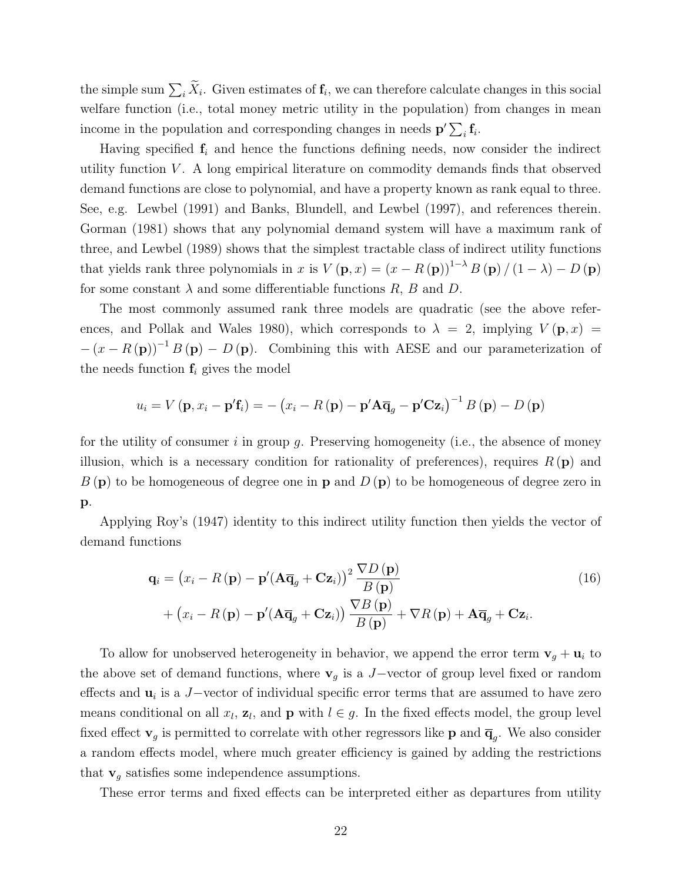the simple sum $\sum_i \widetilde{X}_i$. Given estimates of $\mathbf{f}_i$, we can therefore calculate changes in this social welfare function (i.e., total money metric utility in the population) from changes in mean income in the population and corresponding changes in needs $\mathbf{p}' \sum_i \mathbf{f}_i$.

Having specified $\mathbf{f}_i$ and hence the functions defining needs, now consider the indirect utility function $V$. A long empirical literature on commodity demands finds that observed demand functions are close to polynomial, and have a property known as rank equal to three. See, e.g. Lewbel (1991) and Banks, Blundell, and Lewbel (1997), and references therein. Gorman (1981) shows that any polynomial demand system will have a maximum rank of three, and Lewbel (1989) shows that the simplest tractable class of indirect utility functions that yields rank three polynomials in $x$ is $V(\mathbf{p}, x) = (x - R(\mathbf{p}))^{1-\lambda} B(\mathbf{p}) / (1 - \lambda) - D(\mathbf{p})$ for some constant $\lambda$ and some differentiable functions $R$, $B$ and $D$.

The most commonly assumed rank three models are quadratic (see the above references, and Pollak and Wales 1980), which corresponds to $\lambda = 2$, implying $V(\mathbf{p}, x) = -(x - R(\mathbf{p}))^{-1} B(\mathbf{p}) - D(\mathbf{p})$. Combining this with AESE and our parameterization of the needs function $\mathbf{f}_i$ gives the model

$$u_i = V(\mathbf{p}, x_i - \mathbf{p}'\mathbf{f}_i) = -\left(x_i - R(\mathbf{p}) - \mathbf{p}'\mathbf{A}\overline{\mathbf{q}}_g - \mathbf{p}'\mathbf{C}\mathbf{z}_i\right)^{-1} B(\mathbf{p}) - D(\mathbf{p})$$

for the utility of consumer $i$ in group $g$. Preserving homogeneity (i.e., the absence of money illusion, which is a necessary condition for rationality of preferences), requires $R(\mathbf{p})$ and $B(\mathbf{p})$ to be homogeneous of degree one in $\mathbf{p}$ and $D(\mathbf{p})$ to be homogeneous of degree zero in $\mathbf{p}$.

Applying Roy's (1947) identity to this indirect utility function then yields the vector of demand functions

$$\begin{aligned}\mathbf{q}_i = &\left(x_i - R(\mathbf{p}) - \mathbf{p}'(\mathbf{A}\overline{\mathbf{q}}_g + \mathbf{C}\mathbf{z}_i)\right)^2 \frac{\nabla D(\mathbf{p})}{B(\mathbf{p})} \\ &+ \left(x_i - R(\mathbf{p}) - \mathbf{p}'(\mathbf{A}\overline{\mathbf{q}}_g + \mathbf{C}\mathbf{z}_i)\right) \frac{\nabla B(\mathbf{p})}{B(\mathbf{p})} + \nabla R(\mathbf{p}) + \mathbf{A}\overline{\mathbf{q}}_g + \mathbf{C}\mathbf{z}_i.\end{aligned} \tag{16}$$

To allow for unobserved heterogeneity in behavior, we append the error term $\mathbf{v}_g + \mathbf{u}_i$ to the above set of demand functions, where $\mathbf{v}_g$ is a $J-$vector of group level fixed or random effects and $\mathbf{u}_i$ is a $J-$vector of individual specific error terms that are assumed to have zero means conditional on all $x_l$, $\mathbf{z}_l$, and $\mathbf{p}$ with $l \in g$. In the fixed effects model, the group level fixed effect $\mathbf{v}_g$ is permitted to correlate with other regressors like $\mathbf{p}$ and $\overline{\mathbf{q}}_g$. We also consider a random effects model, where much greater efficiency is gained by adding the restrictions that $\mathbf{v}_g$ satisfies some independence assumptions.

These error terms and fixed effects can be interpreted either as departures from utility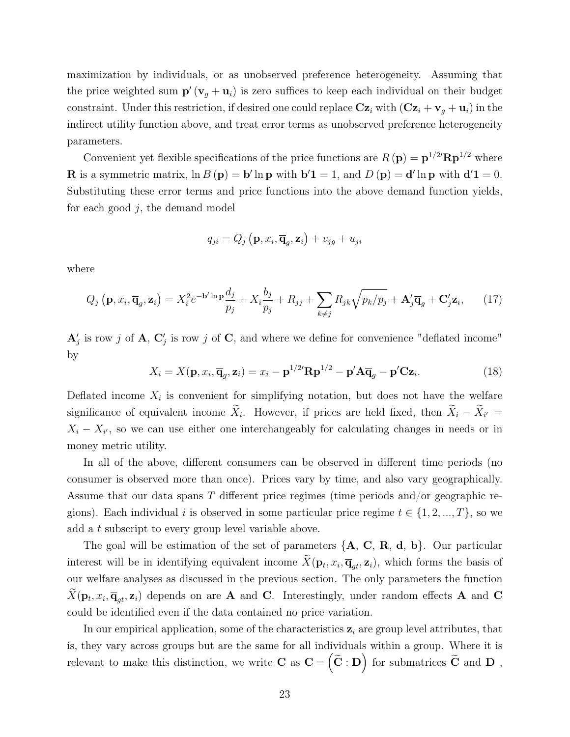maximization by individuals, or as unobserved preference heterogeneity. Assuming that the price weighted sum $\mathbf{p}'(\mathbf{v}_g + \mathbf{u}_i)$ is zero suffices to keep each individual on their budget constraint. Under this restriction, if desired one could replace $\mathbf{C}\mathbf{z}_i$ with $(\mathbf{C}\mathbf{z}_i + \mathbf{v}_g + \mathbf{u}_i)$ in the indirect utility function above, and treat error terms as unobserved preference heterogeneity parameters.

Convenient yet flexible specifications of the price functions are $R(\mathbf{p}) = \mathbf{p}^{1/2\prime}\mathbf{R}\mathbf{p}^{1/2}$ where $\mathbf{R}$ is a symmetric matrix, $\ln B(\mathbf{p}) = \mathbf{b}' \ln \mathbf{p}$ with $\mathbf{b}'\mathbf{1} = 1$, and $D(\mathbf{p}) = \mathbf{d}' \ln \mathbf{p}$ with $\mathbf{d}'\mathbf{1} = 0$. Substituting these error terms and price functions into the above demand function yields, for each good $j$, the demand model

$$q_{ji} = Q_j\left(\mathbf{p}, x_i, \overline{\mathbf{q}}_g, \mathbf{z}_i\right) + v_{jg} + u_{ji}$$

where

$$Q_j\left(\mathbf{p}, x_i, \overline{\mathbf{q}}_g, \mathbf{z}_i\right) = X_i^2 e^{-\mathbf{b}' \ln \mathbf{p}} \frac{d_j}{p_j} + X_i \frac{b_j}{p_j} + R_{jj} + \sum_{k \neq j} R_{jk} \sqrt{p_k / p_j} + \mathbf{A}_j' \overline{\mathbf{q}}_g + \mathbf{C}_j' \mathbf{z}_i, \qquad (17)$$

$\mathbf{A}_j'$ is row $j$ of $\mathbf{A}$, $\mathbf{C}_j'$ is row $j$ of $\mathbf{C}$, and where we define for convenience "deflated income" by

$$X_i = X(\mathbf{p}, x_i, \overline{\mathbf{q}}_g, \mathbf{z}_i) = x_i - \mathbf{p}^{1/2\prime}\mathbf{R}\mathbf{p}^{1/2} - \mathbf{p}'\mathbf{A}\overline{\mathbf{q}}_g - \mathbf{p}'\mathbf{C}\mathbf{z}_i. \qquad (18)$$

Deflated income $X_i$ is convenient for simplifying notation, but does not have the welfare significance of equivalent income $\widetilde{X}_i$. However, if prices are held fixed, then $\widetilde{X}_i - \widetilde{X}_{i'} = X_i - X_{i'}$, so we can use either one interchangeably for calculating changes in needs or in money metric utility.

In all of the above, different consumers can be observed in different time periods (no consumer is observed more than once). Prices vary by time, and also vary geographically. Assume that our data spans $T$ different price regimes (time periods and/or geographic regions). Each individual $i$ is observed in some particular price regime $t \in \{1, 2, ..., T\}$, so we add a $t$ subscript to every group level variable above.

The goal will be estimation of the set of parameters $\{\mathbf{A}, \mathbf{C}, \mathbf{R}, \mathbf{d}, \mathbf{b}\}$. Our particular interest will be in identifying equivalent income $\widetilde{X}(\mathbf{p}_t, x_i, \overline{\mathbf{q}}_{gt}, \mathbf{z}_i)$, which forms the basis of our welfare analyses as discussed in the previous section. The only parameters the function $\widetilde{X}(\mathbf{p}_t, x_i, \overline{\mathbf{q}}_{gt}, \mathbf{z}_i)$ depends on are $\mathbf{A}$ and $\mathbf{C}$. Interestingly, under random effects $\mathbf{A}$ and $\mathbf{C}$ could be identified even if the data contained no price variation.

In our empirical application, some of the characteristics $\mathbf{z}_i$ are group level attributes, that is, they vary across groups but are the same for all individuals within a group. Where it is relevant to make this distinction, we write $\mathbf{C}$ as $\mathbf{C} = \left(\widetilde{\mathbf{C}} : \mathbf{D}\right)$ for submatrices $\widetilde{\mathbf{C}}$ and $\mathbf{D}$ ,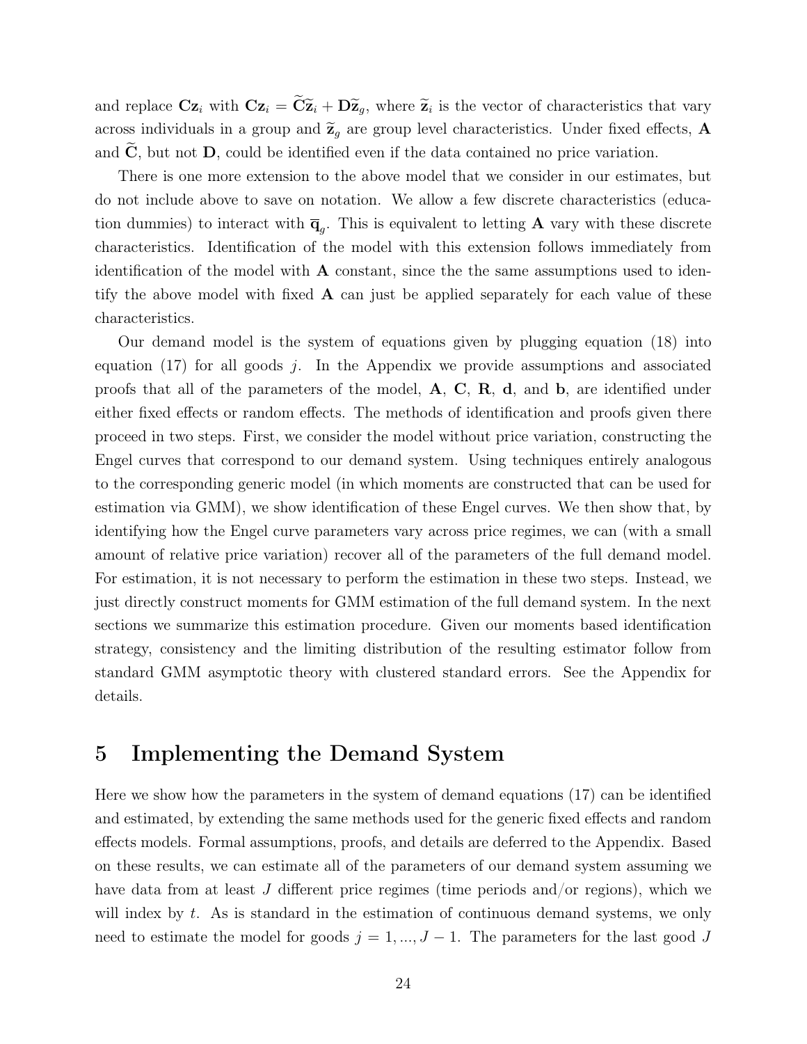and replace $\mathbf{C}\mathbf{z}_i$ with $\mathbf{C}\mathbf{z}_i = \widetilde{\mathbf{C}}\widetilde{\mathbf{z}}_i + \mathbf{D}\widetilde{\mathbf{z}}_g$, where $\widetilde{\mathbf{z}}_i$ is the vector of characteristics that vary across individuals in a group and $\widetilde{\mathbf{z}}_g$ are group level characteristics. Under fixed effects, $\mathbf{A}$ and $\widetilde{\mathbf{C}}$, but not $\mathbf{D}$, could be identified even if the data contained no price variation.

There is one more extension to the above model that we consider in our estimates, but do not include above to save on notation. We allow a few discrete characteristics (education dummies) to interact with $\overline{\mathbf{q}}_g$. This is equivalent to letting $\mathbf{A}$ vary with these discrete characteristics. Identification of the model with this extension follows immediately from identification of the model with $\mathbf{A}$ constant, since the the same assumptions used to identify the above model with fixed $\mathbf{A}$ can just be applied separately for each value of these characteristics.

Our demand model is the system of equations given by plugging equation (18) into equation (17) for all goods $j$. In the Appendix we provide assumptions and associated proofs that all of the parameters of the model, $\mathbf{A}$, $\mathbf{C}$, $\mathbf{R}$, $\mathbf{d}$, and $\mathbf{b}$, are identified under either fixed effects or random effects. The methods of identification and proofs given there proceed in two steps. First, we consider the model without price variation, constructing the Engel curves that correspond to our demand system. Using techniques entirely analogous to the corresponding generic model (in which moments are constructed that can be used for estimation via GMM), we show identification of these Engel curves. We then show that, by identifying how the Engel curve parameters vary across price regimes, we can (with a small amount of relative price variation) recover all of the parameters of the full demand model. For estimation, it is not necessary to perform the estimation in these two steps. Instead, we just directly construct moments for GMM estimation of the full demand system. In the next sections we summarize this estimation procedure. Given our moments based identification strategy, consistency and the limiting distribution of the resulting estimator follow from standard GMM asymptotic theory with clustered standard errors. See the Appendix for details.

# 5 Implementing the Demand System

Here we show how the parameters in the system of demand equations (17) can be identified and estimated, by extending the same methods used for the generic fixed effects and random effects models. Formal assumptions, proofs, and details are deferred to the Appendix. Based on these results, we can estimate all of the parameters of our demand system assuming we have data from at least $J$ different price regimes (time periods and/or regions), which we will index by $t$. As is standard in the estimation of continuous demand systems, we only need to estimate the model for goods $j = 1, ..., J - 1$. The parameters for the last good $J$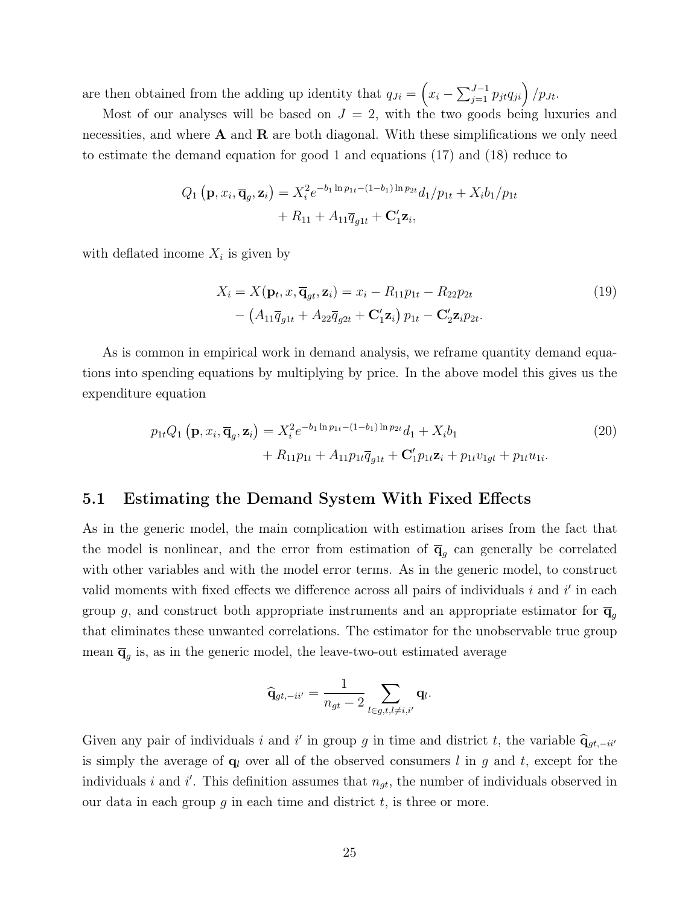are then obtained from the adding up identity that $q_{Ji} = \left(x_i - \sum_{j=1}^{J-1} p_{jt} q_{ji}\right) / p_{Jt}$.

Most of our analyses will be based on $J = 2$, with the two goods being luxuries and necessities, and where $\mathbf{A}$ and $\mathbf{R}$ are both diagonal. With these simplifications we only need to estimate the demand equation for good 1 and equations (17) and (18) reduce to

$$
\begin{aligned}
Q_1\left(\mathbf{p}, x_i, \overline{\mathbf{q}}_g, \mathbf{z}_i\right) &= X_i^2 e^{-b_1 \ln p_{1t} - (1-b_1)\ln p_{2t}} d_1 / p_{1t} + X_i b_1 / p_{1t} \\
&\quad + R_{11} + A_{11} \overline{q}_{g1t} + \mathbf{C}_1' \mathbf{z}_i,
\end{aligned}
$$

with deflated income $X_i$ is given by

$$
\begin{aligned}
X_i = X(\mathbf{p}_t, x, \overline{\mathbf{q}}_{gt}, \mathbf{z}_i) &= x_i - R_{11} p_{1t} - R_{22} p_{2t} \\
&\quad - \left(A_{11} \overline{q}_{g1t} + A_{22} \overline{q}_{g2t} + \mathbf{C}_1' \mathbf{z}_i\right) p_{1t} - \mathbf{C}_2' \mathbf{z}_i p_{2t}.
\end{aligned} \tag{19}
$$

As is common in empirical work in demand analysis, we reframe quantity demand equations into spending equations by multiplying by price. In the above model this gives us the expenditure equation

$$
\begin{aligned}
p_{1t} Q_1\left(\mathbf{p}, x_i, \overline{\mathbf{q}}_g, \mathbf{z}_i\right) &= X_i^2 e^{-b_1 \ln p_{1t} - (1-b_1)\ln p_{2t}} d_1 + X_i b_1 \\
&\quad + R_{11} p_{1t} + A_{11} p_{1t} \overline{q}_{g1t} + \mathbf{C}_1' p_{1t} \mathbf{z}_i + p_{1t} v_{1gt} + p_{1t} u_{1i}.
\end{aligned} \tag{20}
$$

## 5.1 Estimating the Demand System With Fixed Effects

As in the generic model, the main complication with estimation arises from the fact that the model is nonlinear, and the error from estimation of $\overline{\mathbf{q}}_g$ can generally be correlated with other variables and with the model error terms. As in the generic model, to construct valid moments with fixed effects we difference across all pairs of individuals $i$ and $i'$ in each group $g$, and construct both appropriate instruments and an appropriate estimator for $\overline{\mathbf{q}}_g$ that eliminates these unwanted correlations. The estimator for the unobservable true group mean $\overline{\mathbf{q}}_g$ is, as in the generic model, the leave-two-out estimated average

$$
\widehat{\mathbf{q}}_{gt,-ii'} = \frac{1}{n_{gt} - 2} \sum_{l \in g,t, l \neq i,i'} \mathbf{q}_l.
$$

Given any pair of individuals $i$ and $i'$ in group $g$ in time and district $t$, the variable $\widehat{\mathbf{q}}_{gt,-ii'}$ is simply the average of $\mathbf{q}_l$ over all of the observed consumers $l$ in $g$ and $t$, except for the individuals $i$ and $i'$. This definition assumes that $n_{gt}$, the number of individuals observed in our data in each group $g$ in each time and district $t$, is three or more.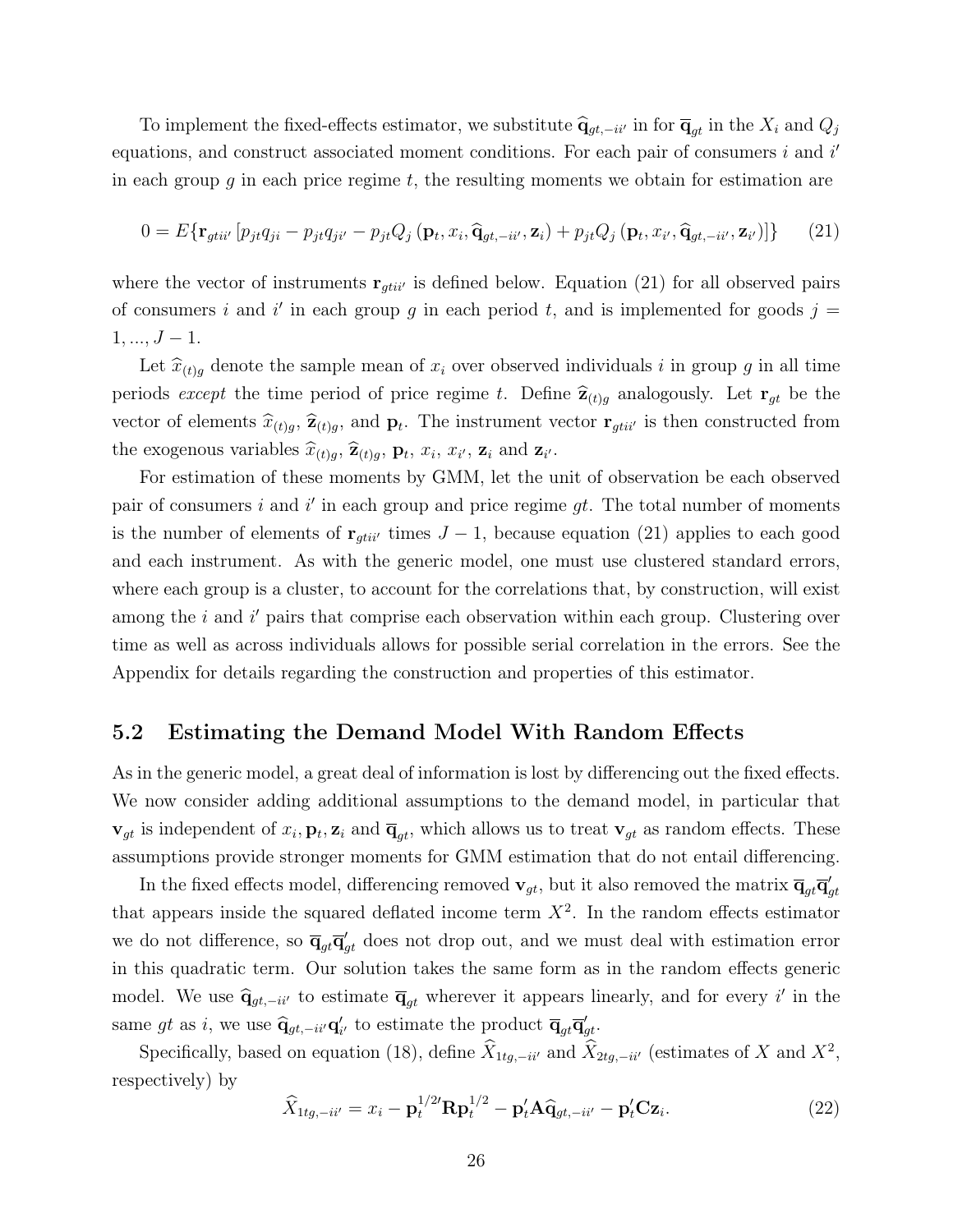To implement the fixed-effects estimator, we substitute $\widehat{\mathbf{q}}_{gt,-ii'}$ in for $\overline{\mathbf{q}}_{gt}$ in the $X_i$ and $Q_j$ equations, and construct associated moment conditions. For each pair of consumers $i$ and $i'$ in each group $g$ in each price regime $t$, the resulting moments we obtain for estimation are

$$0 = E\{\mathbf{r}_{gtii'} \left[ p_{jt}q_{ji} - p_{jt}q_{ji'} - p_{jt}Q_j \left( \mathbf{p}_t, x_i, \widehat{\mathbf{q}}_{gt,-ii'}, \mathbf{z}_i \right) + p_{jt}Q_j \left( \mathbf{p}_t, x_{i'}, \widehat{\mathbf{q}}_{gt,-ii'}, \mathbf{z}_{i'} \right) \right] \} \tag{21}$$

where the vector of instruments $\mathbf{r}_{gtii'}$ is defined below. Equation (21) for all observed pairs of consumers $i$ and $i'$ in each group $g$ in each period $t$, and is implemented for goods $j = 1, ..., J-1$.

Let $\widehat{x}_{(t)g}$ denote the sample mean of $x_i$ over observed individuals $i$ in group $g$ in all time periods *except* the time period of price regime $t$. Define $\widehat{\mathbf{z}}_{(t)g}$ analogously. Let $\mathbf{r}_{gt}$ be the vector of elements $\widehat{x}_{(t)g}$, $\widehat{\mathbf{z}}_{(t)g}$, and $\mathbf{p}_t$. The instrument vector $\mathbf{r}_{gtii'}$ is then constructed from the exogenous variables $\widehat{x}_{(t)g}$, $\widehat{\mathbf{z}}_{(t)g}$, $\mathbf{p}_t$, $x_i$, $x_{i'}$, $\mathbf{z}_i$ and $\mathbf{z}_{i'}$.

For estimation of these moments by GMM, let the unit of observation be each observed pair of consumers $i$ and $i'$ in each group and price regime $gt$. The total number of moments is the number of elements of $\mathbf{r}_{gtii'}$ times $J-1$, because equation (21) applies to each good and each instrument. As with the generic model, one must use clustered standard errors, where each group is a cluster, to account for the correlations that, by construction, will exist among the $i$ and $i'$ pairs that comprise each observation within each group. Clustering over time as well as across individuals allows for possible serial correlation in the errors. See the Appendix for details regarding the construction and properties of this estimator.

## 5.2 Estimating the Demand Model With Random Effects

As in the generic model, a great deal of information is lost by differencing out the fixed effects. We now consider adding additional assumptions to the demand model, in particular that $\mathbf{v}_{gt}$ is independent of $x_i, \mathbf{p}_t, \mathbf{z}_i$ and $\overline{\mathbf{q}}_{gt}$, which allows us to treat $\mathbf{v}_{gt}$ as random effects. These assumptions provide stronger moments for GMM estimation that do not entail differencing.

In the fixed effects model, differencing removed $\mathbf{v}_{gt}$, but it also removed the matrix $\overline{\mathbf{q}}_{gt}\overline{\mathbf{q}}_{gt}'$ that appears inside the squared deflated income term $X^2$. In the random effects estimator we do not difference, so $\overline{\mathbf{q}}_{gt}\overline{\mathbf{q}}_{gt}'$ does not drop out, and we must deal with estimation error in this quadratic term. Our solution takes the same form as in the random effects generic model. We use $\widehat{\mathbf{q}}_{gt,-ii'}$ to estimate $\overline{\mathbf{q}}_{gt}$ wherever it appears linearly, and for every $i'$ in the same $gt$ as $i$, we use $\widehat{\mathbf{q}}_{gt,-ii'}\mathbf{q}_{i'}'$ to estimate the product $\overline{\mathbf{q}}_{gt}\overline{\mathbf{q}}_{gt}'$.

Specifically, based on equation (18), define $\widehat{X}_{1tg,-ii'}$ and $\widehat{X}_{2tg,-ii'}$ (estimates of $X$ and $X^2$, respectively) by

$$\widehat{X}_{1tg,-ii'} = x_i - \mathbf{p}_t^{1/2\prime}\mathbf{R}\mathbf{p}_t^{1/2} - \mathbf{p}_t'\mathbf{A}\widehat{\mathbf{q}}_{gt,-ii'} - \mathbf{p}_t'\mathbf{C}\mathbf{z}_i. \tag{22}$$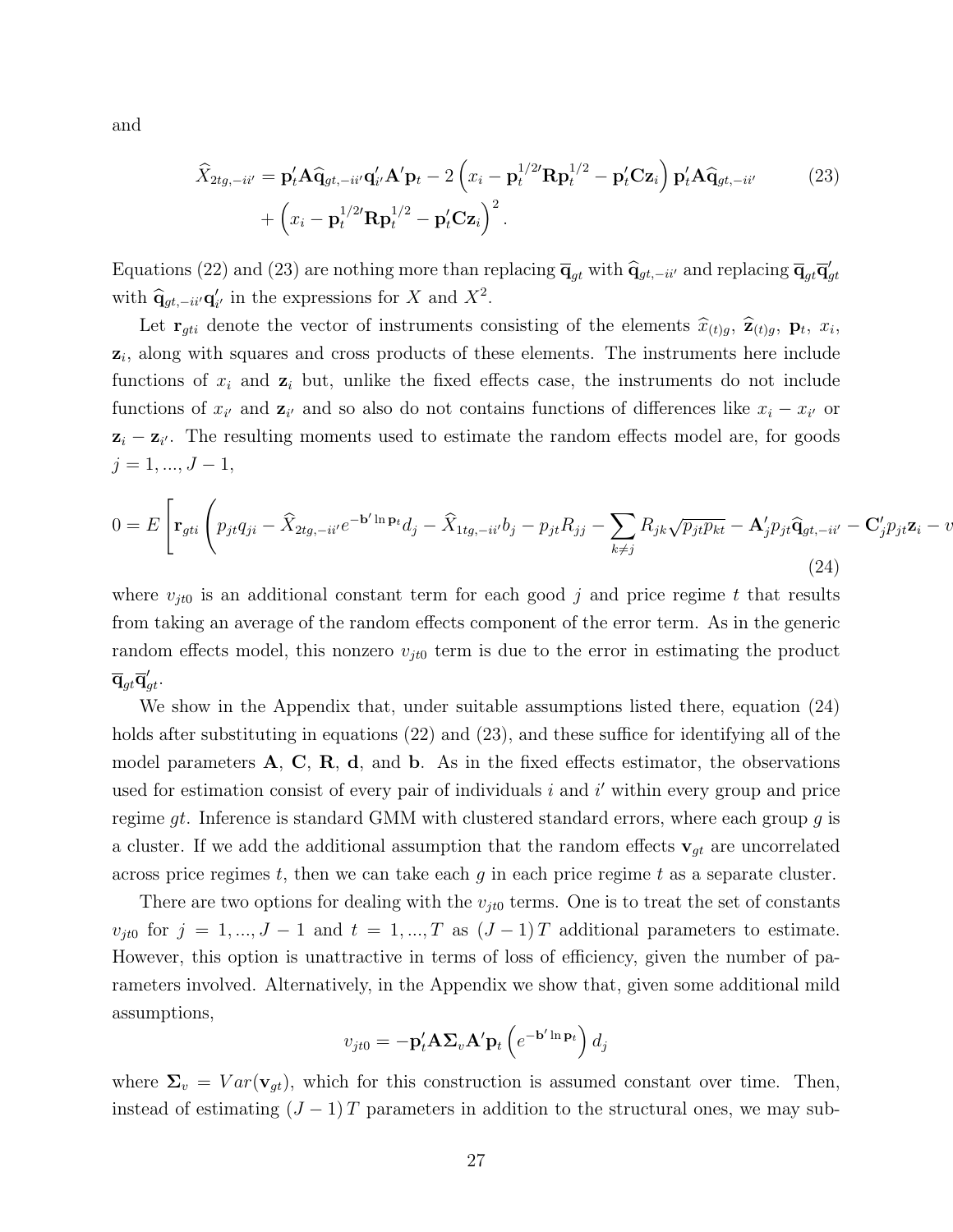and

$$
\widehat{X}_{2tg,-ii'} = \mathbf{p}_t'\mathbf{A}\widehat{\mathbf{q}}_{gt,-ii'}\mathbf{q}_{i'}'\mathbf{A}'\mathbf{p}_t - 2\left(x_i - \mathbf{p}_t^{1/2\prime}\mathbf{R}\mathbf{p}_t^{1/2} - \mathbf{p}_t'\mathbf{C}\mathbf{z}_i\right)\mathbf{p}_t'\mathbf{A}\widehat{\mathbf{q}}_{gt,-ii'} \qquad (23)
$$
$$
+\left(x_i - \mathbf{p}_t^{1/2\prime}\mathbf{R}\mathbf{p}_t^{1/2} - \mathbf{p}_t'\mathbf{C}\mathbf{z}_i\right)^2.
$$

Equations (22) and (23) are nothing more than replacing $\overline{\mathbf{q}}_{gt}$ with $\widehat{\mathbf{q}}_{gt,-ii'}$ and replacing $\overline{\mathbf{q}}_{gt}\overline{\mathbf{q}}_{gt}'$ with $\widehat{\mathbf{q}}_{gt,-ii'}\mathbf{q}_{i'}'$ in the expressions for $X$ and $X^2$.

Let $\mathbf{r}_{gti}$ denote the vector of instruments consisting of the elements $\widehat{x}_{(t)g}$, $\widehat{\mathbf{z}}_{(t)g}$, $\mathbf{p}_t$, $x_i$, $\mathbf{z}_i$, along with squares and cross products of these elements. The instruments here include functions of $x_i$ and $\mathbf{z}_i$ but, unlike the fixed effects case, the instruments do not include functions of $x_{i'}$ and $\mathbf{z}_{i'}$ and so also do not contains functions of differences like $x_i - x_{i'}$ or $\mathbf{z}_i - \mathbf{z}_{i'}$. The resulting moments used to estimate the random effects model are, for goods $j = 1, ..., J-1$,

$$
0 = E\left[\mathbf{r}_{gti}\left(p_{jt}q_{ji} - \widehat{X}_{2tg,-ii'}e^{-\mathbf{b}'\ln\mathbf{p}_t}d_j - \widehat{X}_{1tg,-ii'}b_j - p_{jt}R_{jj} - \sum_{k\neq j}R_{jk}\sqrt{p_{jt}p_{kt}} - \mathbf{A}_j'p_{jt}\widehat{\mathbf{q}}_{gt,-ii'} - \mathbf{C}_j'p_{jt}\mathbf{z}_i - v \right.\right. \qquad (24)
$$

where $v_{jt0}$ is an additional constant term for each good $j$ and price regime $t$ that results from taking an average of the random effects component of the error term. As in the generic random effects model, this nonzero $v_{jt0}$ term is due to the error in estimating the product $\overline{\mathbf{q}}_{gt}\overline{\mathbf{q}}_{gt}'$.

We show in the Appendix that, under suitable assumptions listed there, equation (24) holds after substituting in equations (22) and (23), and these suffice for identifying all of the model parameters $\mathbf{A}$, $\mathbf{C}$, $\mathbf{R}$, $\mathbf{d}$, and $\mathbf{b}$. As in the fixed effects estimator, the observations used for estimation consist of every pair of individuals $i$ and $i'$ within every group and price regime $gt$. Inference is standard GMM with clustered standard errors, where each group $g$ is a cluster. If we add the additional assumption that the random effects $\mathbf{v}_{gt}$ are uncorrelated across price regimes $t$, then we can take each $g$ in each price regime $t$ as a separate cluster.

There are two options for dealing with the $v_{jt0}$ terms. One is to treat the set of constants $v_{jt0}$ for $j = 1, ..., J-1$ and $t = 1, ..., T$ as $(J-1)T$ additional parameters to estimate. However, this option is unattractive in terms of loss of efficiency, given the number of parameters involved. Alternatively, in the Appendix we show that, given some additional mild assumptions,

$$
v_{jt0} = -\mathbf{p}_t'\mathbf{A}\mathbf{\Sigma}_v\mathbf{A}'\mathbf{p}_t\left(e^{-\mathbf{b}'\ln\mathbf{p}_t}\right)d_j
$$

where $\mathbf{\Sigma}_v = Var(\mathbf{v}_{gt})$, which for this construction is assumed constant over time. Then, instead of estimating $(J-1)T$ parameters in addition to the structural ones, we may sub-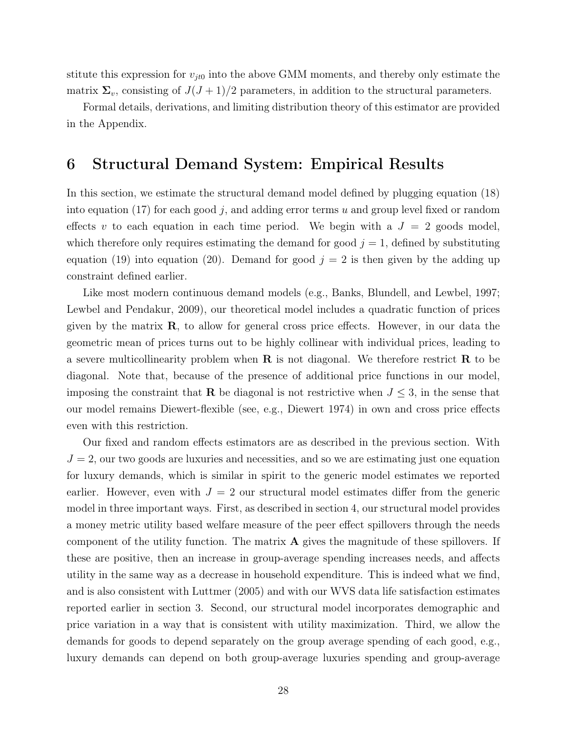stitute this expression for $v_{jt0}$ into the above GMM moments, and thereby only estimate the matrix $\mathbf{\Sigma}_v$, consisting of $J(J+1)/2$ parameters, in addition to the structural parameters.

Formal details, derivations, and limiting distribution theory of this estimator are provided in the Appendix.

# 6 Structural Demand System: Empirical Results

In this section, we estimate the structural demand model defined by plugging equation (18) into equation (17) for each good $j$, and adding error terms $u$ and group level fixed or random effects $v$ to each equation in each time period. We begin with a $J = 2$ goods model, which therefore only requires estimating the demand for good $j = 1$, defined by substituting equation (19) into equation (20). Demand for good $j = 2$ is then given by the adding up constraint defined earlier.

Like most modern continuous demand models (e.g., Banks, Blundell, and Lewbel, 1997; Lewbel and Pendakur, 2009), our theoretical model includes a quadratic function of prices given by the matrix $\mathbf{R}$, to allow for general cross price effects. However, in our data the geometric mean of prices turns out to be highly collinear with individual prices, leading to a severe multicollinearity problem when $\mathbf{R}$ is not diagonal. We therefore restrict $\mathbf{R}$ to be diagonal. Note that, because of the presence of additional price functions in our model, imposing the constraint that $\mathbf{R}$ be diagonal is not restrictive when $J \leq 3$, in the sense that our model remains Diewert-flexible (see, e.g., Diewert 1974) in own and cross price effects even with this restriction.

Our fixed and random effects estimators are as described in the previous section. With $J = 2$, our two goods are luxuries and necessities, and so we are estimating just one equation for luxury demands, which is similar in spirit to the generic model estimates we reported earlier. However, even with $J = 2$ our structural model estimates differ from the generic model in three important ways. First, as described in section 4, our structural model provides a money metric utility based welfare measure of the peer effect spillovers through the needs component of the utility function. The matrix $\mathbf{A}$ gives the magnitude of these spillovers. If these are positive, then an increase in group-average spending increases needs, and affects utility in the same way as a decrease in household expenditure. This is indeed what we find, and is also consistent with Luttmer (2005) and with our WVS data life satisfaction estimates reported earlier in section 3. Second, our structural model incorporates demographic and price variation in a way that is consistent with utility maximization. Third, we allow the demands for goods to depend separately on the group average spending of each good, e.g., luxury demands can depend on both group-average luxuries spending and group-average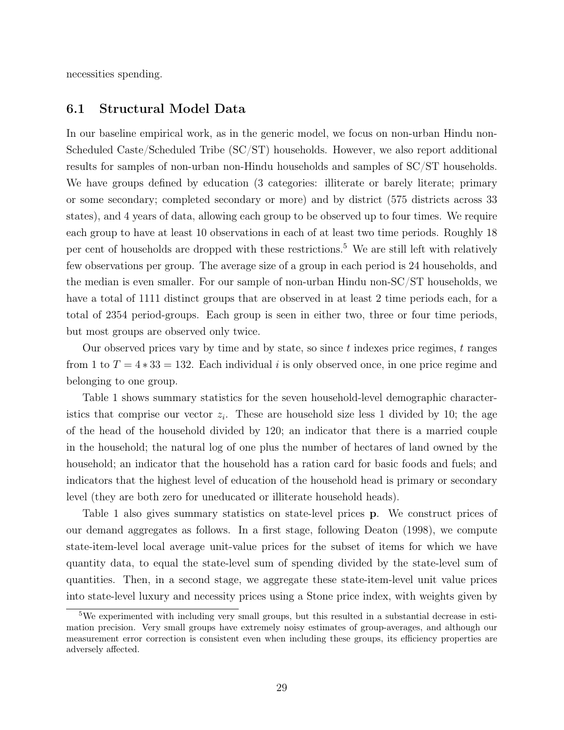necessities spending.

## 6.1 Structural Model Data

In our baseline empirical work, as in the generic model, we focus on non-urban Hindu non-Scheduled Caste/Scheduled Tribe (SC/ST) households. However, we also report additional results for samples of non-urban non-Hindu households and samples of SC/ST households. We have groups defined by education (3 categories: illiterate or barely literate; primary or some secondary; completed secondary or more) and by district (575 districts across 33 states), and 4 years of data, allowing each group to be observed up to four times. We require each group to have at least 10 observations in each of at least two time periods. Roughly 18 per cent of households are dropped with these restrictions.[5] We are still left with relatively few observations per group. The average size of a group in each period is 24 households, and the median is even smaller. For our sample of non-urban Hindu non-SC/ST households, we have a total of 1111 distinct groups that are observed in at least 2 time periods each, for a total of 2354 period-groups. Each group is seen in either two, three or four time periods, but most groups are observed only twice.

Our observed prices vary by time and by state, so since $t$ indexes price regimes, $t$ ranges from 1 to $T = 4 * 33 = 132$. Each individual $i$ is only observed once, in one price regime and belonging to one group.

Table 1 shows summary statistics for the seven household-level demographic characteristics that comprise our vector $z_i$. These are household size less 1 divided by 10; the age of the head of the household divided by 120; an indicator that there is a married couple in the household; the natural log of one plus the number of hectares of land owned by the household; an indicator that the household has a ration card for basic foods and fuels; and indicators that the highest level of education of the household head is primary or secondary level (they are both zero for uneducated or illiterate household heads).

Table 1 also gives summary statistics on state-level prices $\mathbf{p}$. We construct prices of our demand aggregates as follows. In a first stage, following Deaton (1998), we compute state-item-level local average unit-value prices for the subset of items for which we have quantity data, to equal the state-level sum of spending divided by the state-level sum of quantities. Then, in a second stage, we aggregate these state-item-level unit value prices into state-level luxury and necessity prices using a Stone price index, with weights given by

[5] We experimented with including very small groups, but this resulted in a substantial decrease in estimation precision. Very small groups have extremely noisy estimates of group-averages, and although our measurement error correction is consistent even when including these groups, its efficiency properties are adversely affected.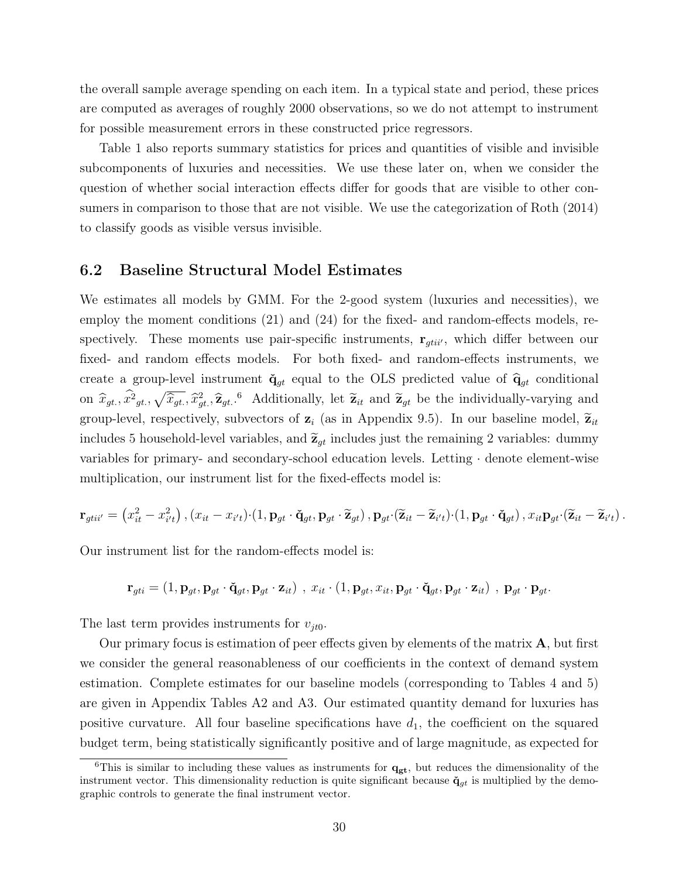the overall sample average spending on each item. In a typical state and period, these prices are computed as averages of roughly 2000 observations, so we do not attempt to instrument for possible measurement errors in these constructed price regressors.

Table 1 also reports summary statistics for prices and quantities of visible and invisible subcomponents of luxuries and necessities. We use these later on, when we consider the question of whether social interaction effects differ for goods that are visible to other consumers in comparison to those that are not visible. We use the categorization of Roth (2014) to classify goods as visible versus invisible.

## 6.2 Baseline Structural Model Estimates

We estimates all models by GMM. For the 2-good system (luxuries and necessities), we employ the moment conditions (21) and (24) for the fixed- and random-effects models, respectively. These moments use pair-specific instruments, $\mathbf{r}_{gtii'}$, which differ between our fixed- and random effects models. For both fixed- and random-effects instruments, we create a group-level instrument $\check{\mathbf{q}}_{gt}$ equal to the OLS predicted value of $\widehat{\mathbf{q}}_{gt}$ conditional on $\widehat{x}_{gt.}, \widehat{x^2}_{gt.}, \sqrt{\widehat{x}_{gt.}}, \widehat{x}^2_{gt.}, \widehat{\mathbf{z}}_{gt.}$.[6] Additionally, let $\widetilde{\mathbf{z}}_{it}$ and $\widetilde{\mathbf{z}}_{gt}$ be the individually-varying and group-level, respectively, subvectors of $\mathbf{z}_i$ (as in Appendix 9.5). In our baseline model, $\widetilde{\mathbf{z}}_{it}$ includes 5 household-level variables, and $\widetilde{\mathbf{z}}_{gt}$ includes just the remaining 2 variables: dummy variables for primary- and secondary-school education levels. Letting $\cdot$ denote element-wise multiplication, our instrument list for the fixed-effects model is:

$$\mathbf{r}_{gtii'} = \left(x_{it}^2 - x_{i't}^2\right), (x_{it} - x_{i't})\cdot(1, \mathbf{p}_{gt}\cdot\check{\mathbf{q}}_{gt}, \mathbf{p}_{gt}\cdot\widetilde{\mathbf{z}}_{gt}), \mathbf{p}_{gt}\cdot(\widetilde{\mathbf{z}}_{it} - \widetilde{\mathbf{z}}_{i't})\cdot(1, \mathbf{p}_{gt}\cdot\check{\mathbf{q}}_{gt}), x_{it}\mathbf{p}_{gt}\cdot(\widetilde{\mathbf{z}}_{it} - \widetilde{\mathbf{z}}_{i't}).$$

Our instrument list for the random-effects model is:

$$\mathbf{r}_{gti} = (1, \mathbf{p}_{gt}, \mathbf{p}_{gt}\cdot\check{\mathbf{q}}_{gt}, \mathbf{p}_{gt}\cdot\mathbf{z}_{it}) \ , \ x_{it}\cdot(1, \mathbf{p}_{gt}, x_{it}, \mathbf{p}_{gt}\cdot\check{\mathbf{q}}_{gt}, \mathbf{p}_{gt}\cdot\mathbf{z}_{it}) \ , \ \mathbf{p}_{gt}\cdot\mathbf{p}_{gt}.$$

The last term provides instruments for $v_{jt0}$.

Our primary focus is estimation of peer effects given by elements of the matrix $\mathbf{A}$, but first we consider the general reasonableness of our coefficients in the context of demand system estimation. Complete estimates for our baseline models (corresponding to Tables 4 and 5) are given in Appendix Tables A2 and A3. Our estimated quantity demand for luxuries has positive curvature. All four baseline specifications have $d_1$, the coefficient on the squared budget term, being statistically significantly positive and of large magnitude, as expected for

[6] This is similar to including these values as instruments for $\mathbf{q_{gt}}$, but reduces the dimensionality of the instrument vector. This dimensionality reduction is quite significant because $\check{\mathbf{q}}_{gt}$ is multiplied by the demographic controls to generate the final instrument vector.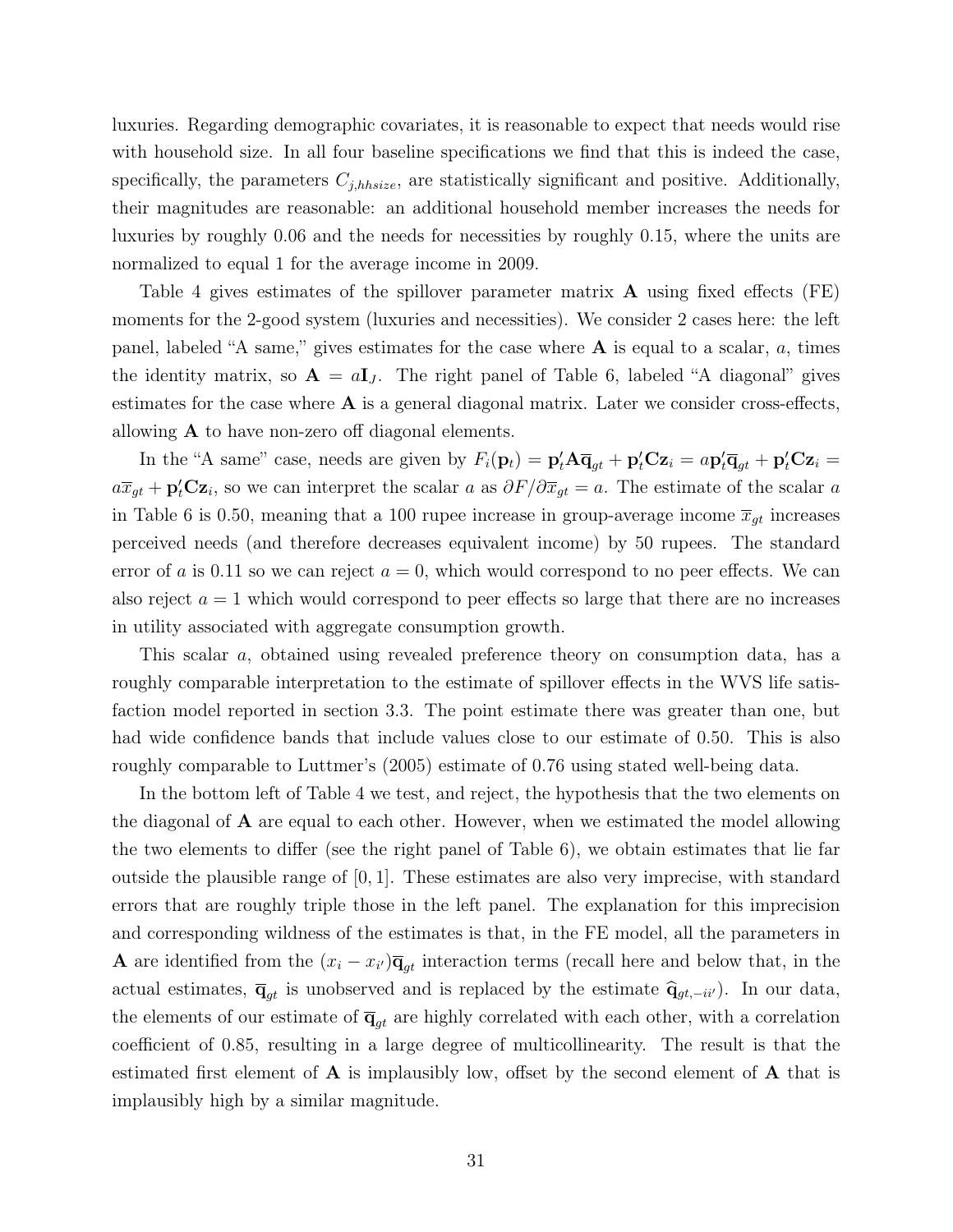luxuries. Regarding demographic covariates, it is reasonable to expect that needs would rise with household size. In all four baseline specifications we find that this is indeed the case, specifically, the parameters $C_{j,hhsize}$, are statistically significant and positive. Additionally, their magnitudes are reasonable: an additional household member increases the needs for luxuries by roughly 0.06 and the needs for necessities by roughly 0.15, where the units are normalized to equal 1 for the average income in 2009.

Table 4 gives estimates of the spillover parameter matrix $\mathbf{A}$ using fixed effects (FE) moments for the 2-good system (luxuries and necessities). We consider 2 cases here: the left panel, labeled "A same," gives estimates for the case where $\mathbf{A}$ is equal to a scalar, $a$, times the identity matrix, so $\mathbf{A} = a\mathbf{I}_J$. The right panel of Table 6, labeled "A diagonal" gives estimates for the case where $\mathbf{A}$ is a general diagonal matrix. Later we consider cross-effects, allowing $\mathbf{A}$ to have non-zero off diagonal elements.

In the "A same" case, needs are given by $F_i(\mathbf{p}_t) = \mathbf{p}_t'\mathbf{A}\overline{\mathbf{q}}_{gt} + \mathbf{p}_t'\mathbf{C}\mathbf{z}_i = a\mathbf{p}_t'\overline{\mathbf{q}}_{gt} + \mathbf{p}_t'\mathbf{C}\mathbf{z}_i = a\overline{x}_{gt} + \mathbf{p}_t'\mathbf{C}\mathbf{z}_i$, so we can interpret the scalar $a$ as $\partial F/\partial\overline{x}_{gt} = a$. The estimate of the scalar $a$ in Table 6 is 0.50, meaning that a 100 rupee increase in group-average income $\overline{x}_{gt}$ increases perceived needs (and therefore decreases equivalent income) by 50 rupees. The standard error of $a$ is 0.11 so we can reject $a = 0$, which would correspond to no peer effects. We can also reject $a = 1$ which would correspond to peer effects so large that there are no increases in utility associated with aggregate consumption growth.

This scalar $a$, obtained using revealed preference theory on consumption data, has a roughly comparable interpretation to the estimate of spillover effects in the WVS life satisfaction model reported in section 3.3. The point estimate there was greater than one, but had wide confidence bands that include values close to our estimate of 0.50. This is also roughly comparable to Luttmer's (2005) estimate of 0.76 using stated well-being data.

In the bottom left of Table 4 we test, and reject, the hypothesis that the two elements on the diagonal of $\mathbf{A}$ are equal to each other. However, when we estimated the model allowing the two elements to differ (see the right panel of Table 6), we obtain estimates that lie far outside the plausible range of $[0, 1]$. These estimates are also very imprecise, with standard errors that are roughly triple those in the left panel. The explanation for this imprecision and corresponding wildness of the estimates is that, in the FE model, all the parameters in $\mathbf{A}$ are identified from the $(x_i - x_{i'})\overline{\mathbf{q}}_{gt}$ interaction terms (recall here and below that, in the actual estimates, $\overline{\mathbf{q}}_{gt}$ is unobserved and is replaced by the estimate $\widehat{\mathbf{q}}_{gt,-ii'}$). In our data, the elements of our estimate of $\overline{\mathbf{q}}_{gt}$ are highly correlated with each other, with a correlation coefficient of 0.85, resulting in a large degree of multicollinearity. The result is that the estimated first element of $\mathbf{A}$ is implausibly low, offset by the second element of $\mathbf{A}$ that is implausibly high by a similar magnitude.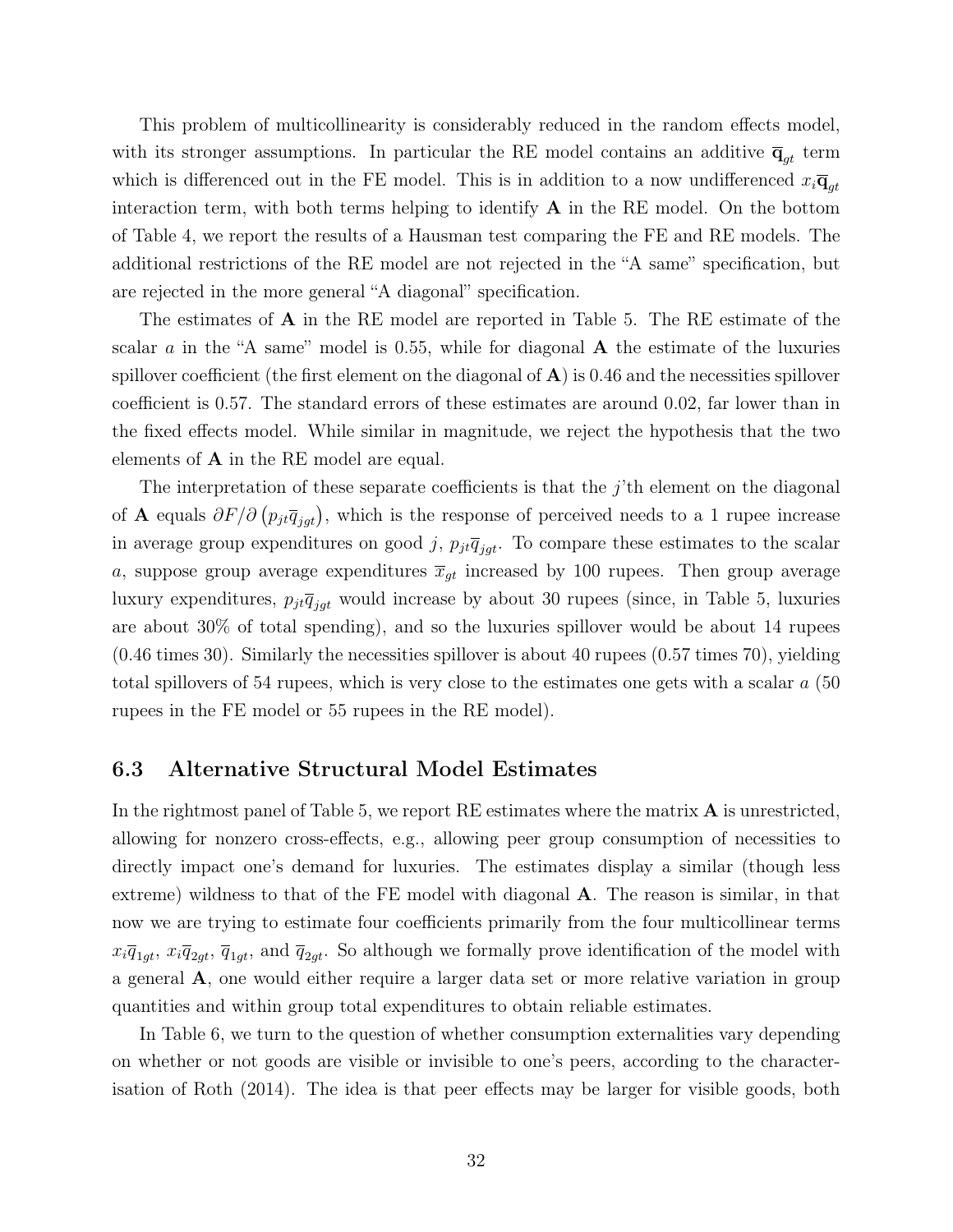This problem of multicollinearity is considerably reduced in the random effects model, with its stronger assumptions. In particular the RE model contains an additive $\overline{\mathbf{q}}_{gt}$ term which is differenced out in the FE model. This is in addition to a now undifferenced $x_i\overline{\mathbf{q}}_{gt}$ interaction term, with both terms helping to identify $\mathbf{A}$ in the RE model. On the bottom of Table 4, we report the results of a Hausman test comparing the FE and RE models. The additional restrictions of the RE model are not rejected in the "A same" specification, but are rejected in the more general "A diagonal" specification.

The estimates of $\mathbf{A}$ in the RE model are reported in Table 5. The RE estimate of the scalar $a$ in the "A same" model is 0.55, while for diagonal $\mathbf{A}$ the estimate of the luxuries spillover coefficient (the first element on the diagonal of $\mathbf{A}$) is 0.46 and the necessities spillover coefficient is 0.57. The standard errors of these estimates are around 0.02, far lower than in the fixed effects model. While similar in magnitude, we reject the hypothesis that the two elements of $\mathbf{A}$ in the RE model are equal.

The interpretation of these separate coefficients is that the $j$'th element on the diagonal of $\mathbf{A}$ equals $\partial F/\partial\left(p_{jt}\overline{q}_{jgt}\right)$, which is the response of perceived needs to a 1 rupee increase in average group expenditures on good $j$, $p_{jt}\overline{q}_{jgt}$. To compare these estimates to the scalar $a$, suppose group average expenditures $\overline{x}_{gt}$ increased by 100 rupees. Then group average luxury expenditures, $p_{jt}\overline{q}_{jgt}$ would increase by about 30 rupees (since, in Table 5, luxuries are about 30% of total spending), and so the luxuries spillover would be about 14 rupees (0.46 times 30). Similarly the necessities spillover is about 40 rupees (0.57 times 70), yielding total spillovers of 54 rupees, which is very close to the estimates one gets with a scalar $a$ (50 rupees in the FE model or 55 rupees in the RE model).

### 6.3 Alternative Structural Model Estimates

In the rightmost panel of Table 5, we report RE estimates where the matrix $\mathbf{A}$ is unrestricted, allowing for nonzero cross-effects, e.g., allowing peer group consumption of necessities to directly impact one's demand for luxuries. The estimates display a similar (though less extreme) wildness to that of the FE model with diagonal $\mathbf{A}$. The reason is similar, in that now we are trying to estimate four coefficients primarily from the four multicollinear terms $x_i\overline{q}_{1gt}$, $x_i\overline{q}_{2gt}$, $\overline{q}_{1gt}$, and $\overline{q}_{2gt}$. So although we formally prove identification of the model with a general $\mathbf{A}$, one would either require a larger data set or more relative variation in group quantities and within group total expenditures to obtain reliable estimates.

In Table 6, we turn to the question of whether consumption externalities vary depending on whether or not goods are visible or invisible to one's peers, according to the characterisation of Roth (2014). The idea is that peer effects may be larger for visible goods, both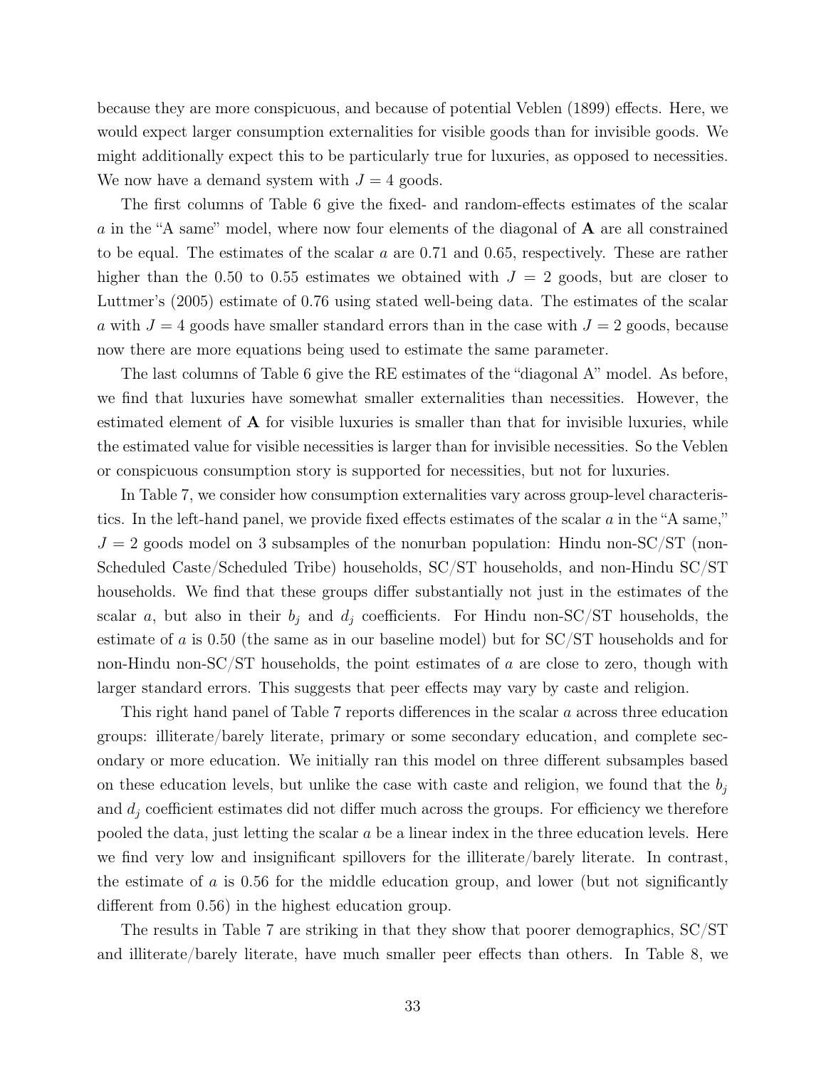because they are more conspicuous, and because of potential Veblen (1899) effects. Here, we would expect larger consumption externalities for visible goods than for invisible goods. We might additionally expect this to be particularly true for luxuries, as opposed to necessities. We now have a demand system with $J = 4$ goods.

The first columns of Table 6 give the fixed- and random-effects estimates of the scalar $a$ in the "A same" model, where now four elements of the diagonal of $\mathbf{A}$ are all constrained to be equal. The estimates of the scalar $a$ are 0.71 and 0.65, respectively. These are rather higher than the 0.50 to 0.55 estimates we obtained with $J = 2$ goods, but are closer to Luttmer's (2005) estimate of 0.76 using stated well-being data. The estimates of the scalar $a$ with $J = 4$ goods have smaller standard errors than in the case with $J = 2$ goods, because now there are more equations being used to estimate the same parameter.

The last columns of Table 6 give the RE estimates of the "diagonal A" model. As before, we find that luxuries have somewhat smaller externalities than necessities. However, the estimated element of $\mathbf{A}$ for visible luxuries is smaller than that for invisible luxuries, while the estimated value for visible necessities is larger than for invisible necessities. So the Veblen or conspicuous consumption story is supported for necessities, but not for luxuries.

In Table 7, we consider how consumption externalities vary across group-level characteristics. In the left-hand panel, we provide fixed effects estimates of the scalar $a$ in the "A same," $J = 2$ goods model on 3 subsamples of the nonurban population: Hindu non-SC/ST (non-Scheduled Caste/Scheduled Tribe) households, SC/ST households, and non-Hindu SC/ST households. We find that these groups differ substantially not just in the estimates of the scalar $a$, but also in their $b_j$ and $d_j$ coefficients. For Hindu non-SC/ST households, the estimate of $a$ is 0.50 (the same as in our baseline model) but for SC/ST households and for non-Hindu non-SC/ST households, the point estimates of $a$ are close to zero, though with larger standard errors. This suggests that peer effects may vary by caste and religion.

This right hand panel of Table 7 reports differences in the scalar $a$ across three education groups: illiterate/barely literate, primary or some secondary education, and complete secondary or more education. We initially ran this model on three different subsamples based on these education levels, but unlike the case with caste and religion, we found that the $b_j$ and $d_j$ coefficient estimates did not differ much across the groups. For efficiency we therefore pooled the data, just letting the scalar $a$ be a linear index in the three education levels. Here we find very low and insignificant spillovers for the illiterate/barely literate. In contrast, the estimate of $a$ is 0.56 for the middle education group, and lower (but not significantly different from 0.56) in the highest education group.

The results in Table 7 are striking in that they show that poorer demographics, SC/ST and illiterate/barely literate, have much smaller peer effects than others. In Table 8, we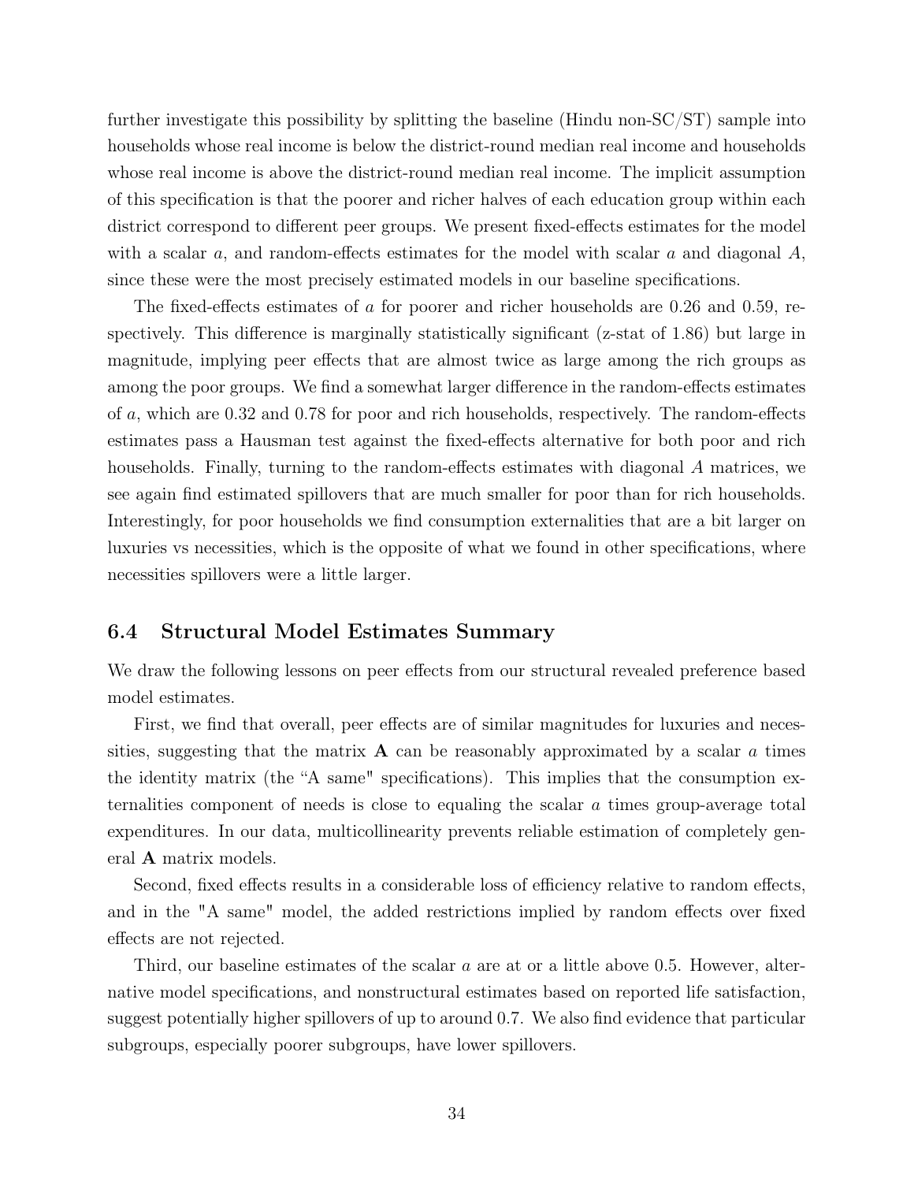further investigate this possibility by splitting the baseline (Hindu non-SC/ST) sample into households whose real income is below the district-round median real income and households whose real income is above the district-round median real income. The implicit assumption of this specification is that the poorer and richer halves of each education group within each district correspond to different peer groups. We present fixed-effects estimates for the model with a scalar $a$, and random-effects estimates for the model with scalar $a$ and diagonal $A$, since these were the most precisely estimated models in our baseline specifications.

The fixed-effects estimates of $a$ for poorer and richer households are 0.26 and 0.59, respectively. This difference is marginally statistically significant (z-stat of 1.86) but large in magnitude, implying peer effects that are almost twice as large among the rich groups as among the poor groups. We find a somewhat larger difference in the random-effects estimates of $a$, which are 0.32 and 0.78 for poor and rich households, respectively. The random-effects estimates pass a Hausman test against the fixed-effects alternative for both poor and rich households. Finally, turning to the random-effects estimates with diagonal $A$ matrices, we see again find estimated spillovers that are much smaller for poor than for rich households. Interestingly, for poor households we find consumption externalities that are a bit larger on luxuries vs necessities, which is the opposite of what we found in other specifications, where necessities spillovers were a little larger.

### 6.4 Structural Model Estimates Summary

We draw the following lessons on peer effects from our structural revealed preference based model estimates.

First, we find that overall, peer effects are of similar magnitudes for luxuries and necessities, suggesting that the matrix $\mathbf{A}$ can be reasonably approximated by a scalar $a$ times the identity matrix (the "A same" specifications). This implies that the consumption externalities component of needs is close to equaling the scalar $a$ times group-average total expenditures. In our data, multicollinearity prevents reliable estimation of completely general $\mathbf{A}$ matrix models.

Second, fixed effects results in a considerable loss of efficiency relative to random effects, and in the "A same" model, the added restrictions implied by random effects over fixed effects are not rejected.

Third, our baseline estimates of the scalar $a$ are at or a little above 0.5. However, alternative model specifications, and nonstructural estimates based on reported life satisfaction, suggest potentially higher spillovers of up to around 0.7. We also find evidence that particular subgroups, especially poorer subgroups, have lower spillovers.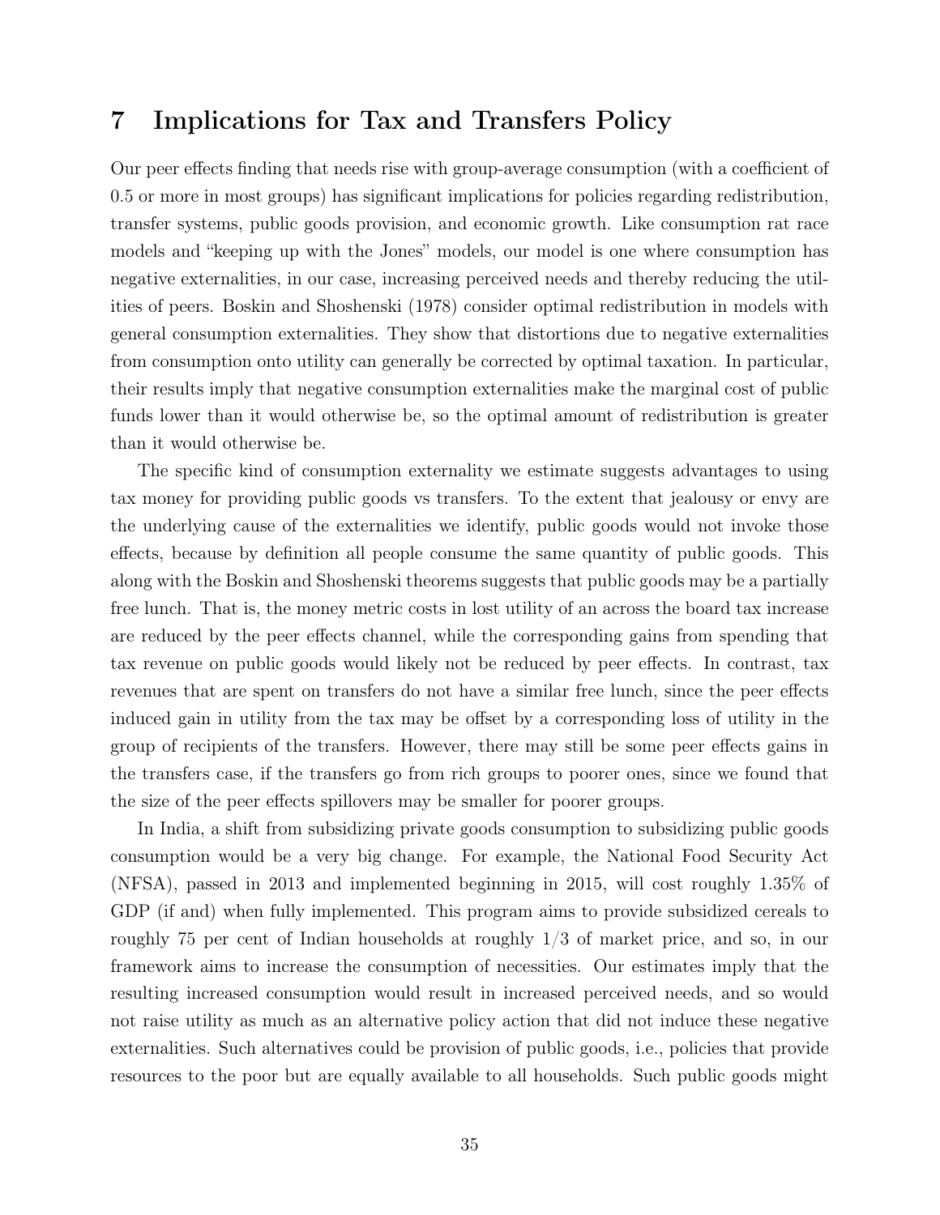# 7 Implications for Tax and Transfers Policy

Our peer effects finding that needs rise with group-average consumption (with a coefficient of 0.5 or more in most groups) has significant implications for policies regarding redistribution, transfer systems, public goods provision, and economic growth. Like consumption rat race models and "keeping up with the Jones" models, our model is one where consumption has negative externalities, in our case, increasing perceived needs and thereby reducing the utilities of peers. Boskin and Shoshenski (1978) consider optimal redistribution in models with general consumption externalities. They show that distortions due to negative externalities from consumption onto utility can generally be corrected by optimal taxation. In particular, their results imply that negative consumption externalities make the marginal cost of public funds lower than it would otherwise be, so the optimal amount of redistribution is greater than it would otherwise be.

The specific kind of consumption externality we estimate suggests advantages to using tax money for providing public goods vs transfers. To the extent that jealousy or envy are the underlying cause of the externalities we identify, public goods would not invoke those effects, because by definition all people consume the same quantity of public goods. This along with the Boskin and Shoshenski theorems suggests that public goods may be a partially free lunch. That is, the money metric costs in lost utility of an across the board tax increase are reduced by the peer effects channel, while the corresponding gains from spending that tax revenue on public goods would likely not be reduced by peer effects. In contrast, tax revenues that are spent on transfers do not have a similar free lunch, since the peer effects induced gain in utility from the tax may be offset by a corresponding loss of utility in the group of recipients of the transfers. However, there may still be some peer effects gains in the transfers case, if the transfers go from rich groups to poorer ones, since we found that the size of the peer effects spillovers may be smaller for poorer groups.

In India, a shift from subsidizing private goods consumption to subsidizing public goods consumption would be a very big change. For example, the National Food Security Act (NFSA), passed in 2013 and implemented beginning in 2015, will cost roughly 1.35% of GDP (if and) when fully implemented. This program aims to provide subsidized cereals to roughly 75 per cent of Indian households at roughly 1/3 of market price, and so, in our framework aims to increase the consumption of necessities. Our estimates imply that the resulting increased consumption would result in increased perceived needs, and so would not raise utility as much as an alternative policy action that did not induce these negative externalities. Such alternatives could be provision of public goods, i.e., policies that provide resources to the poor but are equally available to all households. Such public goods might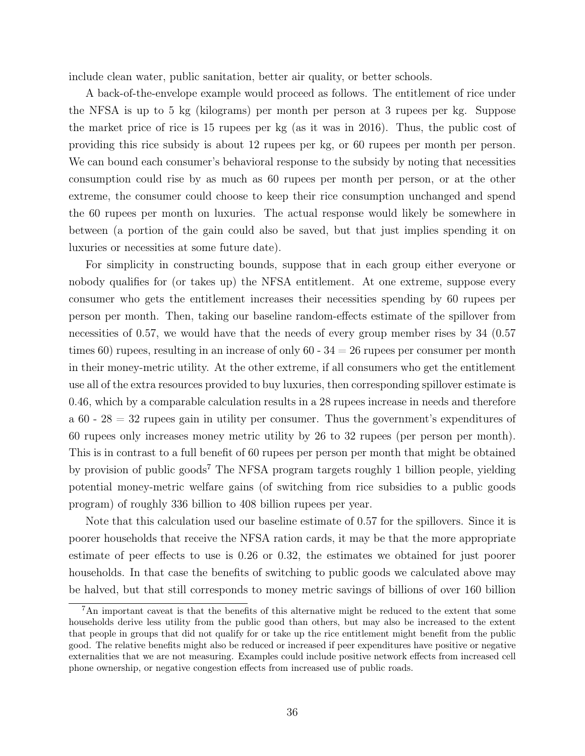include clean water, public sanitation, better air quality, or better schools.

A back-of-the-envelope example would proceed as follows. The entitlement of rice under the NFSA is up to 5 kg (kilograms) per month per person at 3 rupees per kg. Suppose the market price of rice is 15 rupees per kg (as it was in 2016). Thus, the public cost of providing this rice subsidy is about 12 rupees per kg, or 60 rupees per month per person. We can bound each consumer's behavioral response to the subsidy by noting that necessities consumption could rise by as much as 60 rupees per month per person, or at the other extreme, the consumer could choose to keep their rice consumption unchanged and spend the 60 rupees per month on luxuries. The actual response would likely be somewhere in between (a portion of the gain could also be saved, but that just implies spending it on luxuries or necessities at some future date).

For simplicity in constructing bounds, suppose that in each group either everyone or nobody qualifies for (or takes up) the NFSA entitlement. At one extreme, suppose every consumer who gets the entitlement increases their necessities spending by 60 rupees per person per month. Then, taking our baseline random-effects estimate of the spillover from necessities of 0.57, we would have that the needs of every group member rises by 34 (0.57 times 60) rupees, resulting in an increase of only 60 - 34 = 26 rupees per consumer per month in their money-metric utility. At the other extreme, if all consumers who get the entitlement use all of the extra resources provided to buy luxuries, then corresponding spillover estimate is 0.46, which by a comparable calculation results in a 28 rupees increase in needs and therefore a 60 - 28 = 32 rupees gain in utility per consumer. Thus the government's expenditures of 60 rupees only increases money metric utility by 26 to 32 rupees (per person per month). This is in contrast to a full benefit of 60 rupees per person per month that might be obtained by provision of public goods[7] The NFSA program targets roughly 1 billion people, yielding potential money-metric welfare gains (of switching from rice subsidies to a public goods program) of roughly 336 billion to 408 billion rupees per year.

Note that this calculation used our baseline estimate of 0.57 for the spillovers. Since it is poorer households that receive the NFSA ration cards, it may be that the more appropriate estimate of peer effects to use is 0.26 or 0.32, the estimates we obtained for just poorer households. In that case the benefits of switching to public goods we calculated above may be halved, but that still corresponds to money metric savings of billions of over 160 billion

[7]An important caveat is that the benefits of this alternative might be reduced to the extent that some households derive less utility from the public good than others, but may also be increased to the extent that people in groups that did not qualify for or take up the rice entitlement might benefit from the public good. The relative benefits might also be reduced or increased if peer expenditures have positive or negative externalities that we are not measuring. Examples could include positive network effects from increased cell phone ownership, or negative congestion effects from increased use of public roads.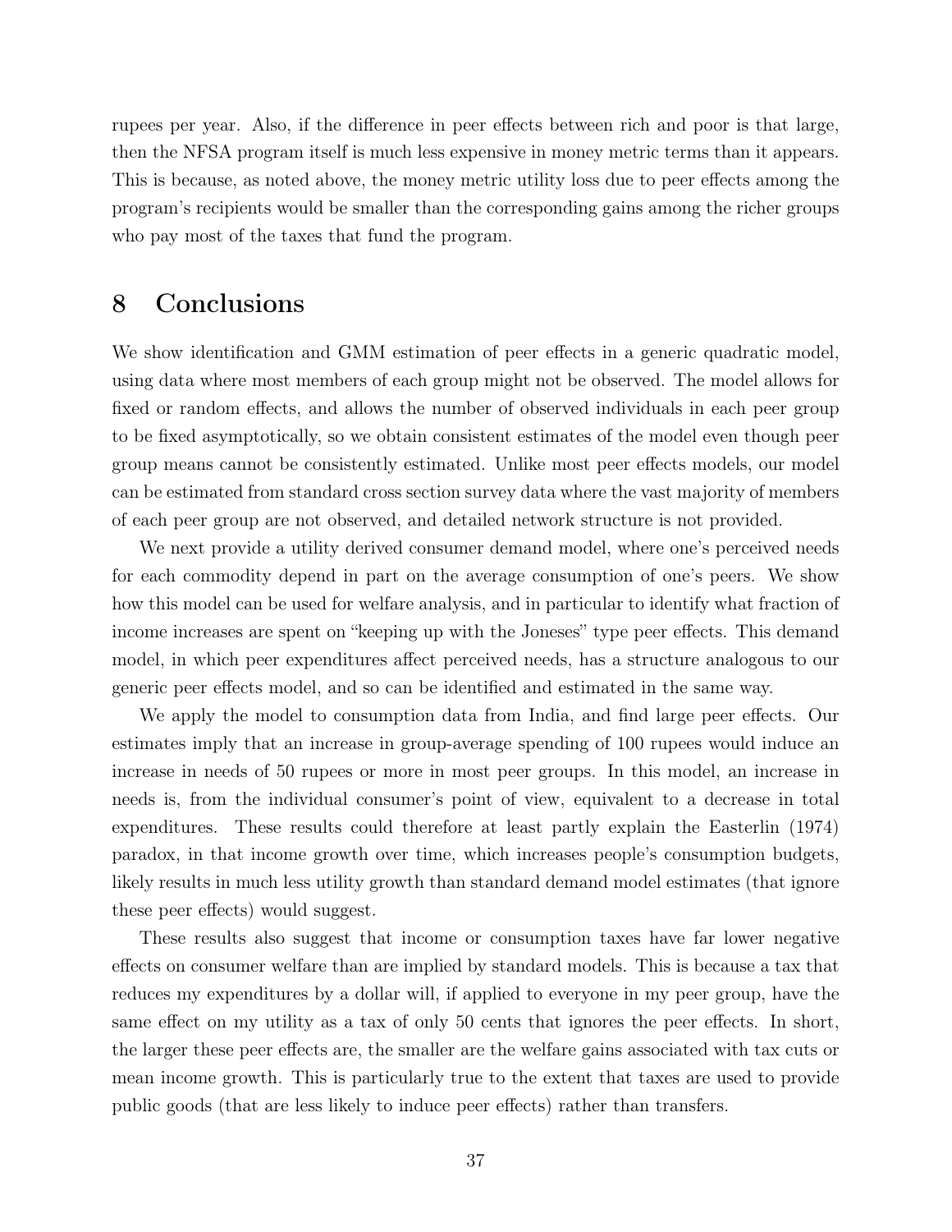rupees per year. Also, if the difference in peer effects between rich and poor is that large, then the NFSA program itself is much less expensive in money metric terms than it appears. This is because, as noted above, the money metric utility loss due to peer effects among the program's recipients would be smaller than the corresponding gains among the richer groups who pay most of the taxes that fund the program.

# 8 Conclusions

We show identification and GMM estimation of peer effects in a generic quadratic model, using data where most members of each group might not be observed. The model allows for fixed or random effects, and allows the number of observed individuals in each peer group to be fixed asymptotically, so we obtain consistent estimates of the model even though peer group means cannot be consistently estimated. Unlike most peer effects models, our model can be estimated from standard cross section survey data where the vast majority of members of each peer group are not observed, and detailed network structure is not provided.

We next provide a utility derived consumer demand model, where one's perceived needs for each commodity depend in part on the average consumption of one's peers. We show how this model can be used for welfare analysis, and in particular to identify what fraction of income increases are spent on "keeping up with the Joneses" type peer effects. This demand model, in which peer expenditures affect perceived needs, has a structure analogous to our generic peer effects model, and so can be identified and estimated in the same way.

We apply the model to consumption data from India, and find large peer effects. Our estimates imply that an increase in group-average spending of 100 rupees would induce an increase in needs of 50 rupees or more in most peer groups. In this model, an increase in needs is, from the individual consumer's point of view, equivalent to a decrease in total expenditures. These results could therefore at least partly explain the Easterlin (1974) paradox, in that income growth over time, which increases people's consumption budgets, likely results in much less utility growth than standard demand model estimates (that ignore these peer effects) would suggest.

These results also suggest that income or consumption taxes have far lower negative effects on consumer welfare than are implied by standard models. This is because a tax that reduces my expenditures by a dollar will, if applied to everyone in my peer group, have the same effect on my utility as a tax of only 50 cents that ignores the peer effects. In short, the larger these peer effects are, the smaller are the welfare gains associated with tax cuts or mean income growth. This is particularly true to the extent that taxes are used to provide public goods (that are less likely to induce peer effects) rather than transfers.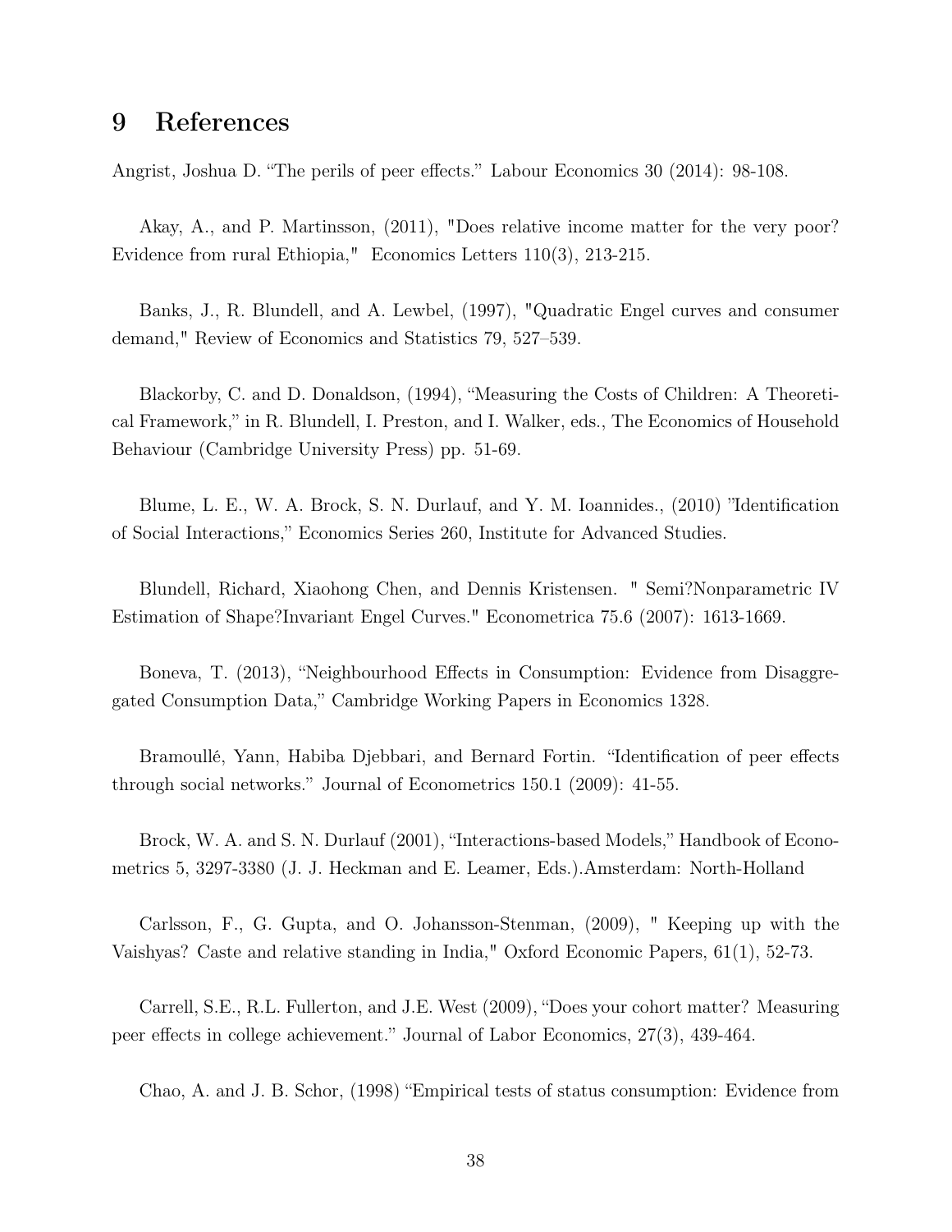# 9 References

Angrist, Joshua D. "The perils of peer effects." Labour Economics 30 (2014): 98-108.

Akay, A., and P. Martinsson, (2011), "Does relative income matter for the very poor? Evidence from rural Ethiopia," Economics Letters 110(3), 213-215.

Banks, J., R. Blundell, and A. Lewbel, (1997), "Quadratic Engel curves and consumer demand," Review of Economics and Statistics 79, 527–539.

Blackorby, C. and D. Donaldson, (1994), "Measuring the Costs of Children: A Theoretical Framework," in R. Blundell, I. Preston, and I. Walker, eds., The Economics of Household Behaviour (Cambridge University Press) pp. 51-69.

Blume, L. E., W. A. Brock, S. N. Durlauf, and Y. M. Ioannides., (2010) "Identification of Social Interactions," Economics Series 260, Institute for Advanced Studies.

Blundell, Richard, Xiaohong Chen, and Dennis Kristensen. " Semi?Nonparametric IV Estimation of Shape?Invariant Engel Curves." Econometrica 75.6 (2007): 1613-1669.

Boneva, T. (2013), "Neighbourhood Effects in Consumption: Evidence from Disaggregated Consumption Data," Cambridge Working Papers in Economics 1328.

Bramoullé, Yann, Habiba Djebbari, and Bernard Fortin. "Identification of peer effects through social networks." Journal of Econometrics 150.1 (2009): 41-55.

Brock, W. A. and S. N. Durlauf (2001), "Interactions-based Models," Handbook of Econometrics 5, 3297-3380 (J. J. Heckman and E. Leamer, Eds.).Amsterdam: North-Holland

Carlsson, F., G. Gupta, and O. Johansson-Stenman, (2009), " Keeping up with the Vaishyas? Caste and relative standing in India," Oxford Economic Papers, 61(1), 52-73.

Carrell, S.E., R.L. Fullerton, and J.E. West (2009), "Does your cohort matter? Measuring peer effects in college achievement." Journal of Labor Economics, 27(3), 439-464.

Chao, A. and J. B. Schor, (1998) "Empirical tests of status consumption: Evidence from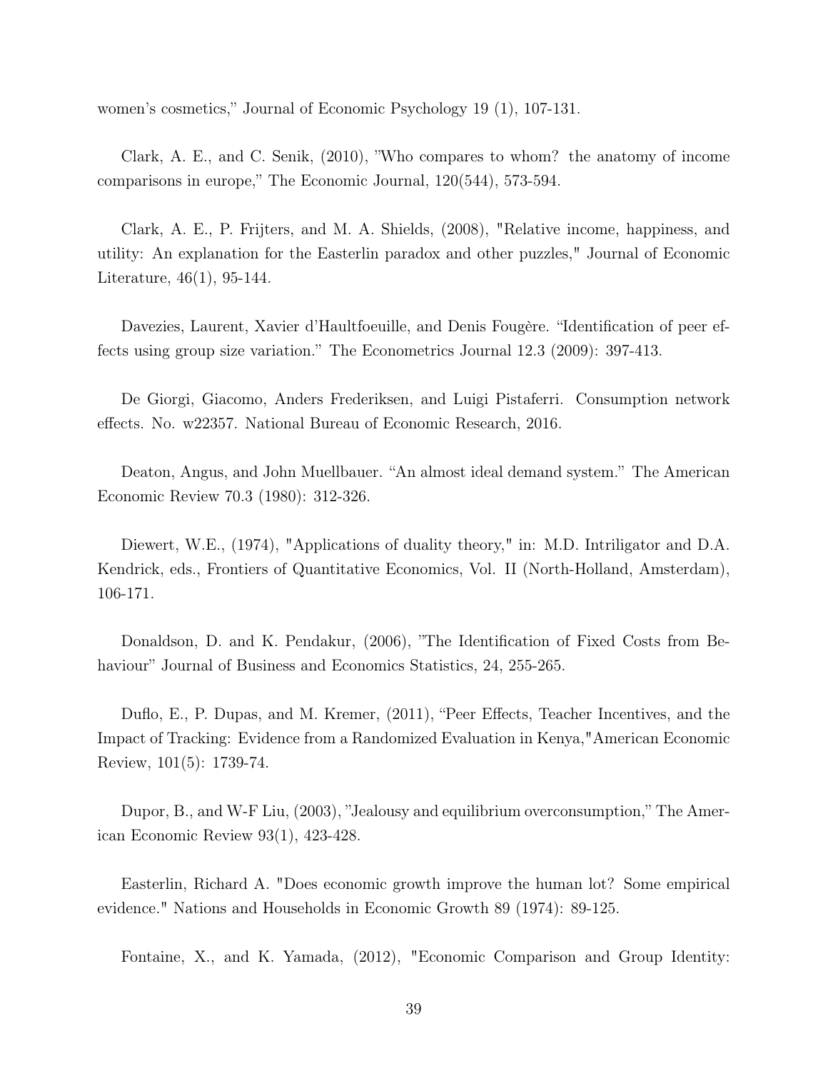women's cosmetics," Journal of Economic Psychology 19 (1), 107-131.

Clark, A. E., and C. Senik, (2010), "Who compares to whom? the anatomy of income comparisons in europe," The Economic Journal, 120(544), 573-594.

Clark, A. E., P. Frijters, and M. A. Shields, (2008), "Relative income, happiness, and utility: An explanation for the Easterlin paradox and other puzzles," Journal of Economic Literature, 46(1), 95-144.

Davezies, Laurent, Xavier d'Haultfoeuille, and Denis Fougère. "Identification of peer effects using group size variation." The Econometrics Journal 12.3 (2009): 397-413.

De Giorgi, Giacomo, Anders Frederiksen, and Luigi Pistaferri. Consumption network effects. No. w22357. National Bureau of Economic Research, 2016.

Deaton, Angus, and John Muellbauer. "An almost ideal demand system." The American Economic Review 70.3 (1980): 312-326.

Diewert, W.E., (1974), "Applications of duality theory," in: M.D. Intriligator and D.A. Kendrick, eds., Frontiers of Quantitative Economics, Vol. II (North-Holland, Amsterdam), 106-171.

Donaldson, D. and K. Pendakur, (2006), "The Identification of Fixed Costs from Behaviour" Journal of Business and Economics Statistics, 24, 255-265.

Duflo, E., P. Dupas, and M. Kremer, (2011), "Peer Effects, Teacher Incentives, and the Impact of Tracking: Evidence from a Randomized Evaluation in Kenya,"American Economic Review, 101(5): 1739-74.

Dupor, B., and W-F Liu, (2003), "Jealousy and equilibrium overconsumption," The American Economic Review 93(1), 423-428.

Easterlin, Richard A. "Does economic growth improve the human lot? Some empirical evidence." Nations and Households in Economic Growth 89 (1974): 89-125.

Fontaine, X., and K. Yamada, (2012), "Economic Comparison and Group Identity: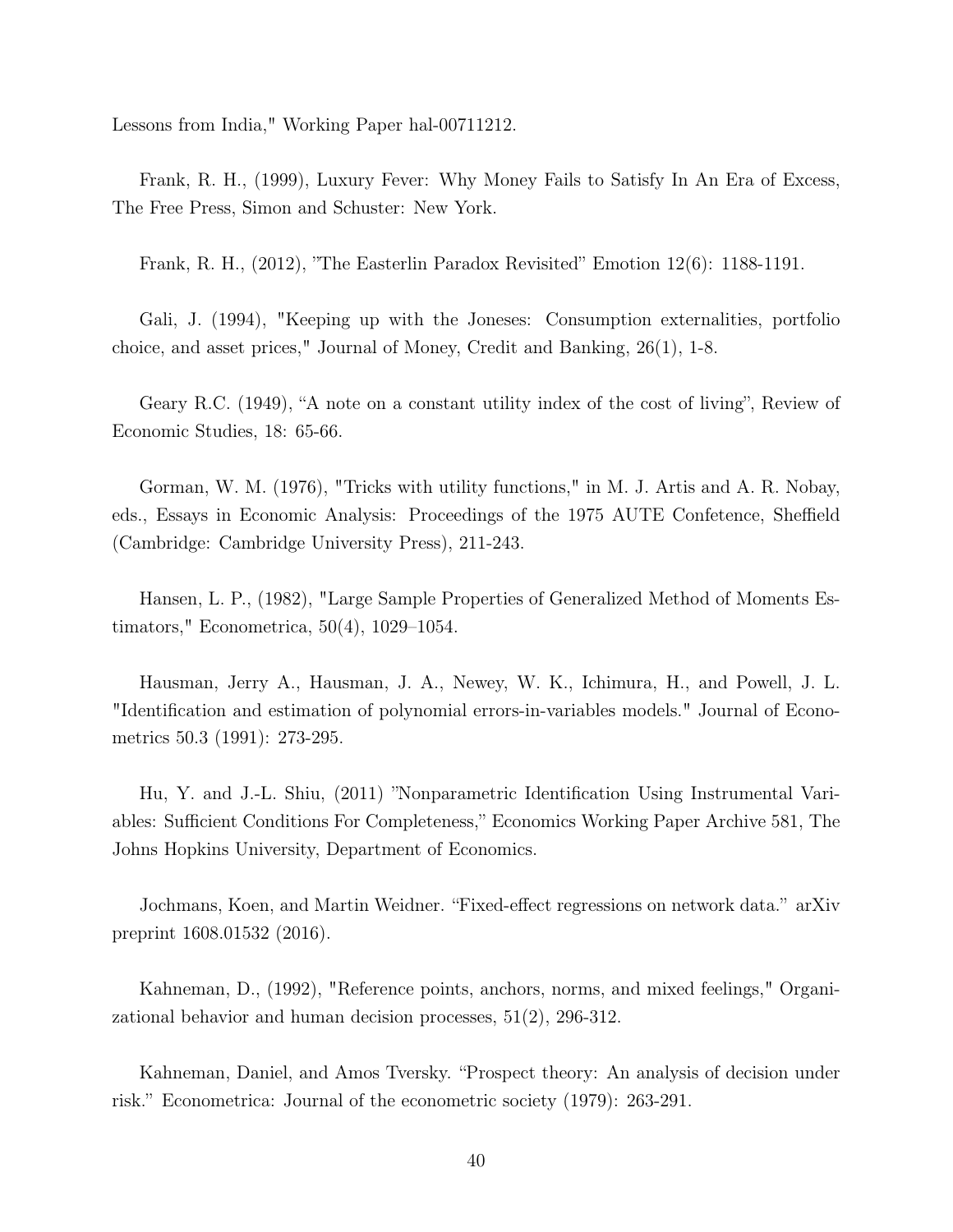Lessons from India," Working Paper hal-00711212.

Frank, R. H., (1999), Luxury Fever: Why Money Fails to Satisfy In An Era of Excess, The Free Press, Simon and Schuster: New York.

Frank, R. H., (2012), "The Easterlin Paradox Revisited" Emotion 12(6): 1188-1191.

Gali, J. (1994), "Keeping up with the Joneses: Consumption externalities, portfolio choice, and asset prices," Journal of Money, Credit and Banking, 26(1), 1-8.

Geary R.C. (1949), "A note on a constant utility index of the cost of living", Review of Economic Studies, 18: 65-66.

Gorman, W. M. (1976), "Tricks with utility functions," in M. J. Artis and A. R. Nobay, eds., Essays in Economic Analysis: Proceedings of the 1975 AUTE Confetence, Sheffield (Cambridge: Cambridge University Press), 211-243.

Hansen, L. P., (1982), "Large Sample Properties of Generalized Method of Moments Estimators," Econometrica, 50(4), 1029–1054.

Hausman, Jerry A., Hausman, J. A., Newey, W. K., Ichimura, H., and Powell, J. L. "Identification and estimation of polynomial errors-in-variables models." Journal of Econometrics 50.3 (1991): 273-295.

Hu, Y. and J.-L. Shiu, (2011) "Nonparametric Identification Using Instrumental Variables: Sufficient Conditions For Completeness," Economics Working Paper Archive 581, The Johns Hopkins University, Department of Economics.

Jochmans, Koen, and Martin Weidner. "Fixed-effect regressions on network data." arXiv preprint 1608.01532 (2016).

Kahneman, D., (1992), "Reference points, anchors, norms, and mixed feelings," Organizational behavior and human decision processes, 51(2), 296-312.

Kahneman, Daniel, and Amos Tversky. "Prospect theory: An analysis of decision under risk." Econometrica: Journal of the econometric society (1979): 263-291.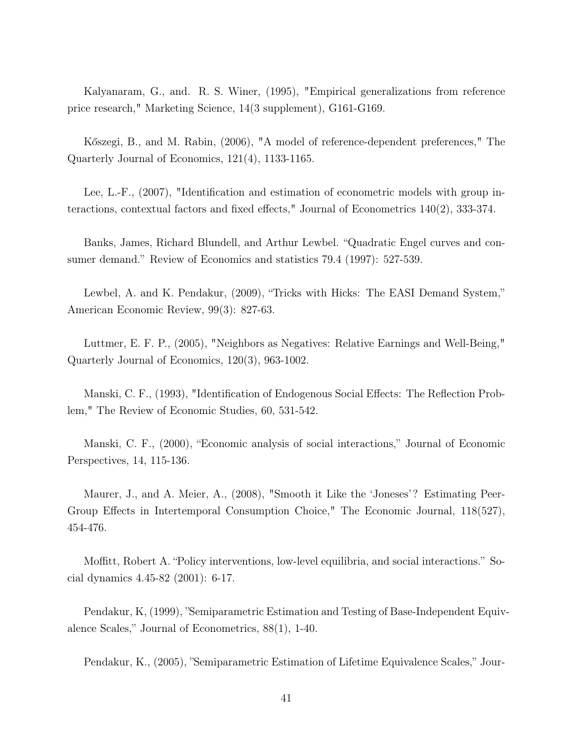Kalyanaram, G., and. R. S. Winer, (1995), "Empirical generalizations from reference price research," Marketing Science, 14(3 supplement), G161-G169.

Kőszegi, B., and M. Rabin, (2006), "A model of reference-dependent preferences," The Quarterly Journal of Economics, 121(4), 1133-1165.

Lee, L.-F., (2007), "Identification and estimation of econometric models with group interactions, contextual factors and fixed effects," Journal of Econometrics 140(2), 333-374.

Banks, James, Richard Blundell, and Arthur Lewbel. "Quadratic Engel curves and consumer demand." Review of Economics and statistics 79.4 (1997): 527-539.

Lewbel, A. and K. Pendakur, (2009), "Tricks with Hicks: The EASI Demand System," American Economic Review, 99(3): 827-63.

Luttmer, E. F. P., (2005), "Neighbors as Negatives: Relative Earnings and Well-Being," Quarterly Journal of Economics, 120(3), 963-1002.

Manski, C. F., (1993), "Identification of Endogenous Social Effects: The Reflection Problem," The Review of Economic Studies, 60, 531-542.

Manski, C. F., (2000), "Economic analysis of social interactions," Journal of Economic Perspectives, 14, 115-136.

Maurer, J., and A. Meier, A., (2008), "Smooth it Like the 'Joneses'? Estimating Peer-Group Effects in Intertemporal Consumption Choice," The Economic Journal, 118(527), 454-476.

Moffitt, Robert A. "Policy interventions, low-level equilibria, and social interactions." Social dynamics 4.45-82 (2001): 6-17.

Pendakur, K, (1999), "Semiparametric Estimation and Testing of Base-Independent Equivalence Scales," Journal of Econometrics, 88(1), 1-40.

Pendakur, K., (2005), "Semiparametric Estimation of Lifetime Equivalence Scales," Jour-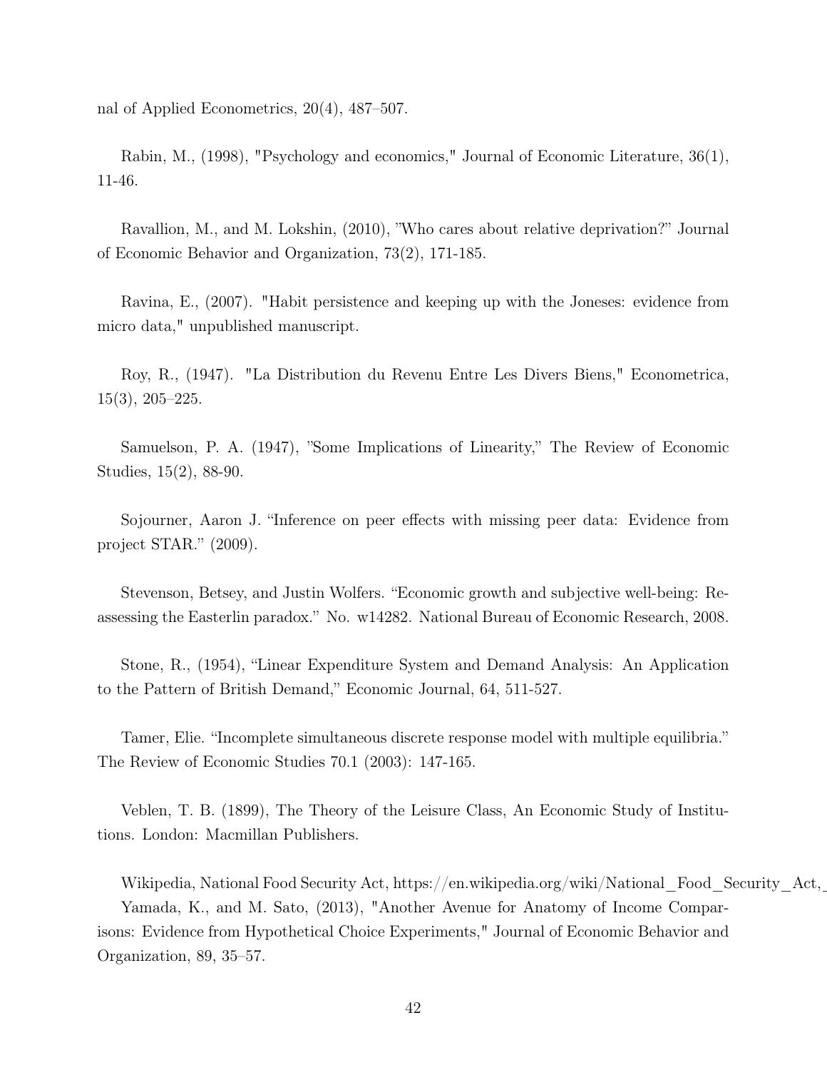nal of Applied Econometrics, 20(4), 487–507.

Rabin, M., (1998), "Psychology and economics," Journal of Economic Literature, 36(1), 11-46.

Ravallion, M., and M. Lokshin, (2010), "Who cares about relative deprivation?" Journal of Economic Behavior and Organization, 73(2), 171-185.

Ravina, E., (2007). "Habit persistence and keeping up with the Joneses: evidence from micro data," unpublished manuscript.

Roy, R., (1947). "La Distribution du Revenu Entre Les Divers Biens," Econometrica, 15(3), 205–225.

Samuelson, P. A. (1947), "Some Implications of Linearity," The Review of Economic Studies, 15(2), 88-90.

Sojourner, Aaron J. "Inference on peer effects with missing peer data: Evidence from project STAR." (2009).

Stevenson, Betsey, and Justin Wolfers. "Economic growth and subjective well-being: Reassessing the Easterlin paradox." No. w14282. National Bureau of Economic Research, 2008.

Stone, R., (1954), "Linear Expenditure System and Demand Analysis: An Application to the Pattern of British Demand," Economic Journal, 64, 511-527.

Tamer, Elie. "Incomplete simultaneous discrete response model with multiple equilibria." The Review of Economic Studies 70.1 (2003): 147-165.

Veblen, T. B. (1899), The Theory of the Leisure Class, An Economic Study of Institutions. London: Macmillan Publishers.

Wikipedia, National Food Security Act, https://en.wikipedia.org/wiki/National_Food_Security_Act,_

Yamada, K., and M. Sato, (2013), "Another Avenue for Anatomy of Income Comparisons: Evidence from Hypothetical Choice Experiments," Journal of Economic Behavior and Organization, 89, 35–57.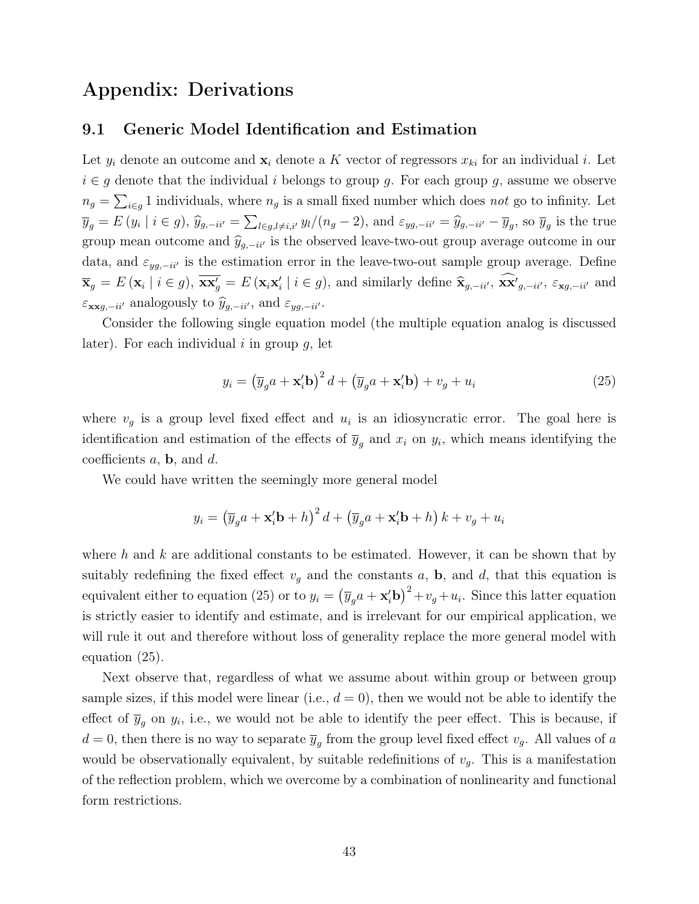# Appendix: Derivations

## 9.1 Generic Model Identification and Estimation

Let $y_i$ denote an outcome and $\mathbf{x}_i$ denote a $K$ vector of regressors $x_{ki}$ for an individual $i$. Let $i \in g$ denote that the individual $i$ belongs to group $g$. For each group $g$, assume we observe $n_g = \sum_{i \in g} 1$ individuals, where $n_g$ is a small fixed number which does *not* go to infinity. Let $\overline{y}_g = E(y_i \mid i \in g)$, $\widehat{y}_{g,-ii'} = \sum_{l \in g, l \neq i, i'} y_l/(n_g - 2)$, and $\varepsilon_{yg,-ii'} = \widehat{y}_{g,-ii'} - \overline{y}_g$, so $\overline{y}_g$ is the true group mean outcome and $\widehat{y}_{g,-ii'}$ is the observed leave-two-out group average outcome in our data, and $\varepsilon_{yg,-ii'}$ is the estimation error in the leave-two-out sample group average. Define $\overline{\mathbf{x}}_g = E(\mathbf{x}_i \mid i \in g)$, $\overline{\mathbf{x}\mathbf{x}'}_g = E(\mathbf{x}_i \mathbf{x}_i' \mid i \in g)$, and similarly define $\widehat{\mathbf{x}}_{g,-ii'}$, $\widehat{\mathbf{x}\mathbf{x}'}_{g,-ii'}$, $\varepsilon_{\mathbf{x}g,-ii'}$ and $\varepsilon_{\mathbf{x}\mathbf{x}g,-ii'}$ analogously to $\widehat{y}_{g,-ii'}$, and $\varepsilon_{yg,-ii'}$.

Consider the following single equation model (the multiple equation analog is discussed later). For each individual $i$ in group $g$, let

$$y_i = \left(\overline{y}_g a + \mathbf{x}_i' \mathbf{b}\right)^2 d + \left(\overline{y}_g a + \mathbf{x}_i' \mathbf{b}\right) + v_g + u_i \tag{25}$$

where $v_g$ is a group level fixed effect and $u_i$ is an idiosyncratic error. The goal here is identification and estimation of the effects of $\overline{y}_g$ and $x_i$ on $y_i$, which means identifying the coefficients $a$, $\mathbf{b}$, and $d$.

We could have written the seemingly more general model

$$y_i = \left(\overline{y}_g a + \mathbf{x}_i' \mathbf{b} + h\right)^2 d + \left(\overline{y}_g a + \mathbf{x}_i' \mathbf{b} + h\right) k + v_g + u_i$$

where $h$ and $k$ are additional constants to be estimated. However, it can be shown that by suitably redefining the fixed effect $v_g$ and the constants $a$, $\mathbf{b}$, and $d$, that this equation is equivalent either to equation (25) or to $y_i = \left(\overline{y}_g a + \mathbf{x}_i' \mathbf{b}\right)^2 + v_g + u_i$. Since this latter equation is strictly easier to identify and estimate, and is irrelevant for our empirical application, we will rule it out and therefore without loss of generality replace the more general model with equation (25).

Next observe that, regardless of what we assume about within group or between group sample sizes, if this model were linear (i.e., $d = 0$), then we would not be able to identify the effect of $\overline{y}_g$ on $y_i$, i.e., we would not be able to identify the peer effect. This is because, if $d = 0$, then there is no way to separate $\overline{y}_g$ from the group level fixed effect $v_g$. All values of $a$ would be observationally equivalent, by suitable redefinitions of $v_g$. This is a manifestation of the reflection problem, which we overcome by a combination of nonlinearity and functional form restrictions.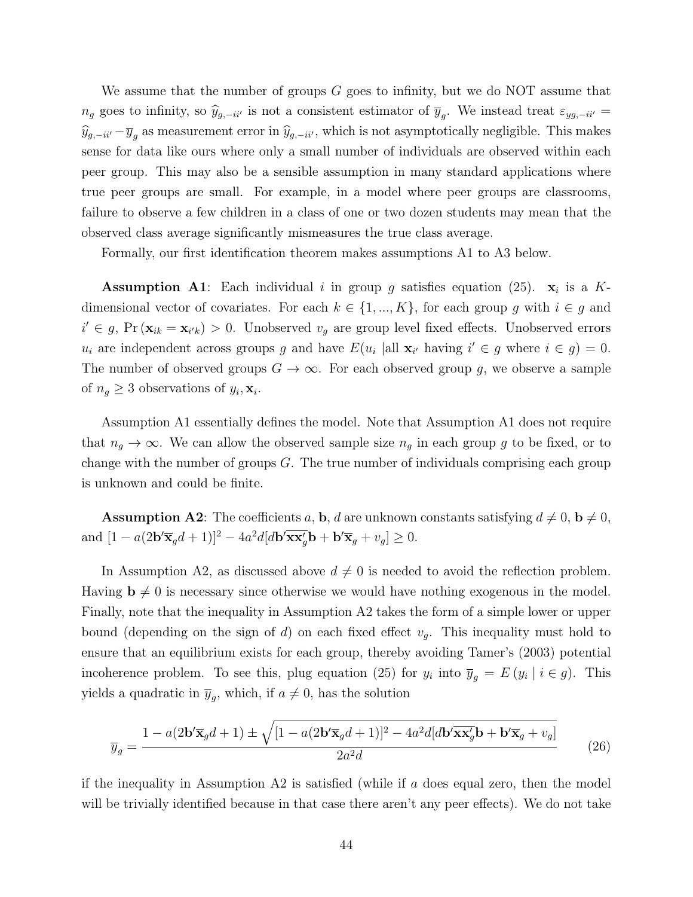We assume that the number of groups $G$ goes to infinity, but we do NOT assume that $n_g$ goes to infinity, so $\widehat{y}_{g,-ii'}$ is not a consistent estimator of $\overline{y}_g$. We instead treat $\varepsilon_{yg,-ii'} = \widehat{y}_{g,-ii'} - \overline{y}_g$ as measurement error in $\widehat{y}_{g,-ii'}$, which is not asymptotically negligible. This makes sense for data like ours where only a small number of individuals are observed within each peer group. This may also be a sensible assumption in many standard applications where true peer groups are small. For example, in a model where peer groups are classrooms, failure to observe a few children in a class of one or two dozen students may mean that the observed class average significantly mismeasures the true class average.

Formally, our first identification theorem makes assumptions A1 to A3 below.

**Assumption A1**: Each individual $i$ in group $g$ satisfies equation (25). $\mathbf{x}_i$ is a $K$-dimensional vector of covariates. For each $k \in \{1, ..., K\}$, for each group $g$ with $i \in g$ and $i' \in g$, $\Pr(\mathbf{x}_{ik} = \mathbf{x}_{i'k}) > 0$. Unobserved $v_g$ are group level fixed effects. Unobserved errors $u_i$ are independent across groups $g$ and have $E(u_i \mid \text{all } \mathbf{x}_{i'} \text{ having } i' \in g \text{ where } i \in g) = 0$. The number of observed groups $G \to \infty$. For each observed group $g$, we observe a sample of $n_g \geq 3$ observations of $y_i, \mathbf{x}_i$.

Assumption A1 essentially defines the model. Note that Assumption A1 does not require that $n_g \to \infty$. We can allow the observed sample size $n_g$ in each group $g$ to be fixed, or to change with the number of groups $G$. The true number of individuals comprising each group is unknown and could be finite.

**Assumption A2**: The coefficients $a$, $\mathbf{b}$, $d$ are unknown constants satisfying $d \neq 0$, $\mathbf{b} \neq 0$, and $[1 - a(2\mathbf{b}'\overline{\mathbf{x}}_g d + 1)]^2 - 4a^2 d[d\mathbf{b}'\overline{\mathbf{x}\mathbf{x}'_g}\mathbf{b} + \mathbf{b}'\overline{\mathbf{x}}_g + v_g] \geq 0$.

In Assumption A2, as discussed above $d \neq 0$ is needed to avoid the reflection problem. Having $\mathbf{b} \neq 0$ is necessary since otherwise we would have nothing exogenous in the model. Finally, note that the inequality in Assumption A2 takes the form of a simple lower or upper bound (depending on the sign of $d$) on each fixed effect $v_g$. This inequality must hold to ensure that an equilibrium exists for each group, thereby avoiding Tamer's (2003) potential incoherence problem. To see this, plug equation (25) for $y_i$ into $\overline{y}_g = E(y_i \mid i \in g)$. This yields a quadratic in $\overline{y}_g$, which, if $a \neq 0$, has the solution

$$\overline{y}_g = \frac{1 - a(2\mathbf{b}'\overline{\mathbf{x}}_g d + 1) \pm \sqrt{[1 - a(2\mathbf{b}'\overline{\mathbf{x}}_g d + 1)]^2 - 4a^2 d[d\mathbf{b}'\overline{\mathbf{x}\mathbf{x}'_g}\mathbf{b} + \mathbf{b}'\overline{\mathbf{x}}_g + v_g]}}{2a^2 d} \tag{26}$$

if the inequality in Assumption A2 is satisfied (while if $a$ does equal zero, then the model will be trivially identified because in that case there aren't any peer effects). We do not take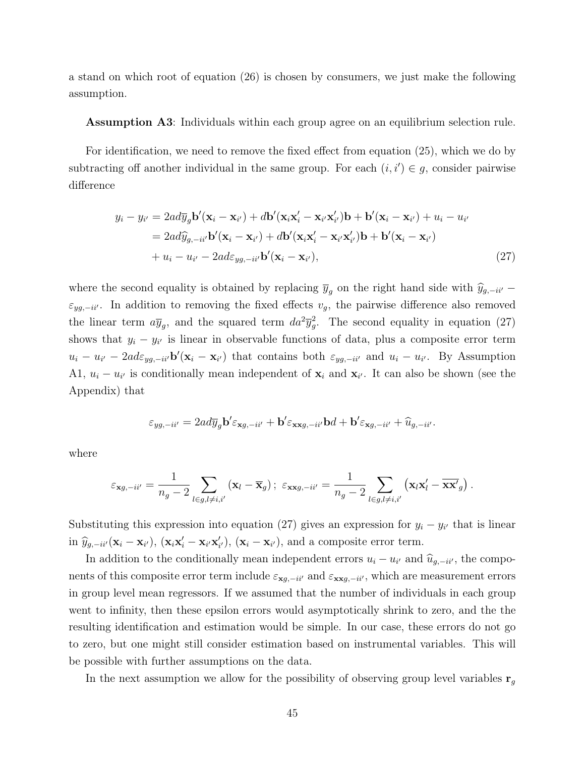a stand on which root of equation (26) is chosen by consumers, we just make the following assumption.

**Assumption A3**: Individuals within each group agree on an equilibrium selection rule.

For identification, we need to remove the fixed effect from equation (25), which we do by subtracting off another individual in the same group. For each $(i, i') \in g$, consider pairwise difference

$$
\begin{aligned}
y_i - y_{i'} &= 2ad\overline{y}_g \mathbf{b}'(\mathbf{x}_i - \mathbf{x}_{i'}) + d\mathbf{b}'(\mathbf{x}_i\mathbf{x}_i' - \mathbf{x}_{i'}\mathbf{x}_{i'}')\mathbf{b} + \mathbf{b}'(\mathbf{x}_i - \mathbf{x}_{i'}) + u_i - u_{i'} \\
&= 2ad\widehat{y}_{g,-ii'}\mathbf{b}'(\mathbf{x}_i - \mathbf{x}_{i'}) + d\mathbf{b}'(\mathbf{x}_i\mathbf{x}_i' - \mathbf{x}_{i'}\mathbf{x}_{i'}')\mathbf{b} + \mathbf{b}'(\mathbf{x}_i - \mathbf{x}_{i'}) \\
&\quad + u_i - u_{i'} - 2ad\varepsilon_{yg,-ii'}\mathbf{b}'(\mathbf{x}_i - \mathbf{x}_{i'}),
\end{aligned}
\tag{27}
$$

where the second equality is obtained by replacing $\overline{y}_g$ on the right hand side with $\widehat{y}_{g,-ii'} - \varepsilon_{yg,-ii'}$. In addition to removing the fixed effects $v_g$, the pairwise difference also removed the linear term $a\overline{y}_g$, and the squared term $da^2\overline{y}_g^2$. The second equality in equation (27) shows that $y_i - y_{i'}$ is linear in observable functions of data, plus a composite error term $u_i - u_{i'} - 2ad\varepsilon_{yg,-ii'}\mathbf{b}'(\mathbf{x}_i - \mathbf{x}_{i'})$ that contains both $\varepsilon_{yg,-ii'}$ and $u_i - u_{i'}$. By Assumption A1, $u_i - u_{i'}$ is conditionally mean independent of $\mathbf{x}_i$ and $\mathbf{x}_{i'}$. It can also be shown (see the Appendix) that

$$
\varepsilon_{yg,-ii'} = 2ad\overline{y}_g \mathbf{b}'\varepsilon_{\mathbf{x}g,-ii'} + \mathbf{b}'\varepsilon_{\mathbf{xx}g,-ii'}\mathbf{b}d + \mathbf{b}'\varepsilon_{\mathbf{x}g,-ii'} + \widehat{u}_{g,-ii'}.
$$

where

$$
\varepsilon_{\mathbf{x}g,-ii'} = \frac{1}{n_g - 2}\sum_{l \in g, l \neq i, i'} (\mathbf{x}_l - \overline{\mathbf{x}}_g)\,;\;\; \varepsilon_{\mathbf{xx}g,-ii'} = \frac{1}{n_g - 2}\sum_{l \in g, l \neq i, i'} \left(\mathbf{x}_l\mathbf{x}_l' - \overline{\mathbf{x}\mathbf{x}'}_g\right).
$$

Substituting this expression into equation (27) gives an expression for $y_i - y_{i'}$ that is linear in $\widehat{y}_{g,-ii'}(\mathbf{x}_i - \mathbf{x}_{i'})$, $(\mathbf{x}_i\mathbf{x}_i' - \mathbf{x}_{i'}\mathbf{x}_{i'}')$, $(\mathbf{x}_i - \mathbf{x}_{i'})$, and a composite error term.

In addition to the conditionally mean independent errors $u_i - u_{i'}$ and $\widehat{u}_{g,-ii'}$, the components of this composite error term include $\varepsilon_{\mathbf{x}g,-ii'}$ and $\varepsilon_{\mathbf{xx}g,-ii'}$, which are measurement errors in group level mean regressors. If we assumed that the number of individuals in each group went to infinity, then these epsilon errors would asymptotically shrink to zero, and the the resulting identification and estimation would be simple. In our case, these errors do not go to zero, but one might still consider estimation based on instrumental variables. This will be possible with further assumptions on the data.

In the next assumption we allow for the possibility of observing group level variables $\mathbf{r}_g$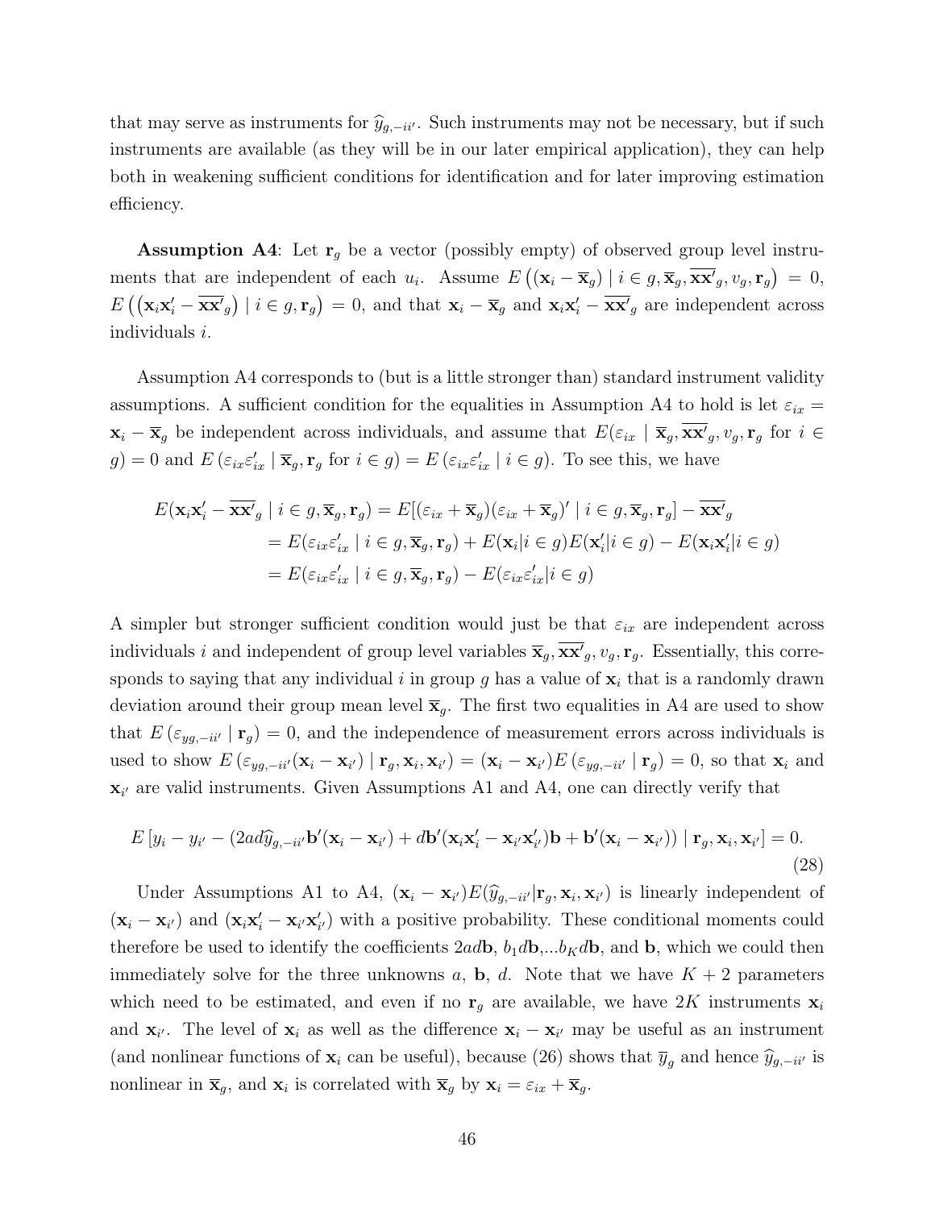that may serve as instruments for $\widehat{y}_{g,-ii'}$. Such instruments may not be necessary, but if such instruments are available (as they will be in our later empirical application), they can help both in weakening sufficient conditions for identification and for later improving estimation efficiency.

**Assumption A4**: Let $\mathbf{r}_g$ be a vector (possibly empty) of observed group level instruments that are independent of each $u_i$. Assume $E\left((\mathbf{x}_i - \overline{\mathbf{x}}_g) \mid i \in g, \overline{\mathbf{x}}_g, \overline{\mathbf{xx}'}_g, v_g, \mathbf{r}_g\right) = 0$, $E\left((\mathbf{x}_i\mathbf{x}_i' - \overline{\mathbf{xx}'}_g) \mid i \in g, \mathbf{r}_g\right) = 0$, and that $\mathbf{x}_i - \overline{\mathbf{x}}_g$ and $\mathbf{x}_i\mathbf{x}_i' - \overline{\mathbf{xx}'}_g$ are independent across individuals $i$.

Assumption A4 corresponds to (but is a little stronger than) standard instrument validity assumptions. A sufficient condition for the equalities in Assumption A4 to hold is let $\varepsilon_{ix} = \mathbf{x}_i - \overline{\mathbf{x}}_g$ be independent across individuals, and assume that $E(\varepsilon_{ix} \mid \overline{\mathbf{x}}_g, \overline{\mathbf{xx}'}_g, v_g, \mathbf{r}_g$ for $i \in g) = 0$ and $E\left(\varepsilon_{ix}\varepsilon_{ix}' \mid \overline{\mathbf{x}}_g, \mathbf{r}_g \text{ for } i \in g\right) = E\left(\varepsilon_{ix}\varepsilon_{ix}' \mid i \in g\right)$. To see this, we have

$$
\begin{aligned}
E(\mathbf{x}_i\mathbf{x}_i' - \overline{\mathbf{xx}'}_g \mid i \in g, \overline{\mathbf{x}}_g, \mathbf{r}_g) &= E[(\varepsilon_{ix} + \overline{\mathbf{x}}_g)(\varepsilon_{ix} + \overline{\mathbf{x}}_g)' \mid i \in g, \overline{\mathbf{x}}_g, \mathbf{r}_g] - \overline{\mathbf{xx}'}_g \\
&= E(\varepsilon_{ix}\varepsilon_{ix}' \mid i \in g, \overline{\mathbf{x}}_g, \mathbf{r}_g) + E(\mathbf{x}_i \mid i \in g)E(\mathbf{x}_i' \mid i \in g) - E(\mathbf{x}_i\mathbf{x}_i' \mid i \in g) \\
&= E(\varepsilon_{ix}\varepsilon_{ix}' \mid i \in g, \overline{\mathbf{x}}_g, \mathbf{r}_g) - E(\varepsilon_{ix}\varepsilon_{ix}' \mid i \in g)
\end{aligned}
$$

A simpler but stronger sufficient condition would just be that $\varepsilon_{ix}$ are independent across individuals $i$ and independent of group level variables $\overline{\mathbf{x}}_g, \overline{\mathbf{xx}'}_g, v_g, \mathbf{r}_g$. Essentially, this corresponds to saying that any individual $i$ in group $g$ has a value of $\mathbf{x}_i$ that is a randomly drawn deviation around their group mean level $\overline{\mathbf{x}}_g$. The first two equalities in A4 are used to show that $E\left(\varepsilon_{yg,-ii'} \mid \mathbf{r}_g\right) = 0$, and the independence of measurement errors across individuals is used to show $E\left(\varepsilon_{yg,-ii'}(\mathbf{x}_i - \mathbf{x}_{i'}) \mid \mathbf{r}_g, \mathbf{x}_i, \mathbf{x}_{i'}\right) = (\mathbf{x}_i - \mathbf{x}_{i'})E\left(\varepsilon_{yg,-ii'} \mid \mathbf{r}_g\right) = 0$, so that $\mathbf{x}_i$ and $\mathbf{x}_{i'}$ are valid instruments. Given Assumptions A1 and A4, one can directly verify that

$$
E\left[y_i - y_{i'} - (2ad\widehat{y}_{g,-ii'}\mathbf{b}'(\mathbf{x}_i - \mathbf{x}_{i'}) + d\mathbf{b}'(\mathbf{x}_i\mathbf{x}_i' - \mathbf{x}_{i'}\mathbf{x}_{i'}')\mathbf{b} + \mathbf{b}'(\mathbf{x}_i - \mathbf{x}_{i'})) \mid \mathbf{r}_g, \mathbf{x}_i, \mathbf{x}_{i'}\right] = 0. \tag{28}
$$

Under Assumptions A1 to A4, $(\mathbf{x}_i - \mathbf{x}_{i'})E(\widehat{y}_{g,-ii'} \mid \mathbf{r}_g, \mathbf{x}_i, \mathbf{x}_{i'})$ is linearly independent of $(\mathbf{x}_i - \mathbf{x}_{i'})$ and $(\mathbf{x}_i\mathbf{x}_i' - \mathbf{x}_{i'}\mathbf{x}_{i'}')$ with a positive probability. These conditional moments could therefore be used to identify the coefficients $2ad\mathbf{b}$, $b_1 d\mathbf{b}$,...$b_K d\mathbf{b}$, and $\mathbf{b}$, which we could then immediately solve for the three unknowns $a$, $\mathbf{b}$, $d$. Note that we have $K + 2$ parameters which need to be estimated, and even if no $\mathbf{r}_g$ are available, we have $2K$ instruments $\mathbf{x}_i$ and $\mathbf{x}_{i'}$. The level of $\mathbf{x}_i$ as well as the difference $\mathbf{x}_i - \mathbf{x}_{i'}$ may be useful as an instrument (and nonlinear functions of $\mathbf{x}_i$ can be useful), because (26) shows that $\overline{y}_g$ and hence $\widehat{y}_{g,-ii'}$ is nonlinear in $\overline{\mathbf{x}}_g$, and $\mathbf{x}_i$ is correlated with $\overline{\mathbf{x}}_g$ by $\mathbf{x}_i = \varepsilon_{ix} + \overline{\mathbf{x}}_g$.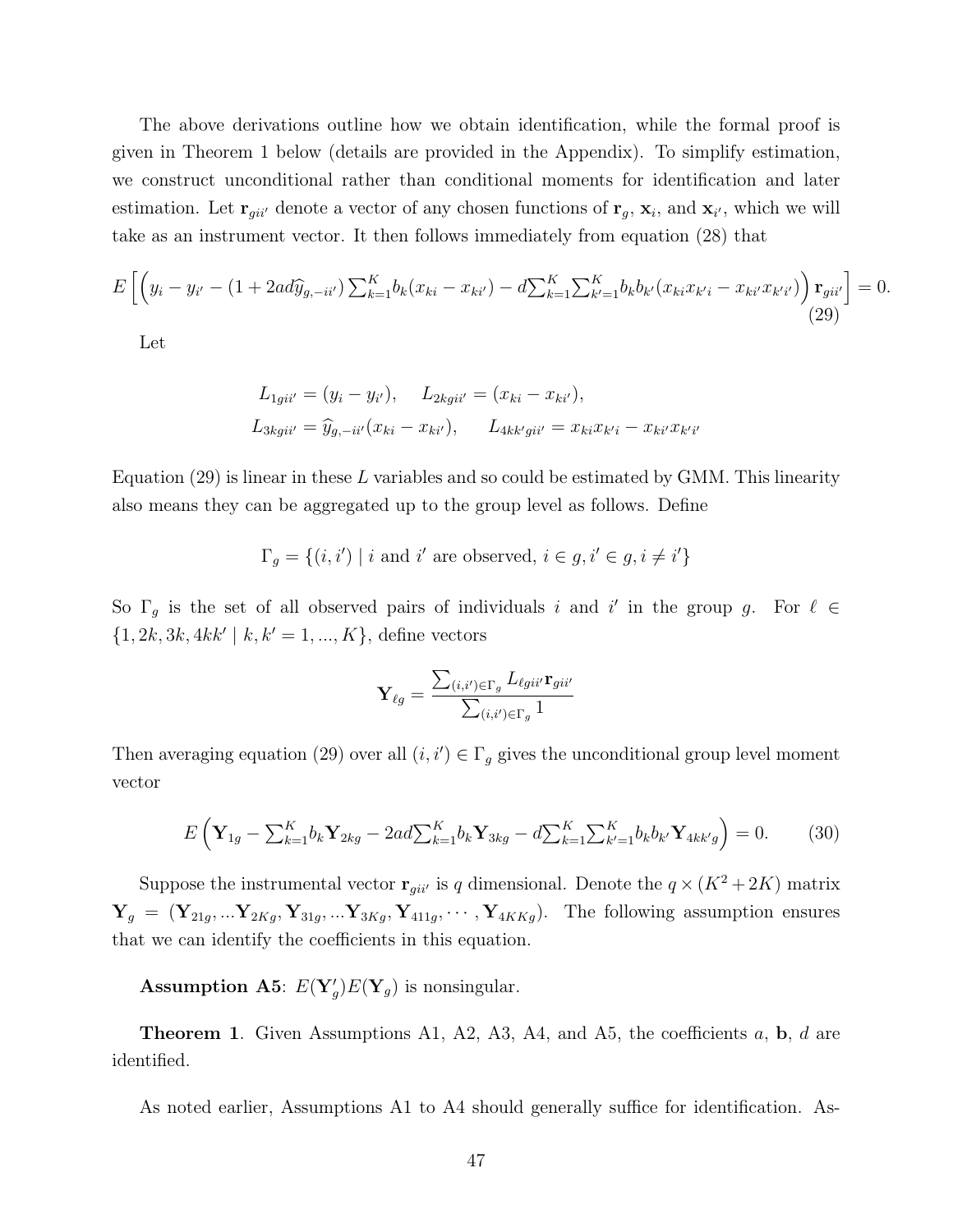The above derivations outline how we obtain identification, while the formal proof is given in Theorem 1 below (details are provided in the Appendix). To simplify estimation, we construct unconditional rather than conditional moments for identification and later estimation. Let $\mathbf{r}_{gii'}$ denote a vector of any chosen functions of $\mathbf{r}_g$, $\mathbf{x}_i$, and $\mathbf{x}_{i'}$, which we will take as an instrument vector. It then follows immediately from equation (28) that

$$E\left[\left(y_i - y_{i'} - (1 + 2ad\widehat{y}_{g,-ii'})\sum_{k=1}^{K} b_k(x_{ki} - x_{ki'}) - d\sum_{k=1}^{K}\sum_{k'=1}^{K} b_k b_{k'}(x_{ki}x_{k'i} - x_{ki'}x_{k'i'})\right)\mathbf{r}_{gii'}\right] = 0. \tag{29}$$

Let

$$L_{1gii'} = (y_i - y_{i'}), \quad L_{2kgii'} = (x_{ki} - x_{ki'}),$$
$$L_{3kgii'} = \widehat{y}_{g,-ii'}(x_{ki} - x_{ki'}), \quad L_{4kk'gii'} = x_{ki}x_{k'i} - x_{ki'}x_{k'i'}$$

Equation (29) is linear in these $L$ variables and so could be estimated by GMM. This linearity also means they can be aggregated up to the group level as follows. Define

$$\Gamma_g = \{(i, i') \mid i \text{ and } i' \text{ are observed}, i \in g, i' \in g, i \neq i'\}$$

So $\Gamma_g$ is the set of all observed pairs of individuals $i$ and $i'$ in the group $g$. For $\ell \in \{1, 2k, 3k, 4kk' \mid k, k' = 1, ..., K\}$, define vectors

$$\mathbf{Y}_{\ell g} = \frac{\sum_{(i,i') \in \Gamma_g} L_{\ell gii'} \mathbf{r}_{gii'}}{\sum_{(i,i') \in \Gamma_g} 1}$$

Then averaging equation (29) over all $(i, i') \in \Gamma_g$ gives the unconditional group level moment vector

$$E\left(\mathbf{Y}_{1g} - \sum_{k=1}^{K} b_k \mathbf{Y}_{2kg} - 2ad\sum_{k=1}^{K} b_k \mathbf{Y}_{3kg} - d\sum_{k=1}^{K}\sum_{k'=1}^{K} b_k b_{k'} \mathbf{Y}_{4kk'g}\right) = 0. \tag{30}$$

Suppose the instrumental vector $\mathbf{r}_{gii'}$ is $q$ dimensional. Denote the $q \times (K^2 + 2K)$ matrix $\mathbf{Y}_g = (\mathbf{Y}_{21g}, ... \mathbf{Y}_{2Kg}, \mathbf{Y}_{31g}, ... \mathbf{Y}_{3Kg}, \mathbf{Y}_{411g}, \cdots, \mathbf{Y}_{4KKg})$. The following assumption ensures that we can identify the coefficients in this equation.

**Assumption A5**: $E(\mathbf{Y}_g')E(\mathbf{Y}_g)$ is nonsingular.

**Theorem 1**. Given Assumptions A1, A2, A3, A4, and A5, the coefficients $a$, $\mathbf{b}$, $d$ are identified.

As noted earlier, Assumptions A1 to A4 should generally suffice for identification. As-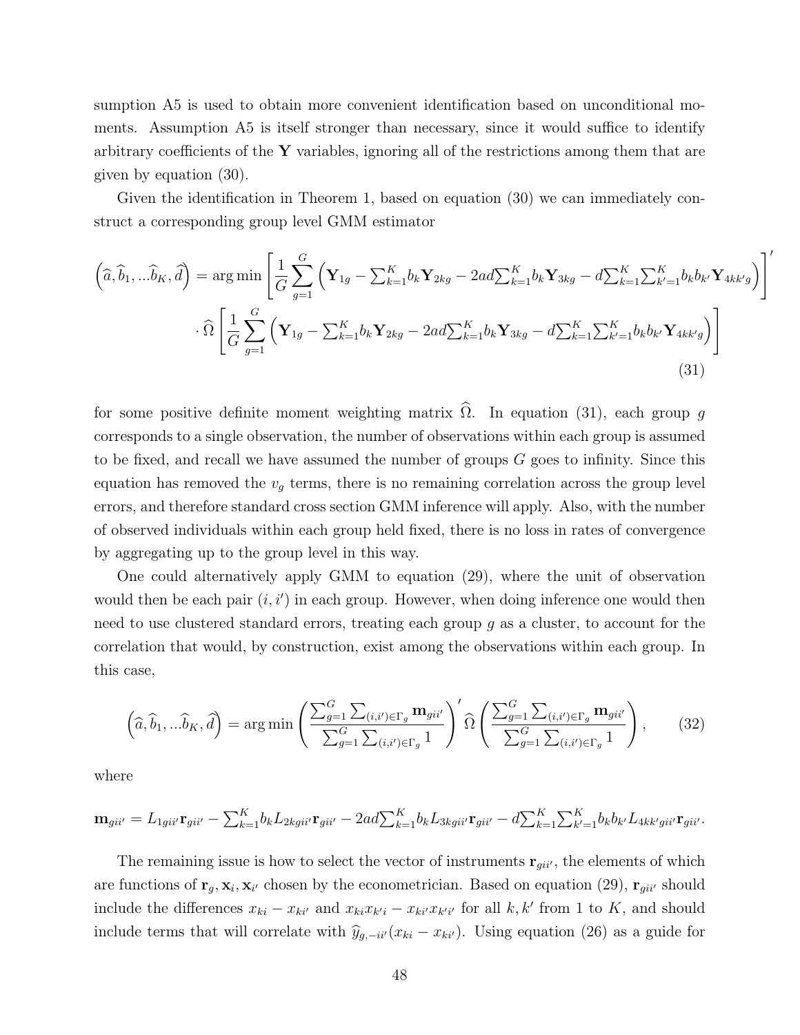sumption A5 is used to obtain more convenient identification based on unconditional moments. Assumption A5 is itself stronger than necessary, since it would suffice to identify arbitrary coefficients of the $\mathbf{Y}$ variables, ignoring all of the restrictions among them that are given by equation (30).

Given the identification in Theorem 1, based on equation (30) we can immediately construct a corresponding group level GMM estimator

$$\left(\widehat{a}, \widehat{b}_1, ...\widehat{b}_K, \widehat{d}\right) = \arg\min \left[\frac{1}{G}\sum_{g=1}^{G}\left(\mathbf{Y}_{1g} - \textstyle\sum_{k=1}^{K} b_k \mathbf{Y}_{2kg} - 2ad\sum_{k=1}^{K} b_k \mathbf{Y}_{3kg} - d\sum_{k=1}^{K}\sum_{k'=1}^{K} b_k b_{k'} \mathbf{Y}_{4kk'g}\right)\right]'$$
$$\cdot \widehat{\Omega}\left[\frac{1}{G}\sum_{g=1}^{G}\left(\mathbf{Y}_{1g} - \textstyle\sum_{k=1}^{K} b_k \mathbf{Y}_{2kg} - 2ad\sum_{k=1}^{K} b_k \mathbf{Y}_{3kg} - d\sum_{k=1}^{K}\sum_{k'=1}^{K} b_k b_{k'} \mathbf{Y}_{4kk'g}\right)\right] \tag{31}$$

for some positive definite moment weighting matrix $\widehat{\Omega}$. In equation (31), each group $g$ corresponds to a single observation, the number of observations within each group is assumed to be fixed, and recall we have assumed the number of groups $G$ goes to infinity. Since this equation has removed the $v_g$ terms, there is no remaining correlation across the group level errors, and therefore standard cross section GMM inference will apply. Also, with the number of observed individuals within each group held fixed, there is no loss in rates of convergence by aggregating up to the group level in this way.

One could alternatively apply GMM to equation (29), where the unit of observation would then be each pair $(i, i')$ in each group. However, when doing inference one would then need to use clustered standard errors, treating each group $g$ as a cluster, to account for the correlation that would, by construction, exist among the observations within each group. In this case,

$$\left(\widehat{a}, \widehat{b}_1, ...\widehat{b}_K, \widehat{d}\right) = \arg\min \left(\frac{\sum_{g=1}^{G}\sum_{(i,i')\in\Gamma_g} \mathbf{m}_{gii'}}{\sum_{g=1}^{G}\sum_{(i,i')\in\Gamma_g} 1}\right)' \widehat{\Omega} \left(\frac{\sum_{g=1}^{G}\sum_{(i,i')\in\Gamma_g} \mathbf{m}_{gii'}}{\sum_{g=1}^{G}\sum_{(i,i')\in\Gamma_g} 1}\right), \tag{32}$$

where

$$\mathbf{m}_{gii'} = L_{1gii'}\mathbf{r}_{gii'} - \textstyle\sum_{k=1}^{K} b_k L_{2kgii'}\mathbf{r}_{gii'} - 2ad\sum_{k=1}^{K} b_k L_{3kgii'}\mathbf{r}_{gii'} - d\sum_{k=1}^{K}\sum_{k'=1}^{K} b_k b_{k'} L_{4kk'gii'}\mathbf{r}_{gii'}.$$

The remaining issue is how to select the vector of instruments $\mathbf{r}_{gii'}$, the elements of which are functions of $\mathbf{r}_g, \mathbf{x}_i, \mathbf{x}_{i'}$ chosen by the econometrician. Based on equation (29), $\mathbf{r}_{gii'}$ should include the differences $x_{ki} - x_{ki'}$ and $x_{ki}x_{k'i} - x_{ki'}x_{k'i'}$ for all $k, k'$ from 1 to $K$, and should include terms that will correlate with $\widehat{y}_{g,-ii'}(x_{ki} - x_{ki'})$. Using equation (26) as a guide for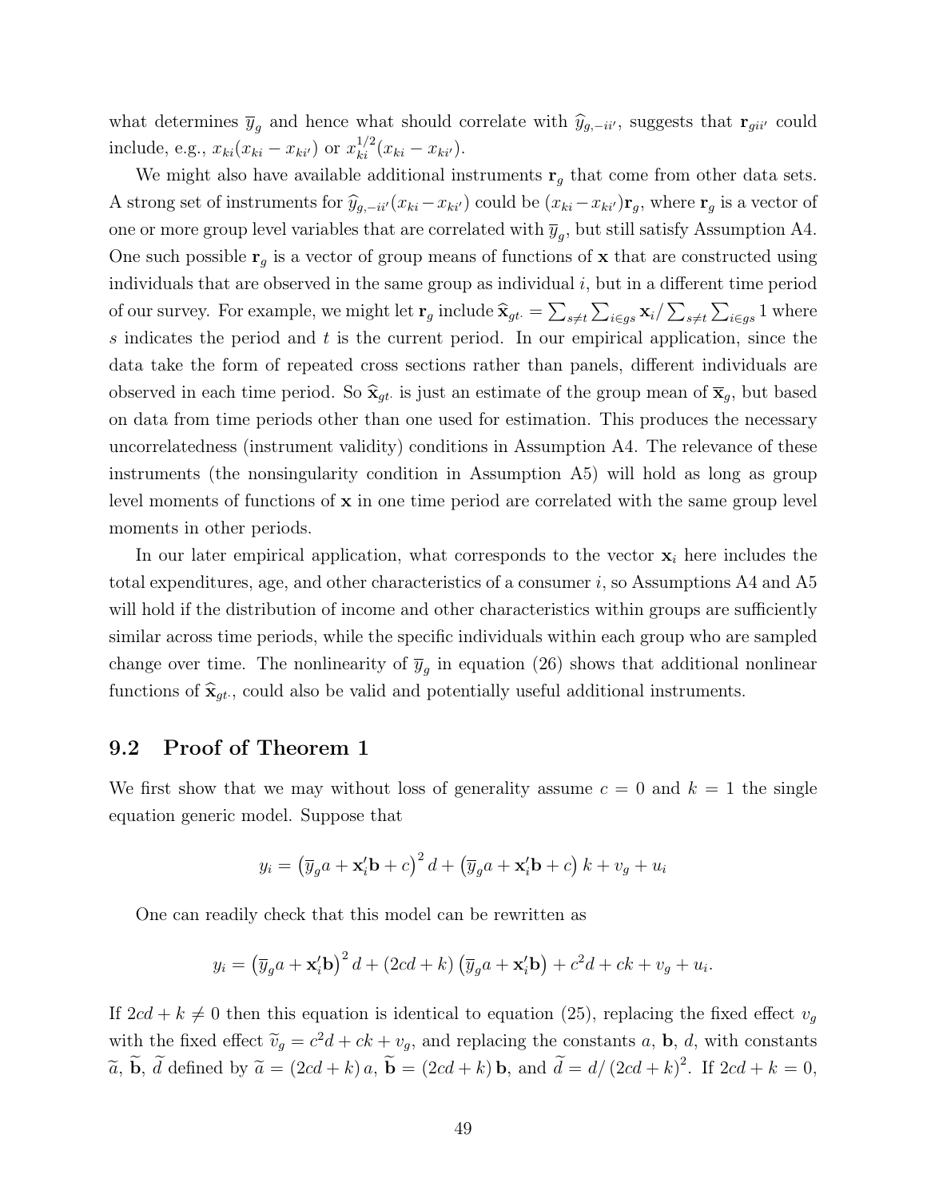what determines $\overline{y}_g$ and hence what should correlate with $\widehat{y}_{g,-ii'}$, suggests that $\mathbf{r}_{gii'}$ could include, e.g., $x_{ki}(x_{ki} - x_{ki'})$ or $x_{ki}^{1/2}(x_{ki} - x_{ki'})$.

We might also have available additional instruments $\mathbf{r}_g$ that come from other data sets. A strong set of instruments for $\widehat{y}_{g,-ii'}(x_{ki} - x_{ki'})$ could be $(x_{ki} - x_{ki'})\mathbf{r}_g$, where $\mathbf{r}_g$ is a vector of one or more group level variables that are correlated with $\overline{y}_g$, but still satisfy Assumption A4. One such possible $\mathbf{r}_g$ is a vector of group means of functions of $\mathbf{x}$ that are constructed using individuals that are observed in the same group as individual $i$, but in a different time period of our survey. For example, we might let $\mathbf{r}_g$ include $\widehat{\mathbf{x}}_{gt\cdot} = \sum_{s\neq t}\sum_{i\in gs}\mathbf{x}_i / \sum_{s\neq t}\sum_{i\in gs} 1$ where $s$ indicates the period and $t$ is the current period. In our empirical application, since the data take the form of repeated cross sections rather than panels, different individuals are observed in each time period. So $\widehat{\mathbf{x}}_{gt\cdot}$ is just an estimate of the group mean of $\overline{\mathbf{x}}_g$, but based on data from time periods other than one used for estimation. This produces the necessary uncorrelatedness (instrument validity) conditions in Assumption A4. The relevance of these instruments (the nonsingularity condition in Assumption A5) will hold as long as group level moments of functions of $\mathbf{x}$ in one time period are correlated with the same group level moments in other periods.

In our later empirical application, what corresponds to the vector $\mathbf{x}_i$ here includes the total expenditures, age, and other characteristics of a consumer $i$, so Assumptions A4 and A5 will hold if the distribution of income and other characteristics within groups are sufficiently similar across time periods, while the specific individuals within each group who are sampled change over time. The nonlinearity of $\overline{y}_g$ in equation (26) shows that additional nonlinear functions of $\widehat{\mathbf{x}}_{gt\cdot}$, could also be valid and potentially useful additional instruments.

## 9.2 Proof of Theorem 1

We first show that we may without loss of generality assume $c = 0$ and $k = 1$ the single equation generic model. Suppose that

$$y_i = \left(\overline{y}_g a + \mathbf{x}_i'\mathbf{b} + c\right)^2 d + \left(\overline{y}_g a + \mathbf{x}_i'\mathbf{b} + c\right) k + v_g + u_i$$

One can readily check that this model can be rewritten as

$$y_i = \left(\overline{y}_g a + \mathbf{x}_i'\mathbf{b}\right)^2 d + (2cd + k)\left(\overline{y}_g a + \mathbf{x}_i'\mathbf{b}\right) + c^2 d + ck + v_g + u_i.$$

If $2cd + k \neq 0$ then this equation is identical to equation (25), replacing the fixed effect $v_g$ with the fixed effect $\widetilde{v}_g = c^2 d + ck + v_g$, and replacing the constants $a$, $\mathbf{b}$, $d$, with constants $\widetilde{a}$, $\widetilde{\mathbf{b}}$, $\widetilde{d}$ defined by $\widetilde{a} = (2cd + k)\, a$, $\widetilde{\mathbf{b}} = (2cd + k)\, \mathbf{b}$, and $\widetilde{d} = d / (2cd + k)^2$. If $2cd + k = 0$,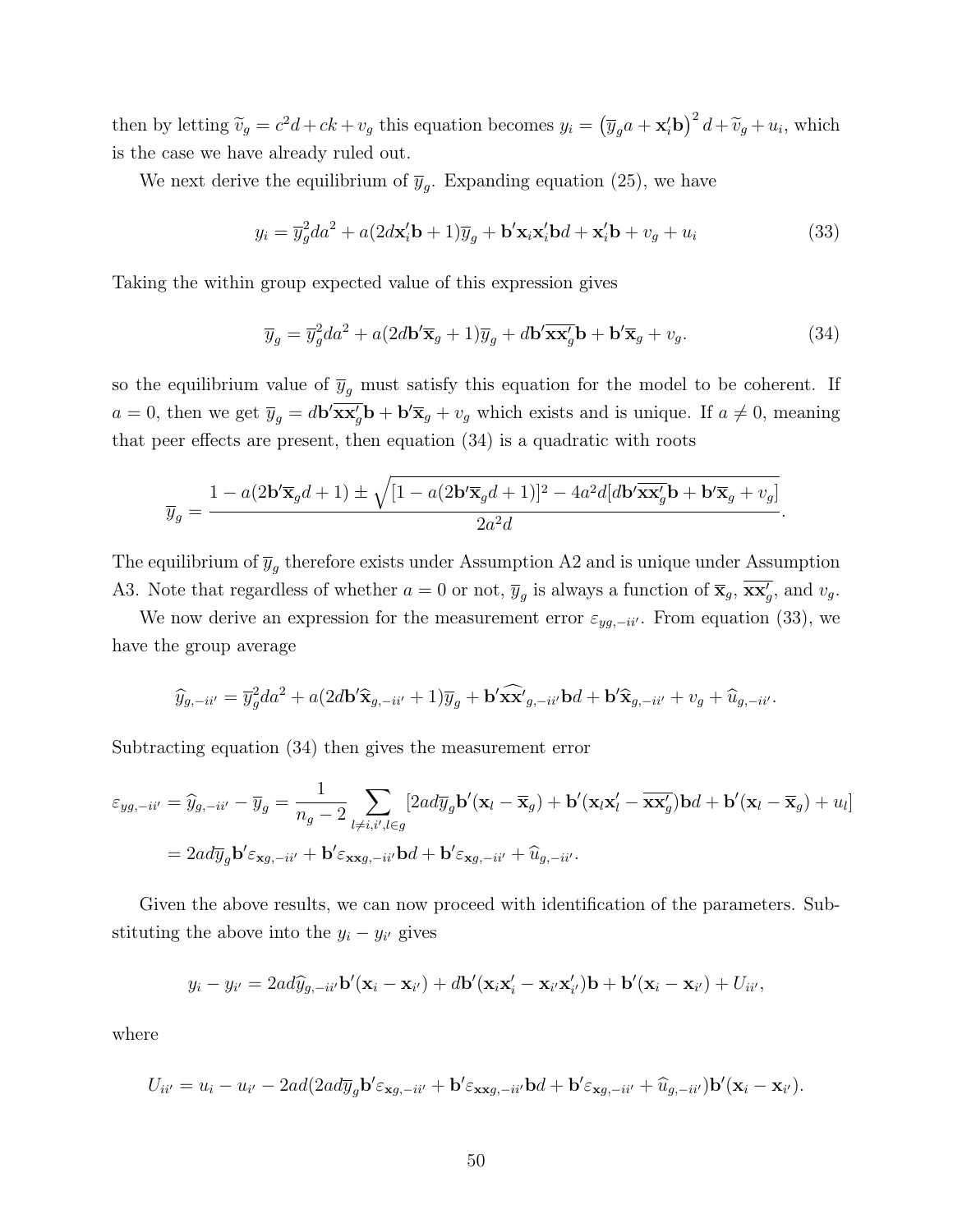then by letting $\widetilde{v}_g = c^2 d + ck + v_g$ this equation becomes $y_i = \left(\overline{y}_g a + \mathbf{x}_i'\mathbf{b}\right)^2 d + \widetilde{v}_g + u_i$, which is the case we have already ruled out.

We next derive the equilibrium of $\overline{y}_g$. Expanding equation (25), we have

$$y_i = \overline{y}_g^2 da^2 + a(2d\mathbf{x}_i'\mathbf{b} + 1)\overline{y}_g + \mathbf{b}'\mathbf{x}_i\mathbf{x}_i'\mathbf{b}d + \mathbf{x}_i'\mathbf{b} + v_g + u_i \tag{33}$$

Taking the within group expected value of this expression gives

$$\overline{y}_g = \overline{y}_g^2 da^2 + a(2d\mathbf{b}'\overline{\mathbf{x}}_g + 1)\overline{y}_g + d\mathbf{b}'\overline{\mathbf{x}\mathbf{x}'_g}\mathbf{b} + \mathbf{b}'\overline{\mathbf{x}}_g + v_g. \tag{34}$$

so the equilibrium value of $\overline{y}_g$ must satisfy this equation for the model to be coherent. If $a = 0$, then we get $\overline{y}_g = d\mathbf{b}'\overline{\mathbf{x}\mathbf{x}'_g}\mathbf{b} + \mathbf{b}'\overline{\mathbf{x}}_g + v_g$ which exists and is unique. If $a \neq 0$, meaning that peer effects are present, then equation (34) is a quadratic with roots

$$\overline{y}_g = \frac{1 - a(2\mathbf{b}'\overline{\mathbf{x}}_g d + 1) \pm \sqrt{[1 - a(2\mathbf{b}'\overline{\mathbf{x}}_g d + 1)]^2 - 4a^2 d[d\mathbf{b}'\overline{\mathbf{x}\mathbf{x}'_g}\mathbf{b} + \mathbf{b}'\overline{\mathbf{x}}_g + v_g]}}{2a^2 d}.$$

The equilibrium of $\overline{y}_g$ therefore exists under Assumption A2 and is unique under Assumption A3. Note that regardless of whether $a = 0$ or not, $\overline{y}_g$ is always a function of $\overline{\mathbf{x}}_g$, $\overline{\mathbf{x}\mathbf{x}'_g}$, and $v_g$.

We now derive an expression for the measurement error $\varepsilon_{yg,-ii'}$. From equation (33), we have the group average

$$\widehat{y}_{g,-ii'} = \overline{y}_g^2 da^2 + a(2d\mathbf{b}'\widehat{\mathbf{x}}_{g,-ii'} + 1)\overline{y}_g + \mathbf{b}'\widehat{\mathbf{x}\mathbf{x}'}_{g,-ii'}\mathbf{b}d + \mathbf{b}'\widehat{\mathbf{x}}_{g,-ii'} + v_g + \widehat{u}_{g,-ii'}.$$

Subtracting equation (34) then gives the measurement error

$$\begin{aligned}
\varepsilon_{yg,-ii'} = \widehat{y}_{g,-ii'} - \overline{y}_g &= \frac{1}{n_g - 2}\sum_{l \neq i,i', l \in g}[2ad\overline{y}_g\mathbf{b}'(\mathbf{x}_l - \overline{\mathbf{x}}_g) + \mathbf{b}'(\mathbf{x}_l\mathbf{x}_l' - \overline{\mathbf{x}\mathbf{x}'_g})\mathbf{b}d + \mathbf{b}'(\mathbf{x}_l - \overline{\mathbf{x}}_g) + u_l] \\
&= 2ad\overline{y}_g\mathbf{b}'\varepsilon_{\mathbf{x}g,-ii'} + \mathbf{b}'\varepsilon_{\mathbf{x}\mathbf{x}g,-ii'}\mathbf{b}d + \mathbf{b}'\varepsilon_{\mathbf{x}g,-ii'} + \widehat{u}_{g,-ii'}.
\end{aligned}$$

Given the above results, we can now proceed with identification of the parameters. Substituting the above into the $y_i - y_{i'}$ gives

$$y_i - y_{i'} = 2ad\widehat{y}_{g,-ii'}\mathbf{b}'(\mathbf{x}_i - \mathbf{x}_{i'}) + d\mathbf{b}'(\mathbf{x}_i\mathbf{x}_i' - \mathbf{x}_{i'}\mathbf{x}_{i'}')\mathbf{b} + \mathbf{b}'(\mathbf{x}_i - \mathbf{x}_{i'}) + U_{ii'},$$

where

$$U_{ii'} = u_i - u_{i'} - 2ad(2ad\overline{y}_g\mathbf{b}'\varepsilon_{\mathbf{x}g,-ii'} + \mathbf{b}'\varepsilon_{\mathbf{x}\mathbf{x}g,-ii'}\mathbf{b}d + \mathbf{b}'\varepsilon_{\mathbf{x}g,-ii'} + \widehat{u}_{g,-ii'})\mathbf{b}'(\mathbf{x}_i - \mathbf{x}_{i'}).$$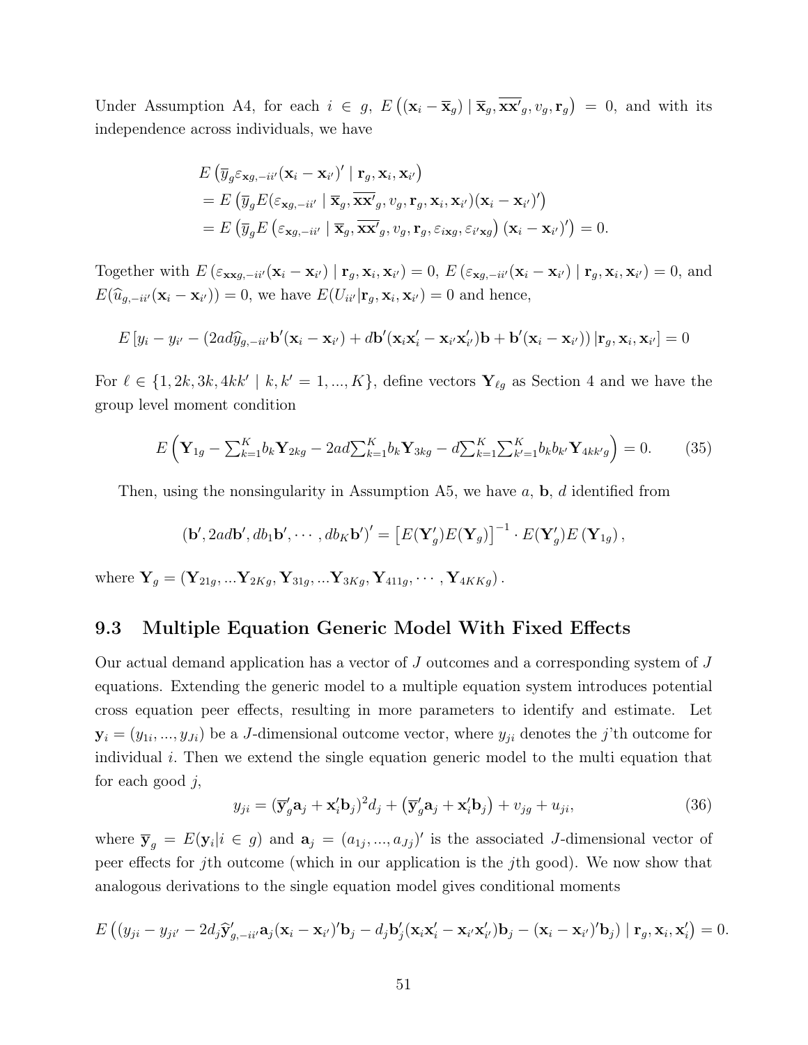Under Assumption A4, for each $i \in g$, $E\left((\mathbf{x}_i - \overline{\mathbf{x}}_g) \mid \overline{\mathbf{x}}_g, \overline{\mathbf{x}\mathbf{x}'}_g, v_g, \mathbf{r}_g\right) = 0$, and with its independence across individuals, we have

$$
\begin{aligned}
&E\left(\overline{y}_g \varepsilon_{\mathbf{x}g,-ii'}(\mathbf{x}_i - \mathbf{x}_{i'})' \mid \mathbf{r}_g, \mathbf{x}_i, \mathbf{x}_{i'}\right) \\
&= E\left(\overline{y}_g E(\varepsilon_{\mathbf{x}g,-ii'} \mid \overline{\mathbf{x}}_g, \overline{\mathbf{x}\mathbf{x}'}_g, v_g, \mathbf{r}_g, \mathbf{x}_i, \mathbf{x}_{i'})(\mathbf{x}_i - \mathbf{x}_{i'})'\right) \\
&= E\left(\overline{y}_g E\left(\varepsilon_{\mathbf{x}g,-ii'} \mid \overline{\mathbf{x}}_g, \overline{\mathbf{x}\mathbf{x}'}_g, v_g, \mathbf{r}_g, \varepsilon_{i\mathbf{x}g}, \varepsilon_{i'\mathbf{x}g}\right)(\mathbf{x}_i - \mathbf{x}_{i'})'\right) = 0.
\end{aligned}
$$

Together with $E\left(\varepsilon_{\mathbf{x}\mathbf{x}g,-ii'}(\mathbf{x}_i - \mathbf{x}_{i'}) \mid \mathbf{r}_g, \mathbf{x}_i, \mathbf{x}_{i'}\right) = 0$, $E\left(\varepsilon_{\mathbf{x}g,-ii'}(\mathbf{x}_i - \mathbf{x}_{i'}) \mid \mathbf{r}_g, \mathbf{x}_i, \mathbf{x}_{i'}\right) = 0$, and $E(\widehat{u}_{g,-ii'}(\mathbf{x}_i - \mathbf{x}_{i'})) = 0$, we have $E(U_{ii'} | \mathbf{r}_g, \mathbf{x}_i, \mathbf{x}_{i'}) = 0$ and hence,

$$
E\left[y_i - y_{i'} - (2ad\widehat{y}_{g,-ii'}\mathbf{b}'(\mathbf{x}_i - \mathbf{x}_{i'}) + d\mathbf{b}'(\mathbf{x}_i\mathbf{x}_i' - \mathbf{x}_{i'}\mathbf{x}_{i'}')\mathbf{b} + \mathbf{b}'(\mathbf{x}_i - \mathbf{x}_{i'})) \mid \mathbf{r}_g, \mathbf{x}_i, \mathbf{x}_{i'}\right] = 0
$$

For $\ell \in \{1, 2k, 3k, 4kk' \mid k, k' = 1, ..., K\}$, define vectors $\mathbf{Y}_{\ell g}$ as Section 4 and we have the group level moment condition

$$
E\left(\mathbf{Y}_{1g} - \textstyle\sum_{k=1}^{K} b_k \mathbf{Y}_{2kg} - 2ad\sum_{k=1}^{K} b_k \mathbf{Y}_{3kg} - d\sum_{k=1}^{K}\sum_{k'=1}^{K} b_k b_{k'} \mathbf{Y}_{4kk'g}\right) = 0. \tag{35}
$$

Then, using the nonsingularity in Assumption A5, we have $a$, $\mathbf{b}$, $d$ identified from

$$
(\mathbf{b}', 2ad\mathbf{b}', db_1\mathbf{b}', \cdots, db_K\mathbf{b}')' = \left[E(\mathbf{Y}_g')E(\mathbf{Y}_g)\right]^{-1} \cdot E(\mathbf{Y}_g')E(\mathbf{Y}_{1g}),
$$

where $\mathbf{Y}_g = (\mathbf{Y}_{21g}, ...\mathbf{Y}_{2Kg}, \mathbf{Y}_{31g}, ...\mathbf{Y}_{3Kg}, \mathbf{Y}_{411g}, \cdots, \mathbf{Y}_{4KKg})$.

## 9.3 Multiple Equation Generic Model With Fixed Effects

Our actual demand application has a vector of $J$ outcomes and a corresponding system of $J$ equations. Extending the generic model to a multiple equation system introduces potential cross equation peer effects, resulting in more parameters to identify and estimate. Let $\mathbf{y}_i = (y_{1i}, ..., y_{Ji})$ be a $J$-dimensional outcome vector, where $y_{ji}$ denotes the $j$'th outcome for individual $i$. Then we extend the single equation generic model to the multi equation that for each good $j$,

$$
y_{ji} = (\overline{\mathbf{y}}_g' \mathbf{a}_j + \mathbf{x}_i' \mathbf{b}_j)^2 d_j + \left(\overline{\mathbf{y}}_g' \mathbf{a}_j + \mathbf{x}_i' \mathbf{b}_j\right) + v_{jg} + u_{ji}, \tag{36}
$$

where $\overline{\mathbf{y}}_g = E(\mathbf{y}_i | i \in g)$ and $\mathbf{a}_j = (a_{1j}, ..., a_{Jj})'$ is the associated $J$-dimensional vector of peer effects for $j$th outcome (which in our application is the $j$th good). We now show that analogous derivations to the single equation model gives conditional moments

$$
E\left((y_{ji} - y_{ji'} - 2d_j \widehat{\mathbf{y}}_{g,-ii'}' \mathbf{a}_j (\mathbf{x}_i - \mathbf{x}_{i'})' \mathbf{b}_j - d_j \mathbf{b}_j' (\mathbf{x}_i \mathbf{x}_i' - \mathbf{x}_{i'} \mathbf{x}_{i'}') \mathbf{b}_j - (\mathbf{x}_i - \mathbf{x}_{i'})' \mathbf{b}_j) \mid \mathbf{r}_g, \mathbf{x}_i, \mathbf{x}_i'\right) = 0.
$$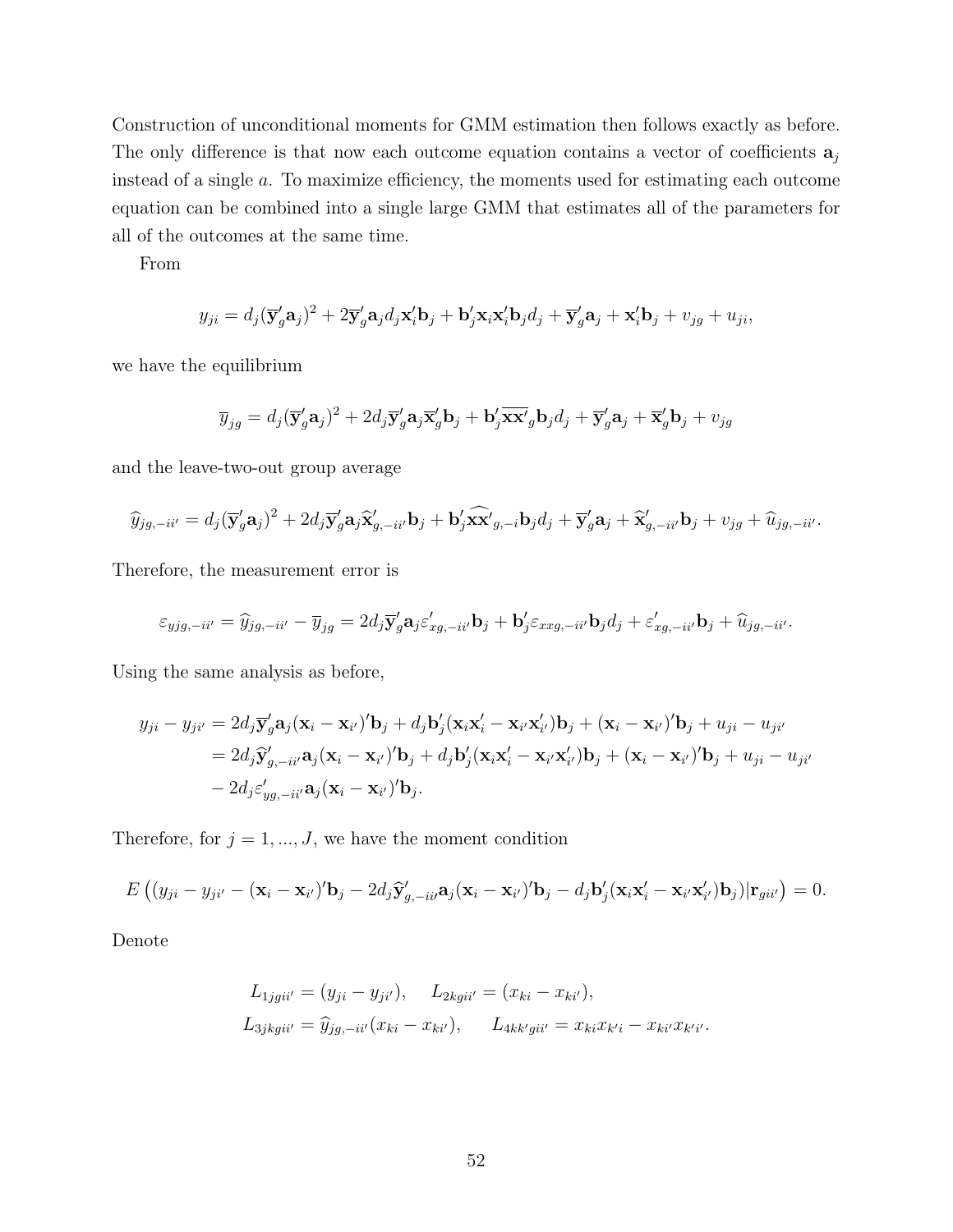Construction of unconditional moments for GMM estimation then follows exactly as before. The only difference is that now each outcome equation contains a vector of coefficients $\mathbf{a}_j$ instead of a single $a$. To maximize efficiency, the moments used for estimating each outcome equation can be combined into a single large GMM that estimates all of the parameters for all of the outcomes at the same time.

From

$$y_{ji} = d_j(\overline{\mathbf{y}}_g'\mathbf{a}_j)^2 + 2\overline{\mathbf{y}}_g'\mathbf{a}_j d_j \mathbf{x}_i'\mathbf{b}_j + \mathbf{b}_j'\mathbf{x}_i\mathbf{x}_i'\mathbf{b}_j d_j + \overline{\mathbf{y}}_g'\mathbf{a}_j + \mathbf{x}_i'\mathbf{b}_j + v_{jg} + u_{ji},$$

we have the equilibrium

$$\overline{y}_{jg} = d_j(\overline{\mathbf{y}}_g'\mathbf{a}_j)^2 + 2d_j\overline{\mathbf{y}}_g'\mathbf{a}_j\overline{\mathbf{x}}_g'\mathbf{b}_j + \mathbf{b}_j'\overline{\mathbf{x}\mathbf{x}'}_g\mathbf{b}_j d_j + \overline{\mathbf{y}}_g'\mathbf{a}_j + \overline{\mathbf{x}}_g'\mathbf{b}_j + v_{jg}$$

and the leave-two-out group average

$$\widehat{y}_{jg,-ii'} = d_j(\overline{\mathbf{y}}_g'\mathbf{a}_j)^2 + 2d_j\overline{\mathbf{y}}_g'\mathbf{a}_j\widehat{\mathbf{x}}_{g,-ii'}'\mathbf{b}_j + \mathbf{b}_j'\widehat{\mathbf{x}\mathbf{x}'}_{g,-i}\mathbf{b}_j d_j + \overline{\mathbf{y}}_g'\mathbf{a}_j + \widehat{\mathbf{x}}_{g,-ii'}'\mathbf{b}_j + v_{jg} + \widehat{u}_{jg,-ii'}.$$

Therefore, the measurement error is

$$\varepsilon_{yjg,-ii'} = \widehat{y}_{jg,-ii'} - \overline{y}_{jg} = 2d_j\overline{\mathbf{y}}_g'\mathbf{a}_j\varepsilon_{xg,-ii'}'\mathbf{b}_j + \mathbf{b}_j'\varepsilon_{xxg,-ii'}\mathbf{b}_j d_j + \varepsilon_{xg,-ii'}'\mathbf{b}_j + \widehat{u}_{jg,-ii'}.$$

Using the same analysis as before,

$$\begin{aligned}
y_{ji} - y_{ji'} &= 2d_j\overline{\mathbf{y}}_g'\mathbf{a}_j(\mathbf{x}_i - \mathbf{x}_{i'})'\mathbf{b}_j + d_j\mathbf{b}_j'(\mathbf{x}_i\mathbf{x}_i' - \mathbf{x}_{i'}\mathbf{x}_{i'}')\mathbf{b}_j + (\mathbf{x}_i - \mathbf{x}_{i'})'\mathbf{b}_j + u_{ji} - u_{ji'} \\
&= 2d_j\widehat{\mathbf{y}}_{g,-ii'}'\mathbf{a}_j(\mathbf{x}_i - \mathbf{x}_{i'})'\mathbf{b}_j + d_j\mathbf{b}_j'(\mathbf{x}_i\mathbf{x}_i' - \mathbf{x}_{i'}\mathbf{x}_{i'}')\mathbf{b}_j + (\mathbf{x}_i - \mathbf{x}_{i'})'\mathbf{b}_j + u_{ji} - u_{ji'} \\
&\quad - 2d_j\varepsilon_{yg,-ii'}'\mathbf{a}_j(\mathbf{x}_i - \mathbf{x}_{i'})'\mathbf{b}_j.
\end{aligned}$$

Therefore, for $j = 1, ..., J$, we have the moment condition

$$E\left((y_{ji} - y_{ji'} - (\mathbf{x}_i - \mathbf{x}_{i'})'\mathbf{b}_j - 2d_j\widehat{\mathbf{y}}_{g,-ii'}'\mathbf{a}_j(\mathbf{x}_i - \mathbf{x}_{i'})'\mathbf{b}_j - d_j\mathbf{b}_j'(\mathbf{x}_i\mathbf{x}_i' - \mathbf{x}_{i'}\mathbf{x}_{i'}')\mathbf{b}_j)|\mathbf{r}_{gii'}\right) = 0.$$

Denote

$$\begin{aligned}
L_{1jgii'} &= (y_{ji} - y_{ji'}), \quad L_{2kgii'} = (x_{ki} - x_{ki'}), \\
L_{3jkgii'} &= \widehat{y}_{jg,-ii'}(x_{ki} - x_{ki'}), \quad L_{4kk'gii'} = x_{ki}x_{k'i} - x_{ki'}x_{k'i'}.
\end{aligned}$$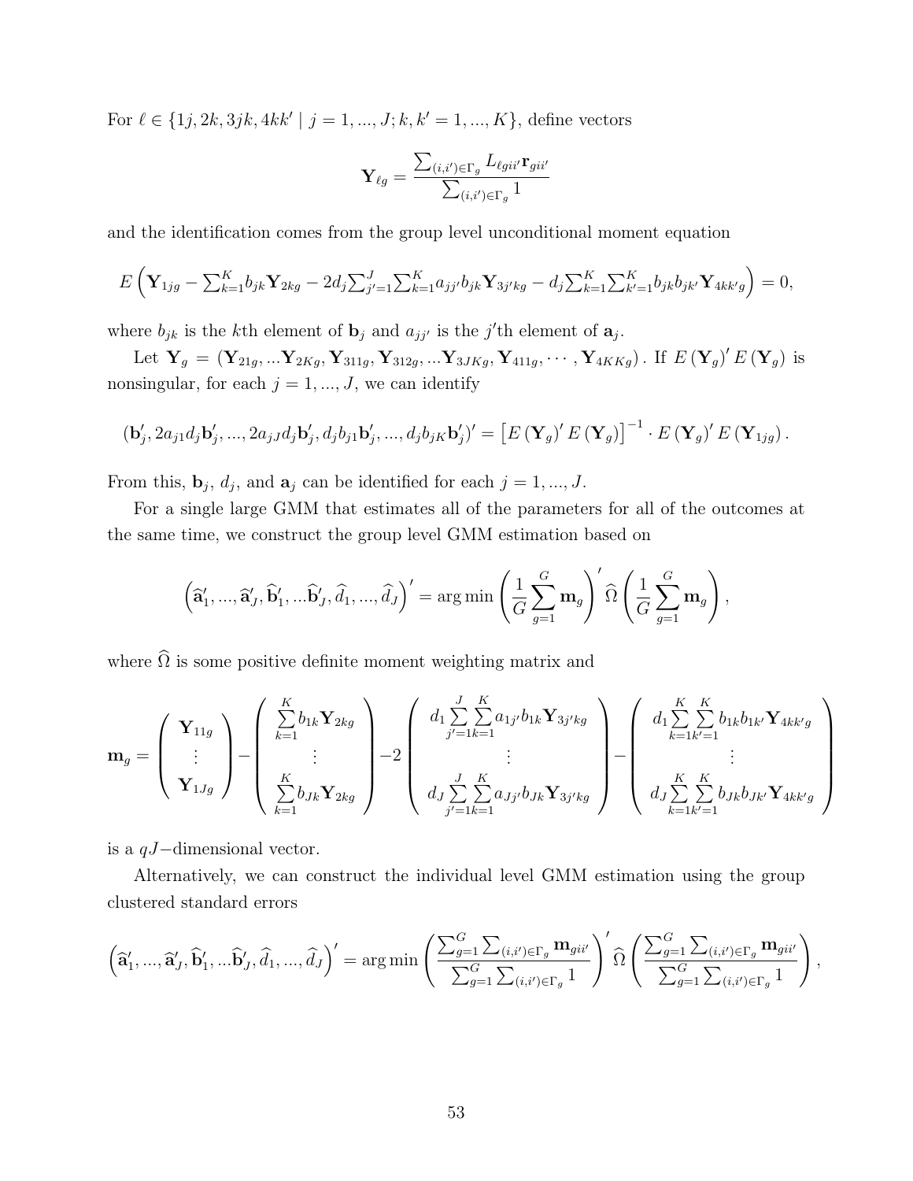For $\ell \in \{1j, 2k, 3jk, 4kk' \mid j = 1, ..., J; k, k' = 1, ..., K\}$, define vectors

$$\mathbf{Y}_{\ell g} = \frac{\sum_{(i,i') \in \Gamma_g} L_{\ell g i i'} \mathbf{r}_{g i i'}}{\sum_{(i,i') \in \Gamma_g} 1}$$

and the identification comes from the group level unconditional moment equation

$$E\left(\mathbf{Y}_{1jg} - \sum_{k=1}^{K} b_{jk} \mathbf{Y}_{2kg} - 2d_j \sum_{j'=1}^{J} \sum_{k=1}^{K} a_{jj'} b_{jk} \mathbf{Y}_{3j'kg} - d_j \sum_{k=1}^{K} \sum_{k'=1}^{K} b_{jk} b_{jk'} \mathbf{Y}_{4kk'g}\right) = 0,$$

where $b_{jk}$ is the $k$th element of $\mathbf{b}_j$ and $a_{jj'}$ is the $j'$th element of $\mathbf{a}_j$.

Let $\mathbf{Y}_g = (\mathbf{Y}_{21g}, ... \mathbf{Y}_{2Kg}, \mathbf{Y}_{311g}, \mathbf{Y}_{312g}, ... \mathbf{Y}_{3JKg}, \mathbf{Y}_{411g}, \cdots, \mathbf{Y}_{4KKg})$. If $E(\mathbf{Y}_g)' E(\mathbf{Y}_g)$ is nonsingular, for each $j = 1, ..., J$, we can identify

$$(\mathbf{b}_j', 2a_{j1}d_j\mathbf{b}_j', ..., 2a_{jJ}d_j\mathbf{b}_j', d_j b_{j1}\mathbf{b}_j', ..., d_j b_{jK}\mathbf{b}_j')' = \left[E(\mathbf{Y}_g)' E(\mathbf{Y}_g)\right]^{-1} \cdot E(\mathbf{Y}_g)' E(\mathbf{Y}_{1jg}).$$

From this, $\mathbf{b}_j$, $d_j$, and $\mathbf{a}_j$ can be identified for each $j = 1, ..., J$.

For a single large GMM that estimates all of the parameters for all of the outcomes at the same time, we construct the group level GMM estimation based on

$$\left(\widehat{\mathbf{a}}_1', ..., \widehat{\mathbf{a}}_J', \widehat{\mathbf{b}}_1', ... \widehat{\mathbf{b}}_J', \widehat{d}_1, ..., \widehat{d}_J\right)' = \arg\min \left(\frac{1}{G}\sum_{g=1}^{G} \mathbf{m}_g\right)' \widehat{\Omega} \left(\frac{1}{G}\sum_{g=1}^{G} \mathbf{m}_g\right),$$

where $\widehat{\Omega}$ is some positive definite moment weighting matrix and

$$\mathbf{m}_g = \begin{pmatrix} \mathbf{Y}_{11g} \\ \vdots \\ \mathbf{Y}_{1Jg} \end{pmatrix} - \begin{pmatrix} \sum_{k=1}^{K} b_{1k} \mathbf{Y}_{2kg} \\ \vdots \\ \sum_{k=1}^{K} b_{Jk} \mathbf{Y}_{2kg} \end{pmatrix} - 2 \begin{pmatrix} d_1 \sum_{j'=1}^{J} \sum_{k=1}^{K} a_{1j'} b_{1k} \mathbf{Y}_{3j'kg} \\ \vdots \\ d_J \sum_{j'=1}^{J} \sum_{k=1}^{K} a_{Jj'} b_{Jk} \mathbf{Y}_{3j'kg} \end{pmatrix} - \begin{pmatrix} d_1 \sum_{k=1}^{K} \sum_{k'=1}^{K} b_{1k} b_{1k'} \mathbf{Y}_{4kk'g} \\ \vdots \\ d_J \sum_{k=1}^{K} \sum_{k'=1}^{K} b_{Jk} b_{Jk'} \mathbf{Y}_{4kk'g} \end{pmatrix}$$

is a $qJ-$dimensional vector.

Alternatively, we can construct the individual level GMM estimation using the group clustered standard errors

$$\left(\widehat{\mathbf{a}}_1', ..., \widehat{\mathbf{a}}_J', \widehat{\mathbf{b}}_1', ... \widehat{\mathbf{b}}_J', \widehat{d}_1, ..., \widehat{d}_J\right)' = \arg\min \left(\frac{\sum_{g=1}^{G} \sum_{(i,i') \in \Gamma_g} \mathbf{m}_{gii'}}{\sum_{g=1}^{G} \sum_{(i,i') \in \Gamma_g} 1}\right)' \widehat{\Omega} \left(\frac{\sum_{g=1}^{G} \sum_{(i,i') \in \Gamma_g} \mathbf{m}_{gii'}}{\sum_{g=1}^{G} \sum_{(i,i') \in \Gamma_g} 1}\right),$$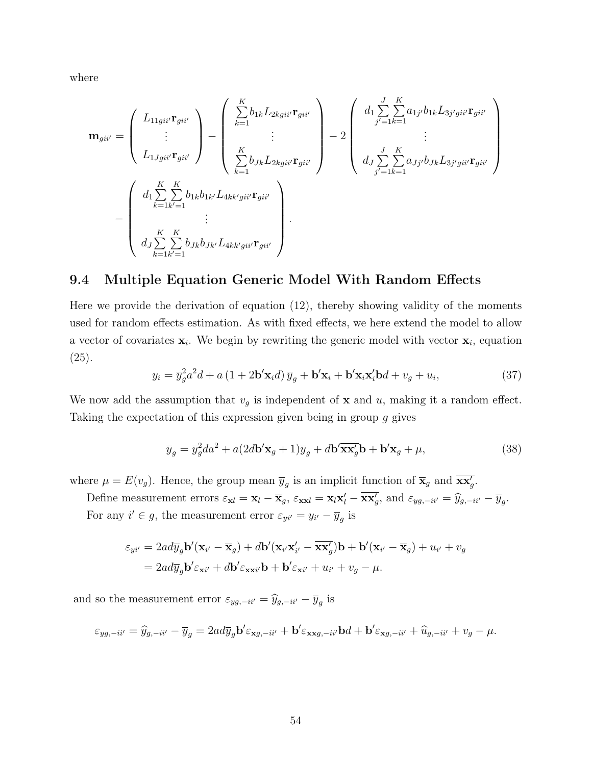where

$$
\mathbf{m}_{gii'} = \begin{pmatrix} L_{11gii'}\mathbf{r}_{gii'} \\ \vdots \\ L_{1Jgii'}\mathbf{r}_{gii'} \end{pmatrix} - \begin{pmatrix} \sum_{k=1}^{K} b_{1k} L_{2kgii'}\mathbf{r}_{gii'} \\ \vdots \\ \sum_{k=1}^{K} b_{Jk} L_{2kgii'}\mathbf{r}_{gii'} \end{pmatrix} - 2 \begin{pmatrix} d_1 \sum_{j'=1}^{J}\sum_{k=1}^{K} a_{1j'} b_{1k} L_{3j'gii'}\mathbf{r}_{gii'} \\ \vdots \\ d_J \sum_{j'=1}^{J}\sum_{k=1}^{K} a_{Jj'} b_{Jk} L_{3j'gii'}\mathbf{r}_{gii'} \end{pmatrix}
$$

$$
- \begin{pmatrix} d_1 \sum_{k=1}^{K}\sum_{k'=1}^{K} b_{1k} b_{1k'} L_{4kk'gii'}\mathbf{r}_{gii'} \\ \vdots \\ d_J \sum_{k=1}^{K}\sum_{k'=1}^{K} b_{Jk} b_{Jk'} L_{4kk'gii'}\mathbf{r}_{gii'} \end{pmatrix}.
$$

## 9.4 Multiple Equation Generic Model With Random Effects

Here we provide the derivation of equation (12), thereby showing validity of the moments used for random effects estimation. As with fixed effects, we here extend the model to allow a vector of covariates $\mathbf{x}_i$. We begin by rewriting the generic model with vector $\mathbf{x}_i$, equation (25).

$$
y_i = \overline{y}_g^2 a^2 d + a\left(1 + 2\mathbf{b}'\mathbf{x}_i d\right)\overline{y}_g + \mathbf{b}'\mathbf{x}_i + \mathbf{b}'\mathbf{x}_i\mathbf{x}_i'\mathbf{b}d + v_g + u_i, \tag{37}
$$

We now add the assumption that $v_g$ is independent of $\mathbf{x}$ and $u$, making it a random effect. Taking the expectation of this expression given being in group $g$ gives

$$
\overline{y}_g = \overline{y}_g^2 d a^2 + a(2d\mathbf{b}'\overline{\mathbf{x}}_g + 1)\overline{y}_g + d\mathbf{b}'\overline{\mathbf{x}\mathbf{x}'_g}\mathbf{b} + \mathbf{b}'\overline{\mathbf{x}}_g + \mu, \tag{38}
$$

where $\mu = E(v_g)$. Hence, the group mean $\overline{y}_g$ is an implicit function of $\overline{\mathbf{x}}_g$ and $\overline{\mathbf{x}\mathbf{x}'_g}$.

Define measurement errors $\varepsilon_{\mathbf{x}l} = \mathbf{x}_l - \overline{\mathbf{x}}_g$, $\varepsilon_{\mathbf{x}\mathbf{x}l} = \mathbf{x}_l\mathbf{x}_l' - \overline{\mathbf{x}\mathbf{x}'_g}$, and $\varepsilon_{yg,-ii'} = \widehat{y}_{g,-ii'} - \overline{y}_g$.

For any $i' \in g$, the measurement error $\varepsilon_{yi'} = y_{i'} - \overline{y}_g$ is

$$
\begin{aligned}
\varepsilon_{yi'} &= 2ad\overline{y}_g\mathbf{b}'(\mathbf{x}_{i'} - \overline{\mathbf{x}}_g) + d\mathbf{b}'(\mathbf{x}_{i'}\mathbf{x}_{i'}' - \overline{\mathbf{x}\mathbf{x}'_g})\mathbf{b} + \mathbf{b}'(\mathbf{x}_{i'} - \overline{\mathbf{x}}_g) + u_{i'} + v_g \\
&= 2ad\overline{y}_g\mathbf{b}'\varepsilon_{\mathbf{x}i'} + d\mathbf{b}'\varepsilon_{\mathbf{x}\mathbf{x}i'}\mathbf{b} + \mathbf{b}'\varepsilon_{\mathbf{x}i'} + u_{i'} + v_g - \mu.
\end{aligned}
$$

and so the measurement error $\varepsilon_{yg,-ii'} = \widehat{y}_{g,-ii'} - \overline{y}_g$ is

$$
\varepsilon_{yg,-ii'} = \widehat{y}_{g,-ii'} - \overline{y}_g = 2ad\overline{y}_g\mathbf{b}'\varepsilon_{\mathbf{x}g,-ii'} + \mathbf{b}'\varepsilon_{\mathbf{x}\mathbf{x}g,-ii'}\mathbf{b}d + \mathbf{b}'\varepsilon_{\mathbf{x}g,-ii'} + \widehat{u}_{g,-ii'} + v_g - \mu.
$$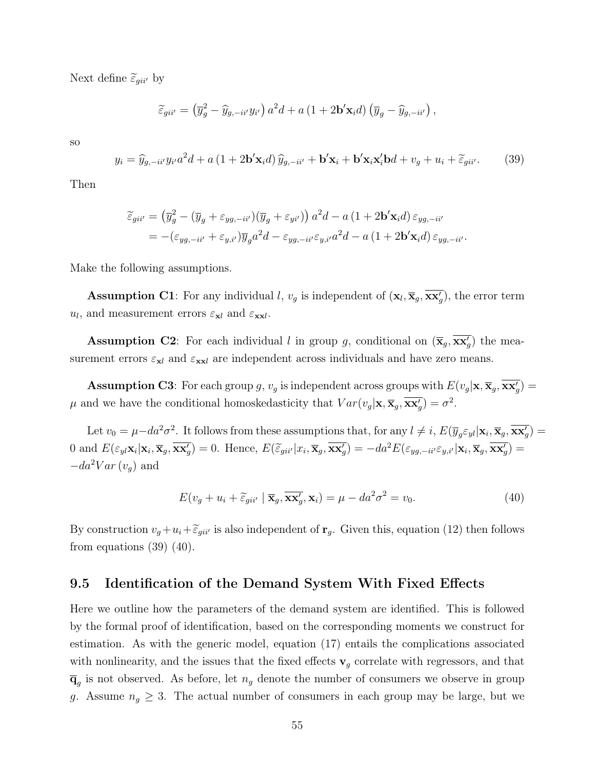Next define $\widetilde{\varepsilon}_{gii'}$ by

$$\widetilde{\varepsilon}_{gii'} = \left(\overline{y}_g^2 - \widehat{y}_{g,-ii'} y_{i'}\right) a^2 d + a\left(1 + 2\mathbf{b}'\mathbf{x}_i d\right)\left(\overline{y}_g - \widehat{y}_{g,-ii'}\right),$$

so

$$y_i = \widehat{y}_{g,-ii'} y_{i'} a^2 d + a\left(1 + 2\mathbf{b}'\mathbf{x}_i d\right)\widehat{y}_{g,-ii'} + \mathbf{b}'\mathbf{x}_i + \mathbf{b}'\mathbf{x}_i\mathbf{x}_i'\mathbf{b}d + v_g + u_i + \widetilde{\varepsilon}_{gii'}. \tag{39}$$

Then

$$\begin{aligned}
\widetilde{\varepsilon}_{gii'} &= \left(\overline{y}_g^2 - (\overline{y}_g + \varepsilon_{yg,-ii'})(\overline{y}_g + \varepsilon_{yi'})\right) a^2 d - a\left(1 + 2\mathbf{b}'\mathbf{x}_i d\right)\varepsilon_{yg,-ii'} \\
&= -(\varepsilon_{yg,-ii'} + \varepsilon_{y,i'})\overline{y}_g a^2 d - \varepsilon_{yg,-ii'}\varepsilon_{y,i'} a^2 d - a\left(1 + 2\mathbf{b}'\mathbf{x}_i d\right)\varepsilon_{yg,-ii'}.
\end{aligned}$$

Make the following assumptions.

**Assumption C1**: For any individual $l$, $v_g$ is independent of $(\mathbf{x}_l, \overline{\mathbf{x}}_g, \overline{\mathbf{x}\mathbf{x}'_g})$, the error term $u_l$, and measurement errors $\varepsilon_{\mathbf{x}l}$ and $\varepsilon_{\mathbf{x}\mathbf{x}l}$.

**Assumption C2**: For each individual $l$ in group $g$, conditional on $(\overline{\mathbf{x}}_g, \overline{\mathbf{x}\mathbf{x}'_g})$ the measurement errors $\varepsilon_{\mathbf{x}l}$ and $\varepsilon_{\mathbf{x}\mathbf{x}l}$ are independent across individuals and have zero means.

**Assumption C3**: For each group $g$, $v_g$ is independent across groups with $E(v_g|\mathbf{x}, \overline{\mathbf{x}}_g, \overline{\mathbf{x}\mathbf{x}'_g}) = \mu$ and we have the conditional homoskedasticity that $Var(v_g|\mathbf{x}, \overline{\mathbf{x}}_g, \overline{\mathbf{x}\mathbf{x}'_g}) = \sigma^2$.

Let $v_0 = \mu - da^2\sigma^2$. It follows from these assumptions that, for any $l \neq i$, $E(\overline{y}_g\varepsilon_{yl}|\mathbf{x}_i, \overline{\mathbf{x}}_g, \overline{\mathbf{x}\mathbf{x}'_g}) = 0$ and $E(\varepsilon_{yl}\mathbf{x}_i|\mathbf{x}_i, \overline{\mathbf{x}}_g, \overline{\mathbf{x}\mathbf{x}'_g}) = 0$. Hence, $E(\widetilde{\varepsilon}_{gii'}|x_i, \overline{\mathbf{x}}_g, \overline{\mathbf{x}\mathbf{x}'_g}) = -da^2 E(\varepsilon_{yg,-ii'}\varepsilon_{y,i'}|\mathbf{x}_i, \overline{\mathbf{x}}_g, \overline{\mathbf{x}\mathbf{x}'_g}) = -da^2 Var(v_g)$ and

$$E(v_g + u_i + \widetilde{\varepsilon}_{gii'} \mid \overline{\mathbf{x}}_g, \overline{\mathbf{x}\mathbf{x}'_g}, \mathbf{x}_i) = \mu - da^2\sigma^2 = v_0. \tag{40}$$

By construction $v_g + u_i + \widetilde{\varepsilon}_{gii'}$ is also independent of $\mathbf{r}_g$. Given this, equation (12) then follows from equations (39) (40).

## 9.5 Identification of the Demand System With Fixed Effects

Here we outline how the parameters of the demand system are identified. This is followed by the formal proof of identification, based on the corresponding moments we construct for estimation. As with the generic model, equation (17) entails the complications associated with nonlinearity, and the issues that the fixed effects $\mathbf{v}_g$ correlate with regressors, and that $\overline{\mathbf{q}}_g$ is not observed. As before, let $n_g$ denote the number of consumers we observe in group $g$. Assume $n_g \geq 3$. The actual number of consumers in each group may be large, but we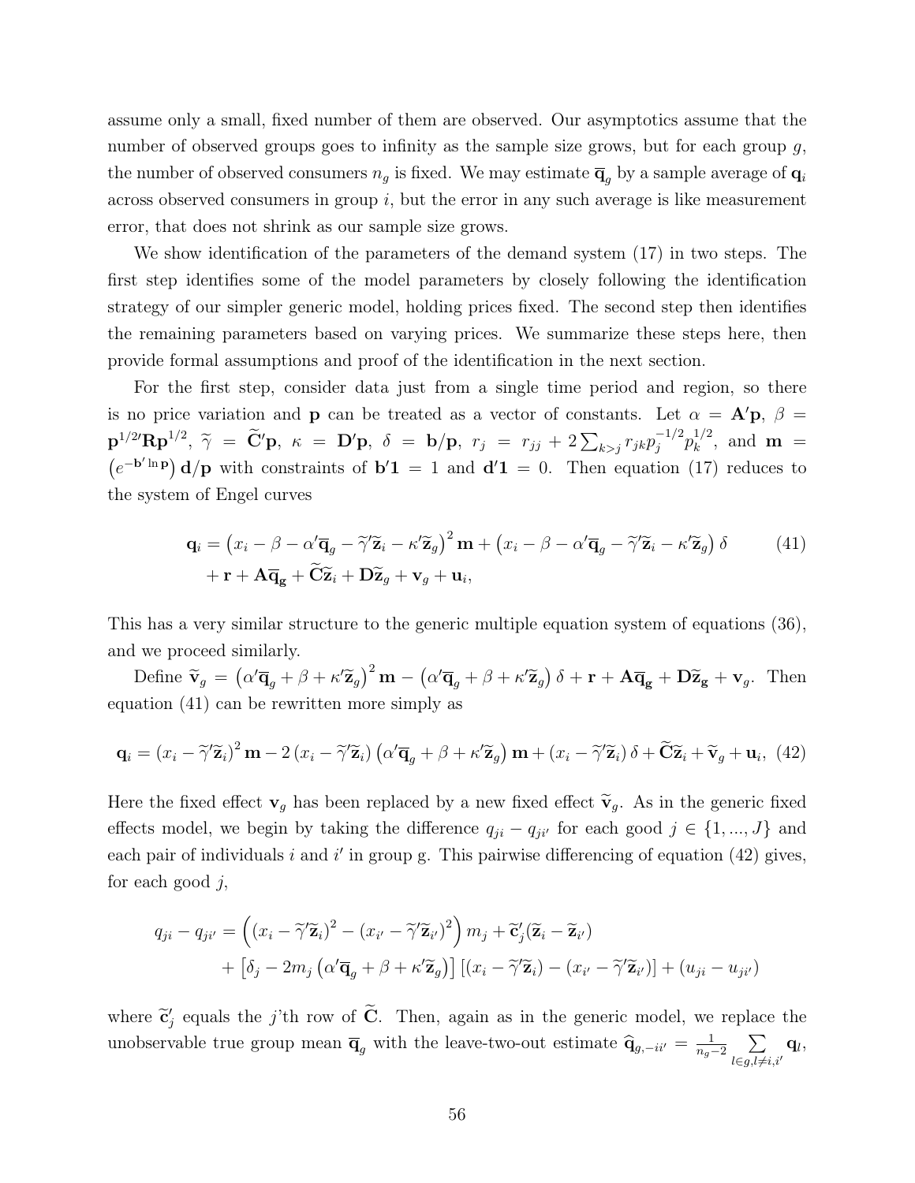assume only a small, fixed number of them are observed. Our asymptotics assume that the number of observed groups goes to infinity as the sample size grows, but for each group $g$, the number of observed consumers $n_g$ is fixed. We may estimate $\overline{\mathbf{q}}_g$ by a sample average of $\mathbf{q}_i$ across observed consumers in group $i$, but the error in any such average is like measurement error, that does not shrink as our sample size grows.

We show identification of the parameters of the demand system (17) in two steps. The first step identifies some of the model parameters by closely following the identification strategy of our simpler generic model, holding prices fixed. The second step then identifies the remaining parameters based on varying prices. We summarize these steps here, then provide formal assumptions and proof of the identification in the next section.

For the first step, consider data just from a single time period and region, so there is no price variation and $\mathbf{p}$ can be treated as a vector of constants. Let $\alpha = \mathbf{A}'\mathbf{p}$, $\beta = \mathbf{p}^{1/2\prime}\mathbf{R}\mathbf{p}^{1/2}$, $\widetilde{\gamma} = \widetilde{\mathbf{C}}'\mathbf{p}$, $\kappa = \mathbf{D}'\mathbf{p}$, $\delta = \mathbf{b}/\mathbf{p}$, $r_j = r_{jj} + 2\sum_{k>j} r_{jk} p_j^{-1/2} p_k^{1/2}$, and $\mathbf{m} = \left(e^{-\mathbf{b}'\ln \mathbf{p}}\right)\mathbf{d}/\mathbf{p}$ with constraints of $\mathbf{b}'\mathbf{1} = 1$ and $\mathbf{d}'\mathbf{1} = 0$. Then equation (17) reduces to the system of Engel curves

$$
\begin{aligned}
\mathbf{q}_i = & \left(x_i - \beta - \alpha'\overline{\mathbf{q}}_g - \widetilde{\gamma}'\widetilde{\mathbf{z}}_i - \kappa'\widetilde{\mathbf{z}}_g\right)^2 \mathbf{m} + \left(x_i - \beta - \alpha'\overline{\mathbf{q}}_g - \widetilde{\gamma}'\widetilde{\mathbf{z}}_i - \kappa'\widetilde{\mathbf{z}}_g\right)\delta \\
& + \mathbf{r} + \mathbf{A}\overline{\mathbf{q}}_\mathbf{g} + \widetilde{\mathbf{C}}\widetilde{\mathbf{z}}_i + \mathbf{D}\widetilde{\mathbf{z}}_g + \mathbf{v}_g + \mathbf{u}_i,
\end{aligned} \tag{41}
$$

This has a very similar structure to the generic multiple equation system of equations (36), and we proceed similarly.

Define $\widetilde{\mathbf{v}}_g = \left(\alpha'\overline{\mathbf{q}}_g + \beta + \kappa'\widetilde{\mathbf{z}}_g\right)^2 \mathbf{m} - \left(\alpha'\overline{\mathbf{q}}_g + \beta + \kappa'\widetilde{\mathbf{z}}_g\right)\delta + \mathbf{r} + \mathbf{A}\overline{\mathbf{q}}_\mathbf{g} + \mathbf{D}\widetilde{\mathbf{z}}_\mathbf{g} + \mathbf{v}_g$. Then equation (41) can be rewritten more simply as

$$
\mathbf{q}_i = \left(x_i - \widetilde{\gamma}'\widetilde{\mathbf{z}}_i\right)^2 \mathbf{m} - 2\left(x_i - \widetilde{\gamma}'\widetilde{\mathbf{z}}_i\right)\left(\alpha'\overline{\mathbf{q}}_g + \beta + \kappa'\widetilde{\mathbf{z}}_g\right)\mathbf{m} + \left(x_i - \widetilde{\gamma}'\widetilde{\mathbf{z}}_i\right)\delta + \widetilde{\mathbf{C}}\widetilde{\mathbf{z}}_i + \widetilde{\mathbf{v}}_g + \mathbf{u}_i, \tag{42}
$$

Here the fixed effect $\mathbf{v}_g$ has been replaced by a new fixed effect $\widetilde{\mathbf{v}}_g$. As in the generic fixed effects model, we begin by taking the difference $q_{ji} - q_{ji'}$ for each good $j \in \{1, ..., J\}$ and each pair of individuals $i$ and $i'$ in group g. This pairwise differencing of equation (42) gives, for each good $j$,

$$
\begin{aligned}
q_{ji} - q_{ji'} = & \left(\left(x_i - \widetilde{\gamma}'\widetilde{\mathbf{z}}_i\right)^2 - \left(x_{i'} - \widetilde{\gamma}'\widetilde{\mathbf{z}}_{i'}\right)^2\right) m_j + \widetilde{\mathbf{c}}_j'(\widetilde{\mathbf{z}}_i - \widetilde{\mathbf{z}}_{i'}) \\
& + \left[\delta_j - 2m_j\left(\alpha'\overline{\mathbf{q}}_g + \beta + \kappa'\widetilde{\mathbf{z}}_g\right)\right]\left[\left(x_i - \widetilde{\gamma}'\widetilde{\mathbf{z}}_i\right) - \left(x_{i'} - \widetilde{\gamma}'\widetilde{\mathbf{z}}_{i'}\right)\right] + \left(u_{ji} - u_{ji'}\right)
\end{aligned}
$$

where $\widetilde{\mathbf{c}}_j'$ equals the $j$'th row of $\widetilde{\mathbf{C}}$. Then, again as in the generic model, we replace the unobservable true group mean $\overline{\mathbf{q}}_g$ with the leave-two-out estimate $\widehat{\mathbf{q}}_{g,-ii'} = \frac{1}{n_g - 2}\sum_{l \in g, l \neq i, i'} \mathbf{q}_l$,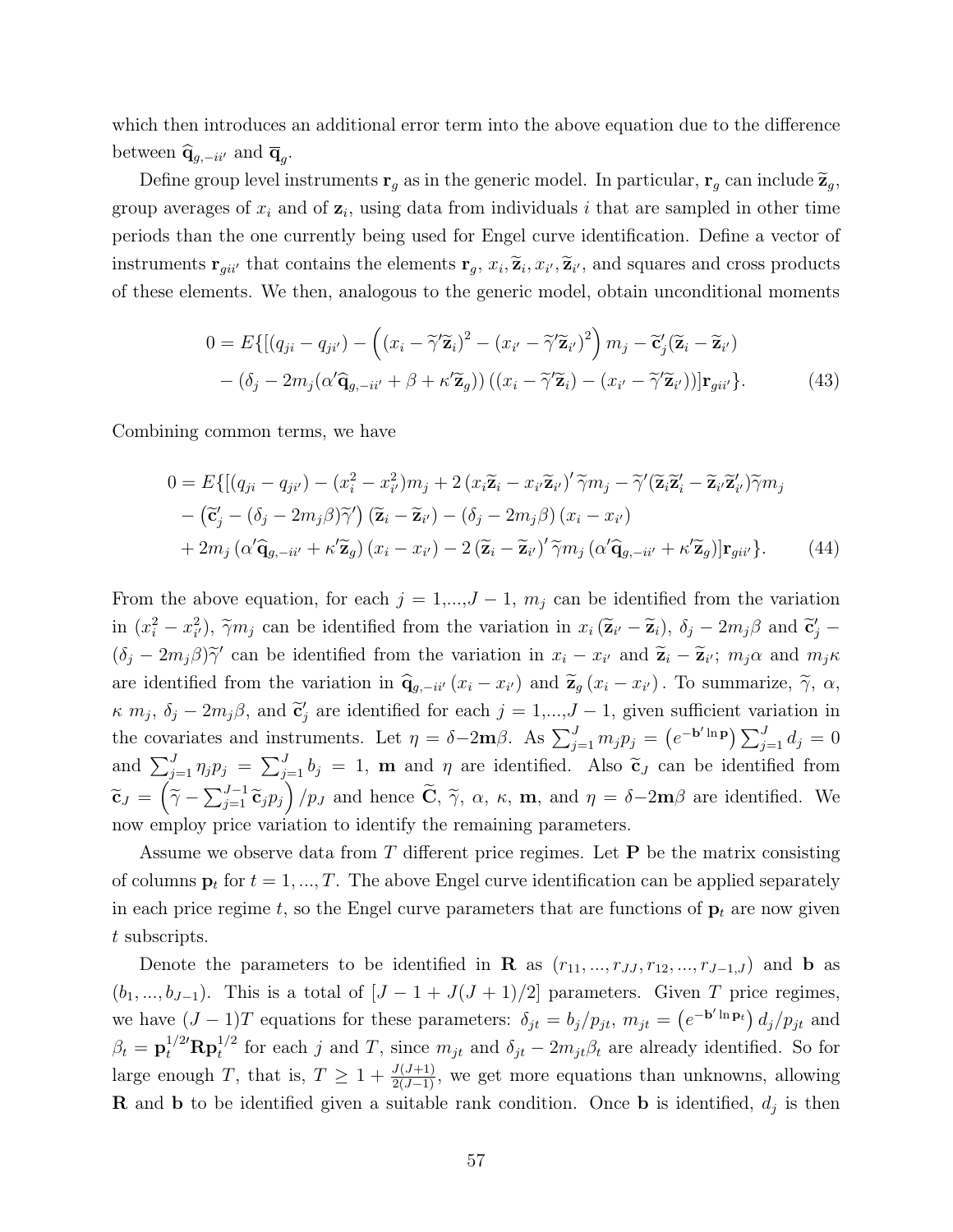which then introduces an additional error term into the above equation due to the difference between $\widehat{\mathbf{q}}_{g,-ii'}$ and $\overline{\mathbf{q}}_g$.

Define group level instruments $\mathbf{r}_g$ as in the generic model. In particular, $\mathbf{r}_g$ can include $\widetilde{\mathbf{z}}_g$, group averages of $x_i$ and of $\mathbf{z}_i$, using data from individuals $i$ that are sampled in other time periods than the one currently being used for Engel curve identification. Define a vector of instruments $\mathbf{r}_{gii'}$ that contains the elements $\mathbf{r}_g$, $x_i, \widetilde{\mathbf{z}}_i, x_{i'}, \widetilde{\mathbf{z}}_{i'}$, and squares and cross products of these elements. We then, analogous to the generic model, obtain unconditional moments

$$
\begin{aligned}
0 = E\{[(q_{ji} - q_{ji'}) - \left((x_i - \widetilde{\gamma}'\widetilde{\mathbf{z}}_i)^2 - (x_{i'} - \widetilde{\gamma}'\widetilde{\mathbf{z}}_{i'})^2\right) m_j - \widetilde{\mathbf{c}}_j'(\widetilde{\mathbf{z}}_i - \widetilde{\mathbf{z}}_{i'}) \\
- (\delta_j - 2m_j(\alpha'\widehat{\mathbf{q}}_{g,-ii'} + \beta + \kappa'\widetilde{\mathbf{z}}_g))\left((x_i - \widetilde{\gamma}'\widetilde{\mathbf{z}}_i) - (x_{i'} - \widetilde{\gamma}'\widetilde{\mathbf{z}}_{i'})\right)]\mathbf{r}_{gii'}\}. \qquad (43)
\end{aligned}
$$

Combining common terms, we have

$$
\begin{aligned}
0 = E\{[(q_{ji} - q_{ji'}) - (x_i^2 - x_{i'}^2)m_j + 2\left(x_i\widetilde{\mathbf{z}}_i - x_{i'}\widetilde{\mathbf{z}}_{i'}\right)'\widetilde{\gamma}m_j - \widetilde{\gamma}'(\widetilde{\mathbf{z}}_i\widetilde{\mathbf{z}}_i' - \widetilde{\mathbf{z}}_{i'}\widetilde{\mathbf{z}}_{i'}')\widetilde{\gamma}m_j \\
- \left(\widetilde{\mathbf{c}}_j' - (\delta_j - 2m_j\beta)\widetilde{\gamma}'\right)(\widetilde{\mathbf{z}}_i - \widetilde{\mathbf{z}}_{i'}) - (\delta_j - 2m_j\beta)(x_i - x_{i'}) \\
+ 2m_j\left(\alpha'\widehat{\mathbf{q}}_{g,-ii'} + \kappa'\widetilde{\mathbf{z}}_g\right)(x_i - x_{i'}) - 2\left(\widetilde{\mathbf{z}}_i - \widetilde{\mathbf{z}}_{i'}\right)'\widetilde{\gamma}m_j\left(\alpha'\widehat{\mathbf{q}}_{g,-ii'} + \kappa'\widetilde{\mathbf{z}}_g\right)]\mathbf{r}_{gii'}\}. \qquad (44)
\end{aligned}
$$

From the above equation, for each $j = 1,...,J-1$, $m_j$ can be identified from the variation in $(x_i^2 - x_{i'}^2)$, $\widetilde{\gamma}m_j$ can be identified from the variation in $x_i(\widetilde{\mathbf{z}}_{i'} - \widetilde{\mathbf{z}}_i)$, $\delta_j - 2m_j\beta$ and $\widetilde{\mathbf{c}}_j' - (\delta_j - 2m_j\beta)\widetilde{\gamma}'$ can be identified from the variation in $x_i - x_{i'}$ and $\widetilde{\mathbf{z}}_i - \widetilde{\mathbf{z}}_{i'}$; $m_j\alpha$ and $m_j\kappa$ are identified from the variation in $\widehat{\mathbf{q}}_{g,-ii'}(x_i - x_{i'})$ and $\widetilde{\mathbf{z}}_g(x_i - x_{i'})$. To summarize, $\widetilde{\gamma}$, $\alpha$, $\kappa$ $m_j$, $\delta_j - 2m_j\beta$, and $\widetilde{\mathbf{c}}_j'$ are identified for each $j = 1,...,J-1$, given sufficient variation in the covariates and instruments. Let $\eta = \delta - 2\mathbf{m}\beta$. As $\sum_{j=1}^J m_jp_j = \left(e^{-\mathbf{b}'\ln\mathbf{p}}\right)\sum_{j=1}^J d_j = 0$ and $\sum_{j=1}^J \eta_jp_j = \sum_{j=1}^J b_j = 1$, $\mathbf{m}$ and $\eta$ are identified. Also $\widetilde{\mathbf{c}}_J$ can be identified from $\widetilde{\mathbf{c}}_J = \left(\widetilde{\gamma} - \sum_{j=1}^{J-1}\widetilde{\mathbf{c}}_jp_j\right)/p_J$ and hence $\widetilde{\mathbf{C}}$, $\widetilde{\gamma}$, $\alpha$, $\kappa$, $\mathbf{m}$, and $\eta = \delta - 2\mathbf{m}\beta$ are identified. We now employ price variation to identify the remaining parameters.

Assume we observe data from $T$ different price regimes. Let $\mathbf{P}$ be the matrix consisting of columns $\mathbf{p}_t$ for $t = 1, ..., T$. The above Engel curve identification can be applied separately in each price regime $t$, so the Engel curve parameters that are functions of $\mathbf{p}_t$ are now given $t$ subscripts.

Denote the parameters to be identified in $\mathbf{R}$ as $(r_{11}, ..., r_{JJ}, r_{12}, ..., r_{J-1,J})$ and $\mathbf{b}$ as $(b_1, ..., b_{J-1})$. This is a total of $[J - 1 + J(J+1)/2]$ parameters. Given $T$ price regimes, we have $(J-1)T$ equations for these parameters: $\delta_{jt} = b_j/p_{jt}$, $m_{jt} = \left(e^{-\mathbf{b}'\ln\mathbf{p}_t}\right)d_j/p_{jt}$ and $\beta_t = \mathbf{p}_t^{1/2\prime}\mathbf{R}\mathbf{p}_t^{1/2}$ for each $j$ and $T$, since $m_{jt}$ and $\delta_{jt} - 2m_{jt}\beta_t$ are already identified. So for large enough $T$, that is, $T \geq 1 + \frac{J(J+1)}{2(J-1)}$, we get more equations than unknowns, allowing $\mathbf{R}$ and $\mathbf{b}$ to be identified given a suitable rank condition. Once $\mathbf{b}$ is identified, $d_j$ is then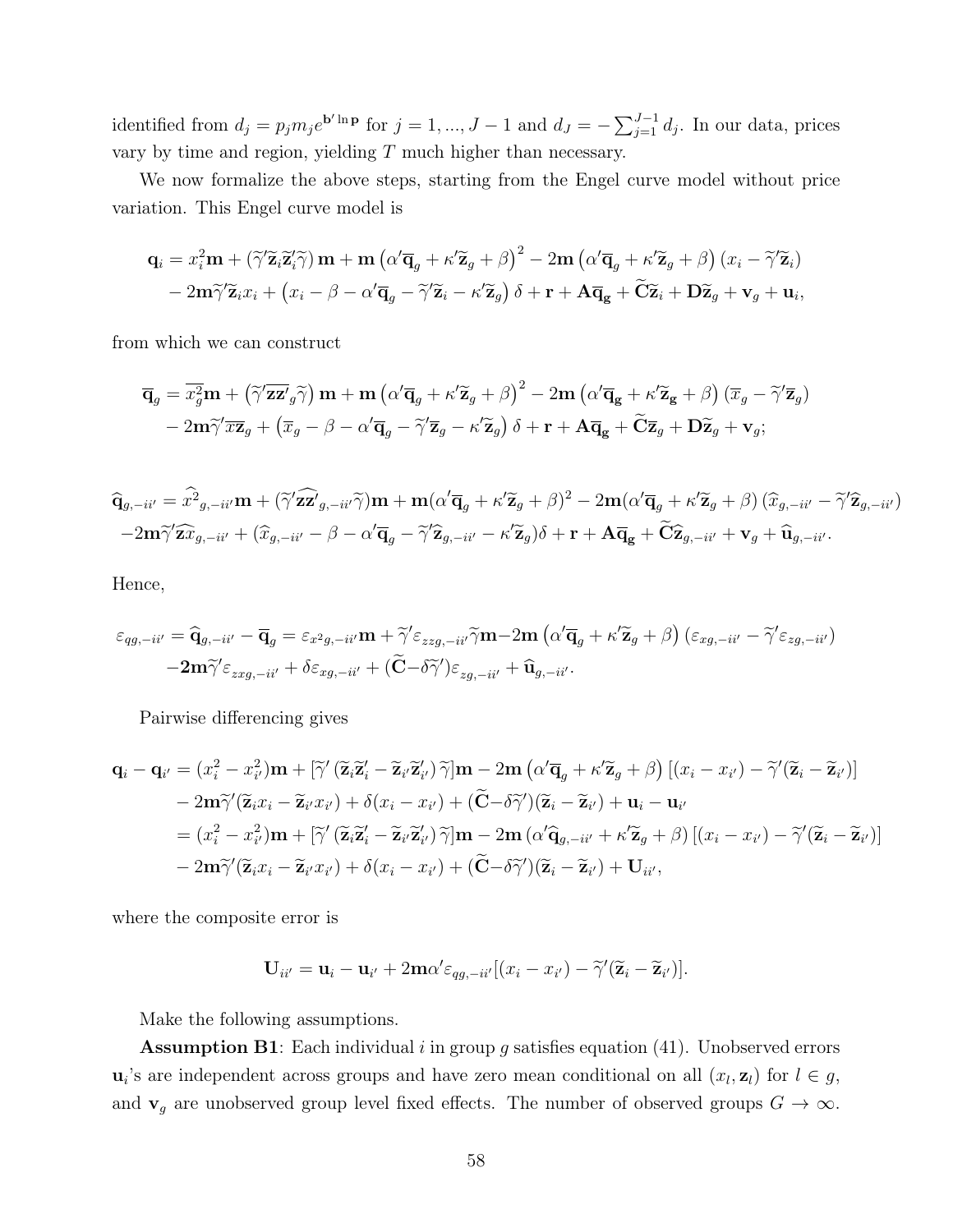identified from $d_j = p_j m_j e^{\mathbf{b}' \ln \mathbf{p}}$ for $j = 1, ..., J-1$ and $d_J = -\sum_{j=1}^{J-1} d_j$. In our data, prices vary by time and region, yielding $T$ much higher than necessary.

We now formalize the above steps, starting from the Engel curve model without price variation. This Engel curve model is

$$
\begin{aligned}
\mathbf{q}_i &= x_i^2 \mathbf{m} + \left(\widetilde{\gamma}' \widetilde{\mathbf{z}}_i \widetilde{\mathbf{z}}_i' \widetilde{\gamma}\right) \mathbf{m} + \mathbf{m} \left(\alpha' \overline{\mathbf{q}}_g + \kappa' \widetilde{\mathbf{z}}_g + \beta\right)^2 - 2\mathbf{m} \left(\alpha' \overline{\mathbf{q}}_g + \kappa' \widetilde{\mathbf{z}}_g + \beta\right) \left(x_i - \widetilde{\gamma}' \widetilde{\mathbf{z}}_i\right) \\
&\quad - 2\mathbf{m} \widetilde{\gamma}' \widetilde{\mathbf{z}}_i x_i + \left(x_i - \beta - \alpha' \overline{\mathbf{q}}_g - \widetilde{\gamma}' \widetilde{\mathbf{z}}_i - \kappa' \widetilde{\mathbf{z}}_g\right) \delta + \mathbf{r} + \mathbf{A} \overline{\mathbf{q}}_{\mathbf{g}} + \widetilde{\mathbf{C}} \widetilde{\mathbf{z}}_i + \mathbf{D} \widetilde{\mathbf{z}}_g + \mathbf{v}_g + \mathbf{u}_i,
\end{aligned}
$$

from which we can construct

$$
\begin{aligned}
\overline{\mathbf{q}}_g &= \overline{x_g^2} \mathbf{m} + \left(\widetilde{\gamma}' \overline{\mathbf{z}\mathbf{z}'}_g \widetilde{\gamma}\right) \mathbf{m} + \mathbf{m} \left(\alpha' \overline{\mathbf{q}}_g + \kappa' \widetilde{\mathbf{z}}_g + \beta\right)^2 - 2\mathbf{m} \left(\alpha' \overline{\mathbf{q}}_{\mathbf{g}} + \kappa' \widetilde{\mathbf{z}}_{\mathbf{g}} + \beta\right) \left(\overline{x}_g - \widetilde{\gamma}' \overline{\mathbf{z}}_g\right) \\
&\quad - 2\mathbf{m} \widetilde{\gamma}' \overline{x\mathbf{z}}_g + \left(\overline{x}_g - \beta - \alpha' \overline{\mathbf{q}}_g - \widetilde{\gamma}' \overline{\mathbf{z}}_g - \kappa' \widetilde{\mathbf{z}}_g\right) \delta + \mathbf{r} + \mathbf{A} \overline{\mathbf{q}}_{\mathbf{g}} + \widetilde{\mathbf{C}} \overline{\mathbf{z}}_g + \mathbf{D} \widetilde{\mathbf{z}}_g + \mathbf{v}_g;
\end{aligned}
$$

$$
\begin{aligned}
\widehat{\mathbf{q}}_{g,-ii'} &= \widehat{x^2}_{g,-ii'} \mathbf{m} + (\widetilde{\gamma}' \widehat{\mathbf{z}\mathbf{z}'}_{g,-ii'} \widetilde{\gamma}) \mathbf{m} + \mathbf{m}(\alpha' \overline{\mathbf{q}}_g + \kappa' \widetilde{\mathbf{z}}_g + \beta)^2 - 2\mathbf{m}(\alpha' \overline{\mathbf{q}}_g + \kappa' \widetilde{\mathbf{z}}_g + \beta) \left(\widehat{x}_{g,-ii'} - \widetilde{\gamma}' \widehat{\mathbf{z}}_{g,-ii'}\right) \\
&\quad - 2\mathbf{m} \widetilde{\gamma}' \widehat{\mathbf{z}x}_{g,-ii'} + (\widehat{x}_{g,-ii'} - \beta - \alpha' \overline{\mathbf{q}}_g - \widetilde{\gamma}' \widehat{\mathbf{z}}_{g,-ii'} - \kappa' \widetilde{\mathbf{z}}_g) \delta + \mathbf{r} + \mathbf{A} \overline{\mathbf{q}}_{\mathbf{g}} + \widetilde{\mathbf{C}} \widehat{\mathbf{z}}_{g,-ii'} + \mathbf{v}_g + \widehat{\mathbf{u}}_{g,-ii'}.
\end{aligned}
$$

Hence,

$$
\begin{aligned}
\varepsilon_{qg,-ii'} = \widehat{\mathbf{q}}_{g,-ii'} - \overline{\mathbf{q}}_g &= \varepsilon_{x^2 g,-ii'} \mathbf{m} + \widetilde{\gamma}' \varepsilon_{zzg,-ii'} \widetilde{\gamma} \mathbf{m} - 2\mathbf{m} \left(\alpha' \overline{\mathbf{q}}_g + \kappa' \widetilde{\mathbf{z}}_g + \beta\right) \left(\varepsilon_{xg,-ii'} - \widetilde{\gamma}' \varepsilon_{zg,-ii'}\right) \\
&\quad - \mathbf{2m} \widetilde{\gamma}' \varepsilon_{zxg,-ii'} + \delta \varepsilon_{xg,-ii'} + (\widetilde{\mathbf{C}} - \delta \widetilde{\gamma}') \varepsilon_{zg,-ii'} + \widehat{\mathbf{u}}_{g,-ii'}.
\end{aligned}
$$

Pairwise differencing gives

$$
\begin{aligned}
\mathbf{q}_i - \mathbf{q}_{i'} &= (x_i^2 - x_{i'}^2) \mathbf{m} + [\widetilde{\gamma}' \left(\widetilde{\mathbf{z}}_i \widetilde{\mathbf{z}}_i' - \widetilde{\mathbf{z}}_{i'} \widetilde{\mathbf{z}}_{i'}'\right) \widetilde{\gamma}] \mathbf{m} - 2\mathbf{m} \left(\alpha' \overline{\mathbf{q}}_g + \kappa' \widetilde{\mathbf{z}}_g + \beta\right) [(x_i - x_{i'}) - \widetilde{\gamma}' (\widetilde{\mathbf{z}}_i - \widetilde{\mathbf{z}}_{i'})] \\
&\quad - 2\mathbf{m} \widetilde{\gamma}' (\widetilde{\mathbf{z}}_i x_i - \widetilde{\mathbf{z}}_{i'} x_{i'}) + \delta (x_i - x_{i'}) + (\widetilde{\mathbf{C}} - \delta \widetilde{\gamma}') (\widetilde{\mathbf{z}}_i - \widetilde{\mathbf{z}}_{i'}) + \mathbf{u}_i - \mathbf{u}_{i'} \\
&= (x_i^2 - x_{i'}^2) \mathbf{m} + [\widetilde{\gamma}' \left(\widetilde{\mathbf{z}}_i \widetilde{\mathbf{z}}_i' - \widetilde{\mathbf{z}}_{i'} \widetilde{\mathbf{z}}_{i'}'\right) \widetilde{\gamma}] \mathbf{m} - 2\mathbf{m} \left(\alpha' \widehat{\mathbf{q}}_{g,-ii'} + \kappa' \widetilde{\mathbf{z}}_g + \beta\right) [(x_i - x_{i'}) - \widetilde{\gamma}' (\widetilde{\mathbf{z}}_i - \widetilde{\mathbf{z}}_{i'})] \\
&\quad - 2\mathbf{m} \widetilde{\gamma}' (\widetilde{\mathbf{z}}_i x_i - \widetilde{\mathbf{z}}_{i'} x_{i'}) + \delta (x_i - x_{i'}) + (\widetilde{\mathbf{C}} - \delta \widetilde{\gamma}') (\widetilde{\mathbf{z}}_i - \widetilde{\mathbf{z}}_{i'}) + \mathbf{U}_{ii'},
\end{aligned}
$$

where the composite error is

$$
\mathbf{U}_{ii'} = \mathbf{u}_i - \mathbf{u}_{i'} + 2\mathbf{m} \alpha' \varepsilon_{qg,-ii'} [(x_i - x_{i'}) - \widetilde{\gamma}' (\widetilde{\mathbf{z}}_i - \widetilde{\mathbf{z}}_{i'})].
$$

Make the following assumptions.

**Assumption B1**: Each individual $i$ in group $g$ satisfies equation (41). Unobserved errors $\mathbf{u}_i$'s are independent across groups and have zero mean conditional on all $(x_l, \mathbf{z}_l)$ for $l \in g$, and $\mathbf{v}_g$ are unobserved group level fixed effects. The number of observed groups $G \to \infty$.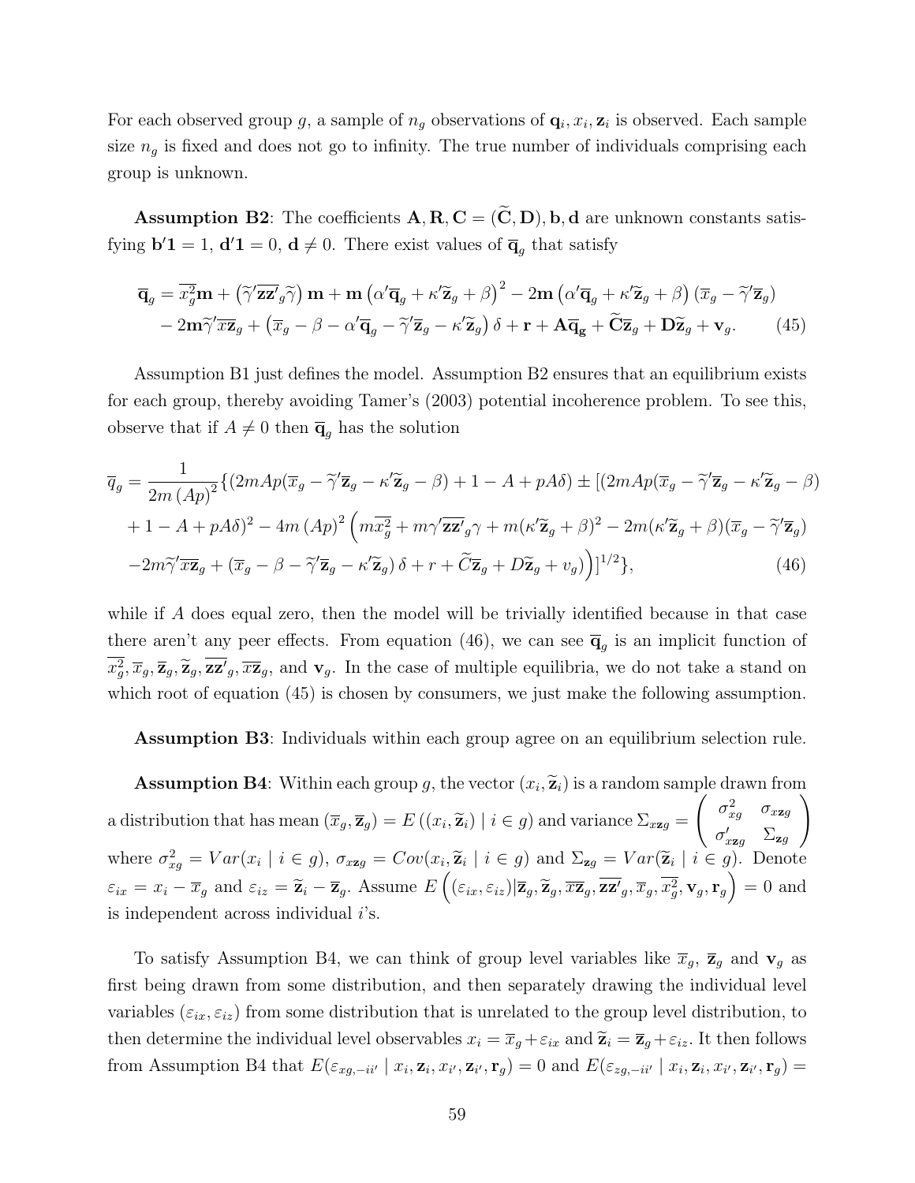For each observed group $g$, a sample of $n_g$ observations of $\mathbf{q}_i, x_i, \mathbf{z}_i$ is observed. Each sample size $n_g$ is fixed and does not go to infinity. The true number of individuals comprising each group is unknown.

**Assumption B2**: The coefficients $\mathbf{A}, \mathbf{R}, \mathbf{C} = (\widetilde{\mathbf{C}}, \mathbf{D}), \mathbf{b}, \mathbf{d}$ are unknown constants satisfying $\mathbf{b}'\mathbf{1} = 1$, $\mathbf{d}'\mathbf{1} = 0$, $\mathbf{d} \neq 0$. There exist values of $\overline{\mathbf{q}}_g$ that satisfy

$$
\begin{aligned}
\overline{\mathbf{q}}_g &= \overline{x_g^2}\mathbf{m} + \left(\widetilde{\gamma}'\overline{\mathbf{z}\mathbf{z}'}_g\widetilde{\gamma}\right)\mathbf{m} + \mathbf{m}\left(\alpha'\overline{\mathbf{q}}_g + \kappa'\widetilde{\mathbf{z}}_g + \beta\right)^2 - 2\mathbf{m}\left(\alpha'\overline{\mathbf{q}}_g + \kappa'\widetilde{\mathbf{z}}_g + \beta\right)\left(\overline{x}_g - \widetilde{\gamma}'\overline{\mathbf{z}}_g\right) \\
&\quad - 2\mathbf{m}\widetilde{\gamma}'\overline{x\mathbf{z}}_g + \left(\overline{x}_g - \beta - \alpha'\overline{\mathbf{q}}_g - \widetilde{\gamma}'\overline{\mathbf{z}}_g - \kappa'\widetilde{\mathbf{z}}_g\right)\delta + \mathbf{r} + \mathbf{A}\overline{\mathbf{q}}_{\mathbf{g}} + \widetilde{\mathbf{C}}\overline{\mathbf{z}}_g + \mathbf{D}\widetilde{\mathbf{z}}_g + \mathbf{v}_g. \qquad (45)
\end{aligned}
$$

Assumption B1 just defines the model. Assumption B2 ensures that an equilibrium exists for each group, thereby avoiding Tamer's (2003) potential incoherence problem. To see this, observe that if $A \neq 0$ then $\overline{\mathbf{q}}_g$ has the solution

$$
\begin{aligned}
\overline{q}_g &= \frac{1}{2m\left(Ap\right)^2}\{(2mAp(\overline{x}_g - \widetilde{\gamma}'\overline{\mathbf{z}}_g - \kappa'\widetilde{\mathbf{z}}_g - \beta) + 1 - A + pA\delta) \pm [(2mAp(\overline{x}_g - \widetilde{\gamma}'\overline{\mathbf{z}}_g - \kappa'\widetilde{\mathbf{z}}_g - \beta) \\
&\quad + 1 - A + pA\delta)^2 - 4m\left(Ap\right)^2\Big(m\overline{x_g^2} + m\gamma'\overline{\mathbf{z}\mathbf{z}'}_g\gamma + m(\kappa'\widetilde{\mathbf{z}}_g + \beta)^2 - 2m(\kappa'\widetilde{\mathbf{z}}_g + \beta)(\overline{x}_g - \widetilde{\gamma}'\overline{\mathbf{z}}_g) \\
&\quad - 2m\widetilde{\gamma}'\overline{x\mathbf{z}}_g + \left(\overline{x}_g - \beta - \widetilde{\gamma}'\overline{\mathbf{z}}_g - \kappa'\widetilde{\mathbf{z}}_g\right)\delta + r + \widetilde{C}\overline{\mathbf{z}}_g + D\widetilde{\mathbf{z}}_g + v_g\Big)\Big)]^{1/2}\}, \qquad (46)
\end{aligned}
$$

while if $A$ does equal zero, then the model will be trivially identified because in that case there aren't any peer effects. From equation (46), we can see $\overline{\mathbf{q}}_g$ is an implicit function of $\overline{x_g^2}, \overline{x}_g, \overline{\mathbf{z}}_g, \widetilde{\mathbf{z}}_g, \overline{\mathbf{z}\mathbf{z}'}_g, \overline{x\mathbf{z}}_g$, and $\mathbf{v}_g$. In the case of multiple equilibria, we do not take a stand on which root of equation (45) is chosen by consumers, we just make the following assumption.

**Assumption B3**: Individuals within each group agree on an equilibrium selection rule.

**Assumption B4**: Within each group $g$, the vector $(x_i, \widetilde{\mathbf{z}}_i)$ is a random sample drawn from a distribution that has mean $(\overline{x}_g, \overline{\mathbf{z}}_g) = E\left((x_i, \widetilde{\mathbf{z}}_i) \mid i \in g\right)$ and variance $\Sigma_{x\mathbf{z}g} = \begin{pmatrix} \sigma_{xg}^2 & \sigma_{x\mathbf{z}g} \\ \sigma_{x\mathbf{z}g}' & \Sigma_{\mathbf{z}g} \end{pmatrix}$ where $\sigma_{xg}^2 = Var(x_i \mid i \in g)$, $\sigma_{x\mathbf{z}g} = Cov(x_i, \widetilde{\mathbf{z}}_i \mid i \in g)$ and $\Sigma_{\mathbf{z}g} = Var(\widetilde{\mathbf{z}}_i \mid i \in g)$. Denote $\varepsilon_{ix} = x_i - \overline{x}_g$ and $\varepsilon_{iz} = \widetilde{\mathbf{z}}_i - \overline{\mathbf{z}}_g$. Assume $E\left((\varepsilon_{ix}, \varepsilon_{iz}) | \overline{\mathbf{z}}_g, \widetilde{\mathbf{z}}_g, \overline{x\mathbf{z}}_g, \overline{\mathbf{z}\mathbf{z}'}_g, \overline{x}_g, \overline{x_g^2}, \mathbf{v}_g, \mathbf{r}_g\right) = 0$ and is independent across individual $i$'s.

To satisfy Assumption B4, we can think of group level variables like $\overline{x}_g$, $\overline{\mathbf{z}}_g$ and $\mathbf{v}_g$ as first being drawn from some distribution, and then separately drawing the individual level variables $(\varepsilon_{ix}, \varepsilon_{iz})$ from some distribution that is unrelated to the group level distribution, to then determine the individual level observables $x_i = \overline{x}_g + \varepsilon_{ix}$ and $\widetilde{\mathbf{z}}_i = \overline{\mathbf{z}}_g + \varepsilon_{iz}$. It then follows from Assumption B4 that $E(\varepsilon_{xg,-ii'} \mid x_i, \mathbf{z}_i, x_{i'}, \mathbf{z}_{i'}, \mathbf{r}_g) = 0$ and $E(\varepsilon_{zg,-ii'} \mid x_i, \mathbf{z}_i, x_{i'}, \mathbf{z}_{i'}, \mathbf{r}_g) =$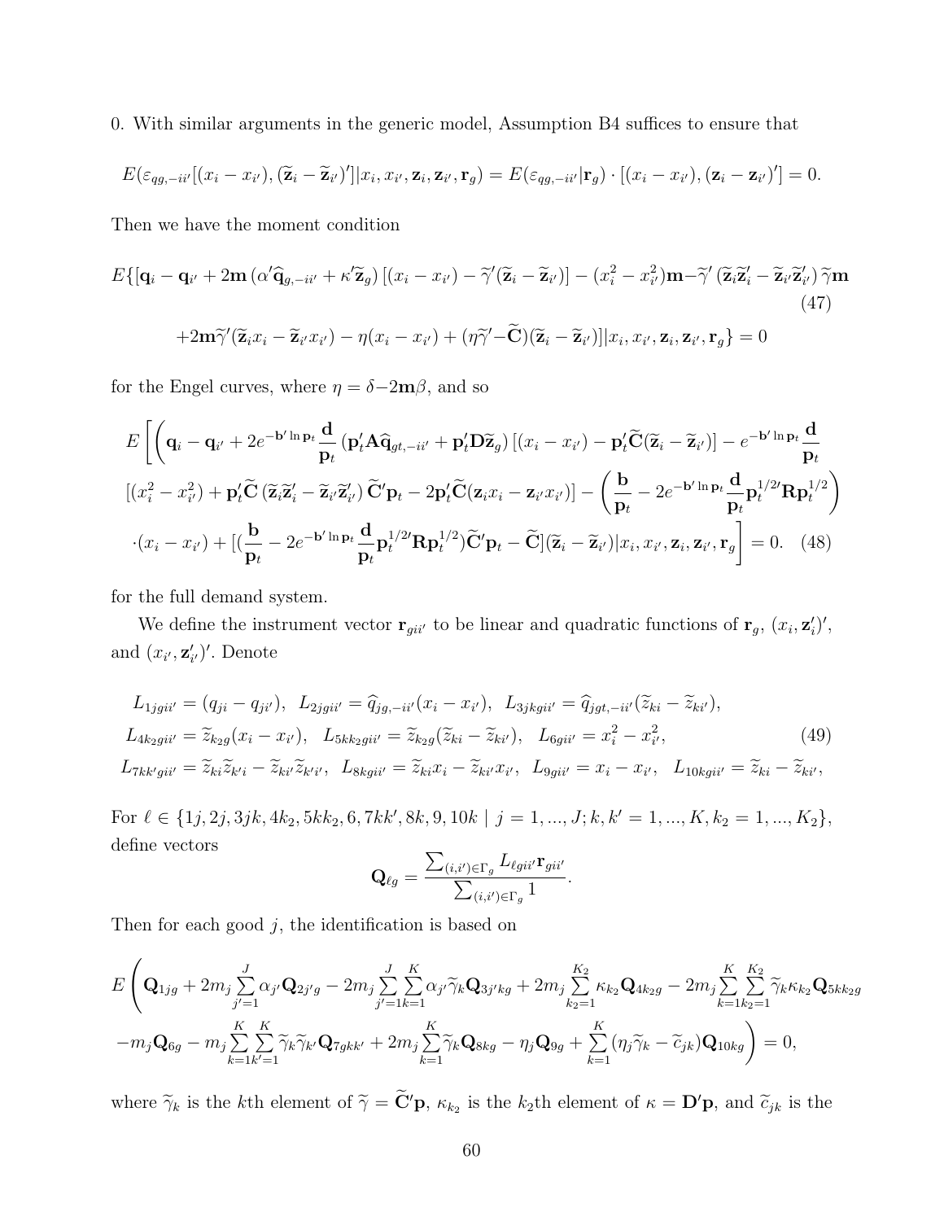0. With similar arguments in the generic model, Assumption B4 suffices to ensure that

$$E(\varepsilon_{qg,-ii'}[(x_i - x_{i'}), (\widetilde{\mathbf{z}}_i - \widetilde{\mathbf{z}}_{i'})']|x_i, x_{i'}, \mathbf{z}_i, \mathbf{z}_{i'}, \mathbf{r}_g) = E(\varepsilon_{qg,-ii'}|\mathbf{r}_g) \cdot [(x_i - x_{i'}), (\mathbf{z}_i - \mathbf{z}_{i'})'] = 0.$$

Then we have the moment condition

$$\begin{aligned} E\{[\mathbf{q}_i - \mathbf{q}_{i'} + 2\mathbf{m}\left(\alpha'\widehat{\mathbf{q}}_{g,-ii'} + \kappa'\widetilde{\mathbf{z}}_g\right)[(x_i - x_{i'}) - \widetilde{\gamma}'(\widetilde{\mathbf{z}}_i - \widetilde{\mathbf{z}}_{i'})] - (x_i^2 - x_{i'}^2)\mathbf{m} - \widetilde{\gamma}'\left(\widetilde{\mathbf{z}}_i\widetilde{\mathbf{z}}_i' - \widetilde{\mathbf{z}}_{i'}\widetilde{\mathbf{z}}_{i'}'\right)\widetilde{\gamma}\mathbf{m} \\ +2\mathbf{m}\widetilde{\gamma}'(\widetilde{\mathbf{z}}_i x_i - \widetilde{\mathbf{z}}_{i'} x_{i'}) - \eta(x_i - x_{i'}) + (\eta\widetilde{\gamma}' - \widetilde{\mathbf{C}})(\widetilde{\mathbf{z}}_i - \widetilde{\mathbf{z}}_{i'})]|x_i, x_{i'}, \mathbf{z}_i, \mathbf{z}_{i'}, \mathbf{r}_g\} = 0 \end{aligned} \tag{47}$$

for the Engel curves, where $\eta = \delta - 2\mathbf{m}\beta$, and so

$$\begin{aligned} E\Bigg[\Bigg(&\mathbf{q}_i - \mathbf{q}_{i'} + 2e^{-\mathbf{b}'\ln\mathbf{p}_t}\frac{\mathbf{d}}{\mathbf{p}_t}\left(\mathbf{p}_t'\mathbf{A}\widehat{\mathbf{q}}_{gt,-ii'} + \mathbf{p}_t'\mathbf{D}\widetilde{\mathbf{z}}_g\right)[(x_i - x_{i'}) - \mathbf{p}_t'\widetilde{\mathbf{C}}(\widetilde{\mathbf{z}}_i - \widetilde{\mathbf{z}}_{i'})] - e^{-\mathbf{b}'\ln\mathbf{p}_t}\frac{\mathbf{d}}{\mathbf{p}_t} \\ &[(x_i^2 - x_{i'}^2) + \mathbf{p}_t'\widetilde{\mathbf{C}}\left(\widetilde{\mathbf{z}}_i\widetilde{\mathbf{z}}_i' - \widetilde{\mathbf{z}}_{i'}\widetilde{\mathbf{z}}_{i'}'\right)\widetilde{\mathbf{C}}'\mathbf{p}_t - 2\mathbf{p}_t'\widetilde{\mathbf{C}}(\mathbf{z}_i x_i - \mathbf{z}_{i'} x_{i'})] - \left(\frac{\mathbf{b}}{\mathbf{p}_t} - 2e^{-\mathbf{b}'\ln\mathbf{p}_t}\frac{\mathbf{d}}{\mathbf{p}_t}\mathbf{p}_t^{1/2\prime}\mathbf{R}\mathbf{p}_t^{1/2}\right) \\ &\cdot(x_i - x_{i'}) + [(\frac{\mathbf{b}}{\mathbf{p}_t} - 2e^{-\mathbf{b}'\ln\mathbf{p}_t}\frac{\mathbf{d}}{\mathbf{p}_t}\mathbf{p}_t^{1/2\prime}\mathbf{R}\mathbf{p}_t^{1/2})\widetilde{\mathbf{C}}'\mathbf{p}_t - \widetilde{\mathbf{C}}](\widetilde{\mathbf{z}}_i - \widetilde{\mathbf{z}}_{i'})|x_i, x_{i'}, \mathbf{z}_i, \mathbf{z}_{i'}, \mathbf{r}_g\Bigg] = 0. \end{aligned} \tag{48}$$

for the full demand system.

We define the instrument vector $\mathbf{r}_{gii'}$ to be linear and quadratic functions of $\mathbf{r}_g$, $(x_i, \mathbf{z}_i')'$, and $(x_{i'}, \mathbf{z}_{i'}')'$. Denote

$$\begin{aligned} &L_{1jgii'} = (q_{ji} - q_{ji'}), \quad L_{2jgii'} = \widehat{q}_{jg,-ii'}(x_i - x_{i'}), \quad L_{3jkgii'} = \widehat{q}_{jgt,-ii'}(\widetilde{z}_{ki} - \widetilde{z}_{ki'}), \\ &L_{4k_2gii'} = \widetilde{z}_{k_2g}(x_i - x_{i'}), \quad L_{5kk_2gii'} = \widetilde{z}_{k_2g}(\widetilde{z}_{ki} - \widetilde{z}_{ki'}), \quad L_{6gii'} = x_i^2 - x_{i'}^2, \\ &L_{7kk'gii'} = \widetilde{z}_{ki}\widetilde{z}_{k'i} - \widetilde{z}_{ki'}\widetilde{z}_{k'i'}, \quad L_{8kgii'} = \widetilde{z}_{ki}x_i - \widetilde{z}_{ki'}x_{i'}, \quad L_{9gii'} = x_i - x_{i'}, \quad L_{10kgii'} = \widetilde{z}_{ki} - \widetilde{z}_{ki'}, \end{aligned} \tag{49}$$

For $\ell \in \{1j, 2j, 3jk, 4k_2, 5kk_2, 6, 7kk', 8k, 9, 10k \mid j = 1, ..., J; k, k' = 1, ..., K, k_2 = 1, ..., K_2\}$, define vectors

$$\mathbf{Q}_{\ell g} = \frac{\sum_{(i,i')\in\Gamma_g} L_{\ell gii'}\mathbf{r}_{gii'}}{\sum_{(i,i')\in\Gamma_g} 1}.$$

Then for each good $j$, the identification is based on

$$\begin{aligned} E\Bigg(&\mathbf{Q}_{1jg} + 2m_j\sum_{j'=1}^{J}\alpha_{j'}\mathbf{Q}_{2j'g} - 2m_j\sum_{j'=1}^{J}\sum_{k=1}^{K}\alpha_{j'}\widetilde{\gamma}_k\mathbf{Q}_{3j'kg} + 2m_j\sum_{k_2=1}^{K_2}\kappa_{k_2}\mathbf{Q}_{4k_2g} - 2m_j\sum_{k=1}^{K}\sum_{k_2=1}^{K_2}\widetilde{\gamma}_k\kappa_{k_2}\mathbf{Q}_{5kk_2g} \\ &-m_j\mathbf{Q}_{6g} - m_j\sum_{k=1}^{K}\sum_{k'=1}^{K}\widetilde{\gamma}_k\widetilde{\gamma}_{k'}\mathbf{Q}_{7gkk'} + 2m_j\sum_{k=1}^{K}\widetilde{\gamma}_k\mathbf{Q}_{8kg} - \eta_j\mathbf{Q}_{9g} + \sum_{k=1}^{K}(\eta_j\widetilde{\gamma}_k - \widetilde{c}_{jk})\mathbf{Q}_{10kg}\Bigg) = 0, \end{aligned}$$

where $\widetilde{\gamma}_k$ is the $k$th element of $\widetilde{\gamma} = \widetilde{\mathbf{C}}'\mathbf{p}$, $\kappa_{k_2}$ is the $k_2$th element of $\kappa = \mathbf{D}'\mathbf{p}$, and $\widetilde{c}_{jk}$ is the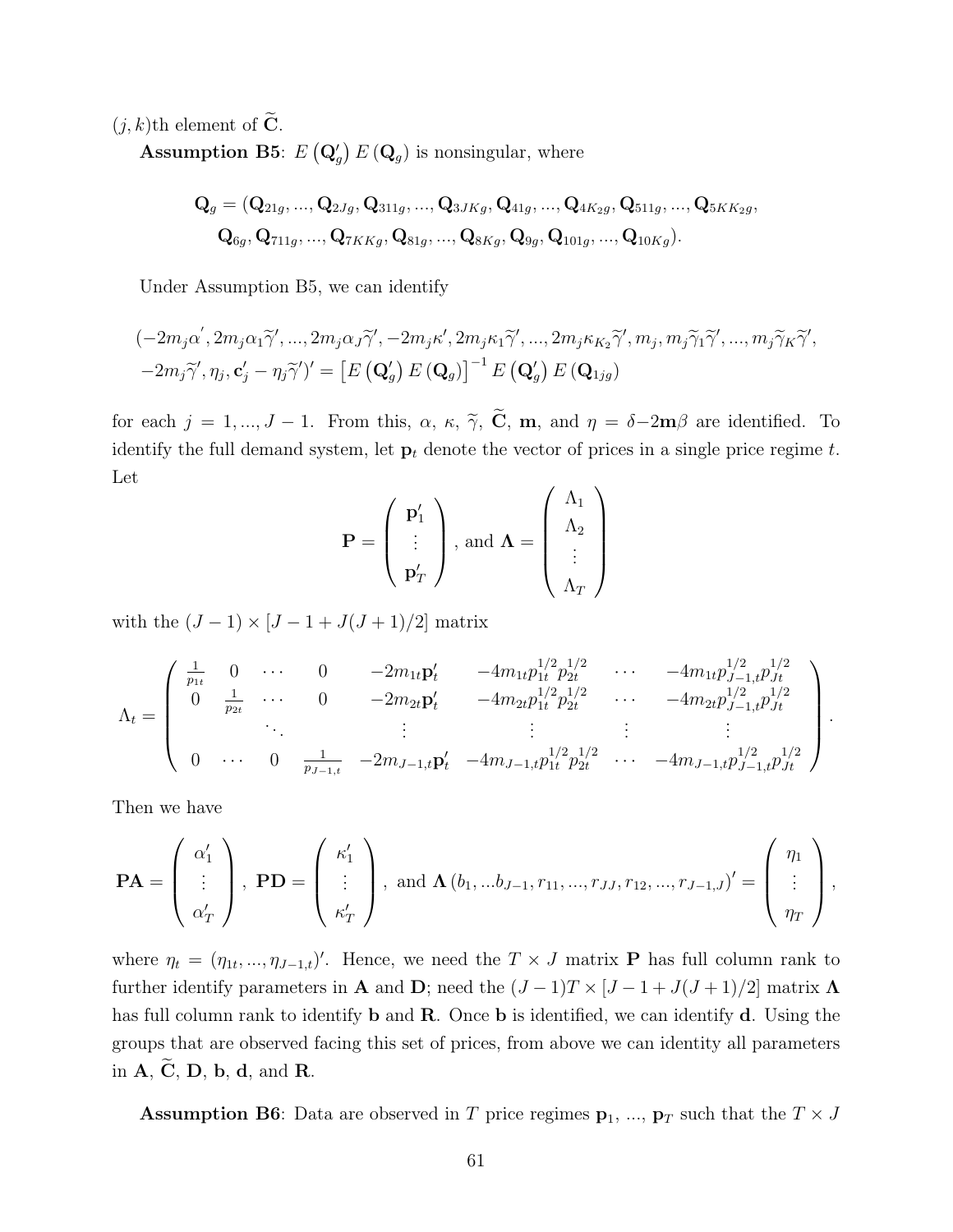$(j,k)$th element of $\widetilde{\mathbf{C}}$.

**Assumption B5**: $E\left(\mathbf{Q}_g'\right) E\left(\mathbf{Q}_g\right)$ is nonsingular, where

$$\mathbf{Q}_g = (\mathbf{Q}_{21g}, ..., \mathbf{Q}_{2Jg}, \mathbf{Q}_{311g}, ..., \mathbf{Q}_{3JKg}, \mathbf{Q}_{41g}, ..., \mathbf{Q}_{4K_2g}, \mathbf{Q}_{511g}, ..., \mathbf{Q}_{5KK_2g},$$
$$\mathbf{Q}_{6g}, \mathbf{Q}_{711g}, ..., \mathbf{Q}_{7KKg}, \mathbf{Q}_{81g}, ..., \mathbf{Q}_{8Kg}, \mathbf{Q}_{9g}, \mathbf{Q}_{101g}, ..., \mathbf{Q}_{10Kg}).$$

Under Assumption B5, we can identify

$$(-2m_j\alpha', 2m_j\alpha_1\widetilde{\gamma}', ..., 2m_j\alpha_J\widetilde{\gamma}', -2m_j\kappa', 2m_j\kappa_1\widetilde{\gamma}', ..., 2m_j\kappa_{K_2}\widetilde{\gamma}', m_j, m_j\widetilde{\gamma}_1\widetilde{\gamma}', ..., m_j\widetilde{\gamma}_K\widetilde{\gamma}',$$
$$-2m_j\widetilde{\gamma}', \eta_j, \mathbf{c}_j' - \eta_j\widetilde{\gamma}')' = \left[E\left(\mathbf{Q}_g'\right) E\left(\mathbf{Q}_g\right)\right]^{-1} E\left(\mathbf{Q}_g'\right) E\left(\mathbf{Q}_{1jg}\right)$$

for each $j = 1, ..., J-1$. From this, $\alpha$, $\kappa$, $\widetilde{\gamma}$, $\widetilde{\mathbf{C}}$, $\mathbf{m}$, and $\eta = \delta - 2\mathbf{m}\beta$ are identified. To identify the full demand system, let $\mathbf{p}_t$ denote the vector of prices in a single price regime $t$. Let

$$\mathbf{P} = \begin{pmatrix} \mathbf{p}_1' \\ \vdots \\ \mathbf{p}_T' \end{pmatrix}, \text{ and } \mathbf{\Lambda} = \begin{pmatrix} \Lambda_1 \\ \Lambda_2 \\ \vdots \\ \Lambda_T \end{pmatrix}$$

with the $(J-1) \times [J-1+J(J+1)/2]$ matrix

$$\Lambda_t = \begin{pmatrix} \frac{1}{p_{1t}} & 0 & \cdots & 0 & -2m_{1t}\mathbf{p}_t' & -4m_{1t}p_{1t}^{1/2}p_{2t}^{1/2} & \cdots & -4m_{1t}p_{J-1,t}^{1/2}p_{Jt}^{1/2} \\ 0 & \frac{1}{p_{2t}} & \cdots & 0 & -2m_{2t}\mathbf{p}_t' & -4m_{2t}p_{1t}^{1/2}p_{2t}^{1/2} & \cdots & -4m_{2t}p_{J-1,t}^{1/2}p_{Jt}^{1/2} \\ & & \ddots & & \vdots & \vdots & \vdots & \vdots \\ 0 & \cdots & 0 & \frac{1}{p_{J-1,t}} & -2m_{J-1,t}\mathbf{p}_t' & -4m_{J-1,t}p_{1t}^{1/2}p_{2t}^{1/2} & \cdots & -4m_{J-1,t}p_{J-1,t}^{1/2}p_{Jt}^{1/2} \end{pmatrix}.$$

Then we have

$$\mathbf{PA} = \begin{pmatrix} \alpha_1' \\ \vdots \\ \alpha_T' \end{pmatrix}, \ \mathbf{PD} = \begin{pmatrix} \kappa_1' \\ \vdots \\ \kappa_T' \end{pmatrix}, \text{ and } \mathbf{\Lambda}(b_1, ...b_{J-1}, r_{11}, ..., r_{JJ}, r_{12}, ..., r_{J-1,J})' = \begin{pmatrix} \eta_1 \\ \vdots \\ \eta_T \end{pmatrix},$$

where $\eta_t = (\eta_{1t}, ..., \eta_{J-1,t})'$. Hence, we need the $T \times J$ matrix $\mathbf{P}$ has full column rank to further identify parameters in $\mathbf{A}$ and $\mathbf{D}$; need the $(J-1)T \times [J-1+J(J+1)/2]$ matrix $\mathbf{\Lambda}$ has full column rank to identify $\mathbf{b}$ and $\mathbf{R}$. Once $\mathbf{b}$ is identified, we can identify $\mathbf{d}$. Using the groups that are observed facing this set of prices, from above we can identity all parameters in $\mathbf{A}$, $\widetilde{\mathbf{C}}$, $\mathbf{D}$, $\mathbf{b}$, $\mathbf{d}$, and $\mathbf{R}$.

**Assumption B6**: Data are observed in $T$ price regimes $\mathbf{p}_1$, ..., $\mathbf{p}_T$ such that the $T \times J$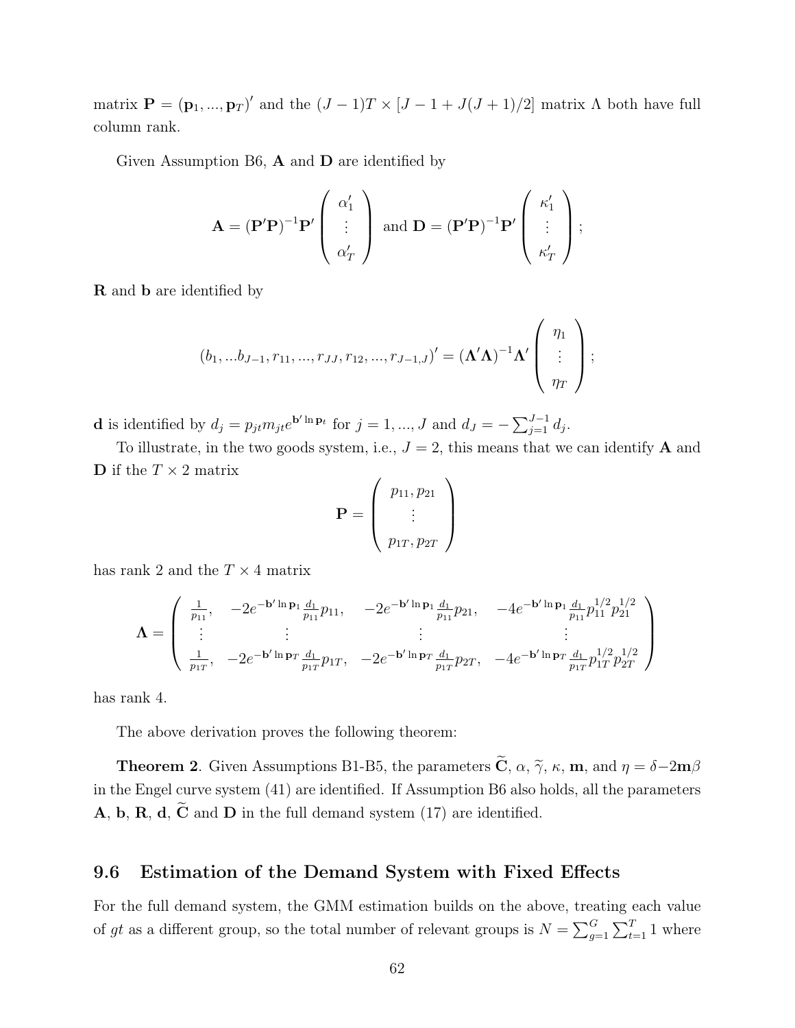matrix $\mathbf{P} = (\mathbf{p}_1, ..., \mathbf{p}_T)'$ and the $(J-1)T \times [J-1+J(J+1)/2]$ matrix $\Lambda$ both have full column rank.

Given Assumption B6, $\mathbf{A}$ and $\mathbf{D}$ are identified by

$$\mathbf{A} = (\mathbf{P}'\mathbf{P})^{-1}\mathbf{P}' \begin{pmatrix} \alpha_1' \\ \vdots \\ \alpha_T' \end{pmatrix} \text{ and } \mathbf{D} = (\mathbf{P}'\mathbf{P})^{-1}\mathbf{P}' \begin{pmatrix} \kappa_1' \\ \vdots \\ \kappa_T' \end{pmatrix};$$

$\mathbf{R}$ and $\mathbf{b}$ are identified by

$$(b_1, ...b_{J-1}, r_{11}, ..., r_{JJ}, r_{12}, ..., r_{J-1,J})' = (\mathbf{\Lambda}'\mathbf{\Lambda})^{-1}\mathbf{\Lambda}' \begin{pmatrix} \eta_1 \\ \vdots \\ \eta_T \end{pmatrix};$$

$\mathbf{d}$ is identified by $d_j = p_{jt} m_{jt} e^{\mathbf{b}' \ln \mathbf{p}_t}$ for $j = 1, ..., J$ and $d_J = -\sum_{j=1}^{J-1} d_j$.

To illustrate, in the two goods system, i.e., $J = 2$, this means that we can identify $\mathbf{A}$ and $\mathbf{D}$ if the $T \times 2$ matrix

$$\mathbf{P} = \begin{pmatrix} p_{11}, p_{21} \\ \vdots \\ p_{1T}, p_{2T} \end{pmatrix}$$

has rank 2 and the $T \times 4$ matrix

$$\mathbf{\Lambda} = \begin{pmatrix} \frac{1}{p_{11}}, & -2e^{-\mathbf{b}' \ln \mathbf{p}_1} \frac{d_1}{p_{11}} p_{11}, & -2e^{-\mathbf{b}' \ln \mathbf{p}_1} \frac{d_1}{p_{11}} p_{21}, & -4e^{-\mathbf{b}' \ln \mathbf{p}_1} \frac{d_1}{p_{11}} p_{11}^{1/2} p_{21}^{1/2} \\ \vdots & \vdots & \vdots & \vdots \\ \frac{1}{p_{1T}}, & -2e^{-\mathbf{b}' \ln \mathbf{p}_T} \frac{d_1}{p_{1T}} p_{1T}, & -2e^{-\mathbf{b}' \ln \mathbf{p}_T} \frac{d_1}{p_{1T}} p_{2T}, & -4e^{-\mathbf{b}' \ln \mathbf{p}_T} \frac{d_1}{p_{1T}} p_{1T}^{1/2} p_{2T}^{1/2} \end{pmatrix}$$

has rank 4.

The above derivation proves the following theorem:

**Theorem 2**. Given Assumptions B1-B5, the parameters $\widetilde{\mathbf{C}}$, $\alpha$, $\widetilde{\gamma}$, $\kappa$, $\mathbf{m}$, and $\eta = \delta - 2\mathbf{m}\beta$ in the Engel curve system (41) are identified. If Assumption B6 also holds, all the parameters $\mathbf{A}$, $\mathbf{b}$, $\mathbf{R}$, $\mathbf{d}$, $\widetilde{\mathbf{C}}$ and $\mathbf{D}$ in the full demand system (17) are identified.

## 9.6 Estimation of the Demand System with Fixed Effects

For the full demand system, the GMM estimation builds on the above, treating each value of $gt$ as a different group, so the total number of relevant groups is $N = \sum_{g=1}^{G} \sum_{t=1}^{T} 1$ where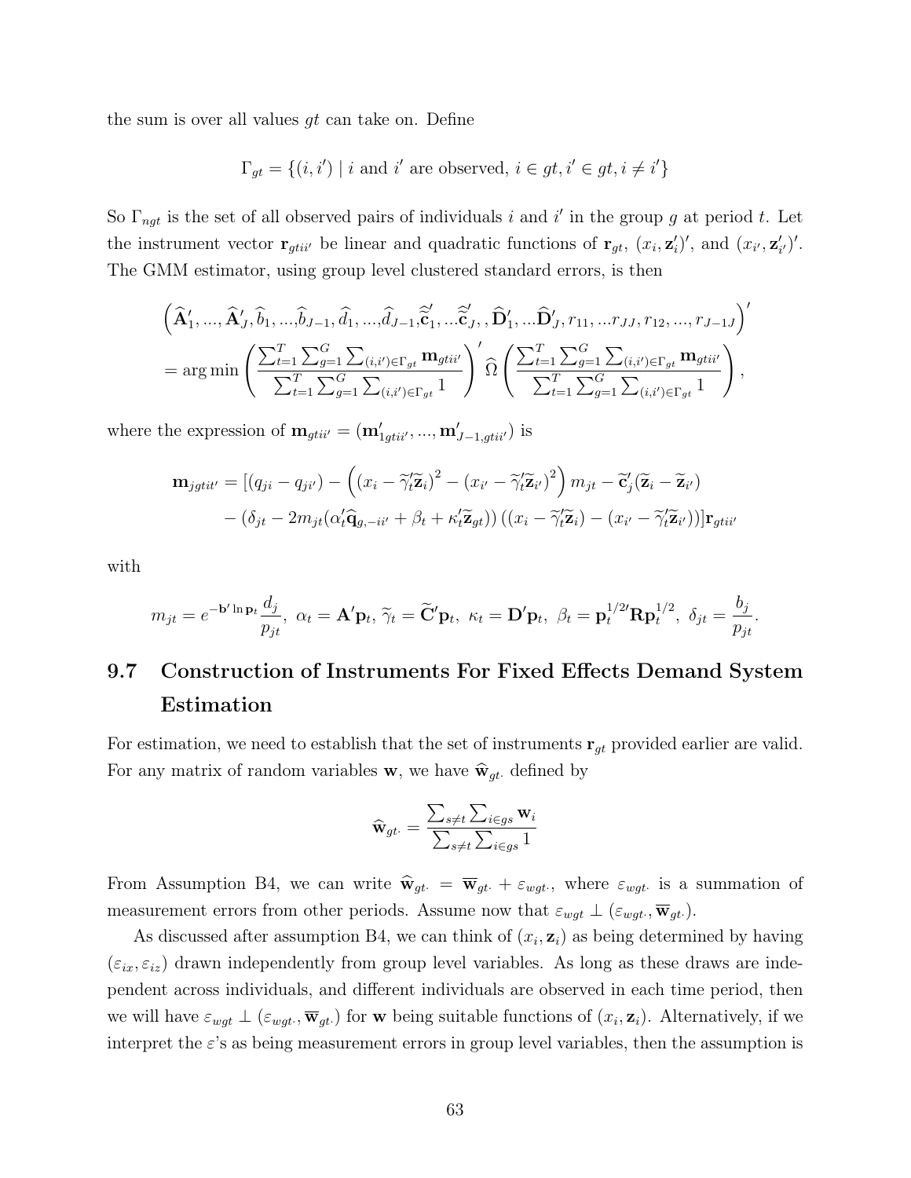the sum is over all values $gt$ can take on. Define

$$\Gamma_{gt} = \{(i, i') \mid i \text{ and } i' \text{ are observed}, i \in gt, i' \in gt, i \neq i'\}$$

So $\Gamma_{ngt}$ is the set of all observed pairs of individuals $i$ and $i'$ in the group $g$ at period $t$. Let the instrument vector $\mathbf{r}_{gtii'}$ be linear and quadratic functions of $\mathbf{r}_{gt}$, $(x_i, \mathbf{z}_i')'$, and $(x_{i'}, \mathbf{z}_{i'}')'$. The GMM estimator, using group level clustered standard errors, is then

$$\begin{aligned}
&\left(\widehat{\mathbf{A}}_1', ..., \widehat{\mathbf{A}}_J', \widehat{b}_1, ..., \widehat{b}_{J-1}, \widehat{d}_1, ..., \widehat{d}_{J-1}, \widehat{\widetilde{\mathbf{c}}}_1', ... \widehat{\widetilde{\mathbf{c}}}_J', , \widehat{\mathbf{D}}_1', ... \widehat{\mathbf{D}}_J', r_{11}, ... r_{JJ}, r_{12}, ..., r_{J-1J}\right)' \\
&= \arg\min \left( \frac{\sum_{t=1}^T \sum_{g=1}^G \sum_{(i,i') \in \Gamma_{gt}} \mathbf{m}_{gtii'}}{\sum_{t=1}^T \sum_{g=1}^G \sum_{(i,i') \in \Gamma_{gt}} 1} \right)' \widehat{\Omega} \left( \frac{\sum_{t=1}^T \sum_{g=1}^G \sum_{(i,i') \in \Gamma_{gt}} \mathbf{m}_{gtii'}}{\sum_{t=1}^T \sum_{g=1}^G \sum_{(i,i') \in \Gamma_{gt}} 1} \right),
\end{aligned}$$

where the expression of $\mathbf{m}_{gtii'} = (\mathbf{m}_{1gtii'}', ..., \mathbf{m}_{J-1,gtii'}')$ is

$$\begin{aligned}
\mathbf{m}_{jgtit'} = [&(q_{ji} - q_{ji'}) - \left( (x_i - \widetilde{\gamma}_t' \widetilde{\mathbf{z}}_i)^2 - (x_{i'} - \widetilde{\gamma}_t' \widetilde{\mathbf{z}}_{i'})^2 \right) m_{jt} - \widetilde{\mathbf{c}}_j' (\widetilde{\mathbf{z}}_i - \widetilde{\mathbf{z}}_{i'}) \\
&- (\delta_{jt} - 2m_{jt}(\alpha_t' \widehat{\mathbf{q}}_{g,-ii'} + \beta_t + \kappa_t' \widetilde{\mathbf{z}}_{gt})) \left( (x_i - \widetilde{\gamma}_t' \widetilde{\mathbf{z}}_i) - (x_{i'} - \widetilde{\gamma}_t' \widetilde{\mathbf{z}}_{i'}) \right) ] \mathbf{r}_{gtii'}
\end{aligned}$$

with

$$m_{jt} = e^{-\mathbf{b}' \ln \mathbf{p}_t} \frac{d_j}{p_{jt}}, \ \alpha_t = \mathbf{A}' \mathbf{p}_t, \ \widetilde{\gamma}_t = \widetilde{\mathbf{C}}' \mathbf{p}_t, \ \kappa_t = \mathbf{D}' \mathbf{p}_t, \ \beta_t = \mathbf{p}_t^{1/2\prime} \mathbf{R} \mathbf{p}_t^{1/2}, \ \delta_{jt} = \frac{b_j}{p_{jt}}.$$

## 9.7 Construction of Instruments For Fixed Effects Demand System Estimation

For estimation, we need to establish that the set of instruments $\mathbf{r}_{gt}$ provided earlier are valid. For any matrix of random variables $\mathbf{w}$, we have $\widehat{\mathbf{w}}_{gt\cdot}$ defined by

$$\widehat{\mathbf{w}}_{gt\cdot} = \frac{\sum_{s \neq t} \sum_{i \in gs} \mathbf{w}_i}{\sum_{s \neq t} \sum_{i \in gs} 1}$$

From Assumption B4, we can write $\widehat{\mathbf{w}}_{gt\cdot} = \overline{\mathbf{w}}_{gt\cdot} + \varepsilon_{wgt\cdot}$, where $\varepsilon_{wgt\cdot}$ is a summation of measurement errors from other periods. Assume now that $\varepsilon_{wgt} \perp (\varepsilon_{wgt\cdot}, \overline{\mathbf{w}}_{gt\cdot})$.

As discussed after assumption B4, we can think of $(x_i, \mathbf{z}_i)$ as being determined by having $(\varepsilon_{ix}, \varepsilon_{iz})$ drawn independently from group level variables. As long as these draws are independent across individuals, and different individuals are observed in each time period, then we will have $\varepsilon_{wgt} \perp (\varepsilon_{wgt\cdot}, \overline{\mathbf{w}}_{gt\cdot})$ for $\mathbf{w}$ being suitable functions of $(x_i, \mathbf{z}_i)$. Alternatively, if we interpret the $\varepsilon$'s as being measurement errors in group level variables, then the assumption is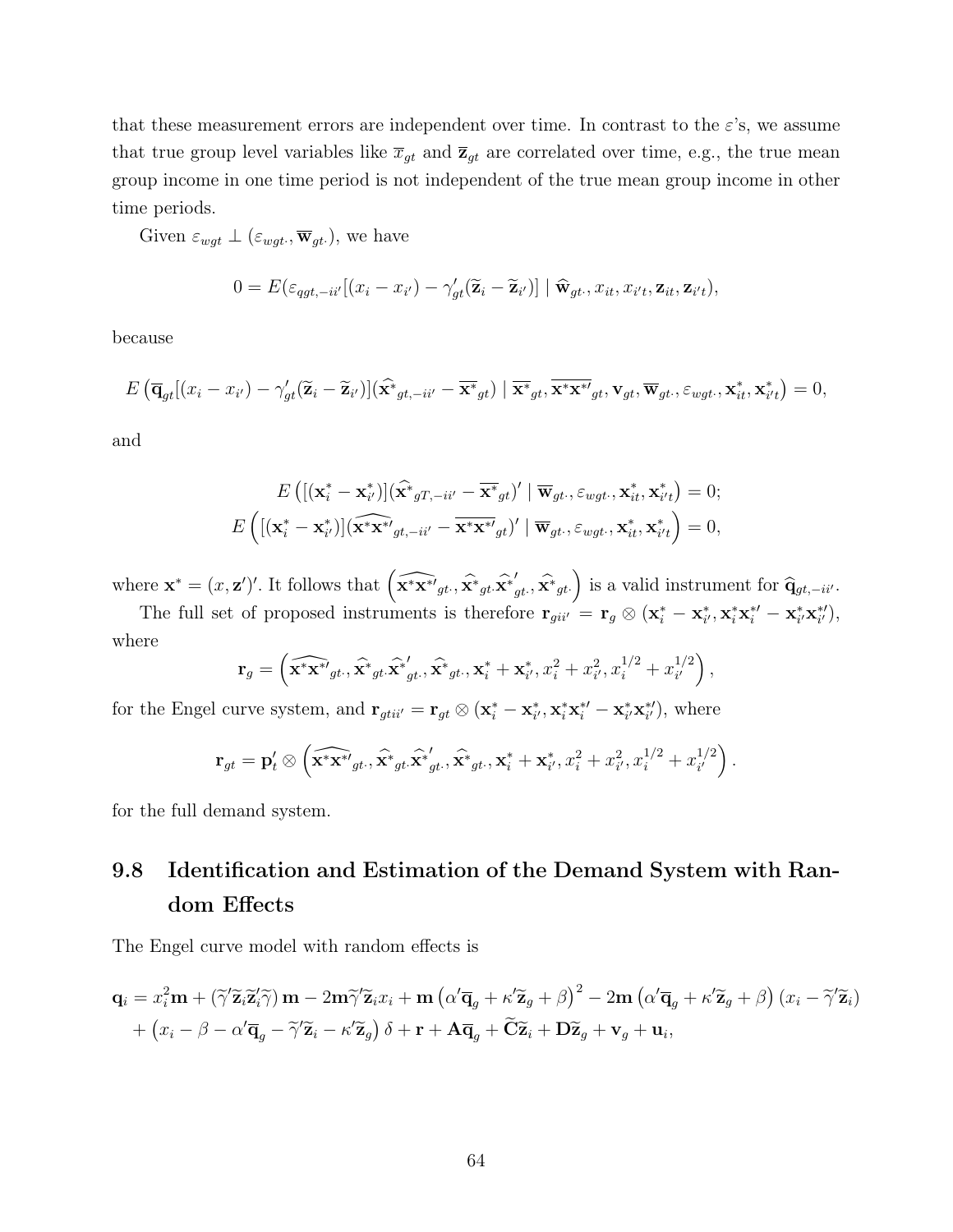that these measurement errors are independent over time. In contrast to the $\varepsilon$'s, we assume that true group level variables like $\overline{x}_{gt}$ and $\overline{\mathbf{z}}_{gt}$ are correlated over time, e.g., the true mean group income in one time period is not independent of the true mean group income in other time periods.

Given $\varepsilon_{wgt} \perp (\varepsilon_{wgt\cdot}, \overline{\mathbf{w}}_{gt\cdot})$, we have

$$0 = E(\varepsilon_{qgt,-ii'}[(x_i - x_{i'}) - \gamma_{gt}'(\widetilde{\mathbf{z}}_i - \widetilde{\mathbf{z}}_{i'})] \mid \widehat{\mathbf{w}}_{gt\cdot}, x_{it}, x_{i't}, \mathbf{z}_{it}, \mathbf{z}_{i't}),$$

because

$$E\left(\overline{\mathbf{q}}_{gt}[(x_i - x_{i'}) - \gamma_{gt}'(\widetilde{\mathbf{z}}_i - \widetilde{\mathbf{z}}_{i'})](\widehat{\mathbf{x}^*}_{gt,-ii'} - \overline{\mathbf{x}^*}_{gt}) \mid \overline{\mathbf{x}^*}_{gt}, \overline{\mathbf{x}^*\mathbf{x}^{*\prime}}_{gt}, \mathbf{v}_{gt}, \overline{\mathbf{w}}_{gt\cdot}, \varepsilon_{wgt\cdot}, \mathbf{x}^*_{it}, \mathbf{x}^*_{i't}\right) = 0,$$

and

$$E\left([(\mathbf{x}^*_i - \mathbf{x}^*_{i'})](\widehat{\mathbf{x}^*}_{gT,-ii'} - \overline{\mathbf{x}^*}_{gt})' \mid \overline{\mathbf{w}}_{gt\cdot}, \varepsilon_{wgt\cdot}, \mathbf{x}^*_{it}, \mathbf{x}^*_{i't}\right) = 0;$$
$$E\left([(\mathbf{x}^*_i - \mathbf{x}^*_{i'})](\widehat{\mathbf{x}^*\mathbf{x}^{*\prime}}_{gt,-ii'} - \overline{\mathbf{x}^*\mathbf{x}^{*\prime}}_{gt})' \mid \overline{\mathbf{w}}_{gt\cdot}, \varepsilon_{wgt\cdot}, \mathbf{x}^*_{it}, \mathbf{x}^*_{i't}\right) = 0,$$

where $\mathbf{x}^* = (x, \mathbf{z}')'$. It follows that $\left(\widehat{\mathbf{x}^*\mathbf{x}^{*\prime}}_{gt\cdot}, \widehat{\mathbf{x}^*}_{gt\cdot}\widehat{\mathbf{x}^*}'_{gt\cdot}, \widehat{\mathbf{x}^*}_{gt\cdot}\right)$ is a valid instrument for $\widehat{\mathbf{q}}_{gt,-ii'}$.

The full set of proposed instruments is therefore $\mathbf{r}_{gii'} = \mathbf{r}_g \otimes (\mathbf{x}^*_i - \mathbf{x}^*_{i'}, \mathbf{x}^*_i\mathbf{x}^{*\prime}_i - \mathbf{x}^*_{i'}\mathbf{x}^{*\prime}_{i'})$, where

$$\mathbf{r}_g = \left(\widehat{\mathbf{x}^*\mathbf{x}^{*\prime}}_{gt\cdot}, \widehat{\mathbf{x}^*}_{gt\cdot}\widehat{\mathbf{x}^*}'_{gt\cdot}, \widehat{\mathbf{x}^*}_{gt\cdot}, \mathbf{x}^*_i + \mathbf{x}^*_{i'}, x_i^2 + x_{i'}^2, x_i^{1/2} + x_{i'}^{1/2}\right),$$

for the Engel curve system, and $\mathbf{r}_{gtii'} = \mathbf{r}_{gt} \otimes (\mathbf{x}^*_i - \mathbf{x}^*_{i'}, \mathbf{x}^*_i\mathbf{x}^{*\prime}_i - \mathbf{x}^*_{i'}\mathbf{x}^{*\prime}_{i'})$, where

$$\mathbf{r}_{gt} = \mathbf{p}_t' \otimes \left(\widehat{\mathbf{x}^*\mathbf{x}^{*\prime}}_{gt\cdot}, \widehat{\mathbf{x}^*}_{gt\cdot}\widehat{\mathbf{x}^*}'_{gt\cdot}, \widehat{\mathbf{x}^*}_{gt\cdot}, \mathbf{x}^*_i + \mathbf{x}^*_{i'}, x_i^2 + x_{i'}^2, x_i^{1/2} + x_{i'}^{1/2}\right).$$

for the full demand system.

## 9.8 Identification and Estimation of the Demand System with Random Effects

The Engel curve model with random effects is

$$\begin{aligned}\mathbf{q}_i &= x_i^2\mathbf{m} + (\widetilde{\gamma}'\widetilde{\mathbf{z}}_i\widetilde{\mathbf{z}}_i'\widetilde{\gamma})\,\mathbf{m} - 2\mathbf{m}\widetilde{\gamma}'\widetilde{\mathbf{z}}_i x_i + \mathbf{m}\left(\alpha'\overline{\mathbf{q}}_g + \kappa'\widetilde{\mathbf{z}}_g + \beta\right)^2 - 2\mathbf{m}\left(\alpha'\overline{\mathbf{q}}_g + \kappa'\widetilde{\mathbf{z}}_g + \beta\right)(x_i - \widetilde{\gamma}'\widetilde{\mathbf{z}}_i) \\ &\quad + \left(x_i - \beta - \alpha'\overline{\mathbf{q}}_g - \widetilde{\gamma}'\widetilde{\mathbf{z}}_i - \kappa'\widetilde{\mathbf{z}}_g\right)\delta + \mathbf{r} + \mathbf{A}\overline{\mathbf{q}}_g + \widetilde{\mathbf{C}}\widetilde{\mathbf{z}}_i + \mathbf{D}\widetilde{\mathbf{z}}_g + \mathbf{v}_g + \mathbf{u}_i,\end{aligned}$$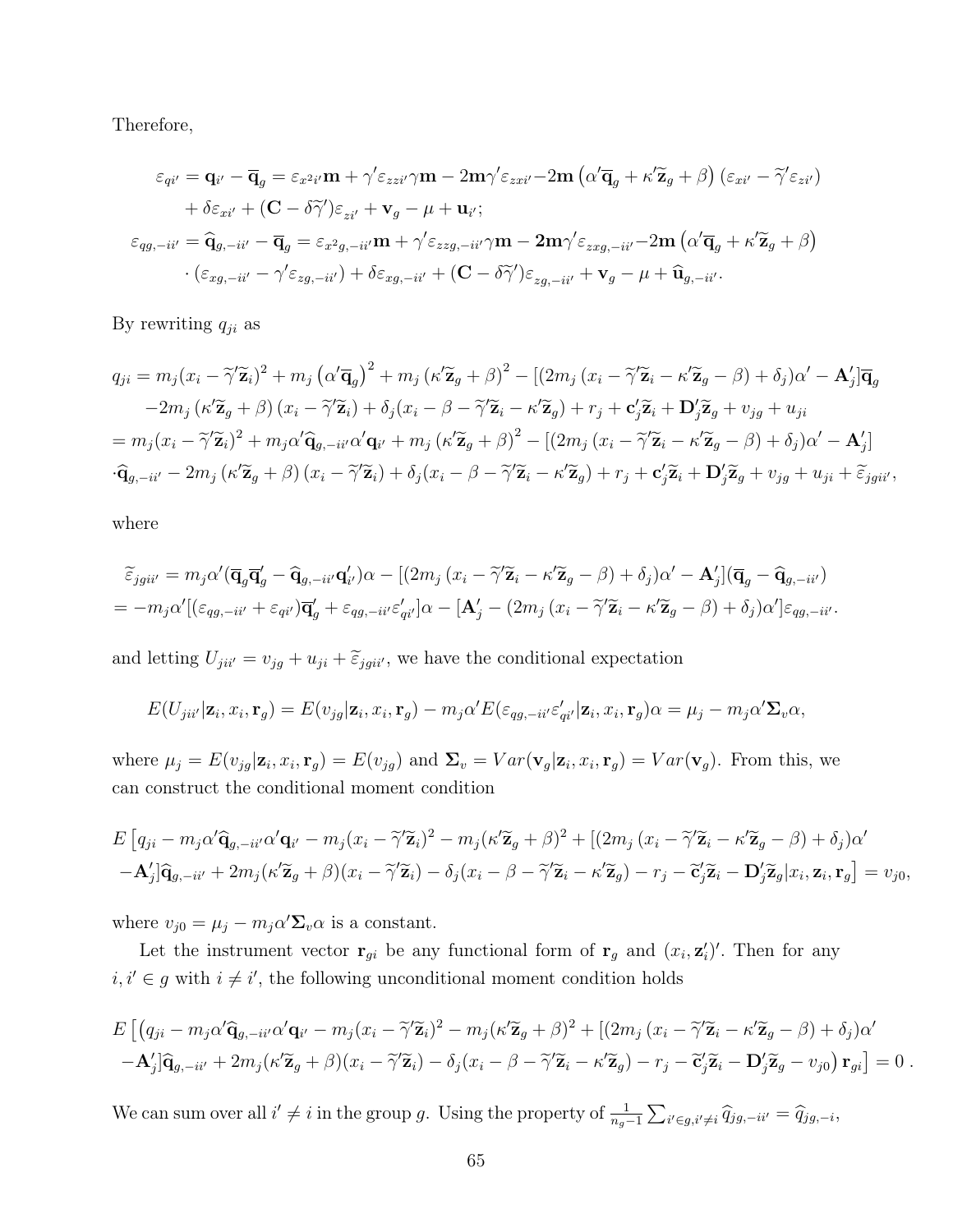Therefore,

$$
\begin{aligned}
\varepsilon_{qi'} &= \mathbf{q}_{i'} - \overline{\mathbf{q}}_g = \varepsilon_{x^2 i'}\mathbf{m} + \gamma'\varepsilon_{zzi'}\gamma\mathbf{m} - 2\mathbf{m}\gamma'\varepsilon_{zxi'} - 2\mathbf{m}\left(\alpha'\overline{\mathbf{q}}_g + \kappa'\widetilde{\mathbf{z}}_g + \beta\right)(\varepsilon_{xi'} - \widetilde{\gamma}'\varepsilon_{zi'}) \\
&\quad + \delta\varepsilon_{xi'} + (\mathbf{C} - \delta\widetilde{\gamma}')\varepsilon_{zi'} + \mathbf{v}_g - \mu + \mathbf{u}_{i'}; \\
\varepsilon_{qg,-ii'} &= \widehat{\mathbf{q}}_{g,-ii'} - \overline{\mathbf{q}}_g = \varepsilon_{x^2 g,-ii'}\mathbf{m} + \gamma'\varepsilon_{zzg,-ii'}\gamma\mathbf{m} - \mathbf{2m}\gamma'\varepsilon_{zxg,-ii'} - 2\mathbf{m}\left(\alpha'\overline{\mathbf{q}}_g + \kappa'\widetilde{\mathbf{z}}_g + \beta\right) \\
&\quad \cdot (\varepsilon_{xg,-ii'} - \gamma'\varepsilon_{zg,-ii'}) + \delta\varepsilon_{xg,-ii'} + (\mathbf{C} - \delta\widetilde{\gamma}')\varepsilon_{zg,-ii'} + \mathbf{v}_g - \mu + \widehat{\mathbf{u}}_{g,-ii'}.
\end{aligned}
$$

By rewriting $q_{ji}$ as

$$
\begin{aligned}
q_{ji} &= m_j(x_i - \widetilde{\gamma}'\widetilde{\mathbf{z}}_i)^2 + m_j\left(\alpha'\overline{\mathbf{q}}_g\right)^2 + m_j\left(\kappa'\widetilde{\mathbf{z}}_g + \beta\right)^2 - [(2m_j\left(x_i - \widetilde{\gamma}'\widetilde{\mathbf{z}}_i - \kappa'\widetilde{\mathbf{z}}_g - \beta\right) + \delta_j)\alpha' - \mathbf{A}_j']\overline{\mathbf{q}}_g \\
&\quad - 2m_j\left(\kappa'\widetilde{\mathbf{z}}_g + \beta\right)(x_i - \widetilde{\gamma}'\widetilde{\mathbf{z}}_i) + \delta_j(x_i - \beta - \widetilde{\gamma}'\widetilde{\mathbf{z}}_i - \kappa'\widetilde{\mathbf{z}}_g) + r_j + \mathbf{c}_j'\widetilde{\mathbf{z}}_i + \mathbf{D}_j'\widetilde{\mathbf{z}}_g + v_{jg} + u_{ji} \\
&= m_j(x_i - \widetilde{\gamma}'\widetilde{\mathbf{z}}_i)^2 + m_j\alpha'\widehat{\mathbf{q}}_{g,-ii'}\alpha'\mathbf{q}_{i'} + m_j\left(\kappa'\widetilde{\mathbf{z}}_g + \beta\right)^2 - [(2m_j\left(x_i - \widetilde{\gamma}'\widetilde{\mathbf{z}}_i - \kappa'\widetilde{\mathbf{z}}_g - \beta\right) + \delta_j)\alpha' - \mathbf{A}_j'] \\
&\quad \cdot\widehat{\mathbf{q}}_{g,-ii'} - 2m_j\left(\kappa'\widetilde{\mathbf{z}}_g + \beta\right)(x_i - \widetilde{\gamma}'\widetilde{\mathbf{z}}_i) + \delta_j(x_i - \beta - \widetilde{\gamma}'\widetilde{\mathbf{z}}_i - \kappa'\widetilde{\mathbf{z}}_g) + r_j + \mathbf{c}_j'\widetilde{\mathbf{z}}_i + \mathbf{D}_j'\widetilde{\mathbf{z}}_g + v_{jg} + u_{ji} + \widetilde{\varepsilon}_{jgii'},
\end{aligned}
$$

where

$$
\begin{aligned}
\widetilde{\varepsilon}_{jgii'} &= m_j\alpha'(\overline{\mathbf{q}}_g\overline{\mathbf{q}}_g' - \widehat{\mathbf{q}}_{g,-ii'}\mathbf{q}_{i'}')\alpha - [(2m_j\left(x_i - \widetilde{\gamma}'\widetilde{\mathbf{z}}_i - \kappa'\widetilde{\mathbf{z}}_g - \beta\right) + \delta_j)\alpha' - \mathbf{A}_j'](\overline{\mathbf{q}}_g - \widehat{\mathbf{q}}_{g,-ii'}) \\
&= -m_j\alpha'[(\varepsilon_{qg,-ii'} + \varepsilon_{qi'})\overline{\mathbf{q}}_g' + \varepsilon_{qg,-ii'}\varepsilon_{qi'}']\alpha - [\mathbf{A}_j' - (2m_j\left(x_i - \widetilde{\gamma}'\widetilde{\mathbf{z}}_i - \kappa'\widetilde{\mathbf{z}}_g - \beta\right) + \delta_j)\alpha']\varepsilon_{qg,-ii'}.
\end{aligned}
$$

and letting $U_{jii'} = v_{jg} + u_{ji} + \widetilde{\varepsilon}_{jgii'}$, we have the conditional expectation

$$
E(U_{jii'}|\mathbf{z}_i, x_i, \mathbf{r}_g) = E(v_{jg}|\mathbf{z}_i, x_i, \mathbf{r}_g) - m_j\alpha' E(\varepsilon_{qg,-ii'}\varepsilon_{qi'}'|\mathbf{z}_i, x_i, \mathbf{r}_g)\alpha = \mu_j - m_j\alpha'\mathbf{\Sigma}_v\alpha,
$$

where $\mu_j = E(v_{jg}|\mathbf{z}_i, x_i, \mathbf{r}_g) = E(v_{jg})$ and $\mathbf{\Sigma}_v = Var(\mathbf{v}_g|\mathbf{z}_i, x_i, \mathbf{r}_g) = Var(\mathbf{v}_g)$. From this, we can construct the conditional moment condition

$$
\begin{aligned}
&E\left[q_{ji} - m_j\alpha'\widehat{\mathbf{q}}_{g,-ii'}\alpha'\mathbf{q}_{i'} - m_j(x_i - \widetilde{\gamma}'\widetilde{\mathbf{z}}_i)^2 - m_j(\kappa'\widetilde{\mathbf{z}}_g + \beta)^2 + [(2m_j\left(x_i - \widetilde{\gamma}'\widetilde{\mathbf{z}}_i - \kappa'\widetilde{\mathbf{z}}_g - \beta\right) + \delta_j)\alpha'\right. \\
&\left. -\mathbf{A}_j']\widehat{\mathbf{q}}_{g,-ii'} + 2m_j(\kappa'\widetilde{\mathbf{z}}_g + \beta)(x_i - \widetilde{\gamma}'\widetilde{\mathbf{z}}_i) - \delta_j(x_i - \beta - \widetilde{\gamma}'\widetilde{\mathbf{z}}_i - \kappa'\widetilde{\mathbf{z}}_g) - r_j - \widetilde{\mathbf{c}}_j'\widetilde{\mathbf{z}}_i - \mathbf{D}_j'\widetilde{\mathbf{z}}_g|x_i, \mathbf{z}_i, \mathbf{r}_g\right] = v_{j0},
\end{aligned}
$$

where $v_{j0} = \mu_j - m_j\alpha'\mathbf{\Sigma}_v\alpha$ is a constant.

Let the instrument vector $\mathbf{r}_{gi}$ be any functional form of $\mathbf{r}_g$ and $(x_i, \mathbf{z}_i')'$. Then for any $i, i' \in g$ with $i \neq i'$, the following unconditional moment condition holds

$$
\begin{aligned}
&E\left[\left(q_{ji} - m_j\alpha'\widehat{\mathbf{q}}_{g,-ii'}\alpha'\mathbf{q}_{i'} - m_j(x_i - \widetilde{\gamma}'\widetilde{\mathbf{z}}_i)^2 - m_j(\kappa'\widetilde{\mathbf{z}}_g + \beta)^2 + [(2m_j\left(x_i - \widetilde{\gamma}'\widetilde{\mathbf{z}}_i - \kappa'\widetilde{\mathbf{z}}_g - \beta\right) + \delta_j)\alpha'\right.\right. \\
&\left.\left. -\mathbf{A}_j']\widehat{\mathbf{q}}_{g,-ii'} + 2m_j(\kappa'\widetilde{\mathbf{z}}_g + \beta)(x_i - \widetilde{\gamma}'\widetilde{\mathbf{z}}_i) - \delta_j(x_i - \beta - \widetilde{\gamma}'\widetilde{\mathbf{z}}_i - \kappa'\widetilde{\mathbf{z}}_g) - r_j - \widetilde{\mathbf{c}}_j'\widetilde{\mathbf{z}}_i - \mathbf{D}_j'\widetilde{\mathbf{z}}_g - v_{j0}\right)\mathbf{r}_{gi}\right] = 0\ .
\end{aligned}
$$

We can sum over all $i' \neq i$ in the group $g$. Using the property of $\frac{1}{n_g-1}\sum_{i' \in g, i' \neq i}\widehat{q}_{jg,-ii'} = \widehat{q}_{jg,-i}$,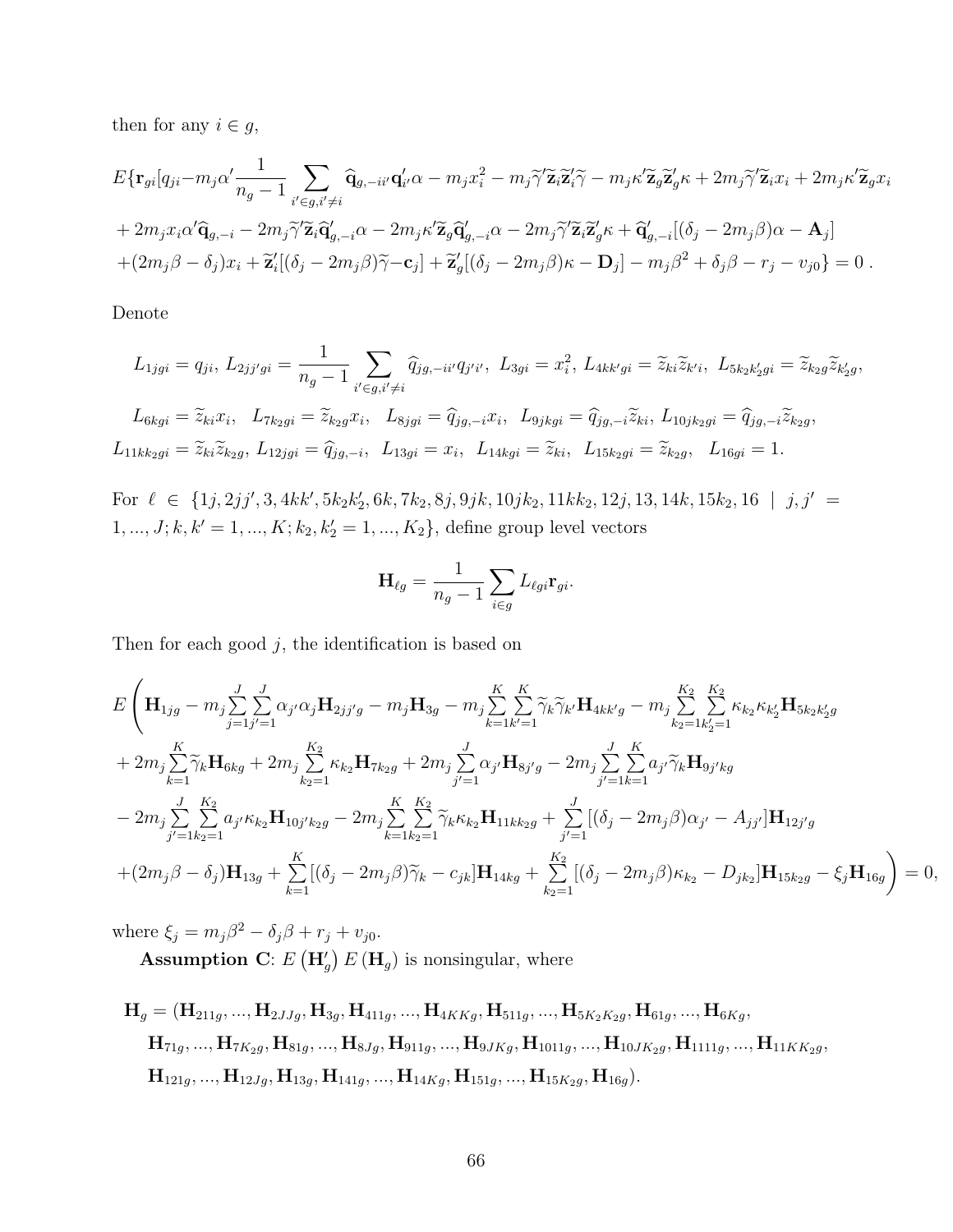then for any $i \in g$,

$$E\{\mathbf{r}_{gi}[q_{ji} - m_j\alpha' \frac{1}{n_g - 1} \sum_{i' \in g, i' \neq i} \widehat{\mathbf{q}}_{g,-ii'} \mathbf{q}'_{i'} \alpha - m_j x_i^2 - m_j \widetilde{\gamma}' \widetilde{\mathbf{z}}_i \widetilde{\mathbf{z}}'_i \widetilde{\gamma} - m_j \kappa' \widetilde{\mathbf{z}}_g \widetilde{\mathbf{z}}'_g \kappa + 2m_j \widetilde{\gamma}' \widetilde{\mathbf{z}}_i x_i + 2m_j \kappa' \widetilde{\mathbf{z}}_g x_i$$
$$+ 2m_j x_i \alpha' \widehat{\mathbf{q}}_{g,-i} - 2m_j \widetilde{\gamma}' \widetilde{\mathbf{z}}_i \widehat{\mathbf{q}}'_{g,-i} \alpha - 2m_j \kappa' \widetilde{\mathbf{z}}_g \widehat{\mathbf{q}}'_{g,-i} \alpha - 2m_j \widetilde{\gamma}' \widetilde{\mathbf{z}}_i \widetilde{\mathbf{z}}'_g \kappa + \widehat{\mathbf{q}}'_{g,-i}[(\delta_j - 2m_j\beta)\alpha - \mathbf{A}_j]$$
$$+ (2m_j\beta - \delta_j)x_i + \widetilde{\mathbf{z}}'_i[(\delta_j - 2m_j\beta)\widetilde{\gamma} - \mathbf{c}_j] + \widetilde{\mathbf{z}}'_g[(\delta_j - 2m_j\beta)\kappa - \mathbf{D}_j] - m_j\beta^2 + \delta_j\beta - r_j - v_{j0}\} = 0 \,.$$

Denote

$$L_{1jgi} = q_{ji},\ L_{2jj'gi} = \frac{1}{n_g - 1} \sum_{i' \in g, i' \neq i} \widehat{q}_{jg,-ii'} q_{j'i'},\ L_{3gi} = x_i^2,\ L_{4kk'gi} = \widetilde{z}_{ki}\widetilde{z}_{k'i},\ L_{5k_2k'_2gi} = \widetilde{z}_{k_2g}\widetilde{z}_{k'_2g},$$

$$L_{6kgi} = \widetilde{z}_{ki}x_i,\quad L_{7k_2gi} = \widetilde{z}_{k_2g}x_i,\quad L_{8jgi} = \widehat{q}_{jg,-i}x_i,\quad L_{9jkgi} = \widehat{q}_{jg,-i}\widetilde{z}_{ki},\ L_{10jk_2gi} = \widehat{q}_{jg,-i}\widetilde{z}_{k_2g},$$
$$L_{11kk_2gi} = \widetilde{z}_{ki}\widetilde{z}_{k_2g},\ L_{12jgi} = \widehat{q}_{jg,-i},\quad L_{13gi} = x_i,\quad L_{14kgi} = \widetilde{z}_{ki},\quad L_{15k_2gi} = \widetilde{z}_{k_2g},\quad L_{16gi} = 1.$$

For $\ell \in \{1j, 2jj', 3, 4kk', 5k_2k'_2, 6k, 7k_2, 8j, 9jk, 10jk_2, 11kk_2, 12j, 13, 14k, 15k_2, 16 \mid j, j' = 1, ..., J; k, k' = 1, ..., K; k_2, k'_2 = 1, ..., K_2\}$, define group level vectors

$$\mathbf{H}_{\ell g} = \frac{1}{n_g - 1} \sum_{i \in g} L_{\ell gi} \mathbf{r}_{gi}.$$

Then for each good $j$, the identification is based on

$$E\Bigg(\mathbf{H}_{1jg} - m_j \sum_{j=1}^{J} \sum_{j'=1}^{J} \alpha_{j'}\alpha_j \mathbf{H}_{2jj'g} - m_j \mathbf{H}_{3g} - m_j \sum_{k=1}^{K} \sum_{k'=1}^{K} \widetilde{\gamma}_k \widetilde{\gamma}_{k'} \mathbf{H}_{4kk'g} - m_j \sum_{k_2=1}^{K_2} \sum_{k'_2=1}^{K_2} \kappa_{k_2}\kappa_{k'_2} \mathbf{H}_{5k_2k'_2g}$$
$$+ 2m_j \sum_{k=1}^{K} \widetilde{\gamma}_k \mathbf{H}_{6kg} + 2m_j \sum_{k_2=1}^{K_2} \kappa_{k_2} \mathbf{H}_{7k_2g} + 2m_j \sum_{j'=1}^{J} \alpha_{j'} \mathbf{H}_{8j'g} - 2m_j \sum_{j'=1}^{J} \sum_{k=1}^{K} a_{j'} \widetilde{\gamma}_k \mathbf{H}_{9j'kg}$$
$$- 2m_j \sum_{j'=1}^{J} \sum_{k_2=1}^{K_2} a_{j'} \kappa_{k_2} \mathbf{H}_{10j'k_2g} - 2m_j \sum_{k=1}^{K} \sum_{k_2=1}^{K_2} \widetilde{\gamma}_k \kappa_{k_2} \mathbf{H}_{11kk_2g} + \sum_{j'=1}^{J} [(\delta_j - 2m_j\beta)\alpha_{j'} - A_{jj'}] \mathbf{H}_{12j'g}$$
$$+ (2m_j\beta - \delta_j)\mathbf{H}_{13g} + \sum_{k=1}^{K} [(\delta_j - 2m_j\beta)\widetilde{\gamma}_k - c_{jk}] \mathbf{H}_{14kg} + \sum_{k_2=1}^{K_2} [(\delta_j - 2m_j\beta)\kappa_{k_2} - D_{jk_2}] \mathbf{H}_{15k_2g} - \xi_j \mathbf{H}_{16g}\Bigg) = 0,$$

where $\xi_j = m_j\beta^2 - \delta_j\beta + r_j + v_{j0}$.

**Assumption C**: $E(\mathbf{H}'_g) E(\mathbf{H}_g)$ is nonsingular, where

$$\mathbf{H}_g = (\mathbf{H}_{211g}, ..., \mathbf{H}_{2JJg}, \mathbf{H}_{3g}, \mathbf{H}_{411g}, ..., \mathbf{H}_{4KKg}, \mathbf{H}_{511g}, ..., \mathbf{H}_{5K_2K_2g}, \mathbf{H}_{61g}, ..., \mathbf{H}_{6Kg},$$
$$\mathbf{H}_{71g}, ..., \mathbf{H}_{7K_2g}, \mathbf{H}_{81g}, ..., \mathbf{H}_{8Jg}, \mathbf{H}_{911g}, ..., \mathbf{H}_{9JKg}, \mathbf{H}_{1011g}, ..., \mathbf{H}_{10JK_2g}, \mathbf{H}_{1111g}, ..., \mathbf{H}_{11KK_2g},$$
$$\mathbf{H}_{121g}, ..., \mathbf{H}_{12Jg}, \mathbf{H}_{13g}, \mathbf{H}_{141g}, ..., \mathbf{H}_{14Kg}, \mathbf{H}_{151g}, ..., \mathbf{H}_{15K_2g}, \mathbf{H}_{16g}).$$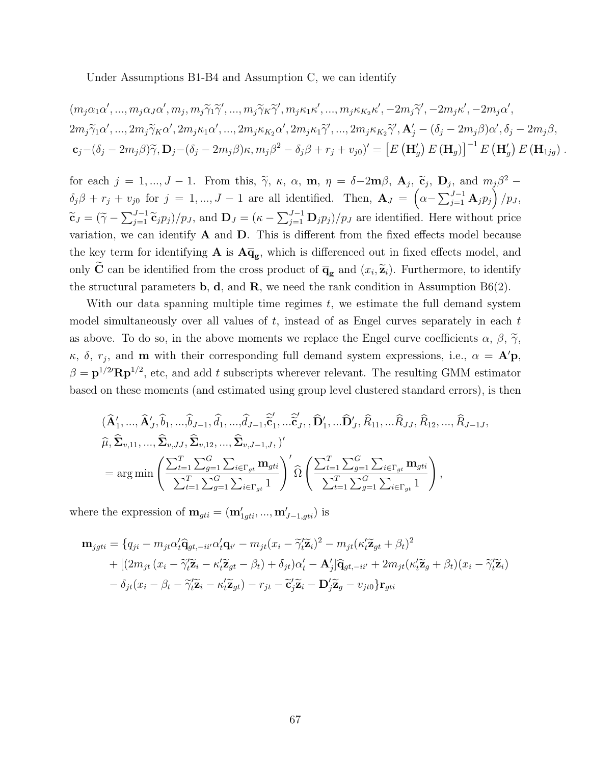Under Assumptions B1-B4 and Assumption C, we can identify

$$
\begin{aligned}
&(m_j\alpha_1\alpha', ..., m_j\alpha_J\alpha', m_j, m_j\widetilde{\gamma}_1\widetilde{\gamma}', ..., m_j\widetilde{\gamma}_K\widetilde{\gamma}', m_j\kappa_1\kappa', ..., m_j\kappa_{K_2}\kappa', -2m_j\widetilde{\gamma}', -2m_j\kappa', -2m_j\alpha', \\
&2m_j\widetilde{\gamma}_1\alpha', ..., 2m_j\widetilde{\gamma}_K\alpha', 2m_j\kappa_1\alpha', ..., 2m_j\kappa_{K_2}\alpha', 2m_j\kappa_1\widetilde{\gamma}', ..., 2m_j\kappa_{K_2}\widetilde{\gamma}', \mathbf{A}_j' - (\delta_j - 2m_j\beta)\alpha', \delta_j - 2m_j\beta, \\
&\mathbf{c}_j - (\delta_j - 2m_j\beta)\widetilde{\gamma}, \mathbf{D}_j - (\delta_j - 2m_j\beta)\kappa, m_j\beta^2 - \delta_j\beta + r_j + v_{j0})' = \left[E\left(\mathbf{H}_g'\right)E\left(\mathbf{H}_g\right)\right]^{-1}E\left(\mathbf{H}_g'\right)E\left(\mathbf{H}_{1jg}\right).
\end{aligned}
$$

for each $j = 1, ..., J-1$. From this, $\widetilde{\gamma}$, $\kappa$, $\alpha$, $\mathbf{m}$, $\eta = \delta - 2\mathbf{m}\beta$, $\mathbf{A}_j$, $\widetilde{\mathbf{c}}_j$, $\mathbf{D}_j$, and $m_j\beta^2 - \delta_j\beta + r_j + v_{j0}$ for $j = 1, ..., J-1$ are all identified. Then, $\mathbf{A}_J = \left(\alpha - \sum_{j=1}^{J-1}\mathbf{A}_j p_j\right)/p_J$, $\widetilde{\mathbf{c}}_J = (\widetilde{\gamma} - \sum_{j=1}^{J-1}\widetilde{\mathbf{c}}_j p_j)/p_J$, and $\mathbf{D}_J = (\kappa - \sum_{j=1}^{J-1}\mathbf{D}_j p_j)/p_J$ are identified. Here without price variation, we can identify $\mathbf{A}$ and $\mathbf{D}$. This is different from the fixed effects model because the key term for identifying $\mathbf{A}$ is $\mathbf{A}\overline{\mathbf{q}}_{\mathbf{g}}$, which is differenced out in fixed effects model, and only $\widetilde{\mathbf{C}}$ can be identified from the cross product of $\overline{\mathbf{q}}_{\mathbf{g}}$ and $(x_i, \widetilde{\mathbf{z}}_i)$. Furthermore, to identify the structural parameters $\mathbf{b}$, $\mathbf{d}$, and $\mathbf{R}$, we need the rank condition in Assumption B6(2).

With our data spanning multiple time regimes $t$, we estimate the full demand system model simultaneously over all values of $t$, instead of as Engel curves separately in each $t$ as above. To do so, in the above moments we replace the Engel curve coefficients $\alpha$, $\beta$, $\widetilde{\gamma}$, $\kappa$, $\delta$, $r_j$, and $\mathbf{m}$ with their corresponding full demand system expressions, i.e., $\alpha = \mathbf{A}'\mathbf{p}$, $\beta = \mathbf{p}^{1/2\prime}\mathbf{R}\mathbf{p}^{1/2}$, etc, and add $t$ subscripts wherever relevant. The resulting GMM estimator based on these moments (and estimated using group level clustered standard errors), is then

$$
\begin{aligned}
&(\widehat{\mathbf{A}}_1', ..., \widehat{\mathbf{A}}_J', \widehat{b}_1, ..., \widehat{b}_{J-1}, \widehat{d}_1, ..., \widehat{d}_{J-1}, \widehat{\widetilde{\mathbf{c}}}_1', ...\widehat{\widetilde{\mathbf{c}}}_J', , \widehat{\mathbf{D}}_1', ...\widehat{\mathbf{D}}_J', \widehat{R}_{11}, ...\widehat{R}_{JJ}, \widehat{R}_{12}, ..., \widehat{R}_{J-1J}, \\
&\widehat{\mu}, \widehat{\mathbf{\Sigma}}_{v,11}, ..., \widehat{\mathbf{\Sigma}}_{v,JJ}, \widehat{\mathbf{\Sigma}}_{v,12}, ..., \widehat{\mathbf{\Sigma}}_{v,J-1,J}, )' \\
&= \arg\min\left(\frac{\sum_{t=1}^T\sum_{g=1}^G\sum_{i\in\Gamma_{gt}}\mathbf{m}_{gti}}{\sum_{t=1}^T\sum_{g=1}^G\sum_{i\in\Gamma_{gt}}1}\right)'\widehat{\Omega}\left(\frac{\sum_{t=1}^T\sum_{g=1}^G\sum_{i\in\Gamma_{gt}}\mathbf{m}_{gti}}{\sum_{t=1}^T\sum_{g=1}^G\sum_{i\in\Gamma_{gt}}1}\right),
\end{aligned}
$$

where the expression of $\mathbf{m}_{gti} = (\mathbf{m}_{1gti}', ..., \mathbf{m}_{J-1,gti}')$ is

$$
\begin{aligned}
\mathbf{m}_{jgti} = &\{q_{ji} - m_{jt}\alpha_t'\widehat{\mathbf{q}}_{gt,-ii'}\alpha_t'\mathbf{q}_{i'} - m_{jt}(x_i - \widetilde{\gamma}_t'\widetilde{\mathbf{z}}_i)^2 - m_{jt}(\kappa_t'\widetilde{\mathbf{z}}_{gt} + \beta_t)^2 \\
&+ [(2m_{jt}(x_i - \widetilde{\gamma}_t'\widetilde{\mathbf{z}}_i - \kappa_t'\widetilde{\mathbf{z}}_{gt} - \beta_t) + \delta_{jt})\alpha_t' - \mathbf{A}_j']\widehat{\mathbf{q}}_{gt,-ii'} + 2m_{jt}(\kappa_t'\widetilde{\mathbf{z}}_g + \beta_t)(x_i - \widetilde{\gamma}_t'\widetilde{\mathbf{z}}_i) \\
&- \delta_{jt}(x_i - \beta_t - \widetilde{\gamma}_t'\widetilde{\mathbf{z}}_i - \kappa_t'\widetilde{\mathbf{z}}_{gt}) - r_{jt} - \widetilde{\mathbf{c}}_j'\widetilde{\mathbf{z}}_i - \mathbf{D}_j'\widetilde{\mathbf{z}}_g - v_{jt0}\}\mathbf{r}_{gti}
\end{aligned}
$$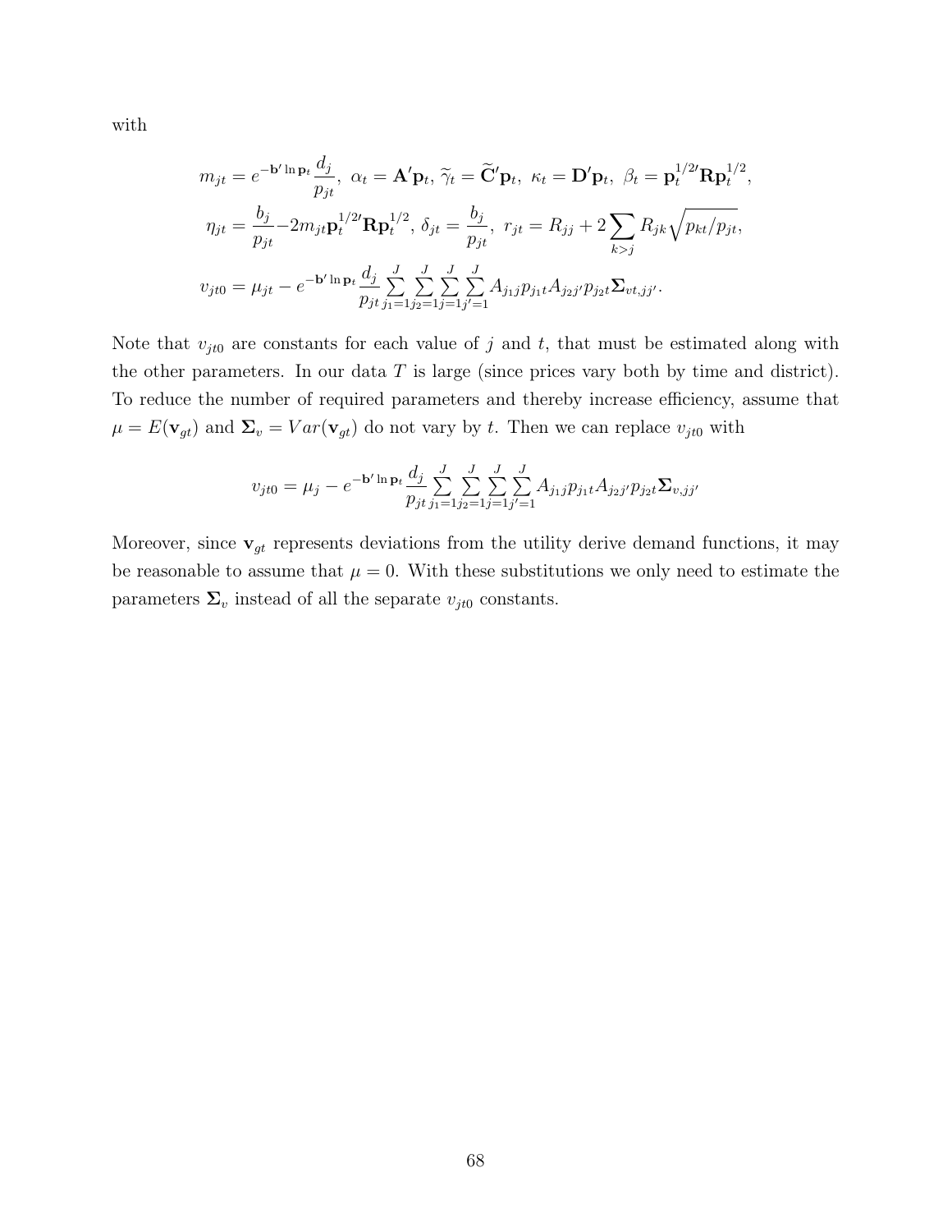with

$$
m_{jt} = e^{-\mathbf{b}' \ln \mathbf{p}_t} \frac{d_j}{p_{jt}},\ \alpha_t = \mathbf{A}'\mathbf{p}_t,\ \widetilde{\gamma}_t = \widetilde{\mathbf{C}}'\mathbf{p}_t,\ \kappa_t = \mathbf{D}'\mathbf{p}_t,\ \beta_t = \mathbf{p}_t^{1/2\prime}\mathbf{R}\mathbf{p}_t^{1/2},
$$

$$
\eta_{jt} = \frac{b_j}{p_{jt}} - 2m_{jt}\mathbf{p}_t^{1/2\prime}\mathbf{R}\mathbf{p}_t^{1/2},\ \delta_{jt} = \frac{b_j}{p_{jt}},\ r_{jt} = R_{jj} + 2\sum_{k>j} R_{jk}\sqrt{p_{kt}/p_{jt}},
$$

$$
v_{jt0} = \mu_{jt} - e^{-\mathbf{b}' \ln \mathbf{p}_t} \frac{d_j}{p_{jt}} \sum_{j_1=1}^{J}\sum_{j_2=1}^{J}\sum_{j=1}^{J}\sum_{j'=1}^{J} A_{j_1 j} p_{j_1 t} A_{j_2 j'} p_{j_2 t} \mathbf{\Sigma}_{vt,jj'}.
$$

Note that $v_{jt0}$ are constants for each value of $j$ and $t$, that must be estimated along with the other parameters. In our data $T$ is large (since prices vary both by time and district). To reduce the number of required parameters and thereby increase efficiency, assume that $\mu = E(\mathbf{v}_{gt})$ and $\mathbf{\Sigma}_v = Var(\mathbf{v}_{gt})$ do not vary by $t$. Then we can replace $v_{jt0}$ with

$$
v_{jt0} = \mu_j - e^{-\mathbf{b}' \ln \mathbf{p}_t} \frac{d_j}{p_{jt}} \sum_{j_1=1}^{J}\sum_{j_2=1}^{J}\sum_{j=1}^{J}\sum_{j'=1}^{J} A_{j_1 j} p_{j_1 t} A_{j_2 j'} p_{j_2 t} \mathbf{\Sigma}_{v,jj'}
$$

Moreover, since $\mathbf{v}_{gt}$ represents deviations from the utility derive demand functions, it may be reasonable to assume that $\mu = 0$. With these substitutions we only need to estimate the parameters $\mathbf{\Sigma}_v$ instead of all the separate $v_{jt0}$ constants.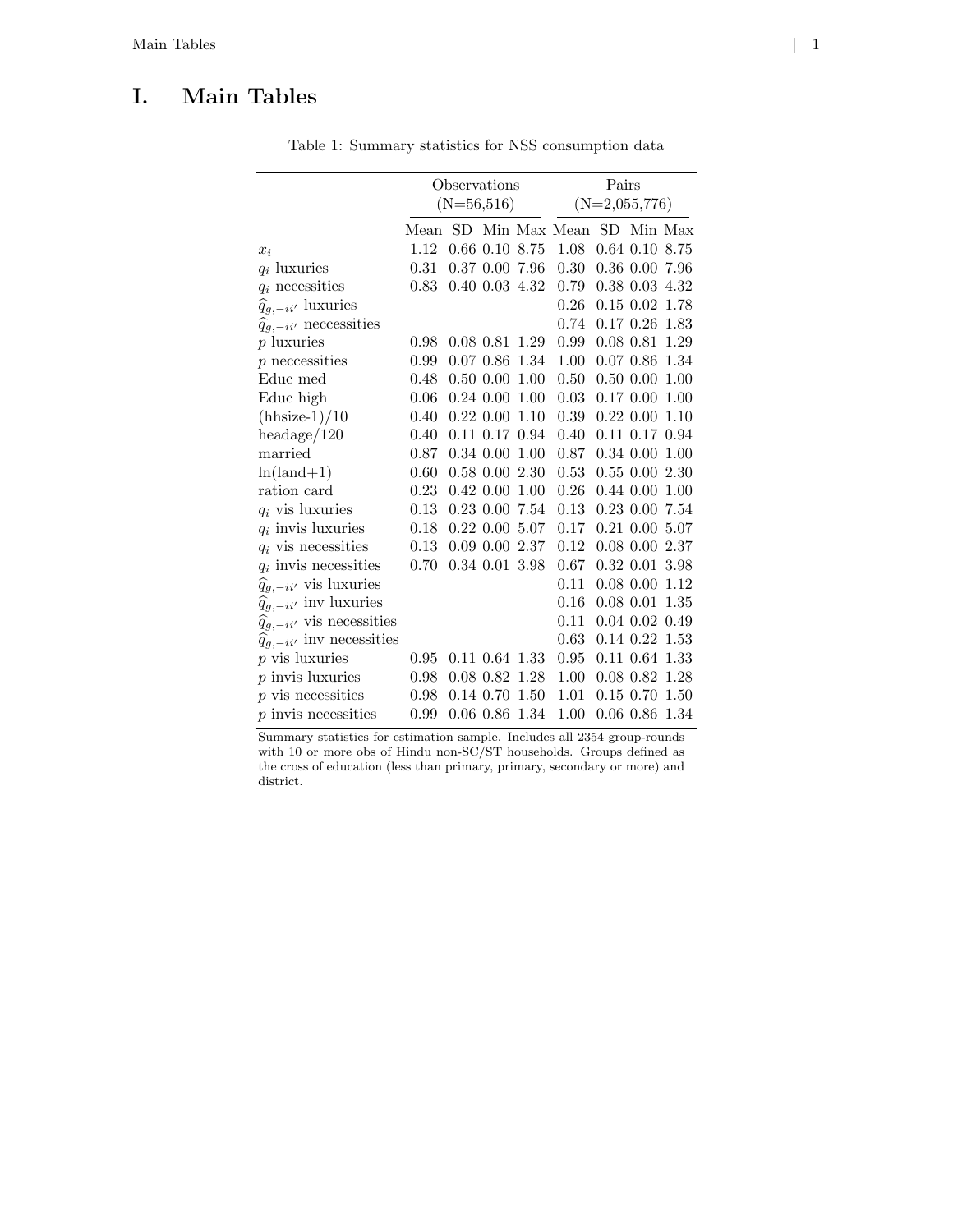# I. Main Tables

Table 1: Summary statistics for NSS consumption data

| | Observations (N=56,516) | | | | Pairs (N=2,055,776) | | | |
|---|---|---|---|---|---|---|---|---|
| | Mean | SD | Min | Max | Mean | SD | Min | Max |
| $x_i$ | 1.12 | 0.66 | 0.10 | 8.75 | 1.08 | 0.64 | 0.10 | 8.75 |
| $q_i$ luxuries | 0.31 | 0.37 | 0.00 | 7.96 | 0.30 | 0.36 | 0.00 | 7.96 |
| $q_i$ necessities | 0.83 | 0.40 | 0.03 | 4.32 | 0.79 | 0.38 | 0.03 | 4.32 |
| $\widehat{q}_{g,-ii'}$ luxuries | | | | | 0.26 | 0.15 | 0.02 | 1.78 |
| $\widehat{q}_{g,-ii'}$ neccessities | | | | | 0.74 | 0.17 | 0.26 | 1.83 |
| $p$ luxuries | 0.98 | 0.08 | 0.81 | 1.29 | 0.99 | 0.08 | 0.81 | 1.29 |
| $p$ neccessities | 0.99 | 0.07 | 0.86 | 1.34 | 1.00 | 0.07 | 0.86 | 1.34 |
| Educ med | 0.48 | 0.50 | 0.00 | 1.00 | 0.50 | 0.50 | 0.00 | 1.00 |
| Educ high | 0.06 | 0.24 | 0.00 | 1.00 | 0.03 | 0.17 | 0.00 | 1.00 |
| (hhsize-1)/10 | 0.40 | 0.22 | 0.00 | 1.10 | 0.39 | 0.22 | 0.00 | 1.10 |
| headage/120 | 0.40 | 0.11 | 0.17 | 0.94 | 0.40 | 0.11 | 0.17 | 0.94 |
| married | 0.87 | 0.34 | 0.00 | 1.00 | 0.87 | 0.34 | 0.00 | 1.00 |
| ln(land+1) | 0.60 | 0.58 | 0.00 | 2.30 | 0.53 | 0.55 | 0.00 | 2.30 |
| ration card | 0.23 | 0.42 | 0.00 | 1.00 | 0.26 | 0.44 | 0.00 | 1.00 |
| $q_i$ vis luxuries | 0.13 | 0.23 | 0.00 | 7.54 | 0.13 | 0.23 | 0.00 | 7.54 |
| $q_i$ invis luxuries | 0.18 | 0.22 | 0.00 | 5.07 | 0.17 | 0.21 | 0.00 | 5.07 |
| $q_i$ vis necessities | 0.13 | 0.09 | 0.00 | 2.37 | 0.12 | 0.08 | 0.00 | 2.37 |
| $q_i$ invis necessities | 0.70 | 0.34 | 0.01 | 3.98 | 0.67 | 0.32 | 0.01 | 3.98 |
| $\widehat{q}_{g,-ii'}$ vis luxuries | | | | | 0.11 | 0.08 | 0.00 | 1.12 |
| $\widehat{q}_{g,-ii'}$ inv luxuries | | | | | 0.16 | 0.08 | 0.01 | 1.35 |
| $\widehat{q}_{g,-ii'}$ vis necessities | | | | | 0.11 | 0.04 | 0.02 | 0.49 |
| $\widehat{q}_{g,-ii'}$ inv necessities | | | | | 0.63 | 0.14 | 0.22 | 1.53 |
| $p$ vis luxuries | 0.95 | 0.11 | 0.64 | 1.33 | 0.95 | 0.11 | 0.64 | 1.33 |
| $p$ invis luxuries | 0.98 | 0.08 | 0.82 | 1.28 | 1.00 | 0.08 | 0.82 | 1.28 |
| $p$ vis necessities | 0.98 | 0.14 | 0.70 | 1.50 | 1.01 | 0.15 | 0.70 | 1.50 |
| $p$ invis necessities | 0.99 | 0.06 | 0.86 | 1.34 | 1.00 | 0.06 | 0.86 | 1.34 |

Summary statistics for estimation sample. Includes all 2354 group-rounds with 10 or more obs of Hindu non-SC/ST households. Groups defined as the cross of education (less than primary, primary, secondary or more) and district.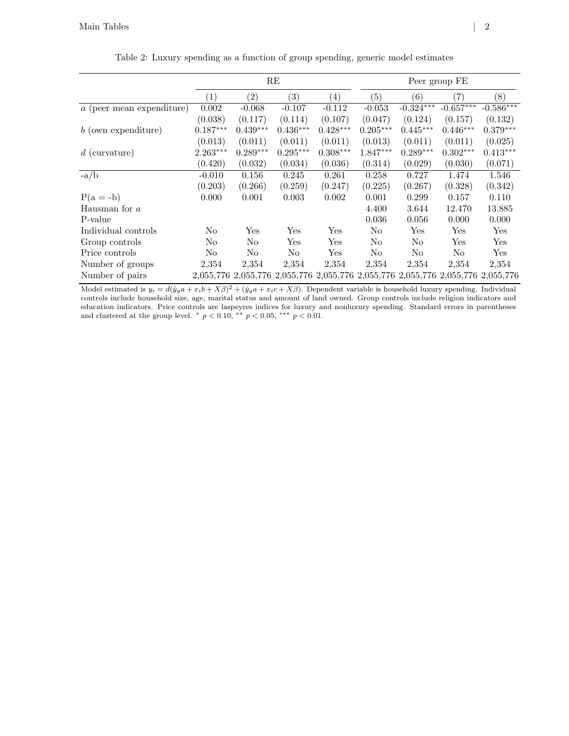Table 2: Luxury spending as a function of group spending, generic model estimates

| | RE | | | | Peer group FE | | | |
|---|---|---|---|---|---|---|---|---|
| | (1) | (2) | (3) | (4) | (5) | (6) | (7) | (8) |
| $a$ (peer mean expenditure) | 0.002 | -0.068 | -0.107 | -0.112 | -0.053 | $-0.324^{***}$ | $-0.657^{***}$ | $-0.586^{***}$ |
| | (0.038) | (0.117) | (0.114) | (0.107) | (0.047) | (0.124) | (0.157) | (0.132) |
| $b$ (own expenditure) | $0.187^{***}$ | $0.439^{***}$ | $0.436^{***}$ | $0.428^{***}$ | $0.205^{***}$ | $0.445^{***}$ | $0.446^{***}$ | $0.379^{***}$ |
| | (0.013) | (0.011) | (0.011) | (0.011) | (0.013) | (0.011) | (0.011) | (0.025) |
| $d$ (curvature) | $2.263^{***}$ | $0.289^{***}$ | $0.295^{***}$ | $0.308^{***}$ | $1.847^{***}$ | $0.289^{***}$ | $0.302^{***}$ | $0.413^{***}$ |
| | (0.420) | (0.032) | (0.034) | (0.036) | (0.314) | (0.029) | (0.030) | (0.071) |
| -a/b | -0.010 | 0.156 | 0.245 | 0.261 | 0.258 | 0.727 | 1.474 | 1.546 |
| | (0.203) | (0.266) | (0.259) | (0.247) | (0.225) | (0.267) | (0.328) | (0.342) |
| P(a = -b) | 0.000 | 0.001 | 0.003 | 0.002 | 0.001 | 0.299 | 0.157 | 0.110 |
| Hausman for $a$ | | | | | 4.400 | 3.644 | 12.470 | 13.885 |
| P-value | | | | | 0.036 | 0.056 | 0.000 | 0.000 |
| Individual controls | No | Yes | Yes | Yes | No | Yes | Yes | Yes |
| Group controls | No | No | Yes | Yes | No | No | Yes | Yes |
| Price controls | No | No | No | Yes | No | No | No | Yes |
| Number of groups | 2,354 | 2,354 | 2,354 | 2,354 | 2,354 | 2,354 | 2,354 | 2,354 |
| Number of pairs | 2,055,776 | 2,055,776 | 2,055,776 | 2,055,776 | 2,055,776 | 2,055,776 | 2,055,776 | 2,055,776 |

Model estimated is $y_i = d(\hat{y}_g a + x_i b + X\beta)^2 + (\hat{y}_g a + x_i c + X\beta)$. Dependent variable is household luxury spending. Individual controls include household size, age, marital status and amount of land owned. Group controls include religion indicators and education indicators. Price controls are laspeyres indices for luxury and nonluxury spending. Standard errors in parentheses and clustered at the group level. $^{*}$ $p < 0.10$, $^{**}$ $p < 0.05$, $^{***}$ $p < 0.01$.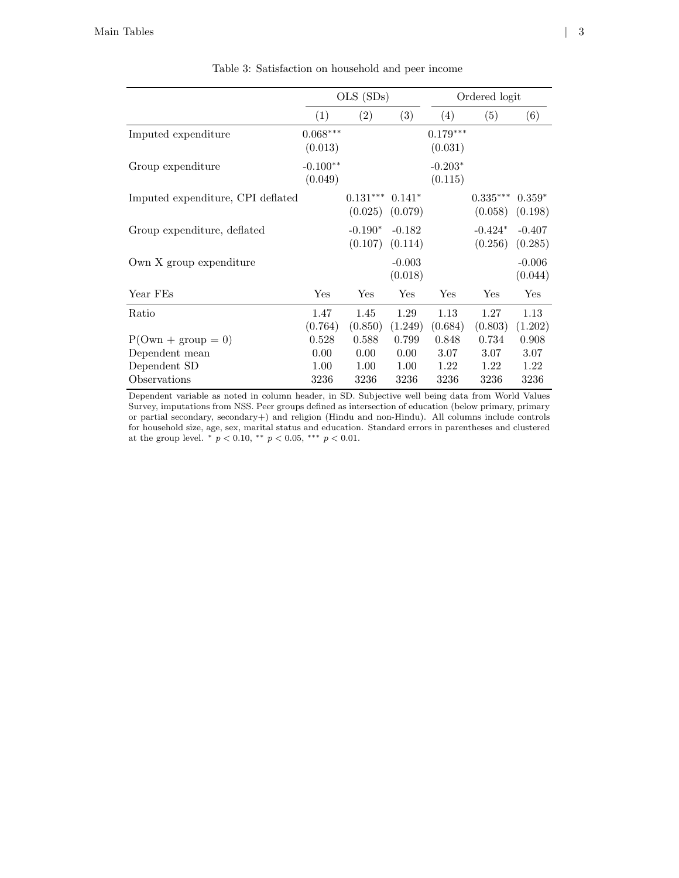Table 3: Satisfaction on household and peer income

| | OLS (SDs) | | | Ordered logit | | |
|---|---|---|---|---|---|---|
| | (1) | (2) | (3) | (4) | (5) | (6) |
| Imputed expenditure | 0.068*** | | | 0.179*** | | |
| | (0.013) | | | (0.031) | | |
| Group expenditure | -0.100** | | | -0.203* | | |
| | (0.049) | | | (0.115) | | |
| Imputed expenditure, CPI deflated | | 0.131*** | 0.141* | | 0.335*** | 0.359* |
| | | (0.025) | (0.079) | | (0.058) | (0.198) |
| Group expenditure, deflated | | -0.190* | -0.182 | | -0.424* | -0.407 |
| | | (0.107) | (0.114) | | (0.256) | (0.285) |
| Own X group expenditure | | | -0.003 | | | -0.006 |
| | | | (0.018) | | | (0.044) |
| Year FEs | Yes | Yes | Yes | Yes | Yes | Yes |
| Ratio | 1.47 | 1.45 | 1.29 | 1.13 | 1.27 | 1.13 |
| | (0.764) | (0.850) | (1.249) | (0.684) | (0.803) | (1.202) |
| P(Own + group = 0) | 0.528 | 0.588 | 0.799 | 0.848 | 0.734 | 0.908 |
| Dependent mean | 0.00 | 0.00 | 0.00 | 3.07 | 3.07 | 3.07 |
| Dependent SD | 1.00 | 1.00 | 1.00 | 1.22 | 1.22 | 1.22 |
| Observations | 3236 | 3236 | 3236 | 3236 | 3236 | 3236 |

Dependent variable as noted in column header, in SD. Subjective well being data from World Values Survey, imputations from NSS. Peer groups defined as intersection of education (below primary, primary or partial secondary, secondary+) and religion (Hindu and non-Hindu). All columns include controls for household size, age, sex, marital status and education. Standard errors in parentheses and clustered at the group level. * $p < 0.10$, ** $p < 0.05$, *** $p < 0.01$.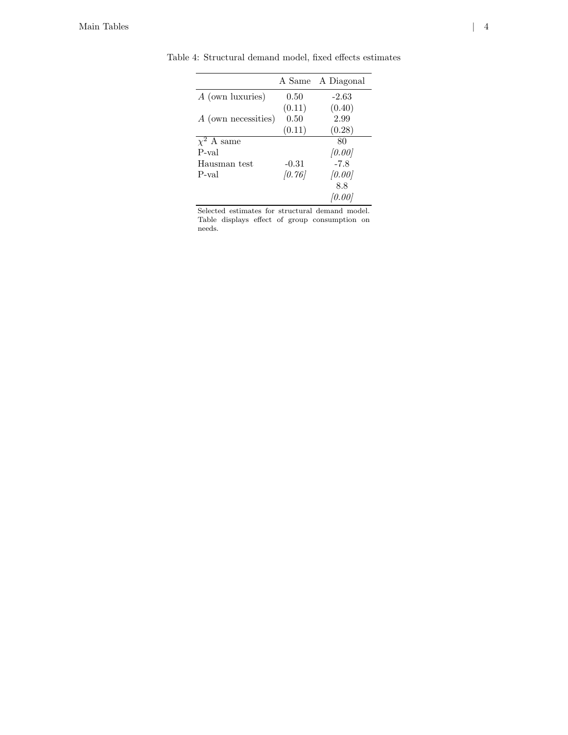Table 4: Structural demand model, fixed effects estimates

| | A Same | A Diagonal |
|---|---|---|
| $A$ (own luxuries) | 0.50 | -2.63 |
| | (0.11) | (0.40) |
| $A$ (own necessities) | 0.50 | 2.99 |
| | (0.11) | (0.28) |
| $\chi^2$ A same | | 80 |
| P-val | | *[0.00]* |
| Hausman test | -0.31 | -7.8 |
| P-val | *[0.76]* | *[0.00]* |
| | | 8.8 |
| | | *[0.00]* |

Selected estimates for structural demand model. Table displays effect of group consumption on needs.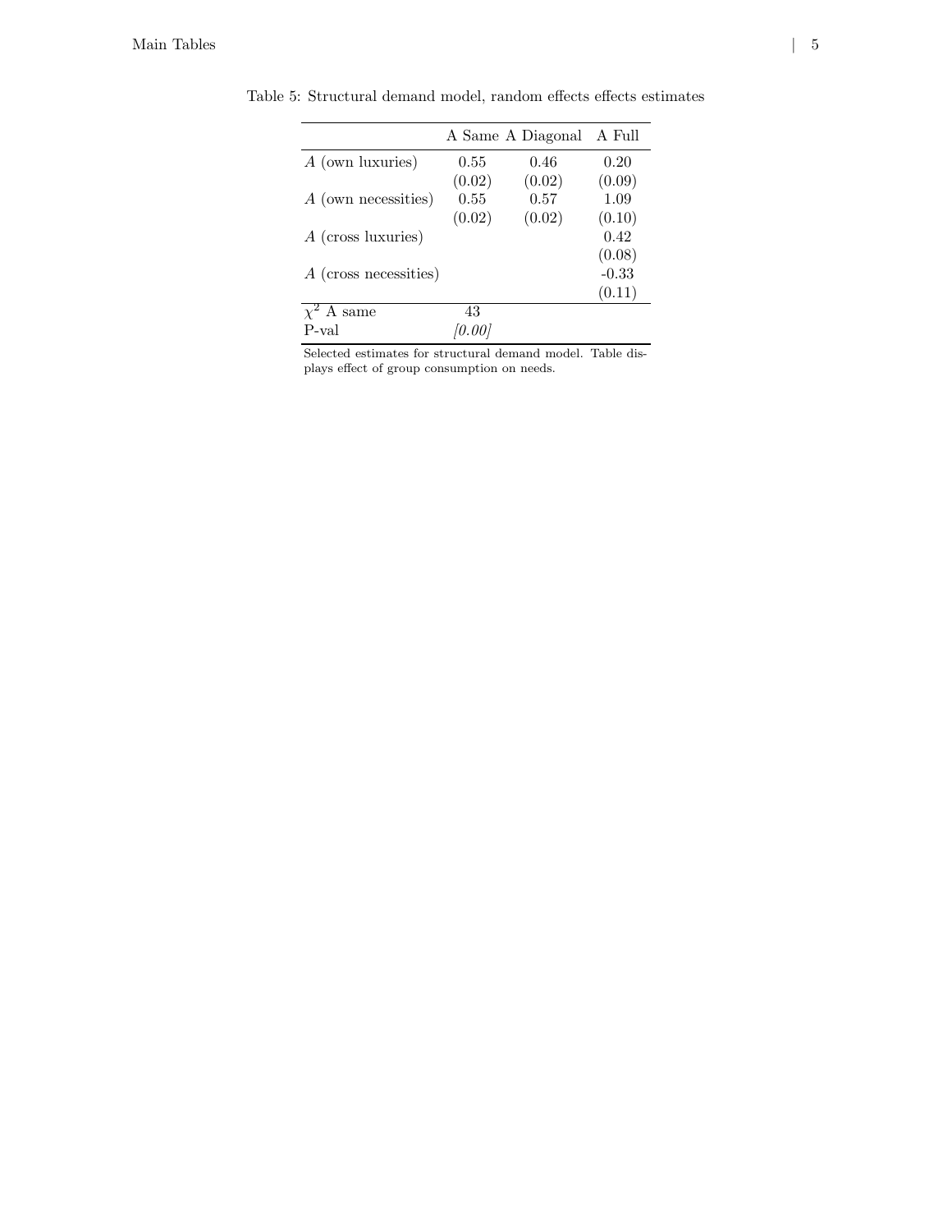Table 5: Structural demand model, random effects effects estimates

| | A Same | A Diagonal | A Full |
|---|---|---|---|
| $A$ (own luxuries) | 0.55 | 0.46 | 0.20 |
| | (0.02) | (0.02) | (0.09) |
| $A$ (own necessities) | 0.55 | 0.57 | 1.09 |
| | (0.02) | (0.02) | (0.10) |
| $A$ (cross luxuries) | | | 0.42 |
| | | | (0.08) |
| $A$ (cross necessities) | | | -0.33 |
| | | | (0.11) |
| $\chi^2$ A same | 43 | | |
| P-val | *[0.00]* | | |

Selected estimates for structural demand model. Table displays effect of group consumption on needs.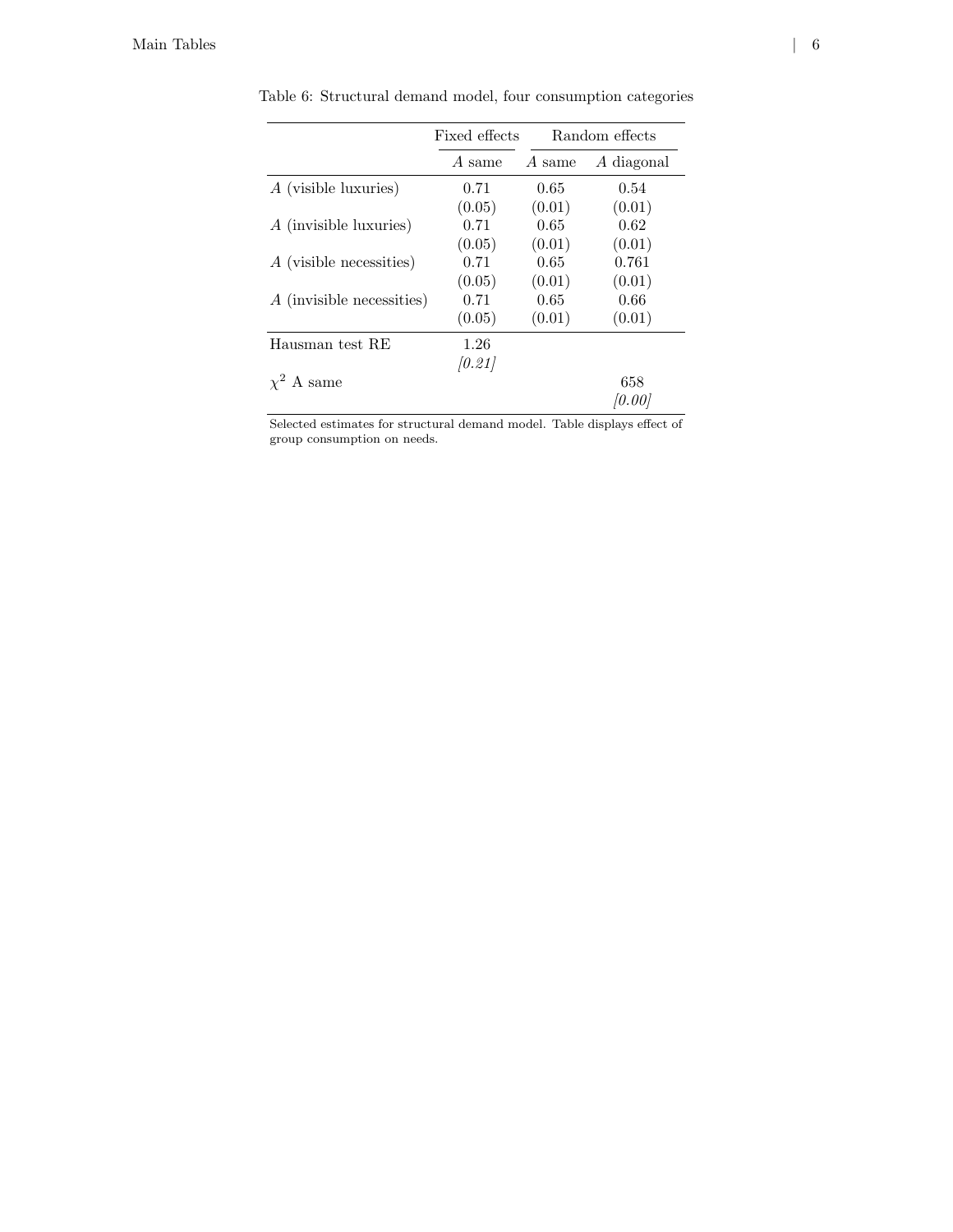Table 6: Structural demand model, four consumption categories

| | Fixed effects | Random effects | |
|---|---|---|---|
| | $A$ same | $A$ same | $A$ diagonal |
| $A$ (visible luxuries) | 0.71 | 0.65 | 0.54 |
| | (0.05) | (0.01) | (0.01) |
| $A$ (invisible luxuries) | 0.71 | 0.65 | 0.62 |
| | (0.05) | (0.01) | (0.01) |
| $A$ (visible necessities) | 0.71 | 0.65 | 0.761 |
| | (0.05) | (0.01) | (0.01) |
| $A$ (invisible necessities) | 0.71 | 0.65 | 0.66 |
| | (0.05) | (0.01) | (0.01) |
| Hausman test RE | 1.26 | | |
| | *[0.21]* | | |
| $\chi^2$ A same | | | 658 |
| | | | *[0.00]* |

Selected estimates for structural demand model. Table displays effect of group consumption on needs.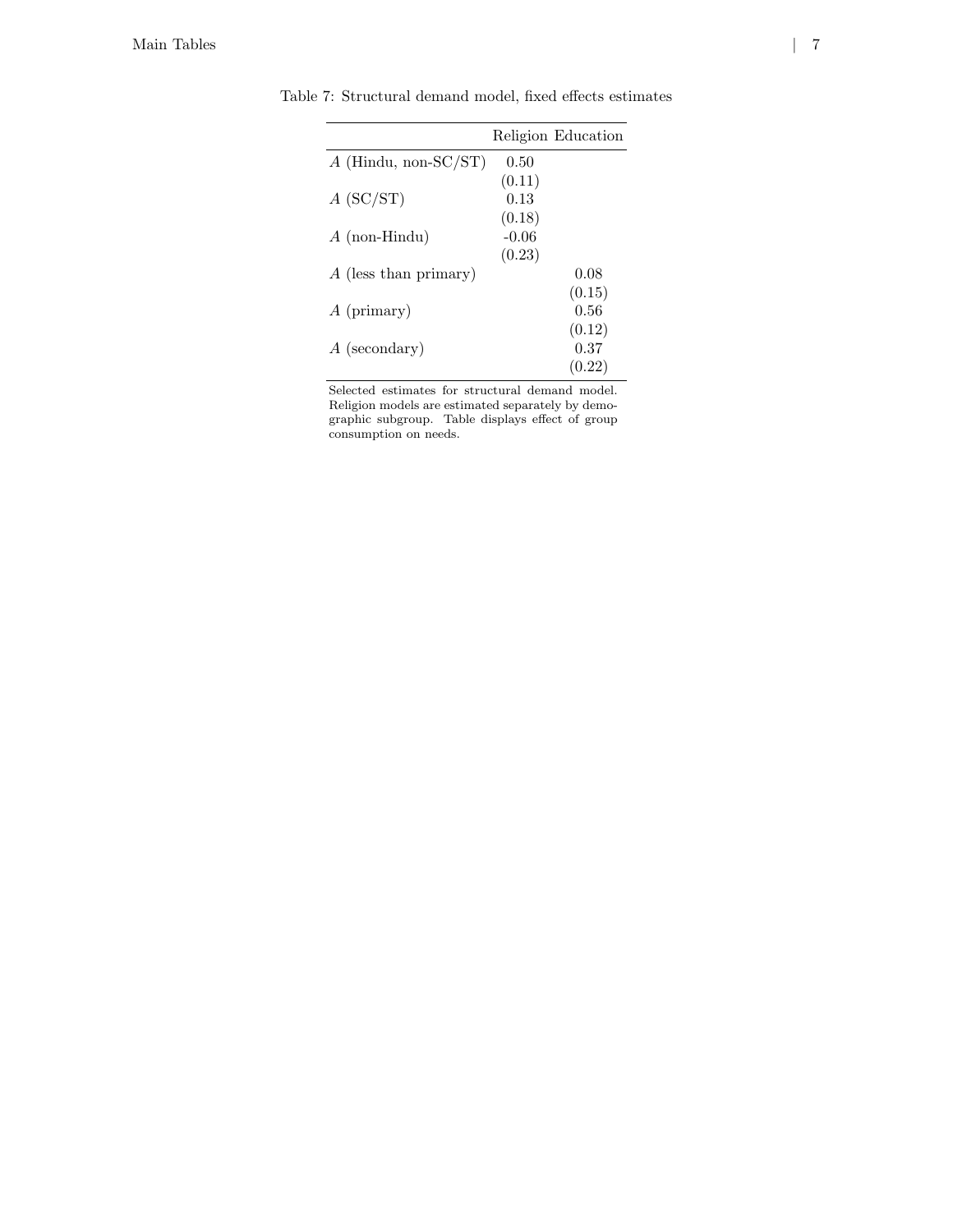Table 7: Structural demand model, fixed effects estimates

| | Religion | Education |
|---|---|---|
| $A$ (Hindu, non-SC/ST) | 0.50 | |
| | (0.11) | |
| $A$ (SC/ST) | 0.13 | |
| | (0.18) | |
| $A$ (non-Hindu) | -0.06 | |
| | (0.23) | |
| $A$ (less than primary) | | 0.08 |
| | | (0.15) |
| $A$ (primary) | | 0.56 |
| | | (0.12) |
| $A$ (secondary) | | 0.37 |
| | | (0.22) |

Selected estimates for structural demand model. Religion models are estimated separately by demographic subgroup. Table displays effect of group consumption on needs.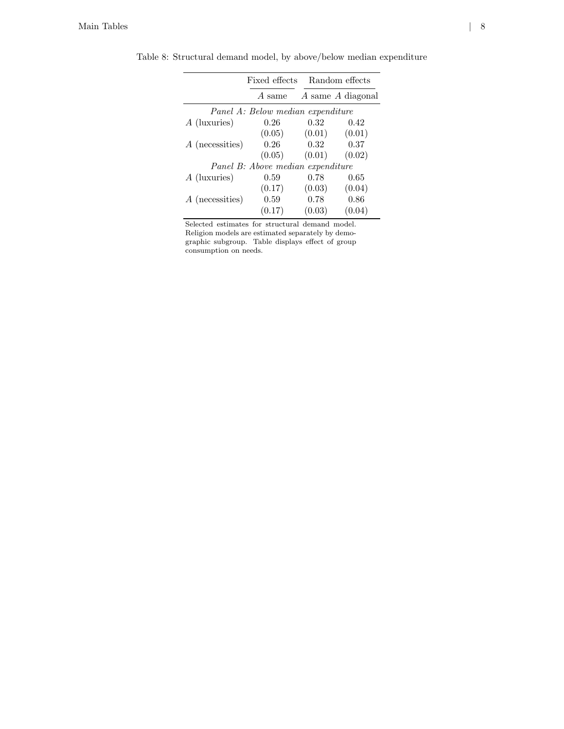Table 8: Structural demand model, by above/below median expenditure

| | Fixed effects | Random effects | |
|---|---|---|---|
| | $A$ same | $A$ same | $A$ diagonal |
| *Panel A: Below median expenditure* | | | |
| $A$ (luxuries) | 0.26 | 0.32 | 0.42 |
| | (0.05) | (0.01) | (0.01) |
| $A$ (necessities) | 0.26 | 0.32 | 0.37 |
| | (0.05) | (0.01) | (0.02) |
| *Panel B: Above median expenditure* | | | |
| $A$ (luxuries) | 0.59 | 0.78 | 0.65 |
| | (0.17) | (0.03) | (0.04) |
| $A$ (necessities) | 0.59 | 0.78 | 0.86 |
| | (0.17) | (0.03) | (0.04) |

Selected estimates for structural demand model. Religion models are estimated separately by demographic subgroup. Table displays effect of group consumption on needs.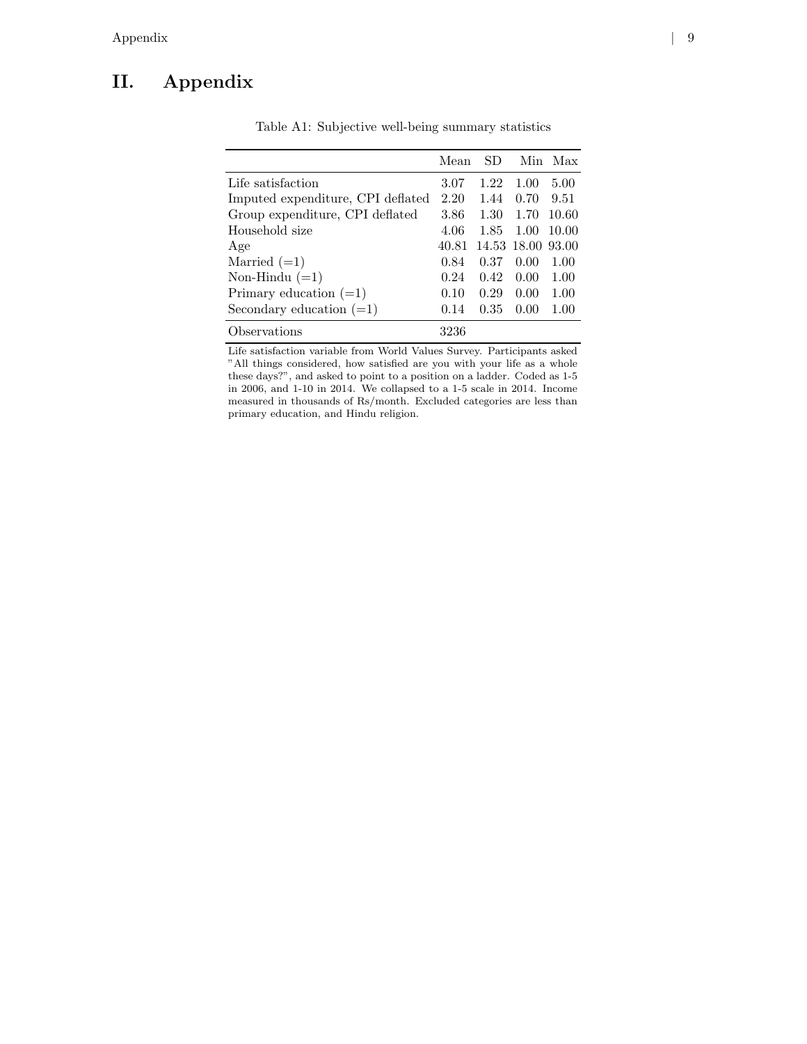# II. Appendix

Table A1: Subjective well-being summary statistics

| | Mean | SD | Min | Max |
|---|---|---|---|---|
| Life satisfaction | 3.07 | 1.22 | 1.00 | 5.00 |
| Imputed expenditure, CPI deflated | 2.20 | 1.44 | 0.70 | 9.51 |
| Group expenditure, CPI deflated | 3.86 | 1.30 | 1.70 | 10.60 |
| Household size | 4.06 | 1.85 | 1.00 | 10.00 |
| Age | 40.81 | 14.53 | 18.00 | 93.00 |
| Married (=1) | 0.84 | 0.37 | 0.00 | 1.00 |
| Non-Hindu (=1) | 0.24 | 0.42 | 0.00 | 1.00 |
| Primary education (=1) | 0.10 | 0.29 | 0.00 | 1.00 |
| Secondary education (=1) | 0.14 | 0.35 | 0.00 | 1.00 |
| Observations | 3236 | | | |

Life satisfaction variable from World Values Survey. Participants asked "All things considered, how satisfied are you with your life as a whole these days?", and asked to point to a position on a ladder. Coded as 1-5 in 2006, and 1-10 in 2014. We collapsed to a 1-5 scale in 2014. Income measured in thousands of Rs/month. Excluded categories are less than primary education, and Hindu religion.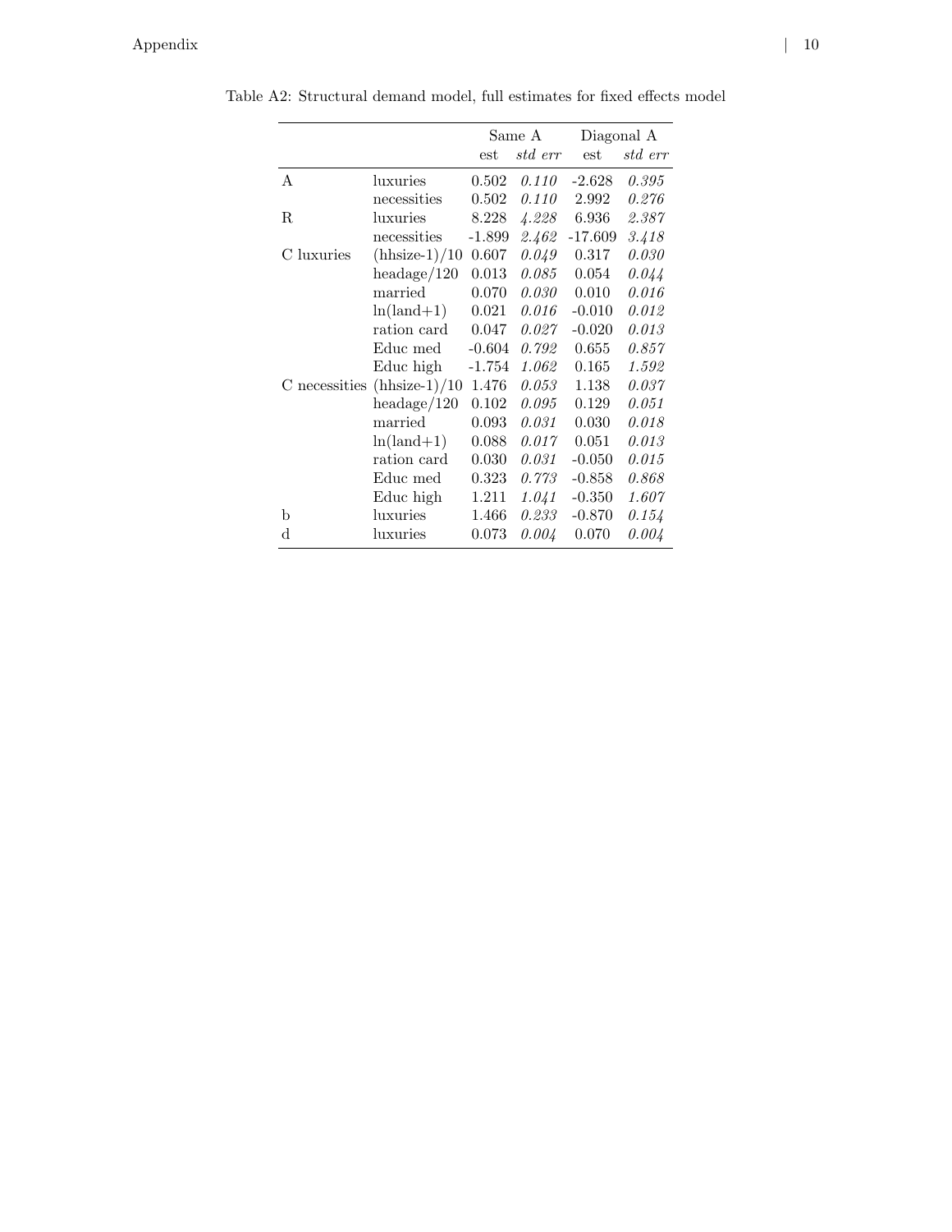Table A2: Structural demand model, full estimates for fixed effects model

| | | Same A | | Diagonal A | |
|---|---|---|---|---|---|
| | | est | *std err* | est | *std err* |
| A | luxuries | 0.502 | *0.110* | -2.628 | *0.395* |
| | necessities | 0.502 | *0.110* | 2.992 | *0.276* |
| R | luxuries | 8.228 | *4.228* | 6.936 | *2.387* |
| | necessities | -1.899 | *2.462* | -17.609 | *3.418* |
| C luxuries | (hhsize-1)/10 | 0.607 | *0.049* | 0.317 | *0.030* |
| | headage/120 | 0.013 | *0.085* | 0.054 | *0.044* |
| | married | 0.070 | *0.030* | 0.010 | *0.016* |
| | ln(land+1) | 0.021 | *0.016* | -0.010 | *0.012* |
| | ration card | 0.047 | *0.027* | -0.020 | *0.013* |
| | Educ med | -0.604 | *0.792* | 0.655 | *0.857* |
| | Educ high | -1.754 | *1.062* | 0.165 | *1.592* |
| C necessities | (hhsize-1)/10 | 1.476 | *0.053* | 1.138 | *0.037* |
| | headage/120 | 0.102 | *0.095* | 0.129 | *0.051* |
| | married | 0.093 | *0.031* | 0.030 | *0.018* |
| | ln(land+1) | 0.088 | *0.017* | 0.051 | *0.013* |
| | ration card | 0.030 | *0.031* | -0.050 | *0.015* |
| | Educ med | 0.323 | *0.773* | -0.858 | *0.868* |
| | Educ high | 1.211 | *1.041* | -0.350 | *1.607* |
| b | luxuries | 1.466 | *0.233* | -0.870 | *0.154* |
| d | luxuries | 0.073 | *0.004* | 0.070 | *0.004* |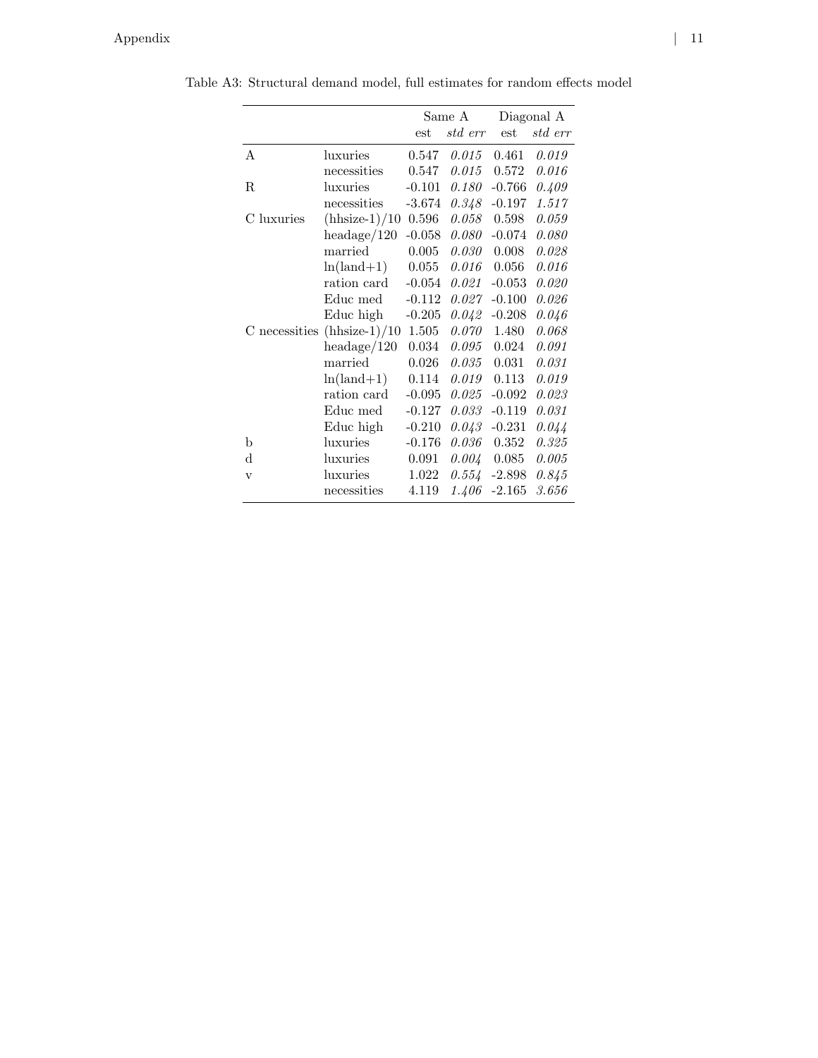Table A3: Structural demand model, full estimates for random effects model

| | | Same A | | Diagonal A | |
|---|---|---|---|---|---|
| | | est | *std err* | est | *std err* |
| A | luxuries | 0.547 | *0.015* | 0.461 | *0.019* |
| | necessities | 0.547 | *0.015* | 0.572 | *0.016* |
| R | luxuries | -0.101 | *0.180* | -0.766 | *0.409* |
| | necessities | -3.674 | *0.348* | -0.197 | *1.517* |
| C luxuries | (hhsize-1)/10 | 0.596 | *0.058* | 0.598 | *0.059* |
| | headage/120 | -0.058 | *0.080* | -0.074 | *0.080* |
| | married | 0.005 | *0.030* | 0.008 | *0.028* |
| | ln(land+1) | 0.055 | *0.016* | 0.056 | *0.016* |
| | ration card | -0.054 | *0.021* | -0.053 | *0.020* |
| | Educ med | -0.112 | *0.027* | -0.100 | *0.026* |
| | Educ high | -0.205 | *0.042* | -0.208 | *0.046* |
| C necessities | (hhsize-1)/10 | 1.505 | *0.070* | 1.480 | *0.068* |
| | headage/120 | 0.034 | *0.095* | 0.024 | *0.091* |
| | married | 0.026 | *0.035* | 0.031 | *0.031* |
| | ln(land+1) | 0.114 | *0.019* | 0.113 | *0.019* |
| | ration card | -0.095 | *0.025* | -0.092 | *0.023* |
| | Educ med | -0.127 | *0.033* | -0.119 | *0.031* |
| | Educ high | -0.210 | *0.043* | -0.231 | *0.044* |
| b | luxuries | -0.176 | *0.036* | 0.352 | *0.325* |
| d | luxuries | 0.091 | *0.004* | 0.085 | *0.005* |
| v | luxuries | 1.022 | *0.554* | -2.898 | *0.845* |
| | necessities | 4.119 | *1.406* | -2.165 | *3.656* |